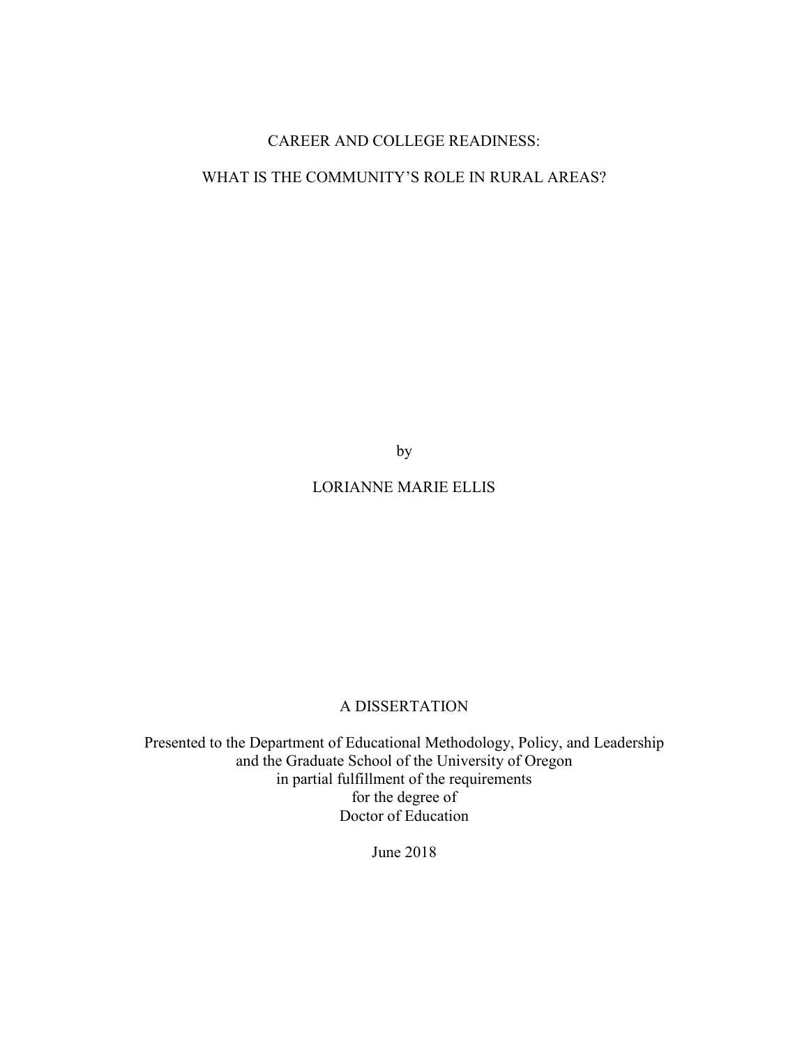# CAREER AND COLLEGE READINESS:

# WHAT IS THE COMMUNITY'S ROLE IN RURAL AREAS?

by

LORIANNE MARIE ELLIS

A DISSERTATION

Presented to the Department of Educational Methodology, Policy, and Leadership
and the Graduate School of the University of Oregon
in partial fulfillment of the requirements
for the degree of
Doctor of Education

June 2018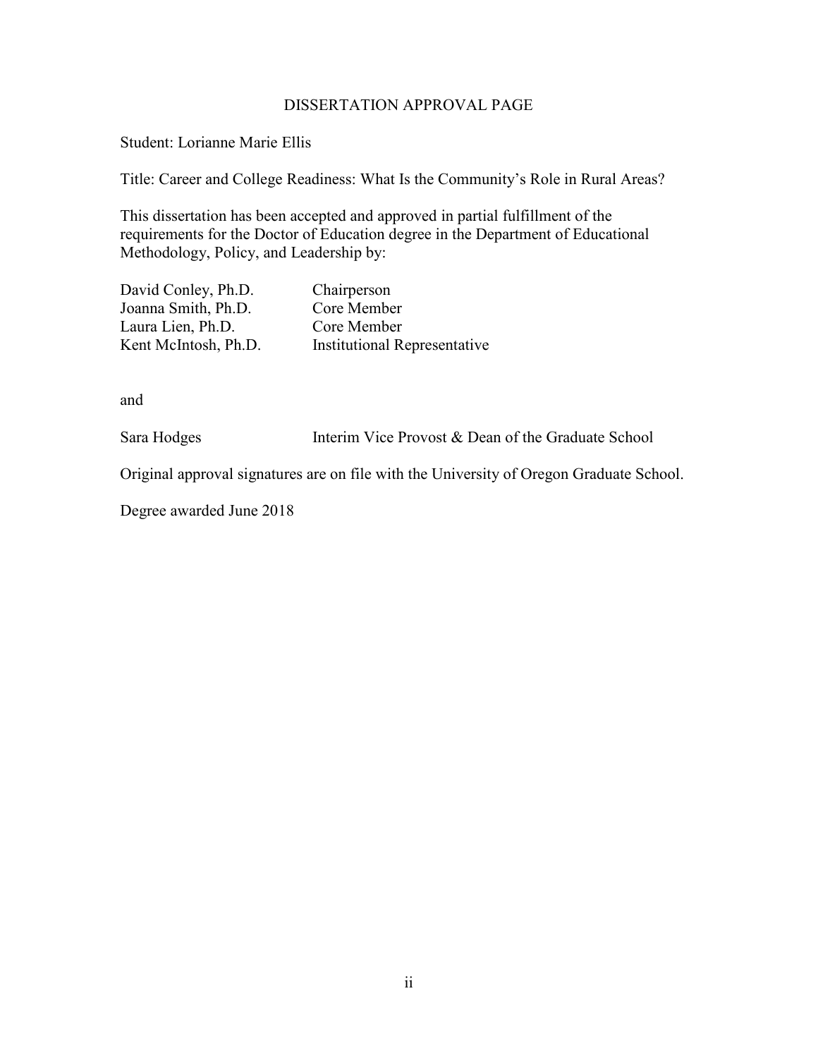# DISSERTATION APPROVAL PAGE

Student: Lorianne Marie Ellis

Title: Career and College Readiness: What Is the Community's Role in Rural Areas?

This dissertation has been accepted and approved in partial fulfillment of the requirements for the Doctor of Education degree in the Department of Educational Methodology, Policy, and Leadership by:

| | |
|---|---|
| David Conley, Ph.D. | Chairperson |
| Joanna Smith, Ph.D. | Core Member |
| Laura Lien, Ph.D. | Core Member |
| Kent McIntosh, Ph.D. | Institutional Representative |

and

| | |
|---|---|
| Sara Hodges | Interim Vice Provost & Dean of the Graduate School |

Original approval signatures are on file with the University of Oregon Graduate School.

Degree awarded June 2018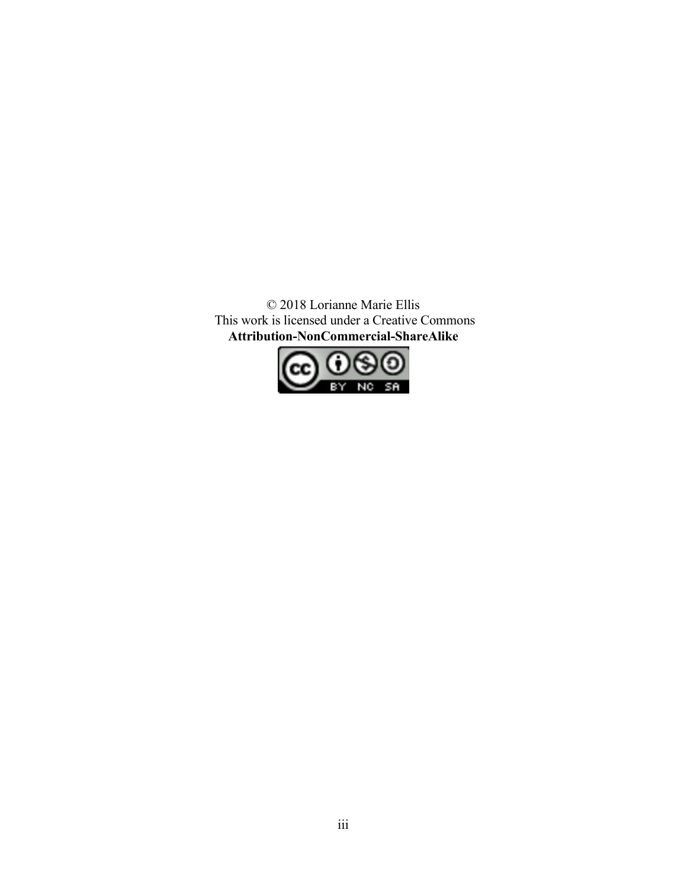© 2018 Lorianne Marie Ellis
This work is licensed under a Creative Commons
**Attribution-NonCommercial-ShareAlike**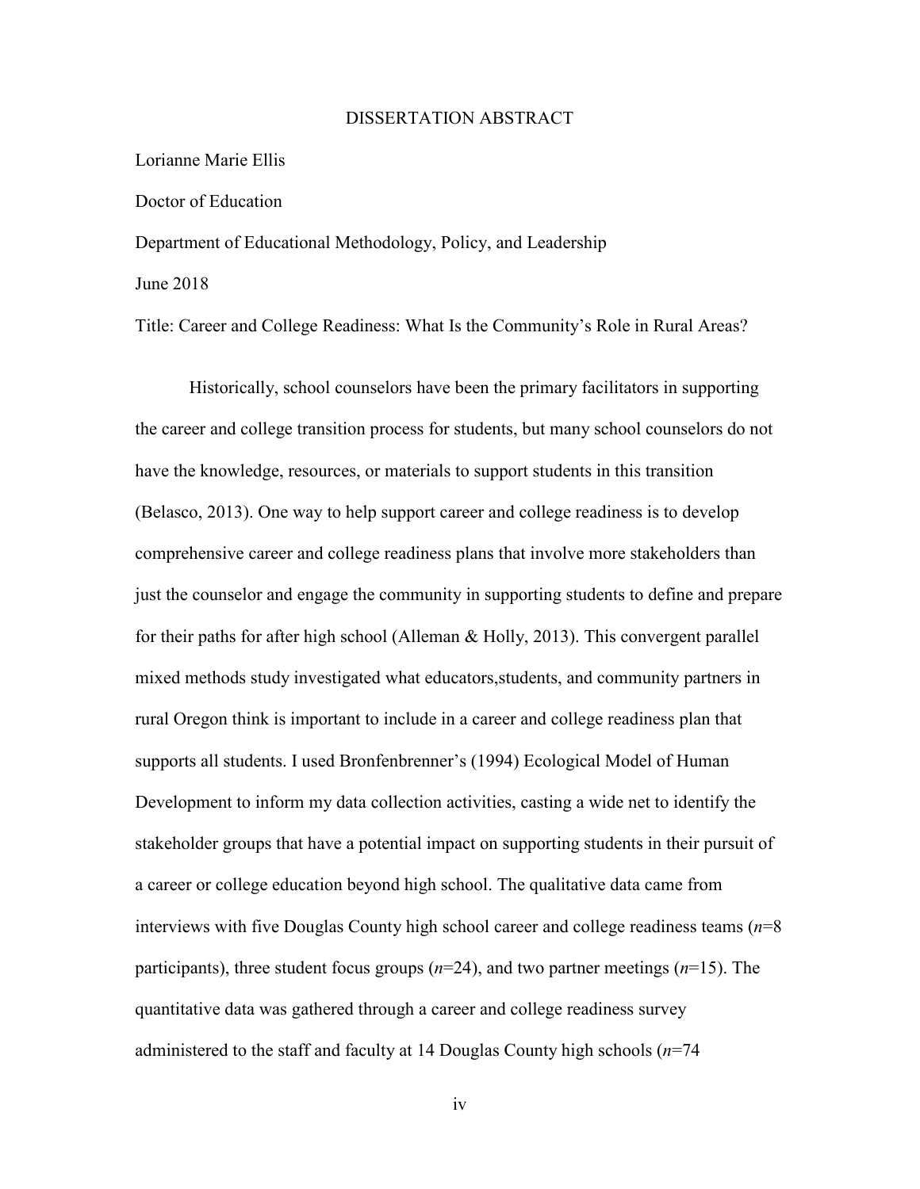## DISSERTATION ABSTRACT

Lorianne Marie Ellis

Doctor of Education

Department of Educational Methodology, Policy, and Leadership

June 2018

Title: Career and College Readiness: What Is the Community's Role in Rural Areas?

Historically, school counselors have been the primary facilitators in supporting the career and college transition process for students, but many school counselors do not have the knowledge, resources, or materials to support students in this transition (Belasco, 2013). One way to help support career and college readiness is to develop comprehensive career and college readiness plans that involve more stakeholders than just the counselor and engage the community in supporting students to define and prepare for their paths for after high school (Alleman & Holly, 2013). This convergent parallel mixed methods study investigated what educators,students, and community partners in rural Oregon think is important to include in a career and college readiness plan that supports all students. I used Bronfenbrenner's (1994) Ecological Model of Human Development to inform my data collection activities, casting a wide net to identify the stakeholder groups that have a potential impact on supporting students in their pursuit of a career or college education beyond high school. The qualitative data came from interviews with five Douglas County high school career and college readiness teams (*n*=8 participants), three student focus groups (*n*=24), and two partner meetings (*n*=15). The quantitative data was gathered through a career and college readiness survey administered to the staff and faculty at 14 Douglas County high schools (*n*=74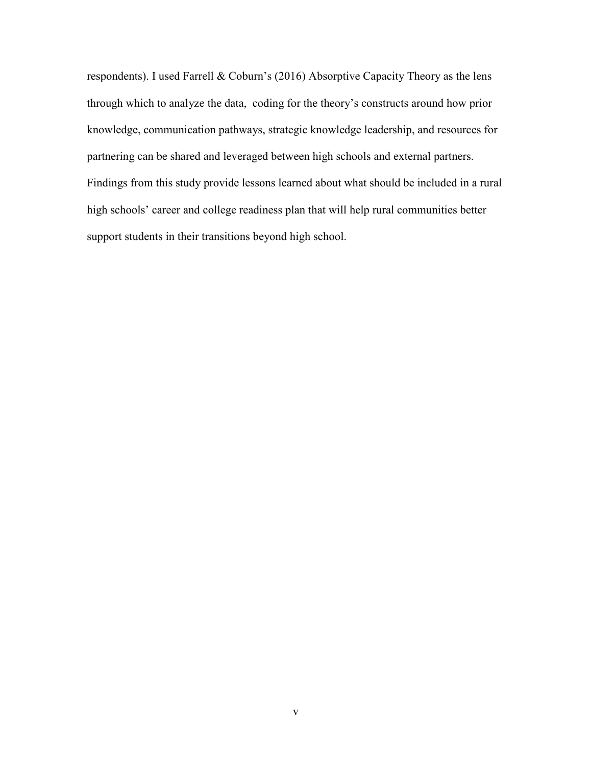respondents). I used Farrell & Coburn's (2016) Absorptive Capacity Theory as the lens through which to analyze the data, coding for the theory's constructs around how prior knowledge, communication pathways, strategic knowledge leadership, and resources for partnering can be shared and leveraged between high schools and external partners. Findings from this study provide lessons learned about what should be included in a rural high schools' career and college readiness plan that will help rural communities better support students in their transitions beyond high school.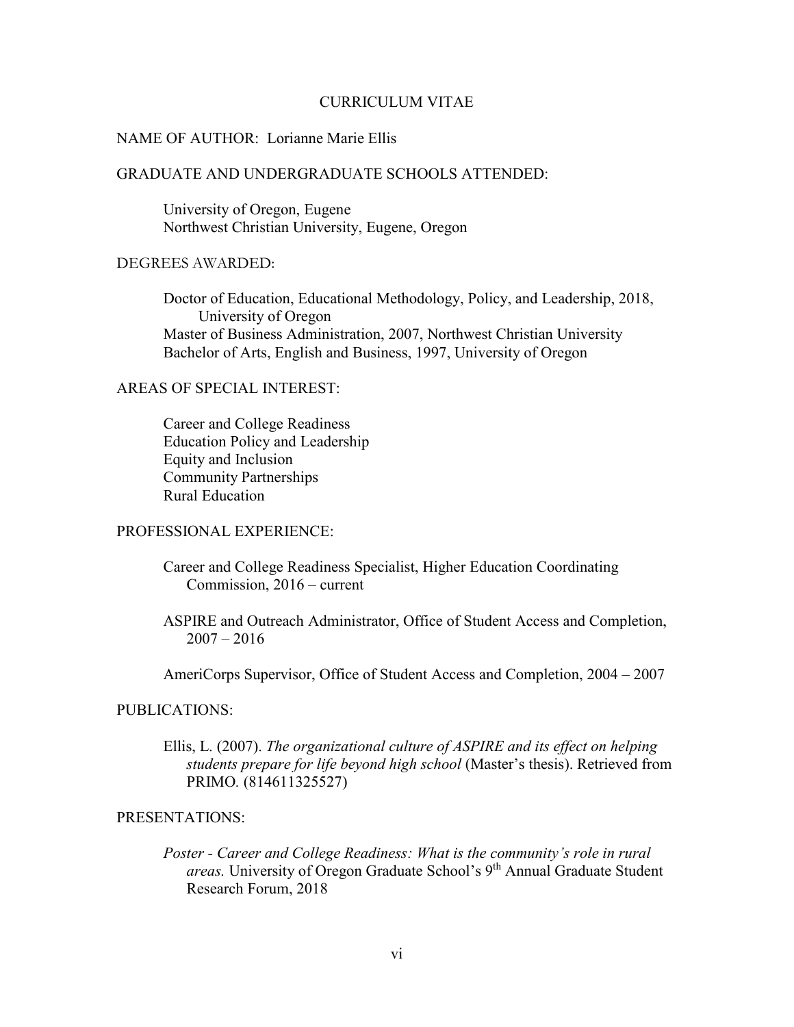# CURRICULUM VITAE

NAME OF AUTHOR: Lorianne Marie Ellis

GRADUATE AND UNDERGRADUATE SCHOOLS ATTENDED:

University of Oregon, Eugene
Northwest Christian University, Eugene, Oregon

DEGREES AWARDED:

Doctor of Education, Educational Methodology, Policy, and Leadership, 2018, University of Oregon
Master of Business Administration, 2007, Northwest Christian University
Bachelor of Arts, English and Business, 1997, University of Oregon

AREAS OF SPECIAL INTEREST:

Career and College Readiness
Education Policy and Leadership
Equity and Inclusion
Community Partnerships
Rural Education

PROFESSIONAL EXPERIENCE:

Career and College Readiness Specialist, Higher Education Coordinating Commission, 2016 – current

ASPIRE and Outreach Administrator, Office of Student Access and Completion, 2007 – 2016

AmeriCorps Supervisor, Office of Student Access and Completion, 2004 – 2007

PUBLICATIONS:

Ellis, L. (2007). *The organizational culture of ASPIRE and its effect on helping students prepare for life beyond high school* (Master's thesis). Retrieved from PRIMO. (814611325527)

PRESENTATIONS:

*Poster - Career and College Readiness: What is the community's role in rural areas.* University of Oregon Graduate School's 9th Annual Graduate Student Research Forum, 2018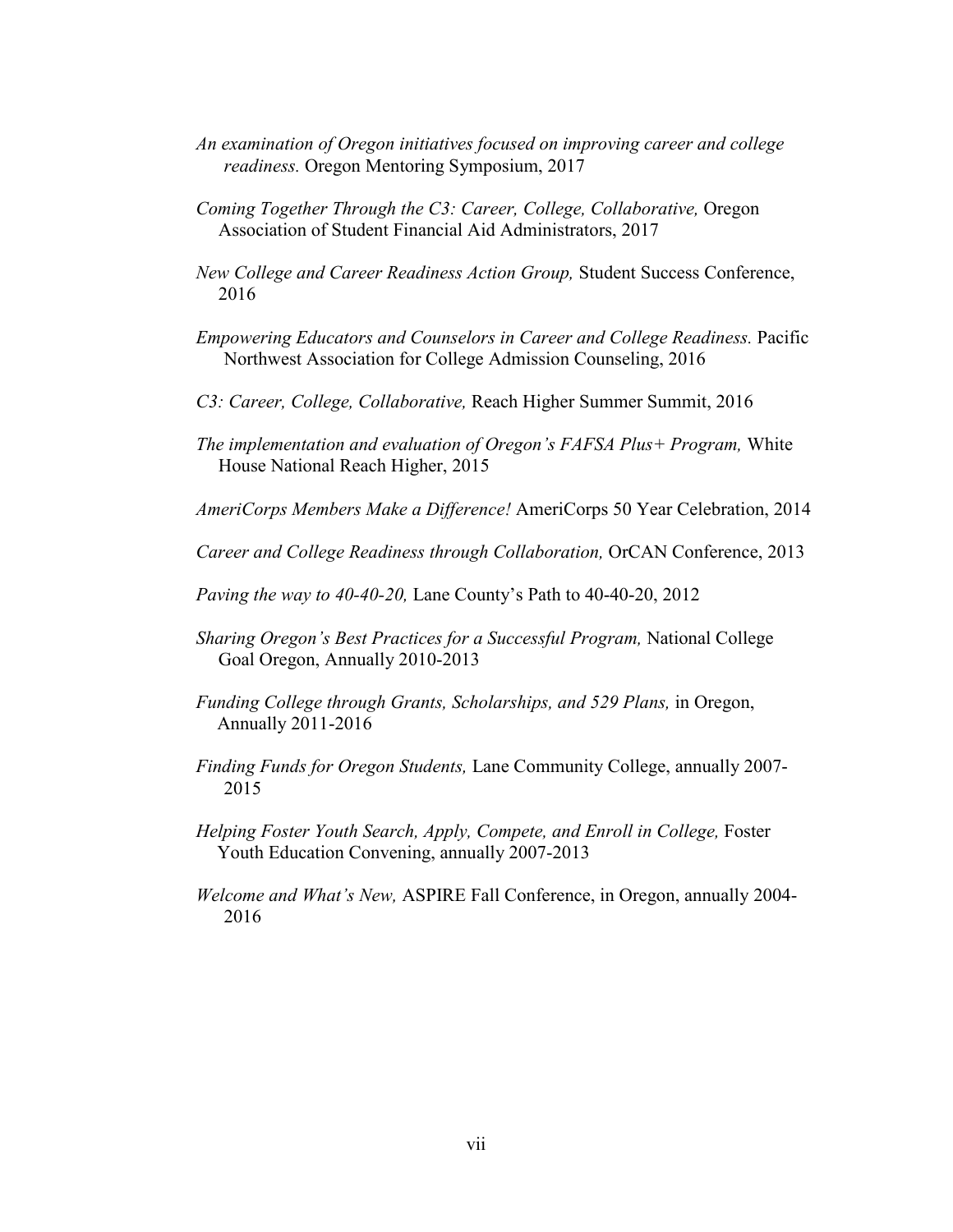*An examination of Oregon initiatives focused on improving career and college readiness.* Oregon Mentoring Symposium, 2017

*Coming Together Through the C3: Career, College, Collaborative,* Oregon Association of Student Financial Aid Administrators, 2017

*New College and Career Readiness Action Group,* Student Success Conference, 2016

*Empowering Educators and Counselors in Career and College Readiness.* Pacific Northwest Association for College Admission Counseling, 2016

*C3: Career, College, Collaborative,* Reach Higher Summer Summit, 2016

*The implementation and evaluation of Oregon's FAFSA Plus+ Program,* White House National Reach Higher, 2015

*AmeriCorps Members Make a Difference!* AmeriCorps 50 Year Celebration, 2014

*Career and College Readiness through Collaboration,* OrCAN Conference, 2013

*Paving the way to 40-40-20,* Lane County's Path to 40-40-20, 2012

*Sharing Oregon's Best Practices for a Successful Program,* National College Goal Oregon, Annually 2010-2013

*Funding College through Grants, Scholarships, and 529 Plans,* in Oregon, Annually 2011-2016

*Finding Funds for Oregon Students,* Lane Community College, annually 2007-2015

*Helping Foster Youth Search, Apply, Compete, and Enroll in College,* Foster Youth Education Convening, annually 2007-2013

*Welcome and What's New,* ASPIRE Fall Conference, in Oregon, annually 2004-2016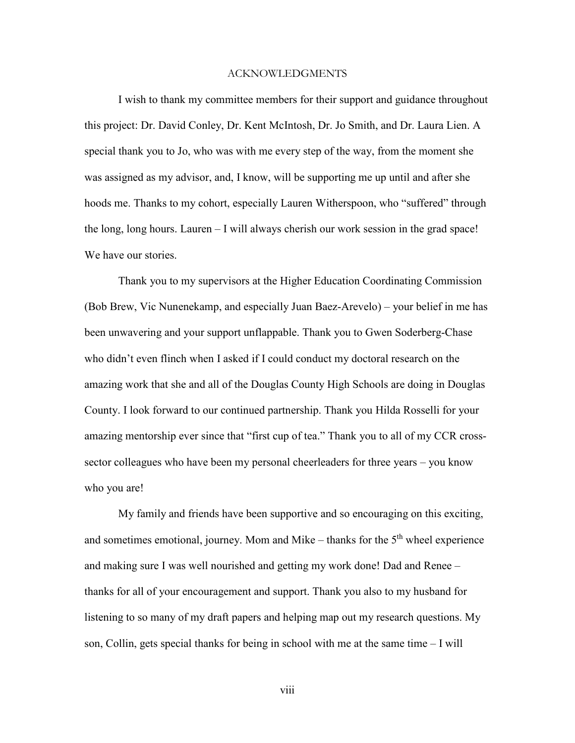# ACKNOWLEDGMENTS

I wish to thank my committee members for their support and guidance throughout this project: Dr. David Conley, Dr. Kent McIntosh, Dr. Jo Smith, and Dr. Laura Lien. A special thank you to Jo, who was with me every step of the way, from the moment she was assigned as my advisor, and, I know, will be supporting me up until and after she hoods me. Thanks to my cohort, especially Lauren Witherspoon, who "suffered" through the long, long hours. Lauren – I will always cherish our work session in the grad space! We have our stories.

Thank you to my supervisors at the Higher Education Coordinating Commission (Bob Brew, Vic Nunenekamp, and especially Juan Baez-Arevelo) – your belief in me has been unwavering and your support unflappable. Thank you to Gwen Soderberg-Chase who didn't even flinch when I asked if I could conduct my doctoral research on the amazing work that she and all of the Douglas County High Schools are doing in Douglas County. I look forward to our continued partnership. Thank you Hilda Rosselli for your amazing mentorship ever since that "first cup of tea." Thank you to all of my CCR cross-sector colleagues who have been my personal cheerleaders for three years – you know who you are!

My family and friends have been supportive and so encouraging on this exciting, and sometimes emotional, journey. Mom and Mike – thanks for the 5th wheel experience and making sure I was well nourished and getting my work done! Dad and Renee – thanks for all of your encouragement and support. Thank you also to my husband for listening to so many of my draft papers and helping map out my research questions. My son, Collin, gets special thanks for being in school with me at the same time – I will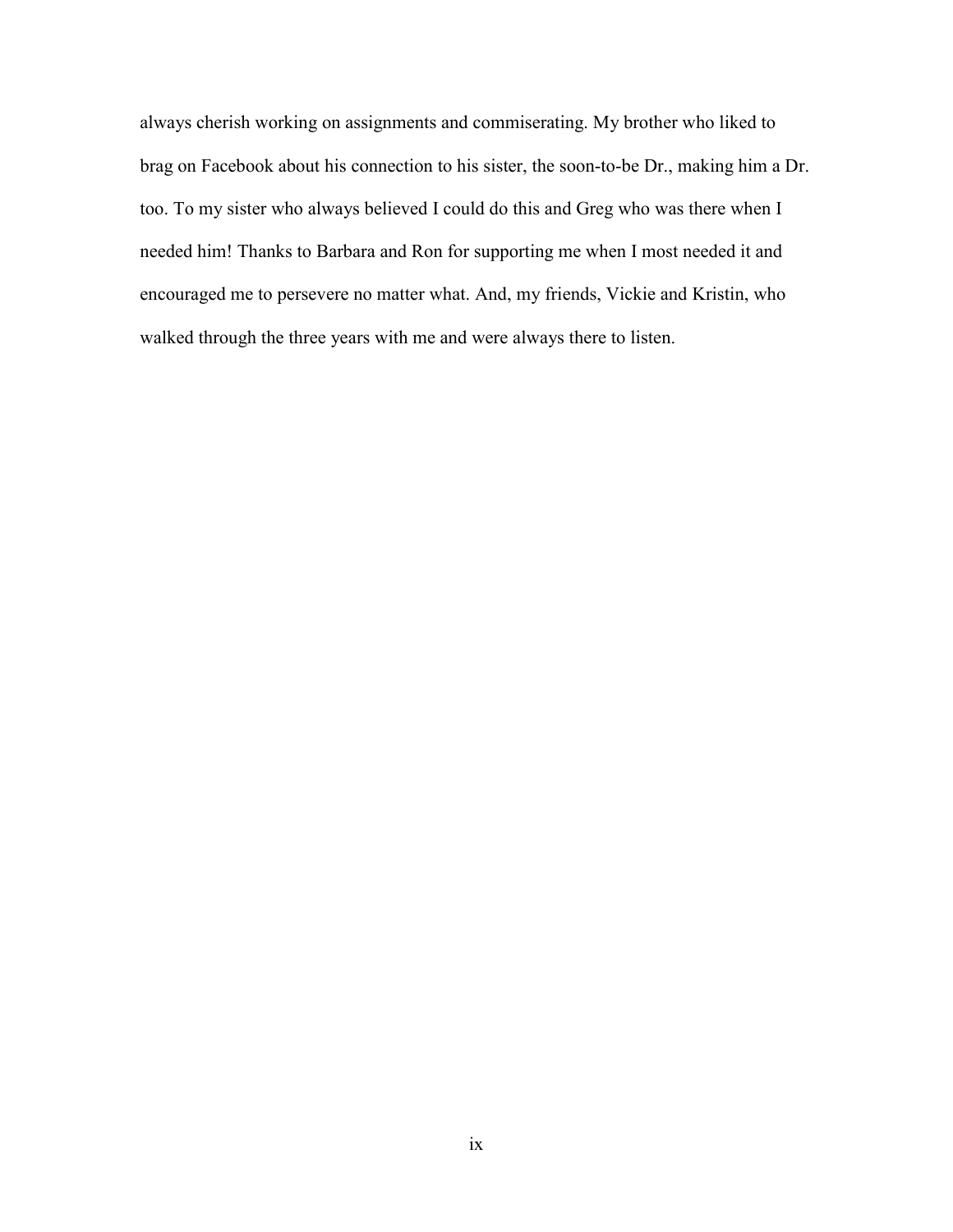always cherish working on assignments and commiserating. My brother who liked to brag on Facebook about his connection to his sister, the soon-to-be Dr., making him a Dr. too. To my sister who always believed I could do this and Greg who was there when I needed him! Thanks to Barbara and Ron for supporting me when I most needed it and encouraged me to persevere no matter what. And, my friends, Vickie and Kristin, who walked through the three years with me and were always there to listen.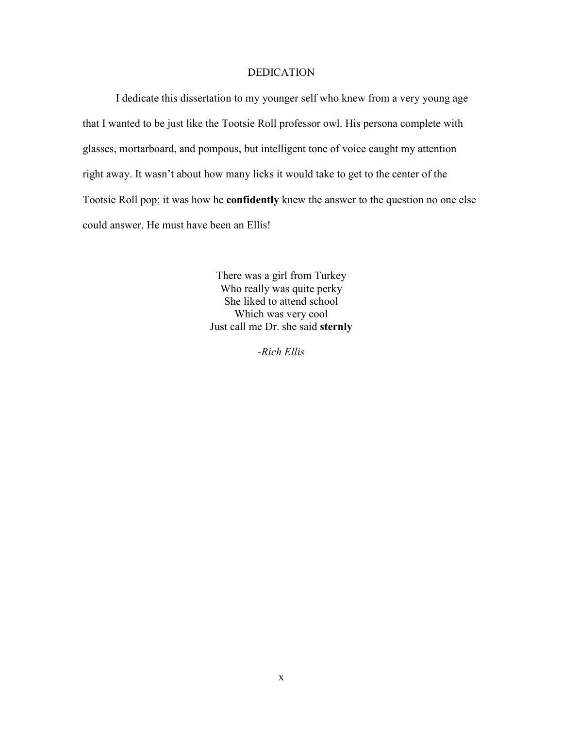# DEDICATION

I dedicate this dissertation to my younger self who knew from a very young age that I wanted to be just like the Tootsie Roll professor owl. His persona complete with glasses, mortarboard, and pompous, but intelligent tone of voice caught my attention right away. It wasn't about how many licks it would take to get to the center of the Tootsie Roll pop; it was how he **confidently** knew the answer to the question no one else could answer. He must have been an Ellis!

There was a girl from Turkey  
Who really was quite perky  
She liked to attend school  
Which was very cool  
Just call me Dr. she said **sternly**

*-Rich Ellis*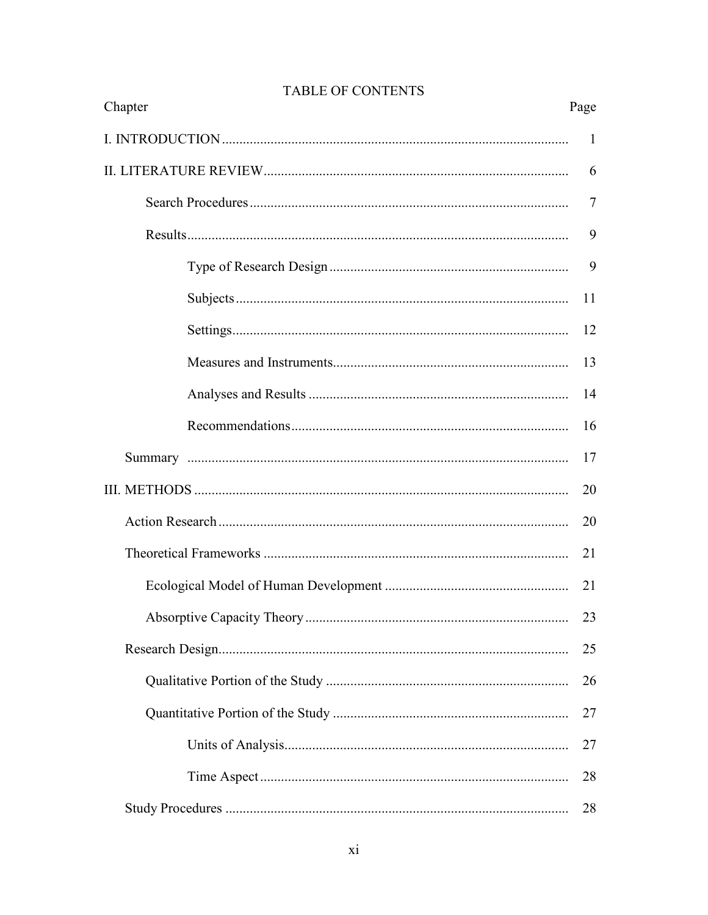# TABLE OF CONTENTS

| Chapter | Page |
|---|---|
| I. INTRODUCTION | 1 |
| II. LITERATURE REVIEW | 6 |
| Search Procedures | 7 |
| Results | 9 |
| Type of Research Design | 9 |
| Subjects | 11 |
| Settings | 12 |
| Measures and Instruments | 13 |
| Analyses and Results | 14 |
| Recommendations | 16 |
| Summary | 17 |
| III. METHODS | 20 |
| Action Research | 20 |
| Theoretical Frameworks | 21 |
| Ecological Model of Human Development | 21 |
| Absorptive Capacity Theory | 23 |
| Research Design | 25 |
| Qualitative Portion of the Study | 26 |
| Quantitative Portion of the Study | 27 |
| Units of Analysis | 27 |
| Time Aspect | 28 |
| Study Procedures | 28 |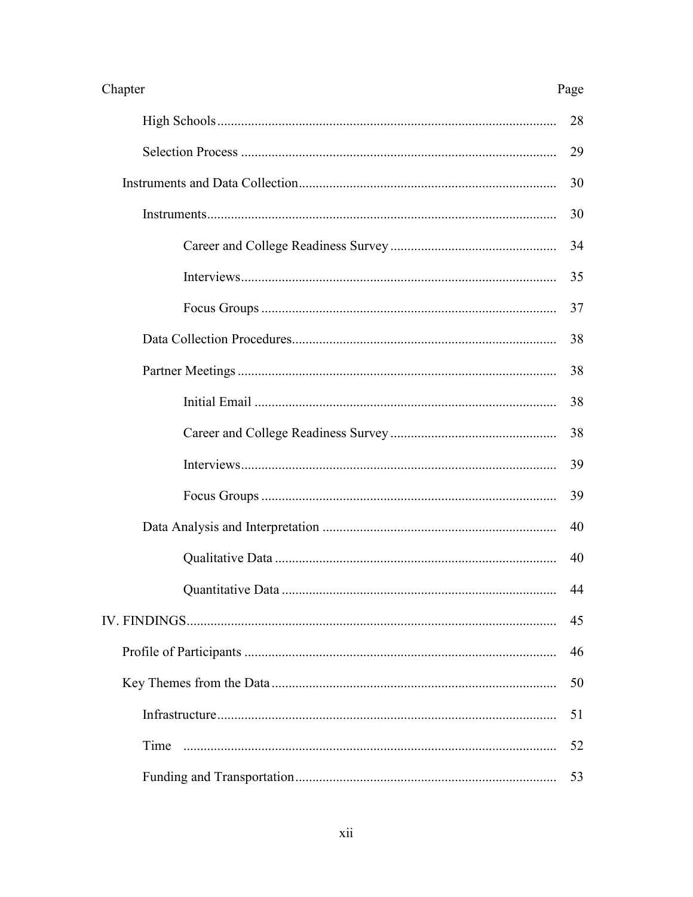| Chapter | Page |
|---|---|
| High Schools | 28 |
| Selection Process | 29 |
| Instruments and Data Collection | 30 |
| Instruments | 30 |
| Career and College Readiness Survey | 34 |
| Interviews | 35 |
| Focus Groups | 37 |
| Data Collection Procedures | 38 |
| Partner Meetings | 38 |
| Initial Email | 38 |
| Career and College Readiness Survey | 38 |
| Interviews | 39 |
| Focus Groups | 39 |
| Data Analysis and Interpretation | 40 |
| Qualitative Data | 40 |
| Quantitative Data | 44 |
| IV. FINDINGS | 45 |
| Profile of Participants | 46 |
| Key Themes from the Data | 50 |
| Infrastructure | 51 |
| Time | 52 |
| Funding and Transportation | 53 |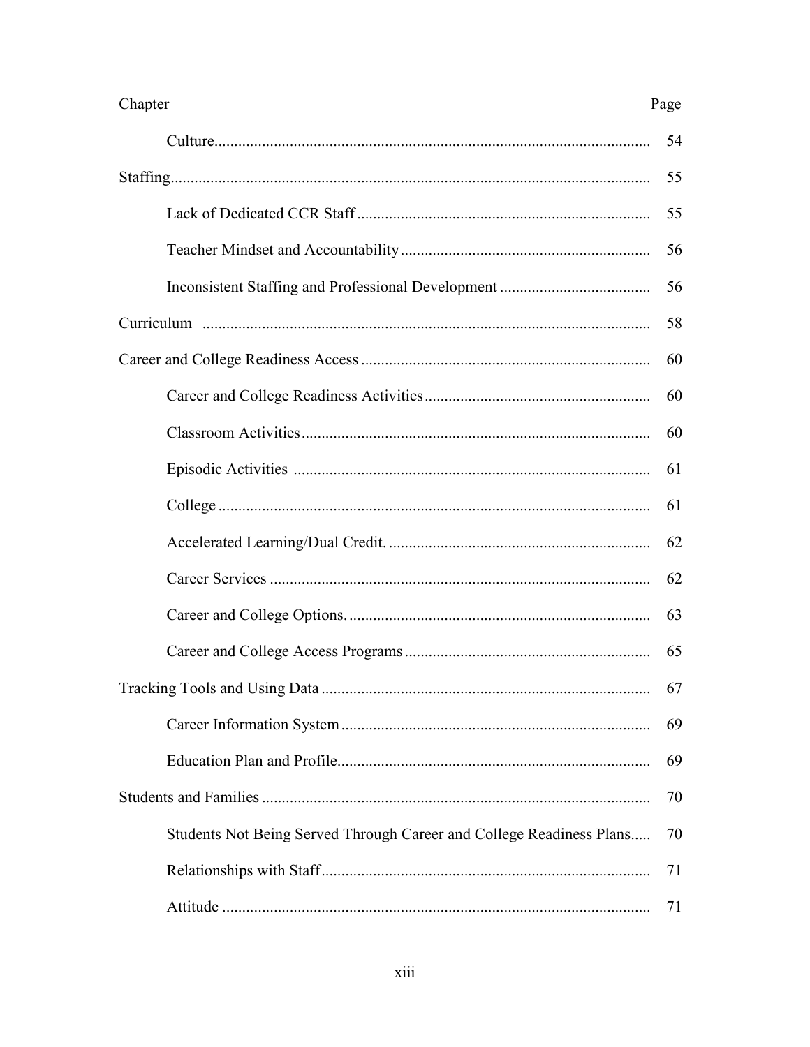| Chapter | Page |
| --- | --- |
| Culture | 54 |
| Staffing | 55 |
| Lack of Dedicated CCR Staff | 55 |
| Teacher Mindset and Accountability | 56 |
| Inconsistent Staffing and Professional Development | 56 |
| Curriculum | 58 |
| Career and College Readiness Access | 60 |
| Career and College Readiness Activities | 60 |
| Classroom Activities | 60 |
| Episodic Activities | 61 |
| College | 61 |
| Accelerated Learning/Dual Credit. | 62 |
| Career Services | 62 |
| Career and College Options. | 63 |
| Career and College Access Programs | 65 |
| Tracking Tools and Using Data | 67 |
| Career Information System | 69 |
| Education Plan and Profile | 69 |
| Students and Families | 70 |
| Students Not Being Served Through Career and College Readiness Plans | 70 |
| Relationships with Staff | 71 |
| Attitude | 71 |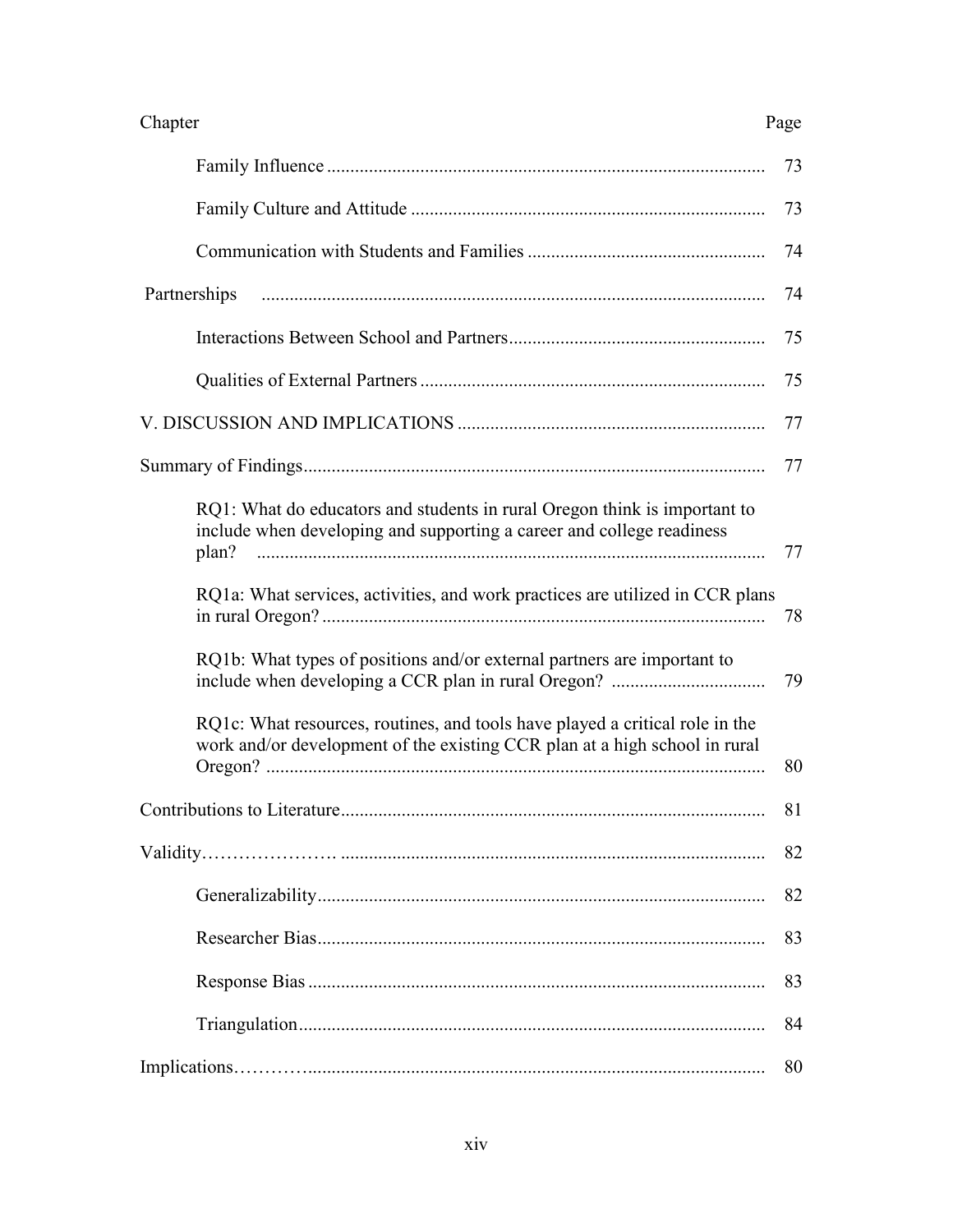| Chapter | Page |
|---|---|
| Family Influence | 73 |
| Family Culture and Attitude | 73 |
| Communication with Students and Families | 74 |
| Partnerships | 74 |
| Interactions Between School and Partners | 75 |
| Qualities of External Partners | 75 |
| V. DISCUSSION AND IMPLICATIONS | 77 |
| Summary of Findings | 77 |
| RQ1: What do educators and students in rural Oregon think is important to include when developing and supporting a career and college readiness plan? | 77 |
| RQ1a: What services, activities, and work practices are utilized in CCR plans in rural Oregon? | 78 |
| RQ1b: What types of positions and/or external partners are important to include when developing a CCR plan in rural Oregon? | 79 |
| RQ1c: What resources, routines, and tools have played a critical role in the work and/or development of the existing CCR plan at a high school in rural Oregon? | 80 |
| Contributions to Literature | 81 |
| Validity | 82 |
| Generalizability | 82 |
| Researcher Bias | 83 |
| Response Bias | 83 |
| Triangulation | 84 |
| Implications | 80 |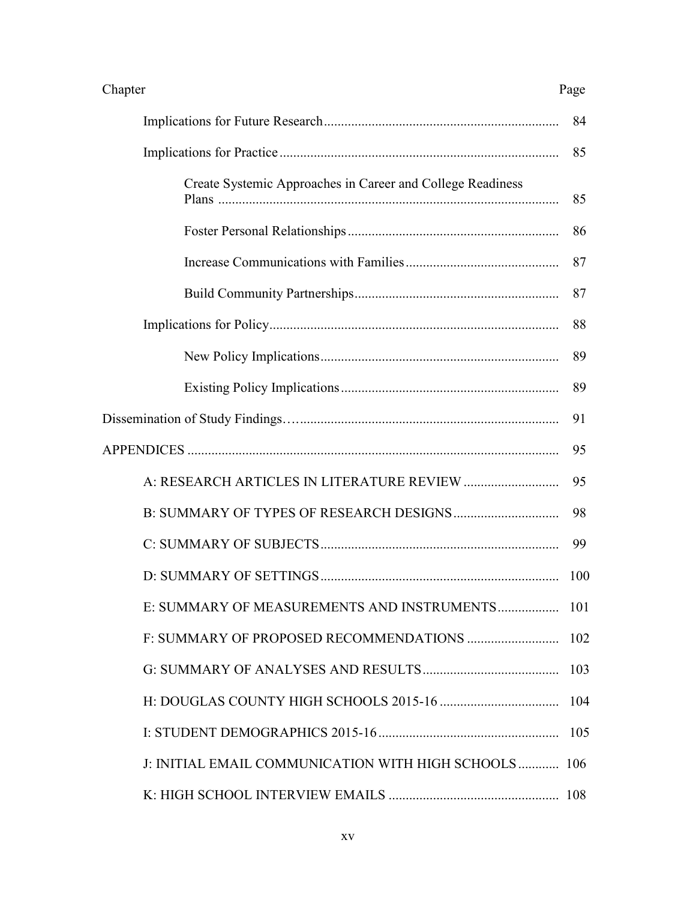| Chapter | Page |
|---|---|
| Implications for Future Research | 84 |
| Implications for Practice | 85 |
| Create Systemic Approaches in Career and College Readiness Plans | 85 |
| Foster Personal Relationships | 86 |
| Increase Communications with Families | 87 |
| Build Community Partnerships | 87 |
| Implications for Policy | 88 |
| New Policy Implications | 89 |
| Existing Policy Implications | 89 |
| Dissemination of Study Findings | 91 |
| APPENDICES | 95 |
| A: RESEARCH ARTICLES IN LITERATURE REVIEW | 95 |
| B: SUMMARY OF TYPES OF RESEARCH DESIGNS | 98 |
| C: SUMMARY OF SUBJECTS | 99 |
| D: SUMMARY OF SETTINGS | 100 |
| E: SUMMARY OF MEASUREMENTS AND INSTRUMENTS | 101 |
| F: SUMMARY OF PROPOSED RECOMMENDATIONS | 102 |
| G: SUMMARY OF ANALYSES AND RESULTS | 103 |
| H: DOUGLAS COUNTY HIGH SCHOOLS 2015-16 | 104 |
| I: STUDENT DEMOGRAPHICS 2015-16 | 105 |
| J: INITIAL EMAIL COMMUNICATION WITH HIGH SCHOOLS | 106 |
| K: HIGH SCHOOL INTERVIEW EMAILS | 108 |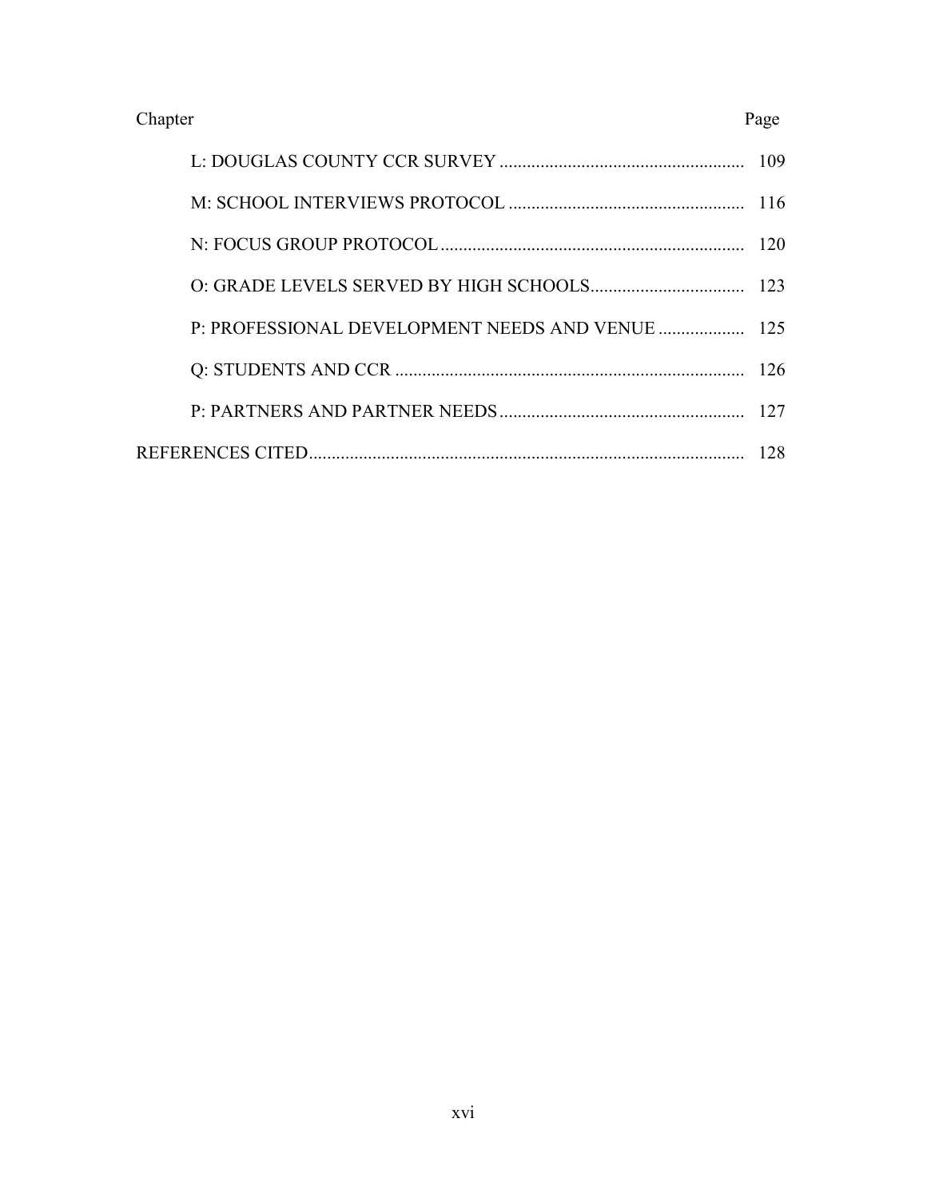| Chapter | Page |
|---|---|
| L: DOUGLAS COUNTY CCR SURVEY | 109 |
| M: SCHOOL INTERVIEWS PROTOCOL | 116 |
| N: FOCUS GROUP PROTOCOL | 120 |
| O: GRADE LEVELS SERVED BY HIGH SCHOOLS | 123 |
| P: PROFESSIONAL DEVELOPMENT NEEDS AND VENUE | 125 |
| Q: STUDENTS AND CCR | 126 |
| P: PARTNERS AND PARTNER NEEDS | 127 |
| REFERENCES CITED | 128 |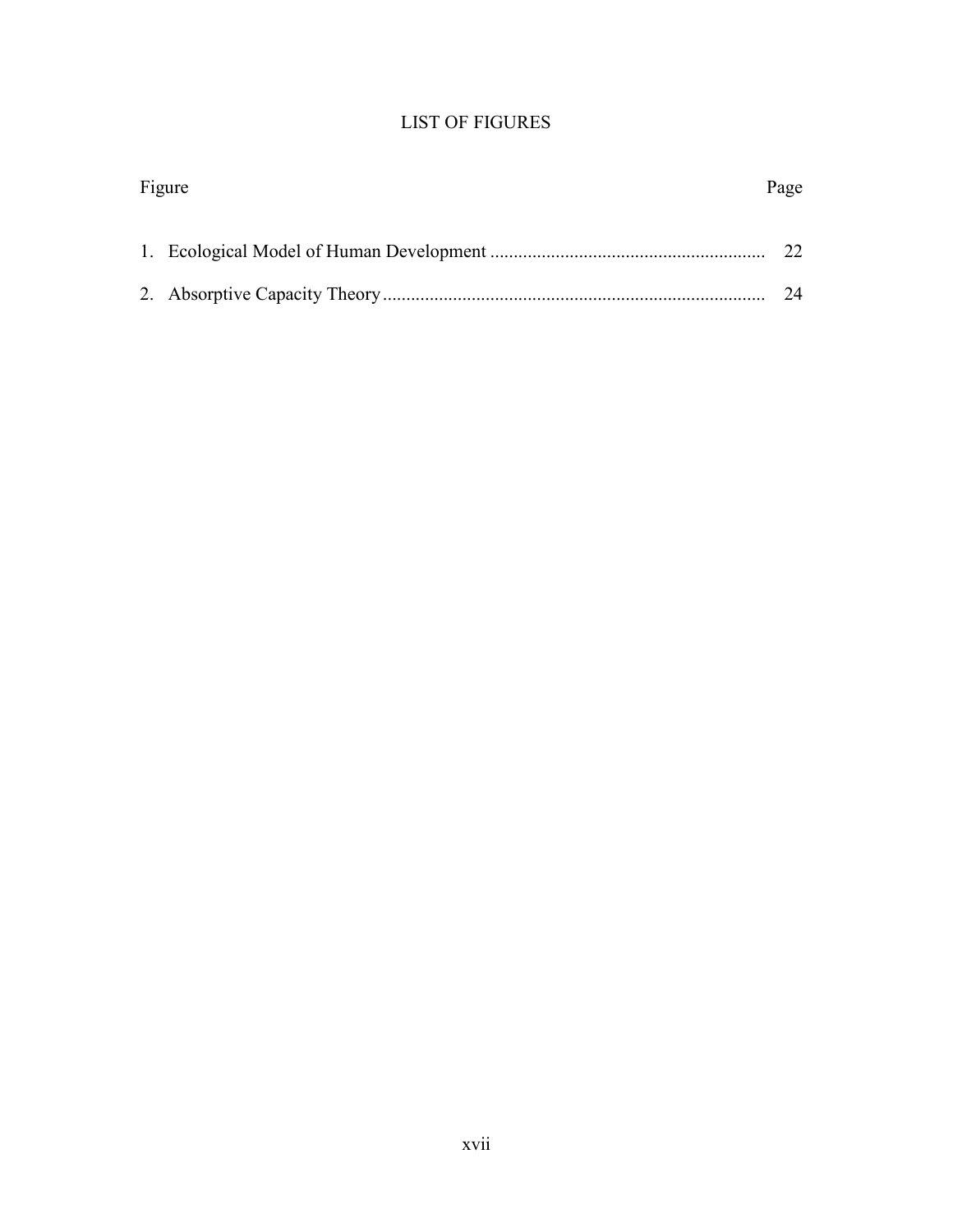# LIST OF FIGURES

| Figure | Page |
|---|---|
| 1. Ecological Model of Human Development | 22 |
| 2. Absorptive Capacity Theory | 24 |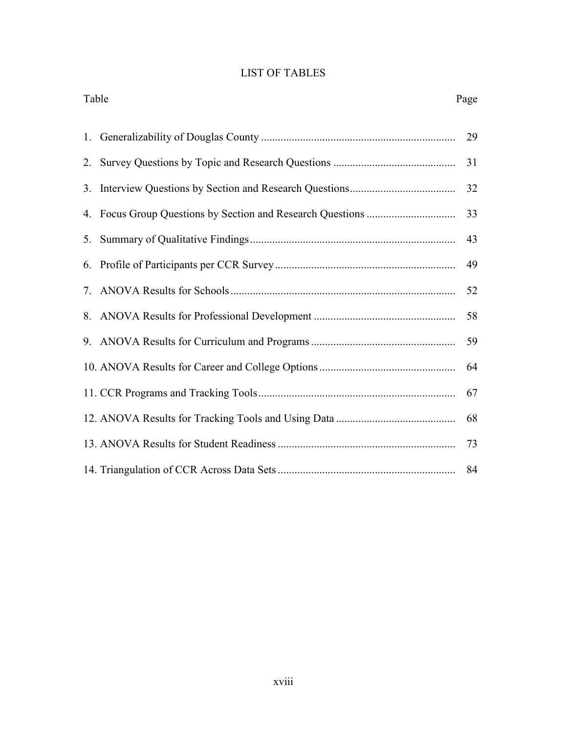# LIST OF TABLES

| Table | Page |
|---|---|
| 1. Generalizability of Douglas County | 29 |
| 2. Survey Questions by Topic and Research Questions | 31 |
| 3. Interview Questions by Section and Research Questions | 32 |
| 4. Focus Group Questions by Section and Research Questions | 33 |
| 5. Summary of Qualitative Findings | 43 |
| 6. Profile of Participants per CCR Survey | 49 |
| 7. ANOVA Results for Schools | 52 |
| 8. ANOVA Results for Professional Development | 58 |
| 9. ANOVA Results for Curriculum and Programs | 59 |
| 10. ANOVA Results for Career and College Options | 64 |
| 11. CCR Programs and Tracking Tools | 67 |
| 12. ANOVA Results for Tracking Tools and Using Data | 68 |
| 13. ANOVA Results for Student Readiness | 73 |
| 14. Triangulation of CCR Across Data Sets | 84 |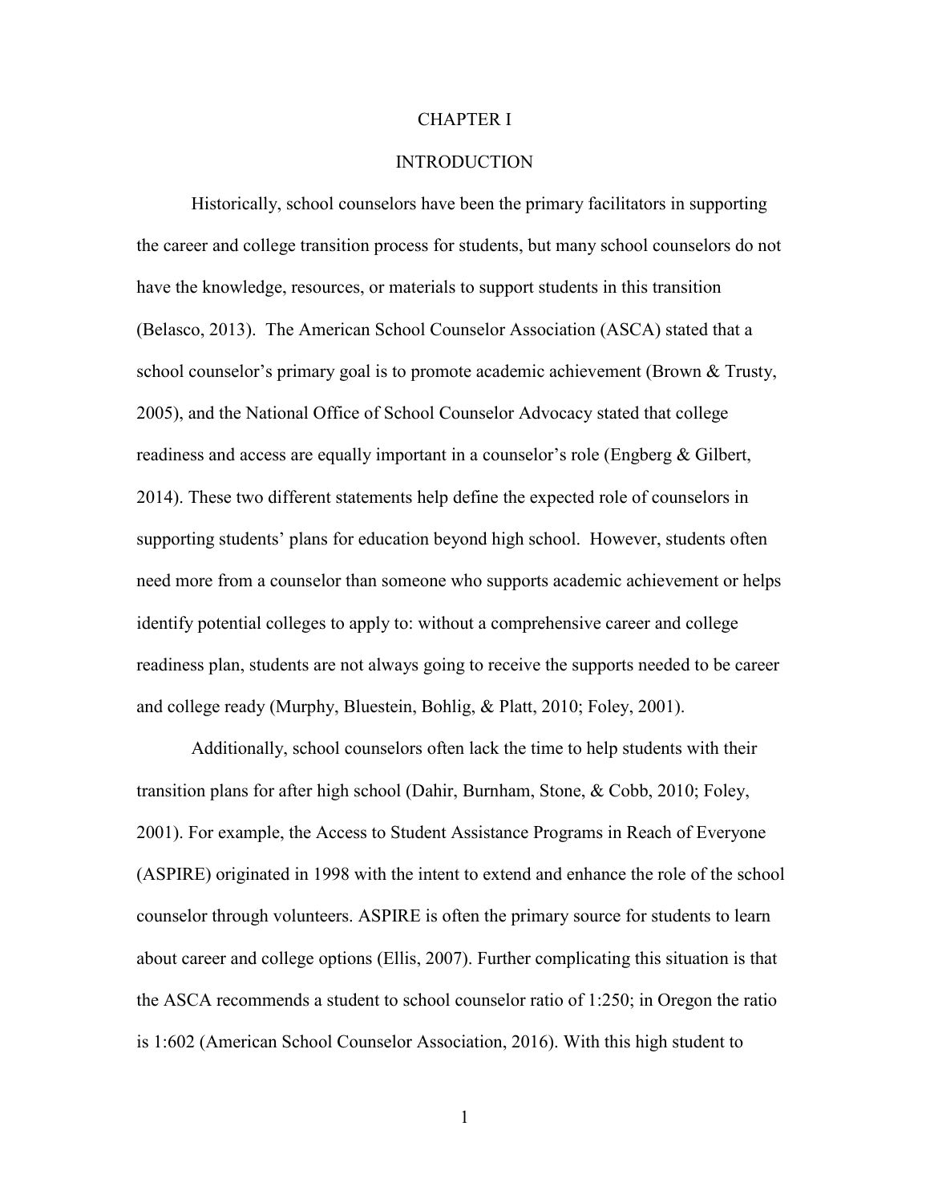# CHAPTER I

## INTRODUCTION

Historically, school counselors have been the primary facilitators in supporting the career and college transition process for students, but many school counselors do not have the knowledge, resources, or materials to support students in this transition (Belasco, 2013). The American School Counselor Association (ASCA) stated that a school counselor's primary goal is to promote academic achievement (Brown & Trusty, 2005), and the National Office of School Counselor Advocacy stated that college readiness and access are equally important in a counselor's role (Engberg & Gilbert, 2014). These two different statements help define the expected role of counselors in supporting students' plans for education beyond high school. However, students often need more from a counselor than someone who supports academic achievement or helps identify potential colleges to apply to: without a comprehensive career and college readiness plan, students are not always going to receive the supports needed to be career and college ready (Murphy, Bluestein, Bohlig, & Platt, 2010; Foley, 2001).

Additionally, school counselors often lack the time to help students with their transition plans for after high school (Dahir, Burnham, Stone, & Cobb, 2010; Foley, 2001). For example, the Access to Student Assistance Programs in Reach of Everyone (ASPIRE) originated in 1998 with the intent to extend and enhance the role of the school counselor through volunteers. ASPIRE is often the primary source for students to learn about career and college options (Ellis, 2007). Further complicating this situation is that the ASCA recommends a student to school counselor ratio of 1:250; in Oregon the ratio is 1:602 (American School Counselor Association, 2016). With this high student to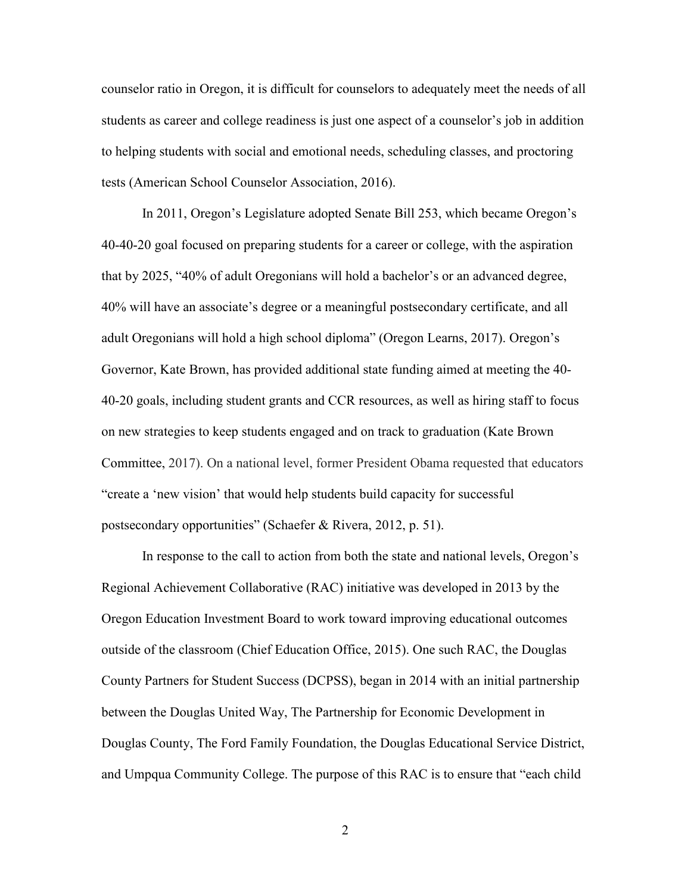counselor ratio in Oregon, it is difficult for counselors to adequately meet the needs of all students as career and college readiness is just one aspect of a counselor's job in addition to helping students with social and emotional needs, scheduling classes, and proctoring tests (American School Counselor Association, 2016).

In 2011, Oregon's Legislature adopted Senate Bill 253, which became Oregon's 40-40-20 goal focused on preparing students for a career or college, with the aspiration that by 2025, "40% of adult Oregonians will hold a bachelor's or an advanced degree, 40% will have an associate's degree or a meaningful postsecondary certificate, and all adult Oregonians will hold a high school diploma" (Oregon Learns, 2017). Oregon's Governor, Kate Brown, has provided additional state funding aimed at meeting the 40-40-20 goals, including student grants and CCR resources, as well as hiring staff to focus on new strategies to keep students engaged and on track to graduation (Kate Brown Committee, 2017). On a national level, former President Obama requested that educators "create a 'new vision' that would help students build capacity for successful postsecondary opportunities" (Schaefer & Rivera, 2012, p. 51).

In response to the call to action from both the state and national levels, Oregon's Regional Achievement Collaborative (RAC) initiative was developed in 2013 by the Oregon Education Investment Board to work toward improving educational outcomes outside of the classroom (Chief Education Office, 2015). One such RAC, the Douglas County Partners for Student Success (DCPSS), began in 2014 with an initial partnership between the Douglas United Way, The Partnership for Economic Development in Douglas County, The Ford Family Foundation, the Douglas Educational Service District, and Umpqua Community College. The purpose of this RAC is to ensure that "each child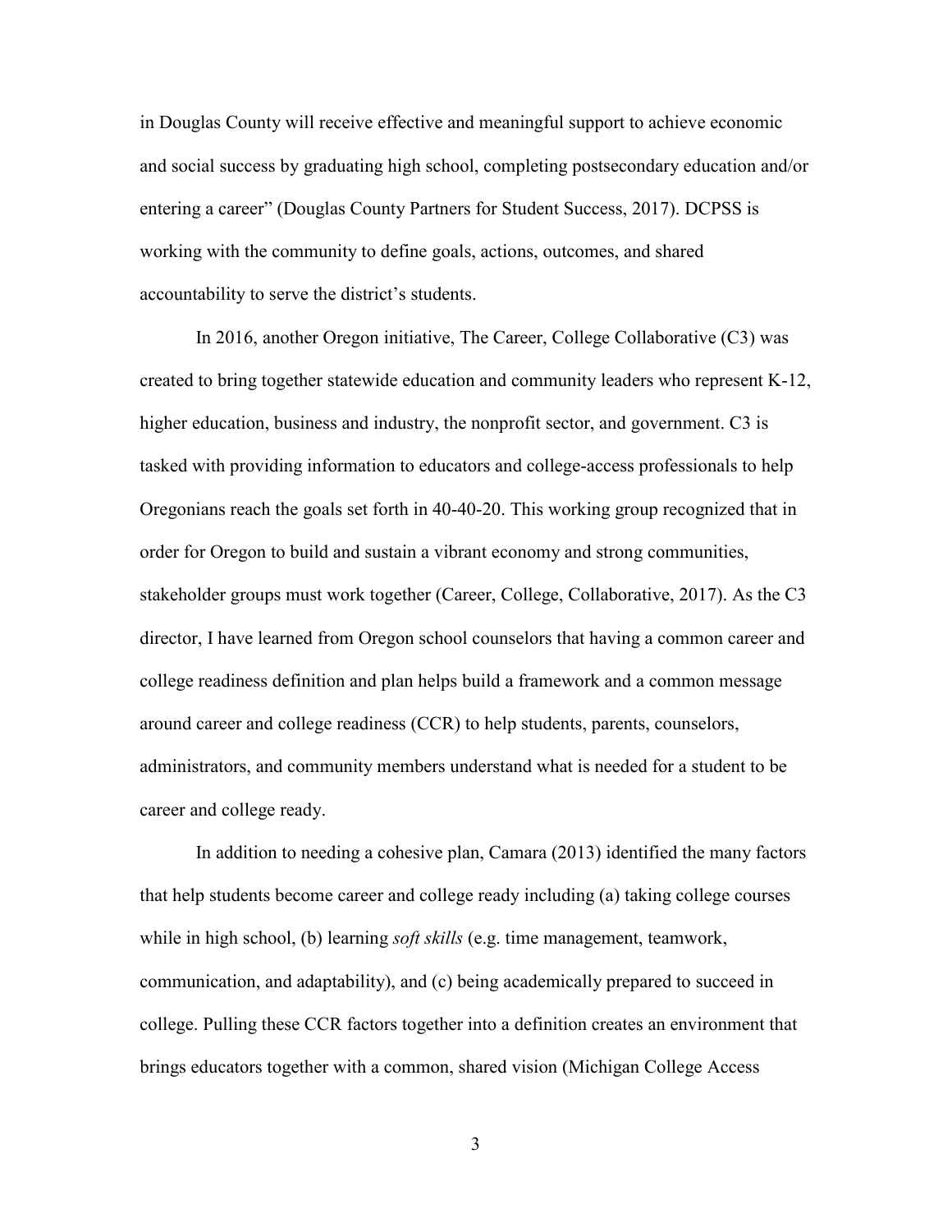in Douglas County will receive effective and meaningful support to achieve economic and social success by graduating high school, completing postsecondary education and/or entering a career" (Douglas County Partners for Student Success, 2017). DCPSS is working with the community to define goals, actions, outcomes, and shared accountability to serve the district's students.

In 2016, another Oregon initiative, The Career, College Collaborative (C3) was created to bring together statewide education and community leaders who represent K-12, higher education, business and industry, the nonprofit sector, and government. C3 is tasked with providing information to educators and college-access professionals to help Oregonians reach the goals set forth in 40-40-20. This working group recognized that in order for Oregon to build and sustain a vibrant economy and strong communities, stakeholder groups must work together (Career, College, Collaborative, 2017). As the C3 director, I have learned from Oregon school counselors that having a common career and college readiness definition and plan helps build a framework and a common message around career and college readiness (CCR) to help students, parents, counselors, administrators, and community members understand what is needed for a student to be career and college ready.

In addition to needing a cohesive plan, Camara (2013) identified the many factors that help students become career and college ready including (a) taking college courses while in high school, (b) learning *soft skills* (e.g. time management, teamwork, communication, and adaptability), and (c) being academically prepared to succeed in college. Pulling these CCR factors together into a definition creates an environment that brings educators together with a common, shared vision (Michigan College Access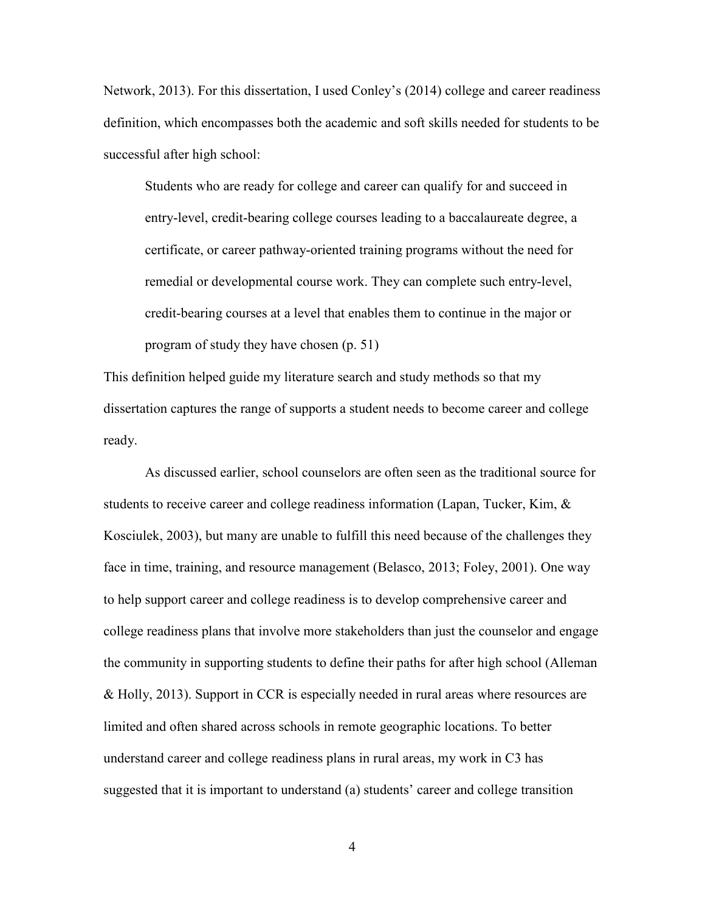Network, 2013). For this dissertation, I used Conley's (2014) college and career readiness definition, which encompasses both the academic and soft skills needed for students to be successful after high school:

> Students who are ready for college and career can qualify for and succeed in entry-level, credit-bearing college courses leading to a baccalaureate degree, a certificate, or career pathway-oriented training programs without the need for remedial or developmental course work. They can complete such entry-level, credit-bearing courses at a level that enables them to continue in the major or program of study they have chosen (p. 51)

This definition helped guide my literature search and study methods so that my dissertation captures the range of supports a student needs to become career and college ready.

As discussed earlier, school counselors are often seen as the traditional source for students to receive career and college readiness information (Lapan, Tucker, Kim, & Kosciulek, 2003), but many are unable to fulfill this need because of the challenges they face in time, training, and resource management (Belasco, 2013; Foley, 2001). One way to help support career and college readiness is to develop comprehensive career and college readiness plans that involve more stakeholders than just the counselor and engage the community in supporting students to define their paths for after high school (Alleman & Holly, 2013). Support in CCR is especially needed in rural areas where resources are limited and often shared across schools in remote geographic locations. To better understand career and college readiness plans in rural areas, my work in C3 has suggested that it is important to understand (a) students' career and college transition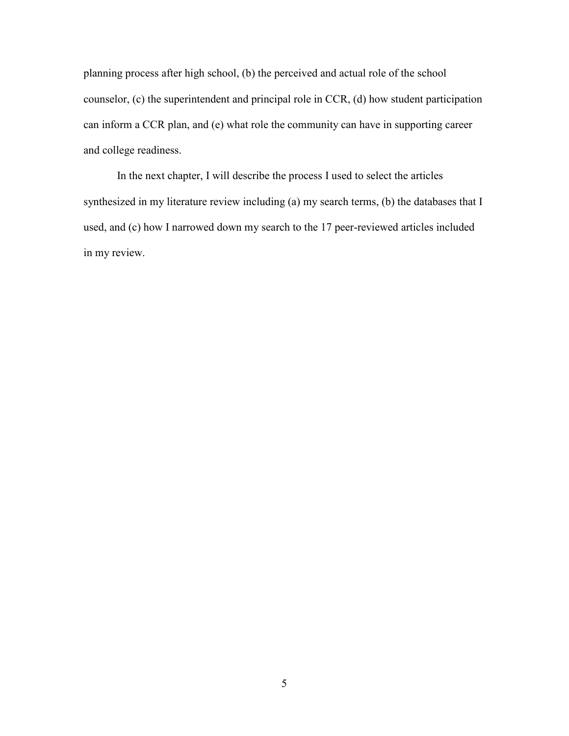planning process after high school, (b) the perceived and actual role of the school counselor, (c) the superintendent and principal role in CCR, (d) how student participation can inform a CCR plan, and (e) what role the community can have in supporting career and college readiness.

In the next chapter, I will describe the process I used to select the articles synthesized in my literature review including (a) my search terms, (b) the databases that I used, and (c) how I narrowed down my search to the 17 peer-reviewed articles included in my review.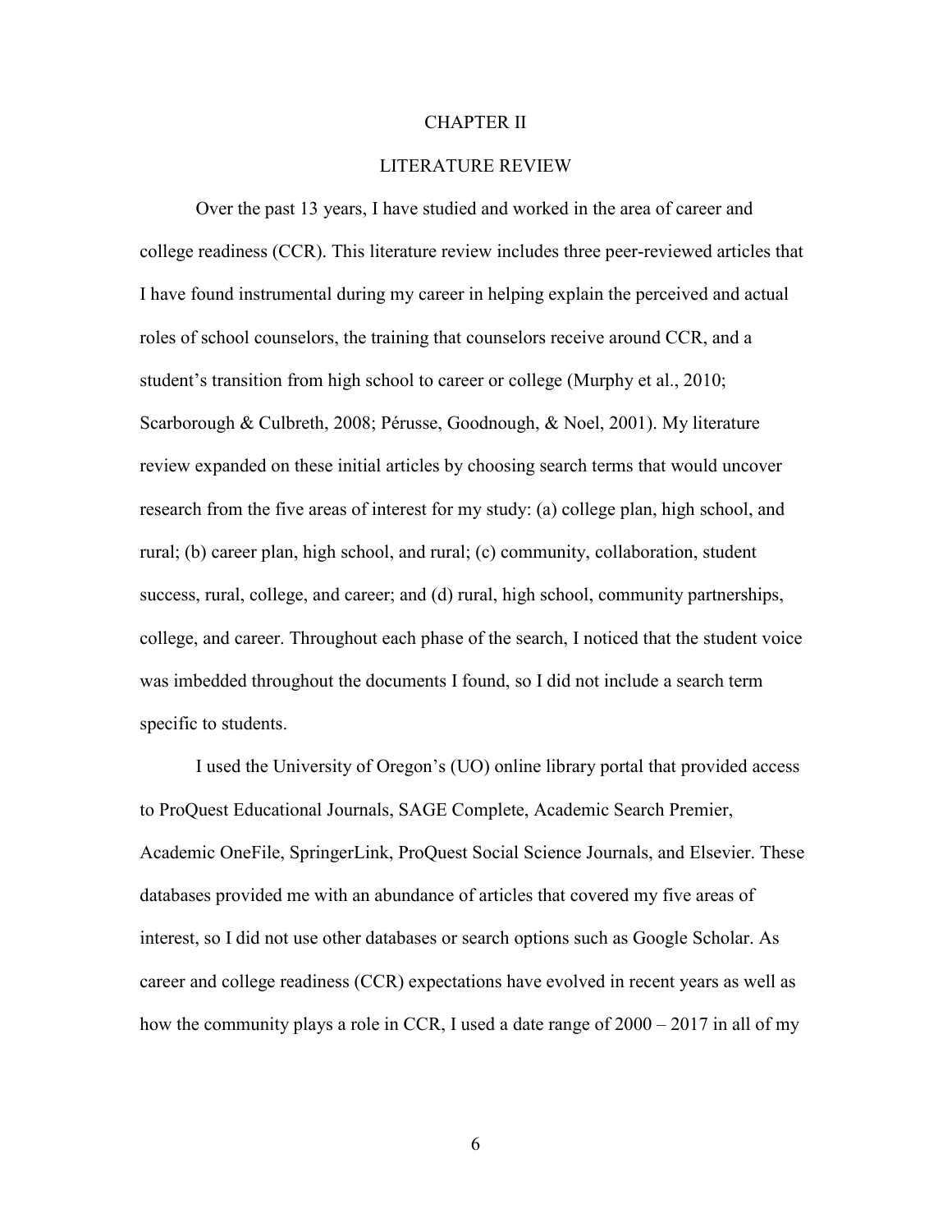# CHAPTER II

## LITERATURE REVIEW

Over the past 13 years, I have studied and worked in the area of career and college readiness (CCR). This literature review includes three peer-reviewed articles that I have found instrumental during my career in helping explain the perceived and actual roles of school counselors, the training that counselors receive around CCR, and a student's transition from high school to career or college (Murphy et al., 2010; Scarborough & Culbreth, 2008; Pérusse, Goodnough, & Noel, 2001). My literature review expanded on these initial articles by choosing search terms that would uncover research from the five areas of interest for my study: (a) college plan, high school, and rural; (b) career plan, high school, and rural; (c) community, collaboration, student success, rural, college, and career; and (d) rural, high school, community partnerships, college, and career. Throughout each phase of the search, I noticed that the student voice was imbedded throughout the documents I found, so I did not include a search term specific to students.

I used the University of Oregon's (UO) online library portal that provided access to ProQuest Educational Journals, SAGE Complete, Academic Search Premier, Academic OneFile, SpringerLink, ProQuest Social Science Journals, and Elsevier. These databases provided me with an abundance of articles that covered my five areas of interest, so I did not use other databases or search options such as Google Scholar. As career and college readiness (CCR) expectations have evolved in recent years as well as how the community plays a role in CCR, I used a date range of 2000 – 2017 in all of my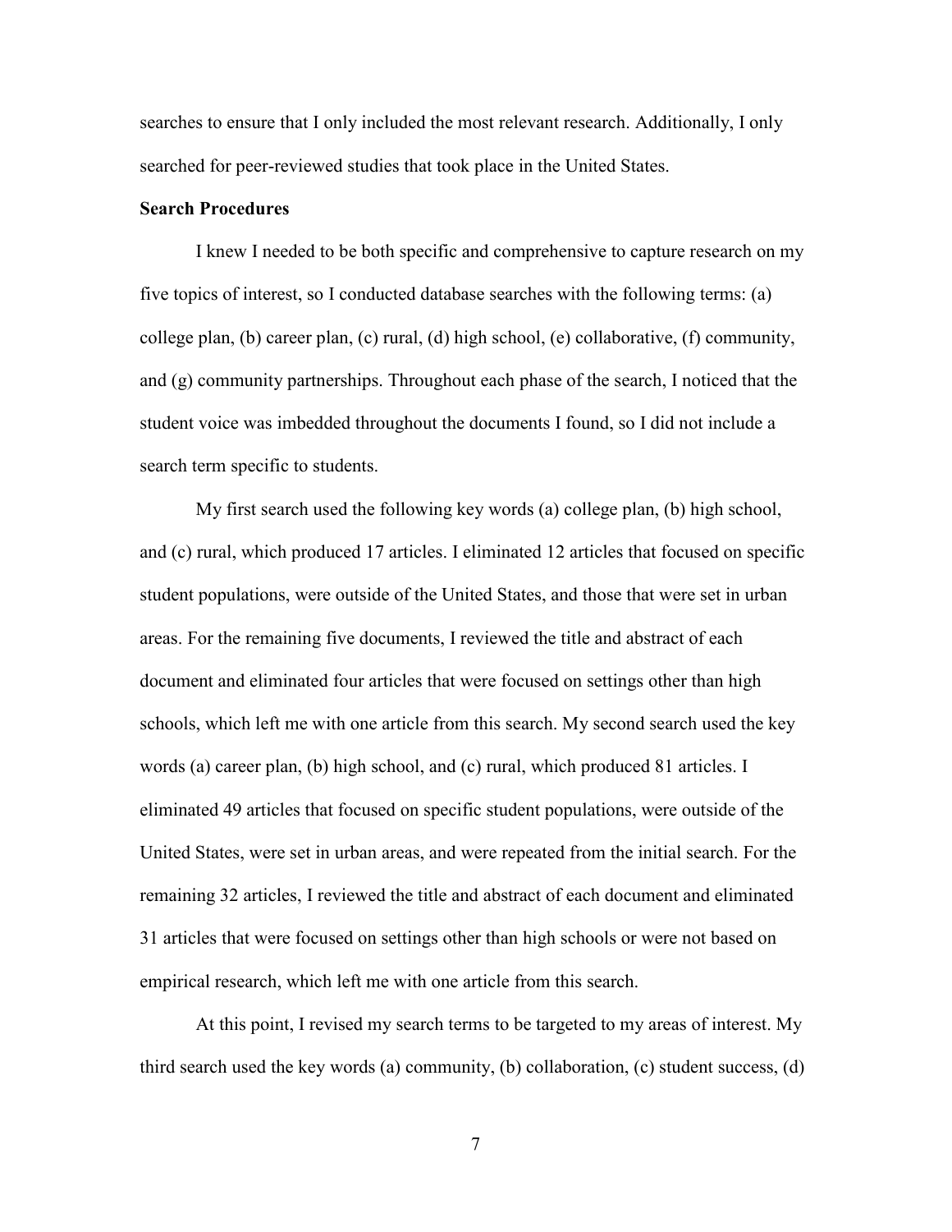searches to ensure that I only included the most relevant research. Additionally, I only searched for peer-reviewed studies that took place in the United States.

**Search Procedures**

I knew I needed to be both specific and comprehensive to capture research on my five topics of interest, so I conducted database searches with the following terms: (a) college plan, (b) career plan, (c) rural, (d) high school, (e) collaborative, (f) community, and (g) community partnerships. Throughout each phase of the search, I noticed that the student voice was imbedded throughout the documents I found, so I did not include a search term specific to students.

My first search used the following key words (a) college plan, (b) high school, and (c) rural, which produced 17 articles. I eliminated 12 articles that focused on specific student populations, were outside of the United States, and those that were set in urban areas. For the remaining five documents, I reviewed the title and abstract of each document and eliminated four articles that were focused on settings other than high schools, which left me with one article from this search. My second search used the key words (a) career plan, (b) high school, and (c) rural, which produced 81 articles. I eliminated 49 articles that focused on specific student populations, were outside of the United States, were set in urban areas, and were repeated from the initial search. For the remaining 32 articles, I reviewed the title and abstract of each document and eliminated 31 articles that were focused on settings other than high schools or were not based on empirical research, which left me with one article from this search.

At this point, I revised my search terms to be targeted to my areas of interest. My third search used the key words (a) community, (b) collaboration, (c) student success, (d)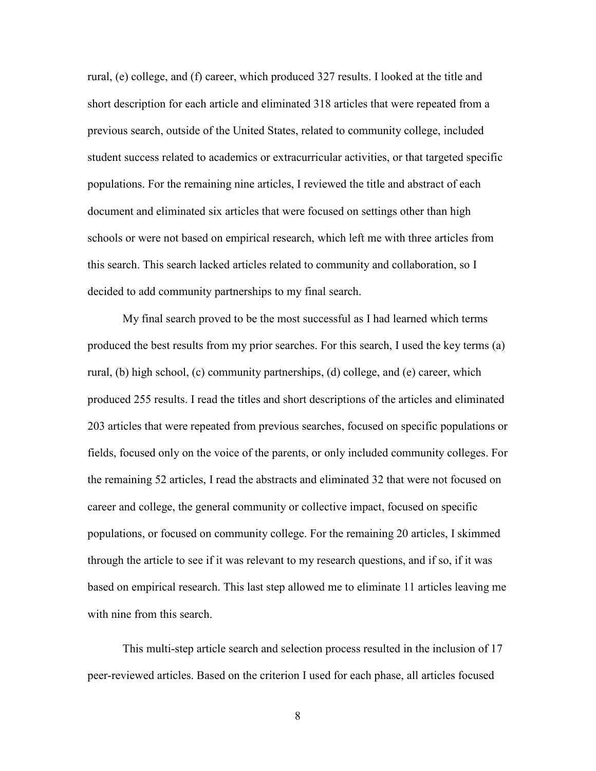rural, (e) college, and (f) career, which produced 327 results. I looked at the title and short description for each article and eliminated 318 articles that were repeated from a previous search, outside of the United States, related to community college, included student success related to academics or extracurricular activities, or that targeted specific populations. For the remaining nine articles, I reviewed the title and abstract of each document and eliminated six articles that were focused on settings other than high schools or were not based on empirical research, which left me with three articles from this search. This search lacked articles related to community and collaboration, so I decided to add community partnerships to my final search.

My final search proved to be the most successful as I had learned which terms produced the best results from my prior searches. For this search, I used the key terms (a) rural, (b) high school, (c) community partnerships, (d) college, and (e) career, which produced 255 results. I read the titles and short descriptions of the articles and eliminated 203 articles that were repeated from previous searches, focused on specific populations or fields, focused only on the voice of the parents, or only included community colleges. For the remaining 52 articles, I read the abstracts and eliminated 32 that were not focused on career and college, the general community or collective impact, focused on specific populations, or focused on community college. For the remaining 20 articles, I skimmed through the article to see if it was relevant to my research questions, and if so, if it was based on empirical research. This last step allowed me to eliminate 11 articles leaving me with nine from this search.

This multi-step article search and selection process resulted in the inclusion of 17 peer-reviewed articles. Based on the criterion I used for each phase, all articles focused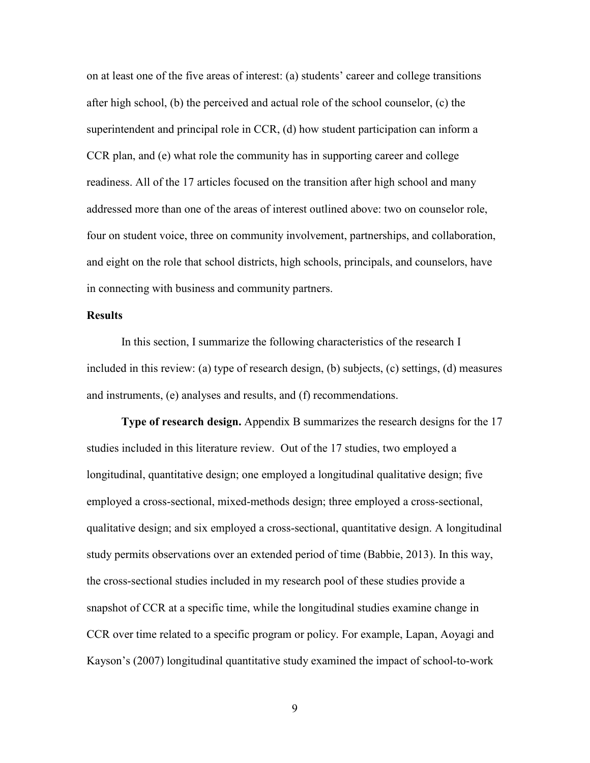on at least one of the five areas of interest: (a) students' career and college transitions after high school, (b) the perceived and actual role of the school counselor, (c) the superintendent and principal role in CCR, (d) how student participation can inform a CCR plan, and (e) what role the community has in supporting career and college readiness. All of the 17 articles focused on the transition after high school and many addressed more than one of the areas of interest outlined above: two on counselor role, four on student voice, three on community involvement, partnerships, and collaboration, and eight on the role that school districts, high schools, principals, and counselors, have in connecting with business and community partners.

## Results

In this section, I summarize the following characteristics of the research I included in this review: (a) type of research design, (b) subjects, (c) settings, (d) measures and instruments, (e) analyses and results, and (f) recommendations.

**Type of research design.** Appendix B summarizes the research designs for the 17 studies included in this literature review. Out of the 17 studies, two employed a longitudinal, quantitative design; one employed a longitudinal qualitative design; five employed a cross-sectional, mixed-methods design; three employed a cross-sectional, qualitative design; and six employed a cross-sectional, quantitative design. A longitudinal study permits observations over an extended period of time (Babbie, 2013). In this way, the cross-sectional studies included in my research pool of these studies provide a snapshot of CCR at a specific time, while the longitudinal studies examine change in CCR over time related to a specific program or policy. For example, Lapan, Aoyagi and Kayson's (2007) longitudinal quantitative study examined the impact of school-to-work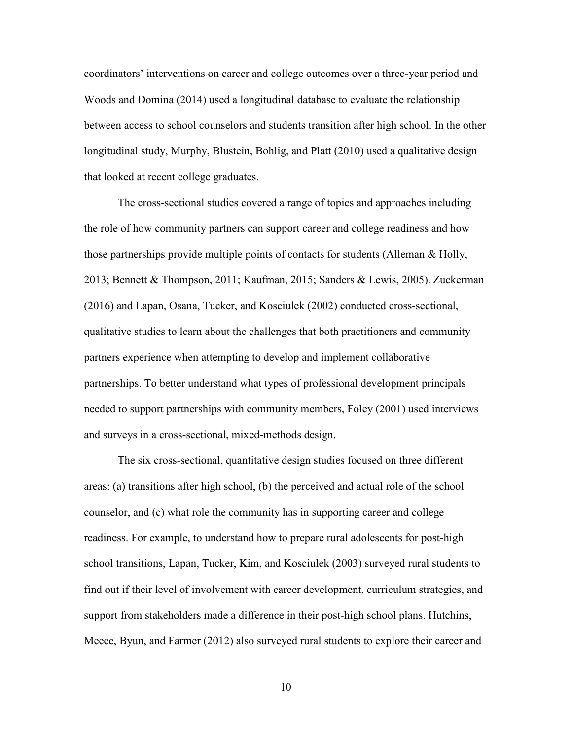coordinators' interventions on career and college outcomes over a three-year period and Woods and Domina (2014) used a longitudinal database to evaluate the relationship between access to school counselors and students transition after high school. In the other longitudinal study, Murphy, Blustein, Bohlig, and Platt (2010) used a qualitative design that looked at recent college graduates.

The cross-sectional studies covered a range of topics and approaches including the role of how community partners can support career and college readiness and how those partnerships provide multiple points of contacts for students (Alleman & Holly, 2013; Bennett & Thompson, 2011; Kaufman, 2015; Sanders & Lewis, 2005). Zuckerman (2016) and Lapan, Osana, Tucker, and Kosciulek (2002) conducted cross-sectional, qualitative studies to learn about the challenges that both practitioners and community partners experience when attempting to develop and implement collaborative partnerships. To better understand what types of professional development principals needed to support partnerships with community members, Foley (2001) used interviews and surveys in a cross-sectional, mixed-methods design.

The six cross-sectional, quantitative design studies focused on three different areas: (a) transitions after high school, (b) the perceived and actual role of the school counselor, and (c) what role the community has in supporting career and college readiness. For example, to understand how to prepare rural adolescents for post-high school transitions, Lapan, Tucker, Kim, and Kosciulek (2003) surveyed rural students to find out if their level of involvement with career development, curriculum strategies, and support from stakeholders made a difference in their post-high school plans. Hutchins, Meece, Byun, and Farmer (2012) also surveyed rural students to explore their career and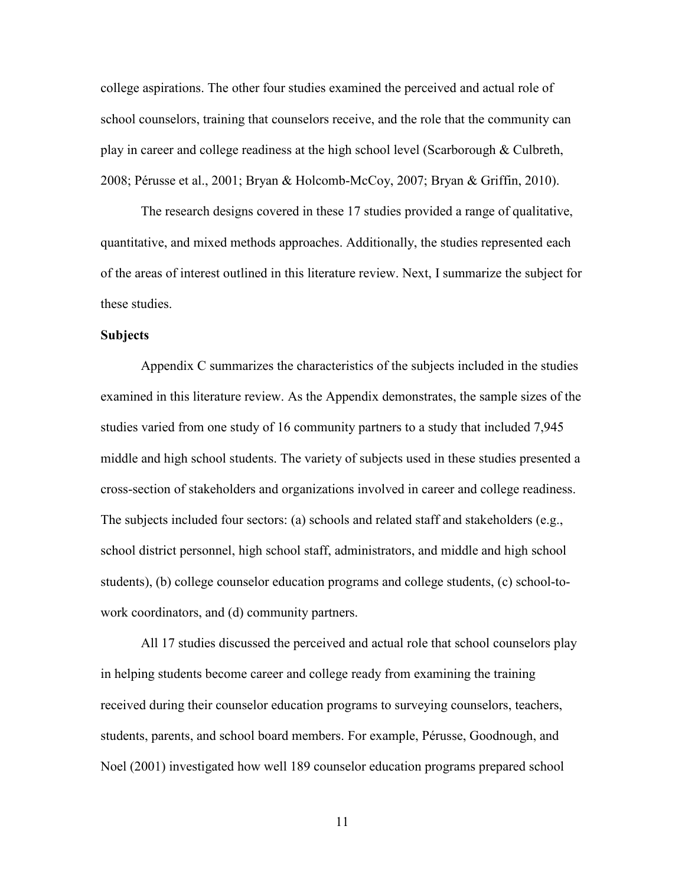college aspirations. The other four studies examined the perceived and actual role of school counselors, training that counselors receive, and the role that the community can play in career and college readiness at the high school level (Scarborough & Culbreth, 2008; Pérusse et al., 2001; Bryan & Holcomb-McCoy, 2007; Bryan & Griffin, 2010).

The research designs covered in these 17 studies provided a range of qualitative, quantitative, and mixed methods approaches. Additionally, the studies represented each of the areas of interest outlined in this literature review. Next, I summarize the subject for these studies.

**Subjects**

Appendix C summarizes the characteristics of the subjects included in the studies examined in this literature review. As the Appendix demonstrates, the sample sizes of the studies varied from one study of 16 community partners to a study that included 7,945 middle and high school students. The variety of subjects used in these studies presented a cross-section of stakeholders and organizations involved in career and college readiness. The subjects included four sectors: (a) schools and related staff and stakeholders (e.g., school district personnel, high school staff, administrators, and middle and high school students), (b) college counselor education programs and college students, (c) school-to-work coordinators, and (d) community partners.

All 17 studies discussed the perceived and actual role that school counselors play in helping students become career and college ready from examining the training received during their counselor education programs to surveying counselors, teachers, students, parents, and school board members. For example, Pérusse, Goodnough, and Noel (2001) investigated how well 189 counselor education programs prepared school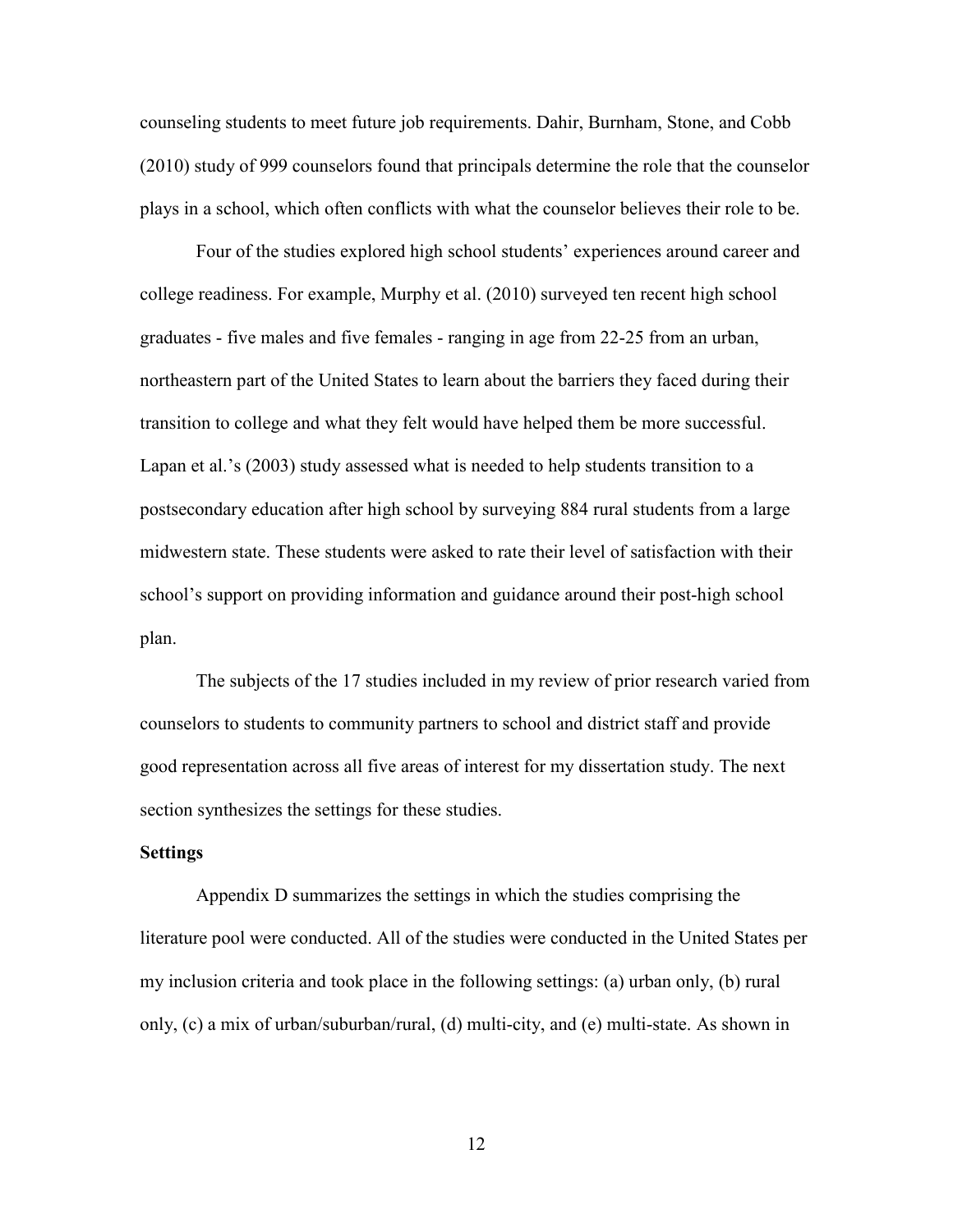counseling students to meet future job requirements. Dahir, Burnham, Stone, and Cobb (2010) study of 999 counselors found that principals determine the role that the counselor plays in a school, which often conflicts with what the counselor believes their role to be.

Four of the studies explored high school students' experiences around career and college readiness. For example, Murphy et al. (2010) surveyed ten recent high school graduates - five males and five females - ranging in age from 22-25 from an urban, northeastern part of the United States to learn about the barriers they faced during their transition to college and what they felt would have helped them be more successful. Lapan et al.'s (2003) study assessed what is needed to help students transition to a postsecondary education after high school by surveying 884 rural students from a large midwestern state. These students were asked to rate their level of satisfaction with their school's support on providing information and guidance around their post-high school plan.

The subjects of the 17 studies included in my review of prior research varied from counselors to students to community partners to school and district staff and provide good representation across all five areas of interest for my dissertation study. The next section synthesizes the settings for these studies.

**Settings**

Appendix D summarizes the settings in which the studies comprising the literature pool were conducted. All of the studies were conducted in the United States per my inclusion criteria and took place in the following settings: (a) urban only, (b) rural only, (c) a mix of urban/suburban/rural, (d) multi-city, and (e) multi-state. As shown in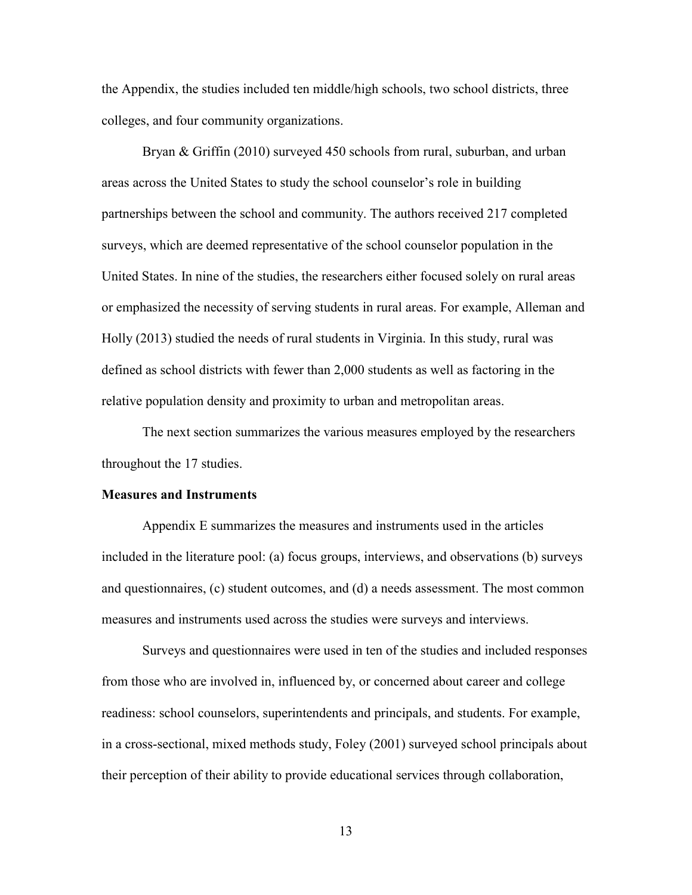the Appendix, the studies included ten middle/high schools, two school districts, three colleges, and four community organizations.

Bryan & Griffin (2010) surveyed 450 schools from rural, suburban, and urban areas across the United States to study the school counselor's role in building partnerships between the school and community. The authors received 217 completed surveys, which are deemed representative of the school counselor population in the United States. In nine of the studies, the researchers either focused solely on rural areas or emphasized the necessity of serving students in rural areas. For example, Alleman and Holly (2013) studied the needs of rural students in Virginia. In this study, rural was defined as school districts with fewer than 2,000 students as well as factoring in the relative population density and proximity to urban and metropolitan areas.

The next section summarizes the various measures employed by the researchers throughout the 17 studies.

**Measures and Instruments**

Appendix E summarizes the measures and instruments used in the articles included in the literature pool: (a) focus groups, interviews, and observations (b) surveys and questionnaires, (c) student outcomes, and (d) a needs assessment. The most common measures and instruments used across the studies were surveys and interviews.

Surveys and questionnaires were used in ten of the studies and included responses from those who are involved in, influenced by, or concerned about career and college readiness: school counselors, superintendents and principals, and students. For example, in a cross-sectional, mixed methods study, Foley (2001) surveyed school principals about their perception of their ability to provide educational services through collaboration,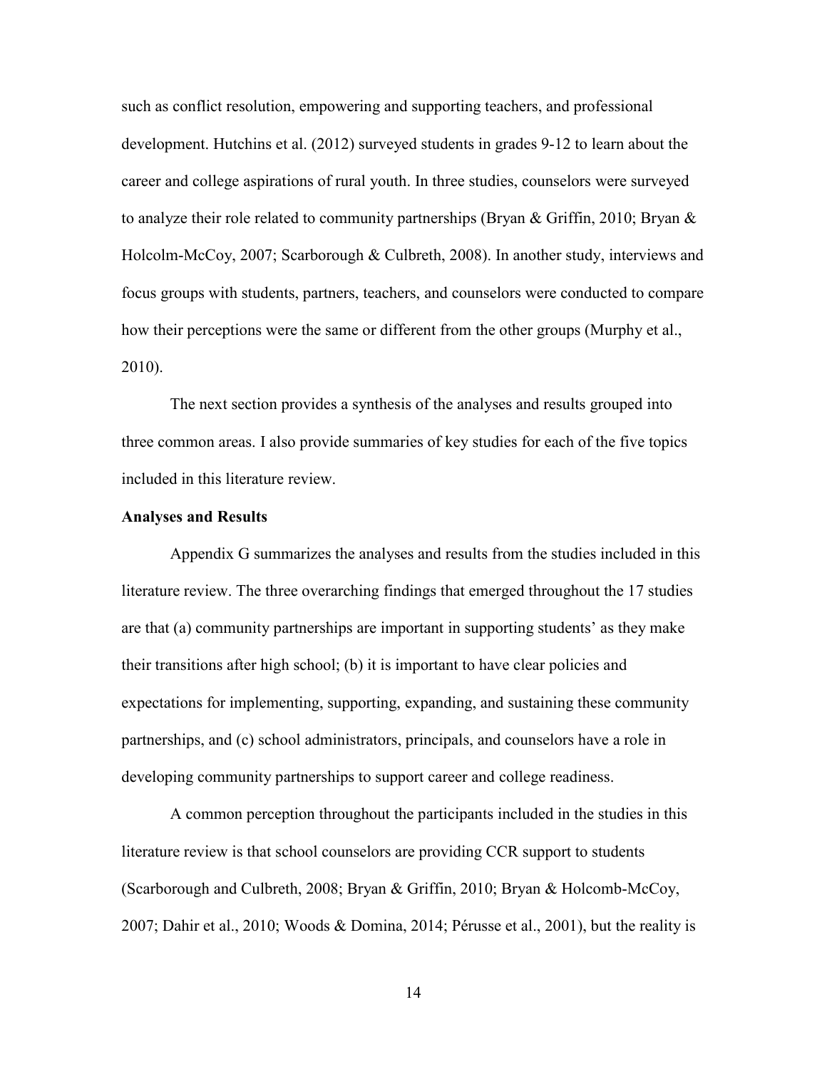such as conflict resolution, empowering and supporting teachers, and professional development. Hutchins et al. (2012) surveyed students in grades 9-12 to learn about the career and college aspirations of rural youth. In three studies, counselors were surveyed to analyze their role related to community partnerships (Bryan & Griffin, 2010; Bryan & Holcolm-McCoy, 2007; Scarborough & Culbreth, 2008). In another study, interviews and focus groups with students, partners, teachers, and counselors were conducted to compare how their perceptions were the same or different from the other groups (Murphy et al., 2010).

The next section provides a synthesis of the analyses and results grouped into three common areas. I also provide summaries of key studies for each of the five topics included in this literature review.

**Analyses and Results**

Appendix G summarizes the analyses and results from the studies included in this literature review. The three overarching findings that emerged throughout the 17 studies are that (a) community partnerships are important in supporting students' as they make their transitions after high school; (b) it is important to have clear policies and expectations for implementing, supporting, expanding, and sustaining these community partnerships, and (c) school administrators, principals, and counselors have a role in developing community partnerships to support career and college readiness.

A common perception throughout the participants included in the studies in this literature review is that school counselors are providing CCR support to students (Scarborough and Culbreth, 2008; Bryan & Griffin, 2010; Bryan & Holcomb-McCoy, 2007; Dahir et al., 2010; Woods & Domina, 2014; Pérusse et al., 2001), but the reality is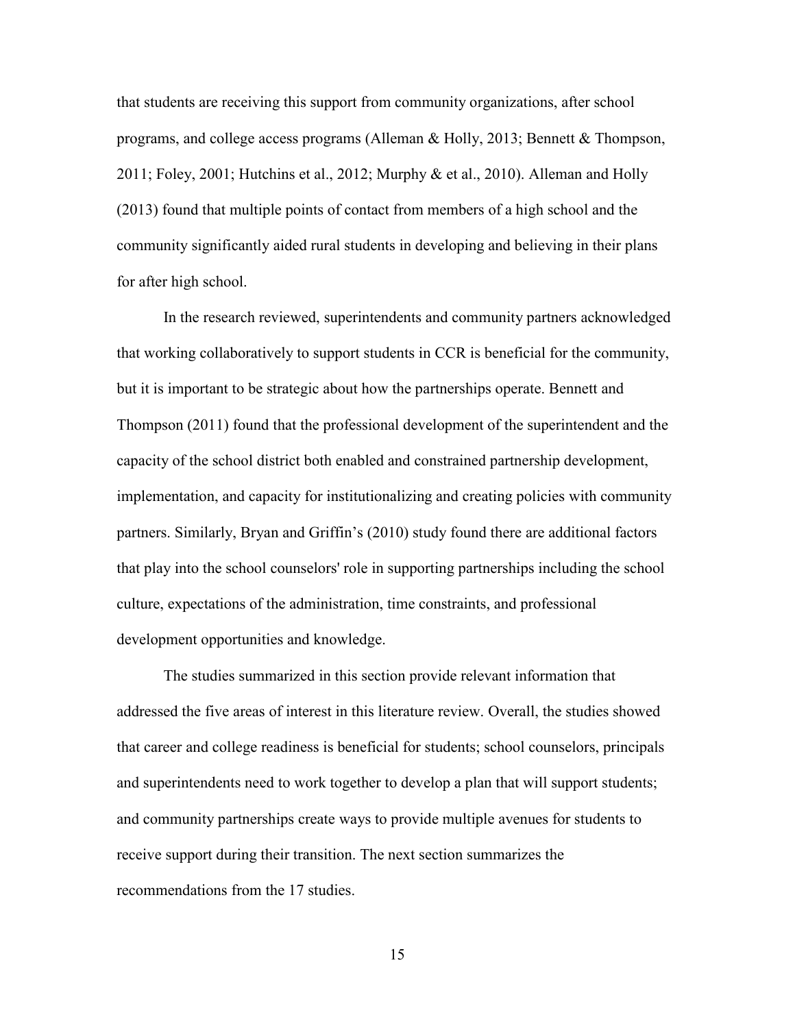that students are receiving this support from community organizations, after school programs, and college access programs (Alleman & Holly, 2013; Bennett & Thompson, 2011; Foley, 2001; Hutchins et al., 2012; Murphy & et al., 2010). Alleman and Holly (2013) found that multiple points of contact from members of a high school and the community significantly aided rural students in developing and believing in their plans for after high school.

In the research reviewed, superintendents and community partners acknowledged that working collaboratively to support students in CCR is beneficial for the community, but it is important to be strategic about how the partnerships operate. Bennett and Thompson (2011) found that the professional development of the superintendent and the capacity of the school district both enabled and constrained partnership development, implementation, and capacity for institutionalizing and creating policies with community partners. Similarly, Bryan and Griffin's (2010) study found there are additional factors that play into the school counselors' role in supporting partnerships including the school culture, expectations of the administration, time constraints, and professional development opportunities and knowledge.

The studies summarized in this section provide relevant information that addressed the five areas of interest in this literature review. Overall, the studies showed that career and college readiness is beneficial for students; school counselors, principals and superintendents need to work together to develop a plan that will support students; and community partnerships create ways to provide multiple avenues for students to receive support during their transition. The next section summarizes the recommendations from the 17 studies.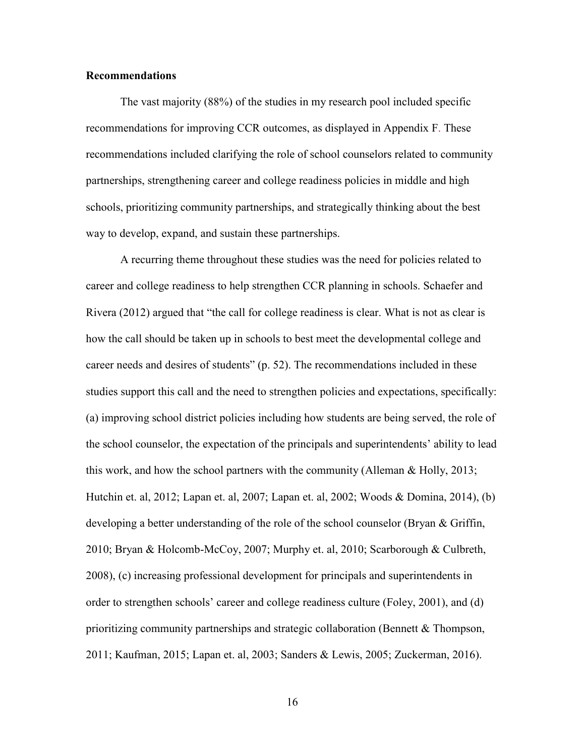**Recommendations**

The vast majority (88%) of the studies in my research pool included specific recommendations for improving CCR outcomes, as displayed in Appendix F. These recommendations included clarifying the role of school counselors related to community partnerships, strengthening career and college readiness policies in middle and high schools, prioritizing community partnerships, and strategically thinking about the best way to develop, expand, and sustain these partnerships.

A recurring theme throughout these studies was the need for policies related to career and college readiness to help strengthen CCR planning in schools. Schaefer and Rivera (2012) argued that "the call for college readiness is clear. What is not as clear is how the call should be taken up in schools to best meet the developmental college and career needs and desires of students" (p. 52). The recommendations included in these studies support this call and the need to strengthen policies and expectations, specifically: (a) improving school district policies including how students are being served, the role of the school counselor, the expectation of the principals and superintendents' ability to lead this work, and how the school partners with the community (Alleman & Holly, 2013; Hutchin et. al, 2012; Lapan et. al, 2007; Lapan et. al, 2002; Woods & Domina, 2014), (b) developing a better understanding of the role of the school counselor (Bryan & Griffin, 2010; Bryan & Holcomb-McCoy, 2007; Murphy et. al, 2010; Scarborough & Culbreth, 2008), (c) increasing professional development for principals and superintendents in order to strengthen schools' career and college readiness culture (Foley, 2001), and (d) prioritizing community partnerships and strategic collaboration (Bennett & Thompson, 2011; Kaufman, 2015; Lapan et. al, 2003; Sanders & Lewis, 2005; Zuckerman, 2016).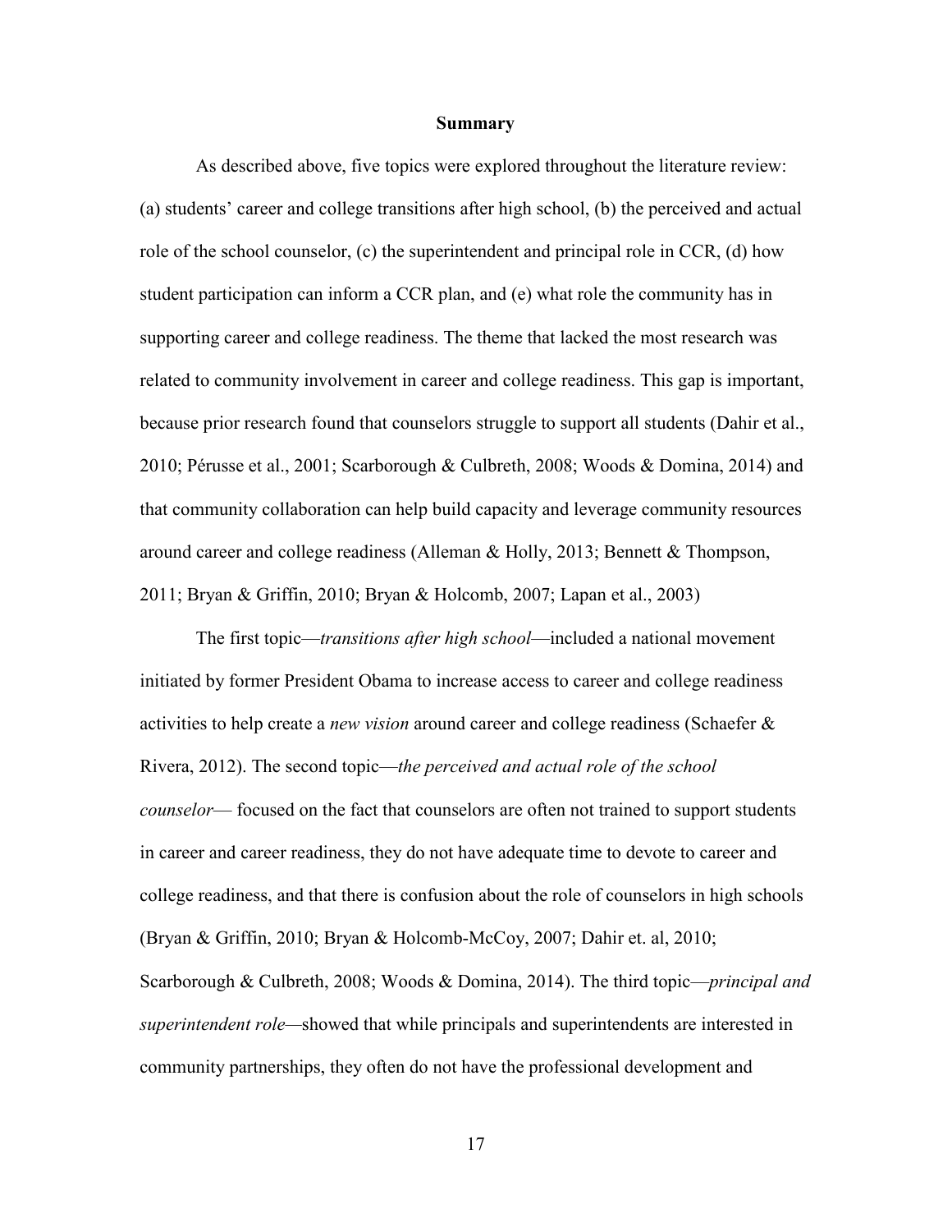## Summary

As described above, five topics were explored throughout the literature review: (a) students' career and college transitions after high school, (b) the perceived and actual role of the school counselor, (c) the superintendent and principal role in CCR, (d) how student participation can inform a CCR plan, and (e) what role the community has in supporting career and college readiness. The theme that lacked the most research was related to community involvement in career and college readiness. This gap is important, because prior research found that counselors struggle to support all students (Dahir et al., 2010; Pérusse et al., 2001; Scarborough & Culbreth, 2008; Woods & Domina, 2014) and that community collaboration can help build capacity and leverage community resources around career and college readiness (Alleman & Holly, 2013; Bennett & Thompson, 2011; Bryan & Griffin, 2010; Bryan & Holcomb, 2007; Lapan et al., 2003)

The first topic—*transitions after high school*—included a national movement initiated by former President Obama to increase access to career and college readiness activities to help create a *new vision* around career and college readiness (Schaefer & Rivera, 2012). The second topic—*the perceived and actual role of the school counselor*— focused on the fact that counselors are often not trained to support students in career and career readiness, they do not have adequate time to devote to career and college readiness, and that there is confusion about the role of counselors in high schools (Bryan & Griffin, 2010; Bryan & Holcomb-McCoy, 2007; Dahir et. al, 2010; Scarborough & Culbreth, 2008; Woods & Domina, 2014). The third topic—*principal and superintendent role*—showed that while principals and superintendents are interested in community partnerships, they often do not have the professional development and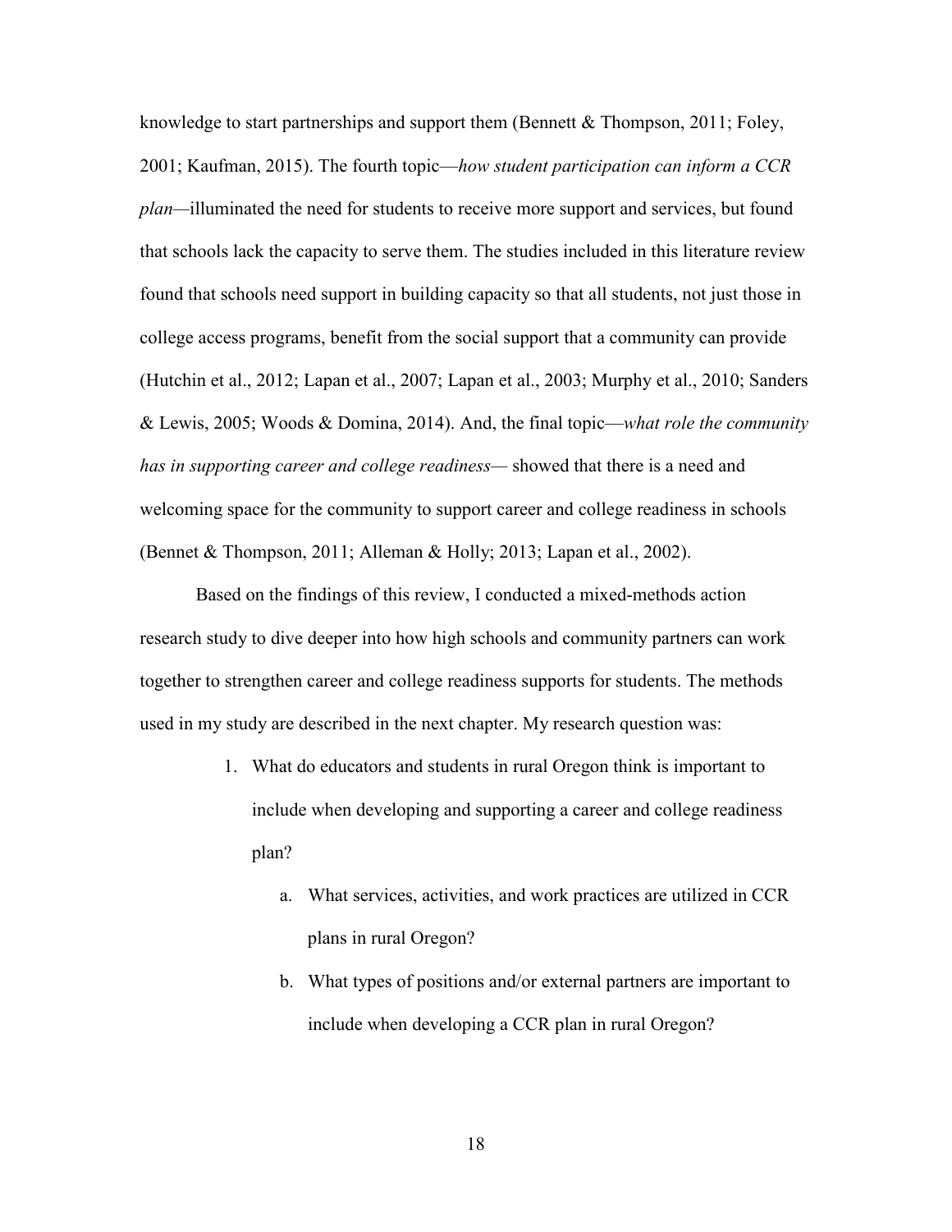knowledge to start partnerships and support them (Bennett & Thompson, 2011; Foley, 2001; Kaufman, 2015). The fourth topic—*how student participation can inform a CCR plan*—illuminated the need for students to receive more support and services, but found that schools lack the capacity to serve them. The studies included in this literature review found that schools need support in building capacity so that all students, not just those in college access programs, benefit from the social support that a community can provide (Hutchin et al., 2012; Lapan et al., 2007; Lapan et al., 2003; Murphy et al., 2010; Sanders & Lewis, 2005; Woods & Domina, 2014). And, the final topic—*what role the community has in supporting career and college readiness*— showed that there is a need and welcoming space for the community to support career and college readiness in schools (Bennet & Thompson, 2011; Alleman & Holly; 2013; Lapan et al., 2002).

Based on the findings of this review, I conducted a mixed-methods action research study to dive deeper into how high schools and community partners can work together to strengthen career and college readiness supports for students. The methods used in my study are described in the next chapter. My research question was:

1. What do educators and students in rural Oregon think is important to include when developing and supporting a career and college readiness plan?
    a. What services, activities, and work practices are utilized in CCR plans in rural Oregon?
    b. What types of positions and/or external partners are important to include when developing a CCR plan in rural Oregon?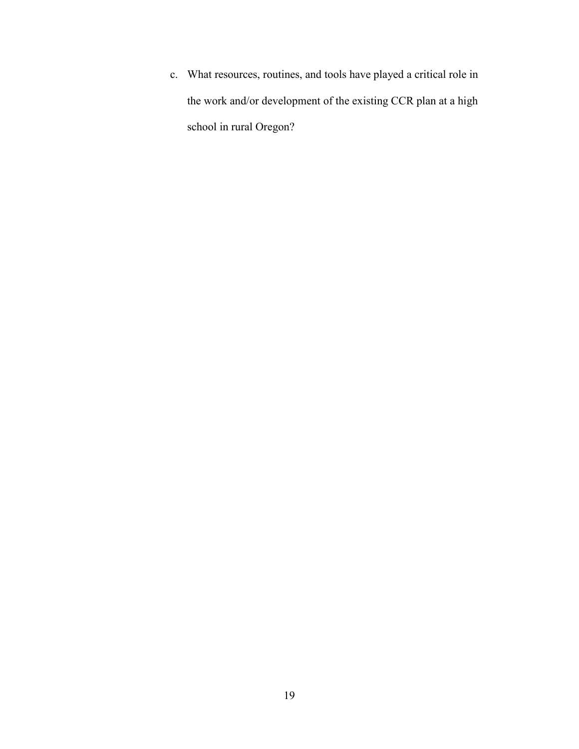c. What resources, routines, and tools have played a critical role in the work and/or development of the existing CCR plan at a high school in rural Oregon?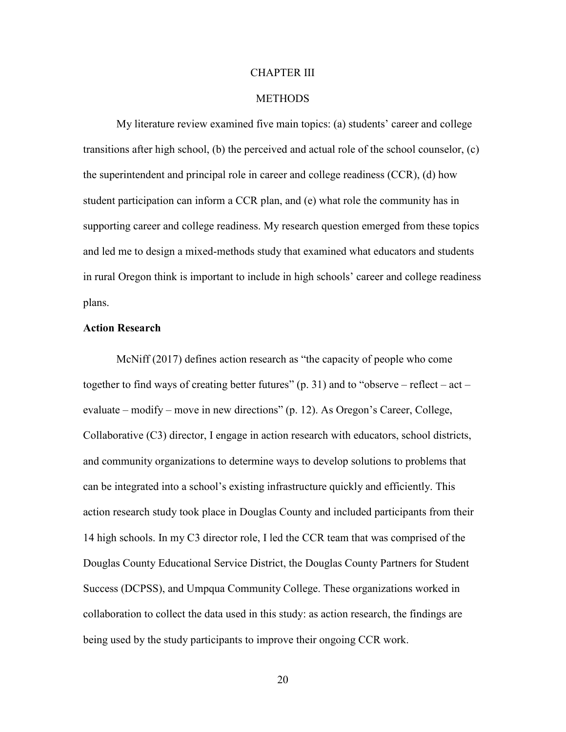# CHAPTER III

# METHODS

My literature review examined five main topics: (a) students' career and college transitions after high school, (b) the perceived and actual role of the school counselor, (c) the superintendent and principal role in career and college readiness (CCR), (d) how student participation can inform a CCR plan, and (e) what role the community has in supporting career and college readiness. My research question emerged from these topics and led me to design a mixed-methods study that examined what educators and students in rural Oregon think is important to include in high schools' career and college readiness plans.

## Action Research

McNiff (2017) defines action research as "the capacity of people who come together to find ways of creating better futures" (p. 31) and to "observe – reflect – act – evaluate – modify – move in new directions" (p. 12). As Oregon's Career, College, Collaborative (C3) director, I engage in action research with educators, school districts, and community organizations to determine ways to develop solutions to problems that can be integrated into a school's existing infrastructure quickly and efficiently. This action research study took place in Douglas County and included participants from their 14 high schools. In my C3 director role, I led the CCR team that was comprised of the Douglas County Educational Service District, the Douglas County Partners for Student Success (DCPSS), and Umpqua Community College. These organizations worked in collaboration to collect the data used in this study: as action research, the findings are being used by the study participants to improve their ongoing CCR work.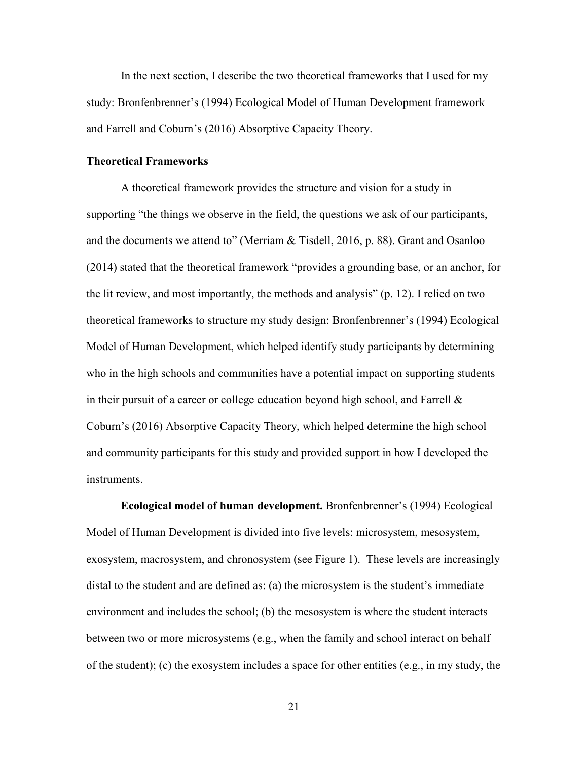In the next section, I describe the two theoretical frameworks that I used for my study: Bronfenbrenner's (1994) Ecological Model of Human Development framework and Farrell and Coburn's (2016) Absorptive Capacity Theory.

## Theoretical Frameworks

A theoretical framework provides the structure and vision for a study in supporting "the things we observe in the field, the questions we ask of our participants, and the documents we attend to" (Merriam & Tisdell, 2016, p. 88). Grant and Osanloo (2014) stated that the theoretical framework "provides a grounding base, or an anchor, for the lit review, and most importantly, the methods and analysis" (p. 12). I relied on two theoretical frameworks to structure my study design: Bronfenbrenner's (1994) Ecological Model of Human Development, which helped identify study participants by determining who in the high schools and communities have a potential impact on supporting students in their pursuit of a career or college education beyond high school, and Farrell & Coburn's (2016) Absorptive Capacity Theory, which helped determine the high school and community participants for this study and provided support in how I developed the instruments.

**Ecological model of human development.** Bronfenbrenner's (1994) Ecological Model of Human Development is divided into five levels: microsystem, mesosystem, exosystem, macrosystem, and chronosystem (see Figure 1). These levels are increasingly distal to the student and are defined as: (a) the microsystem is the student's immediate environment and includes the school; (b) the mesosystem is where the student interacts between two or more microsystems (e.g., when the family and school interact on behalf of the student); (c) the exosystem includes a space for other entities (e.g., in my study, the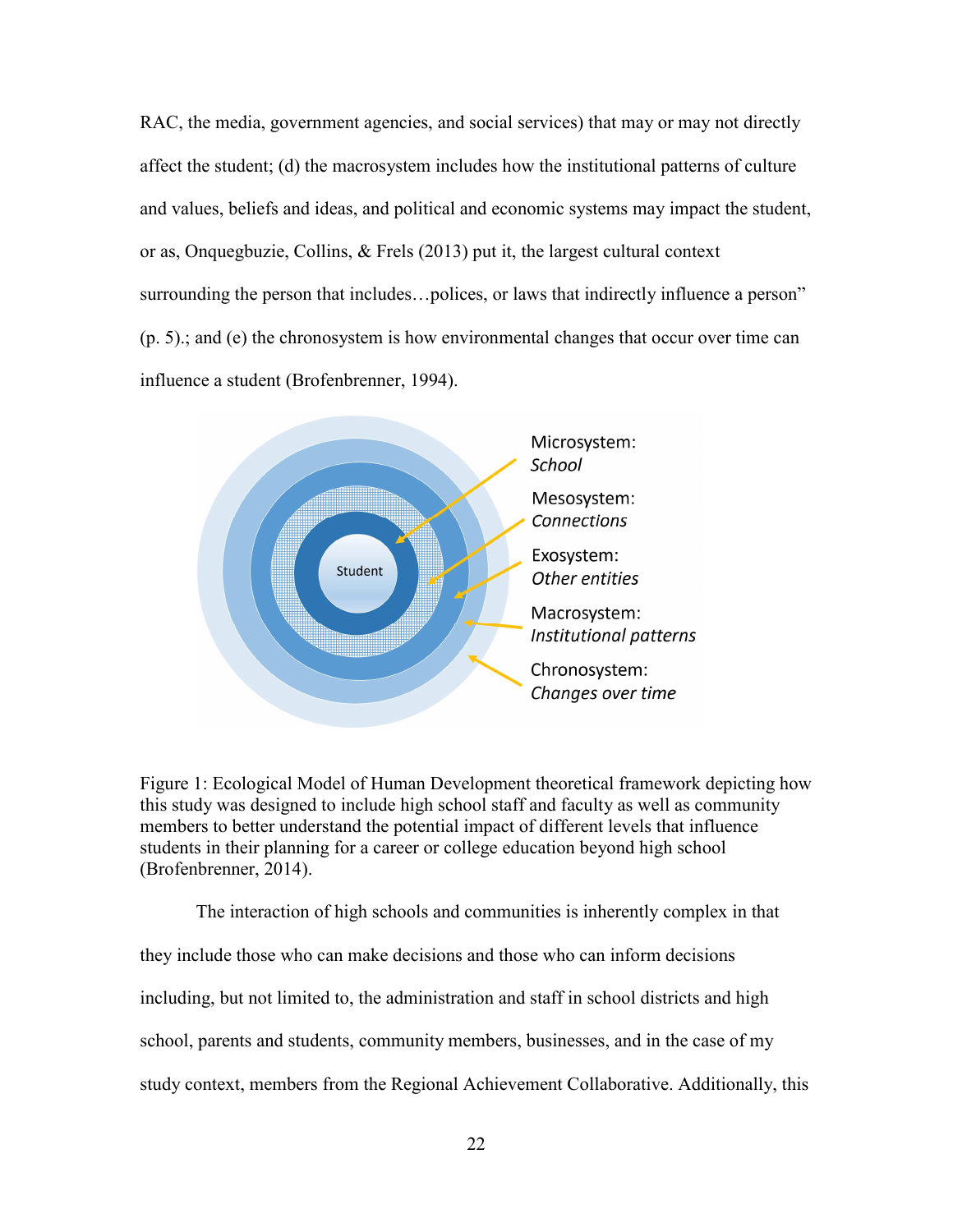RAC, the media, government agencies, and social services) that may or may not directly affect the student; (d) the macrosystem includes how the institutional patterns of culture and values, beliefs and ideas, and political and economic systems may impact the student, or as, Onquegbuzie, Collins, & Frels (2013) put it, the largest cultural context surrounding the person that includes…polices, or laws that indirectly influence a person" (p. 5).; and (e) the chronosystem is how environmental changes that occur over time can influence a student (Brofenbrenner, 1994).

Student

Microsystem: *School*

Mesosystem: *Connections*

Exosystem: *Other entities*

Macrosystem: *Institutional patterns*

Chronosystem: *Changes over time*

Figure 1: Ecological Model of Human Development theoretical framework depicting how this study was designed to include high school staff and faculty as well as community members to better understand the potential impact of different levels that influence students in their planning for a career or college education beyond high school (Brofenbrenner, 2014).

The interaction of high schools and communities is inherently complex in that they include those who can make decisions and those who can inform decisions including, but not limited to, the administration and staff in school districts and high school, parents and students, community members, businesses, and in the case of my study context, members from the Regional Achievement Collaborative. Additionally, this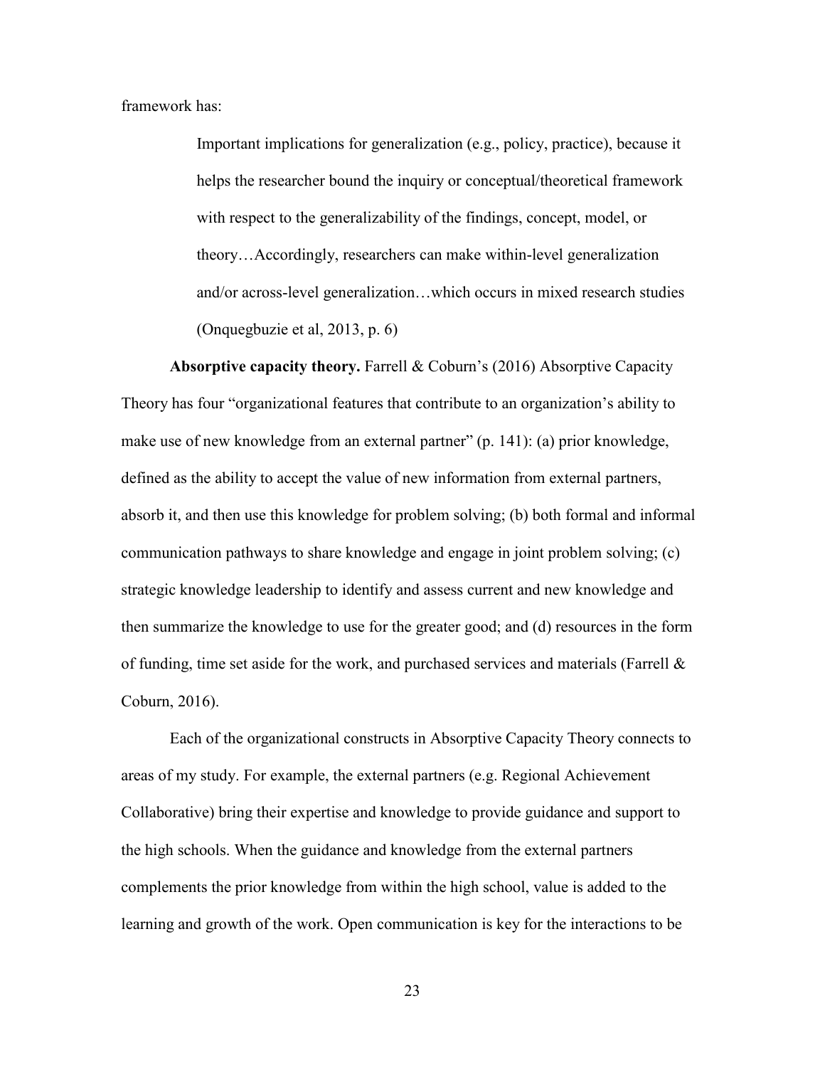framework has:

> Important implications for generalization (e.g., policy, practice), because it helps the researcher bound the inquiry or conceptual/theoretical framework with respect to the generalizability of the findings, concept, model, or theory…Accordingly, researchers can make within-level generalization and/or across-level generalization…which occurs in mixed research studies (Onquegbuzie et al, 2013, p. 6)

**Absorptive capacity theory.** Farrell & Coburn's (2016) Absorptive Capacity Theory has four "organizational features that contribute to an organization's ability to make use of new knowledge from an external partner" (p. 141): (a) prior knowledge, defined as the ability to accept the value of new information from external partners, absorb it, and then use this knowledge for problem solving; (b) both formal and informal communication pathways to share knowledge and engage in joint problem solving; (c) strategic knowledge leadership to identify and assess current and new knowledge and then summarize the knowledge to use for the greater good; and (d) resources in the form of funding, time set aside for the work, and purchased services and materials (Farrell & Coburn, 2016).

Each of the organizational constructs in Absorptive Capacity Theory connects to areas of my study. For example, the external partners (e.g. Regional Achievement Collaborative) bring their expertise and knowledge to provide guidance and support to the high schools. When the guidance and knowledge from the external partners complements the prior knowledge from within the high school, value is added to the learning and growth of the work. Open communication is key for the interactions to be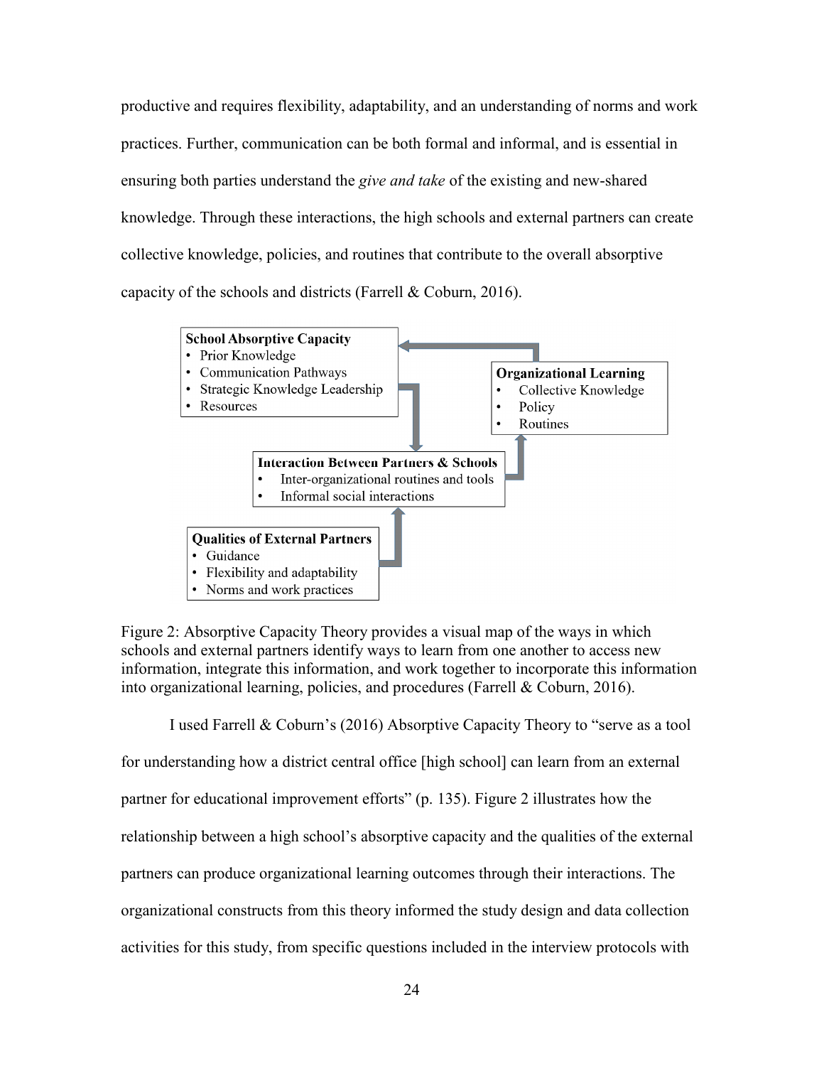productive and requires flexibility, adaptability, and an understanding of norms and work practices. Further, communication can be both formal and informal, and is essential in ensuring both parties understand the *give and take* of the existing and new-shared knowledge. Through these interactions, the high schools and external partners can create collective knowledge, policies, and routines that contribute to the overall absorptive capacity of the schools and districts (Farrell & Coburn, 2016).

**School Absorptive Capacity**
- Prior Knowledge
- Communication Pathways
- Strategic Knowledge Leadership
- Resources

**Organizational Learning**
- Collective Knowledge
- Policy
- Routines

**Interaction Between Partners & Schools**
- Inter-organizational routines and tools
- Informal social interactions

**Qualities of External Partners**
- Guidance
- Flexibility and adaptability
- Norms and work practices

Figure 2: Absorptive Capacity Theory provides a visual map of the ways in which schools and external partners identify ways to learn from one another to access new information, integrate this information, and work together to incorporate this information into organizational learning, policies, and procedures (Farrell & Coburn, 2016).

I used Farrell & Coburn's (2016) Absorptive Capacity Theory to "serve as a tool for understanding how a district central office [high school] can learn from an external partner for educational improvement efforts" (p. 135). Figure 2 illustrates how the relationship between a high school's absorptive capacity and the qualities of the external partners can produce organizational learning outcomes through their interactions. The organizational constructs from this theory informed the study design and data collection activities for this study, from specific questions included in the interview protocols with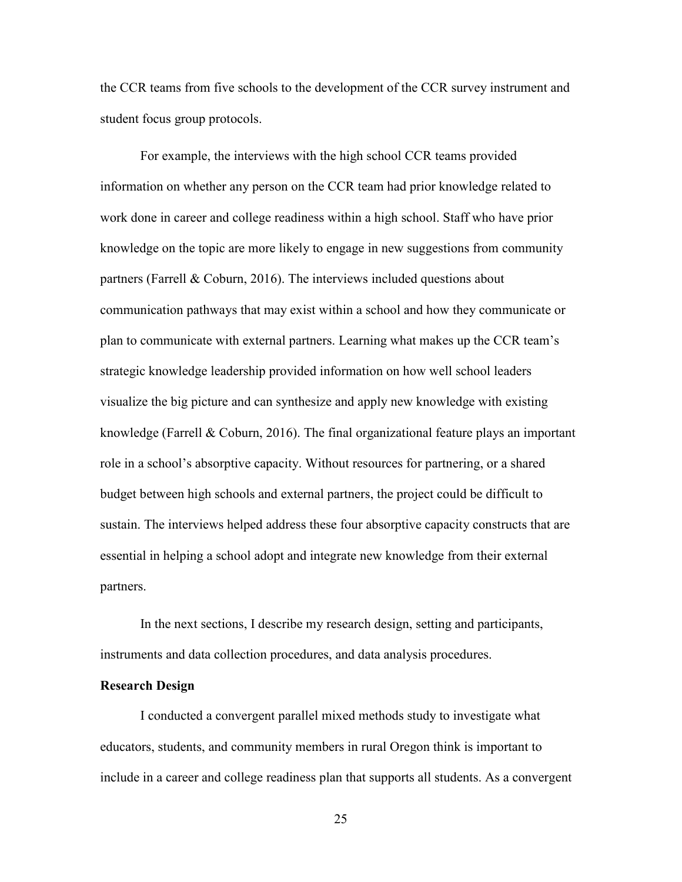the CCR teams from five schools to the development of the CCR survey instrument and student focus group protocols.

For example, the interviews with the high school CCR teams provided information on whether any person on the CCR team had prior knowledge related to work done in career and college readiness within a high school. Staff who have prior knowledge on the topic are more likely to engage in new suggestions from community partners (Farrell & Coburn, 2016). The interviews included questions about communication pathways that may exist within a school and how they communicate or plan to communicate with external partners. Learning what makes up the CCR team's strategic knowledge leadership provided information on how well school leaders visualize the big picture and can synthesize and apply new knowledge with existing knowledge (Farrell & Coburn, 2016). The final organizational feature plays an important role in a school's absorptive capacity. Without resources for partnering, or a shared budget between high schools and external partners, the project could be difficult to sustain. The interviews helped address these four absorptive capacity constructs that are essential in helping a school adopt and integrate new knowledge from their external partners.

In the next sections, I describe my research design, setting and participants, instruments and data collection procedures, and data analysis procedures.

## Research Design

I conducted a convergent parallel mixed methods study to investigate what educators, students, and community members in rural Oregon think is important to include in a career and college readiness plan that supports all students. As a convergent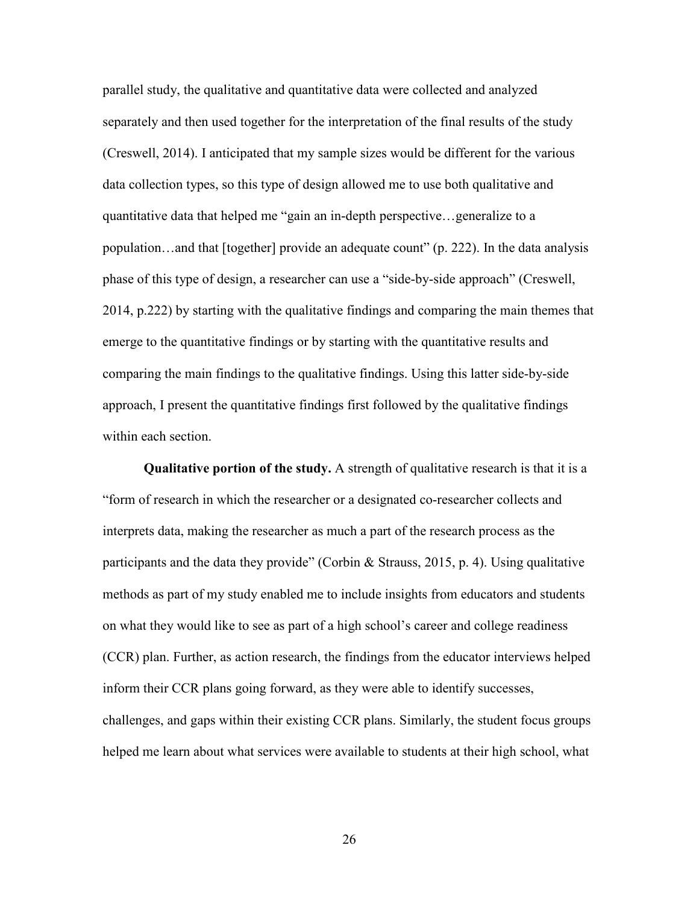parallel study, the qualitative and quantitative data were collected and analyzed separately and then used together for the interpretation of the final results of the study (Creswell, 2014). I anticipated that my sample sizes would be different for the various data collection types, so this type of design allowed me to use both qualitative and quantitative data that helped me "gain an in-depth perspective…generalize to a population…and that [together] provide an adequate count" (p. 222). In the data analysis phase of this type of design, a researcher can use a "side-by-side approach" (Creswell, 2014, p.222) by starting with the qualitative findings and comparing the main themes that emerge to the quantitative findings or by starting with the quantitative results and comparing the main findings to the qualitative findings. Using this latter side-by-side approach, I present the quantitative findings first followed by the qualitative findings within each section.

**Qualitative portion of the study.** A strength of qualitative research is that it is a "form of research in which the researcher or a designated co-researcher collects and interprets data, making the researcher as much a part of the research process as the participants and the data they provide" (Corbin & Strauss, 2015, p. 4). Using qualitative methods as part of my study enabled me to include insights from educators and students on what they would like to see as part of a high school's career and college readiness (CCR) plan. Further, as action research, the findings from the educator interviews helped inform their CCR plans going forward, as they were able to identify successes, challenges, and gaps within their existing CCR plans. Similarly, the student focus groups helped me learn about what services were available to students at their high school, what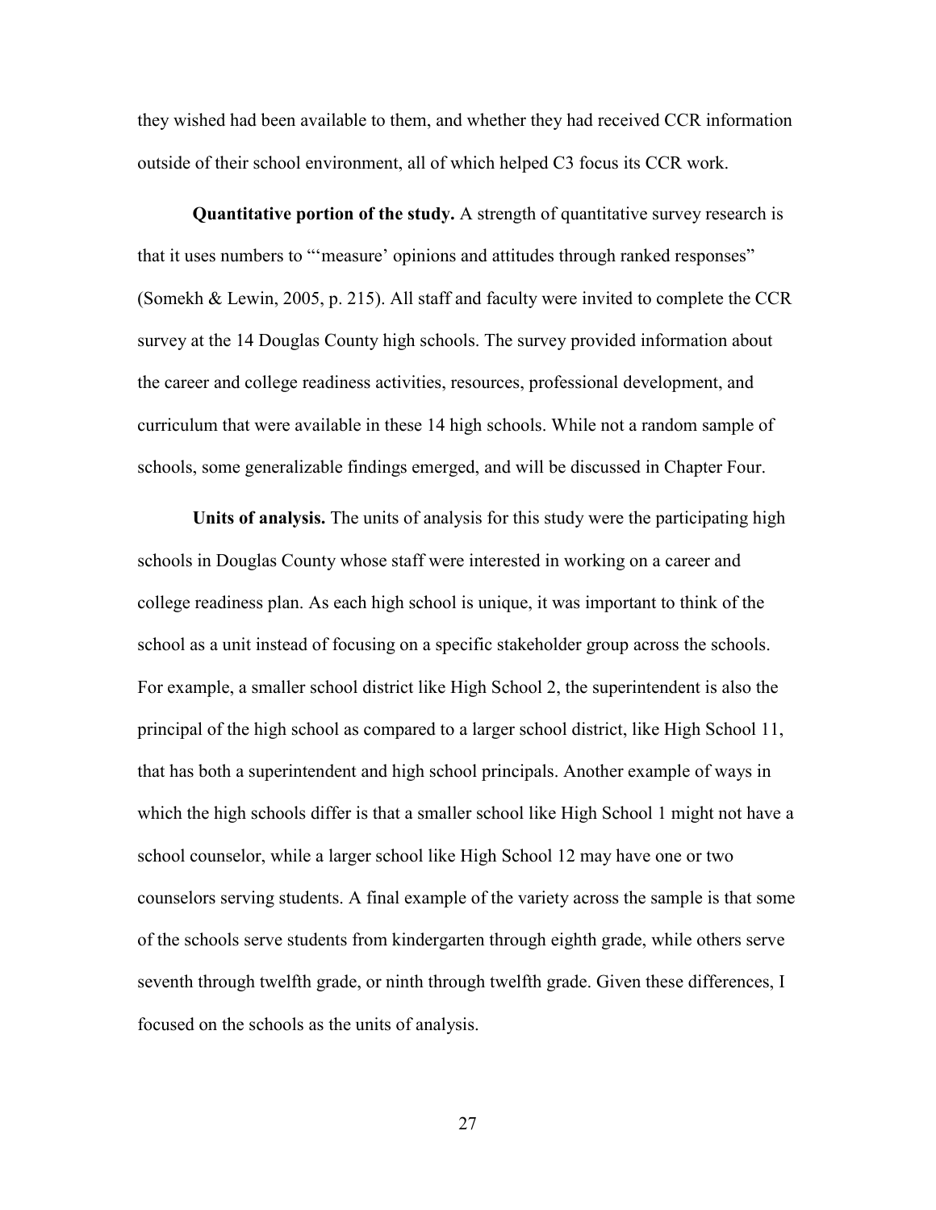they wished had been available to them, and whether they had received CCR information outside of their school environment, all of which helped C3 focus its CCR work.

**Quantitative portion of the study.** A strength of quantitative survey research is that it uses numbers to "'measure' opinions and attitudes through ranked responses" (Somekh & Lewin, 2005, p. 215). All staff and faculty were invited to complete the CCR survey at the 14 Douglas County high schools. The survey provided information about the career and college readiness activities, resources, professional development, and curriculum that were available in these 14 high schools. While not a random sample of schools, some generalizable findings emerged, and will be discussed in Chapter Four.

**Units of analysis.** The units of analysis for this study were the participating high schools in Douglas County whose staff were interested in working on a career and college readiness plan. As each high school is unique, it was important to think of the school as a unit instead of focusing on a specific stakeholder group across the schools. For example, a smaller school district like High School 2, the superintendent is also the principal of the high school as compared to a larger school district, like High School 11, that has both a superintendent and high school principals. Another example of ways in which the high schools differ is that a smaller school like High School 1 might not have a school counselor, while a larger school like High School 12 may have one or two counselors serving students. A final example of the variety across the sample is that some of the schools serve students from kindergarten through eighth grade, while others serve seventh through twelfth grade, or ninth through twelfth grade. Given these differences, I focused on the schools as the units of analysis.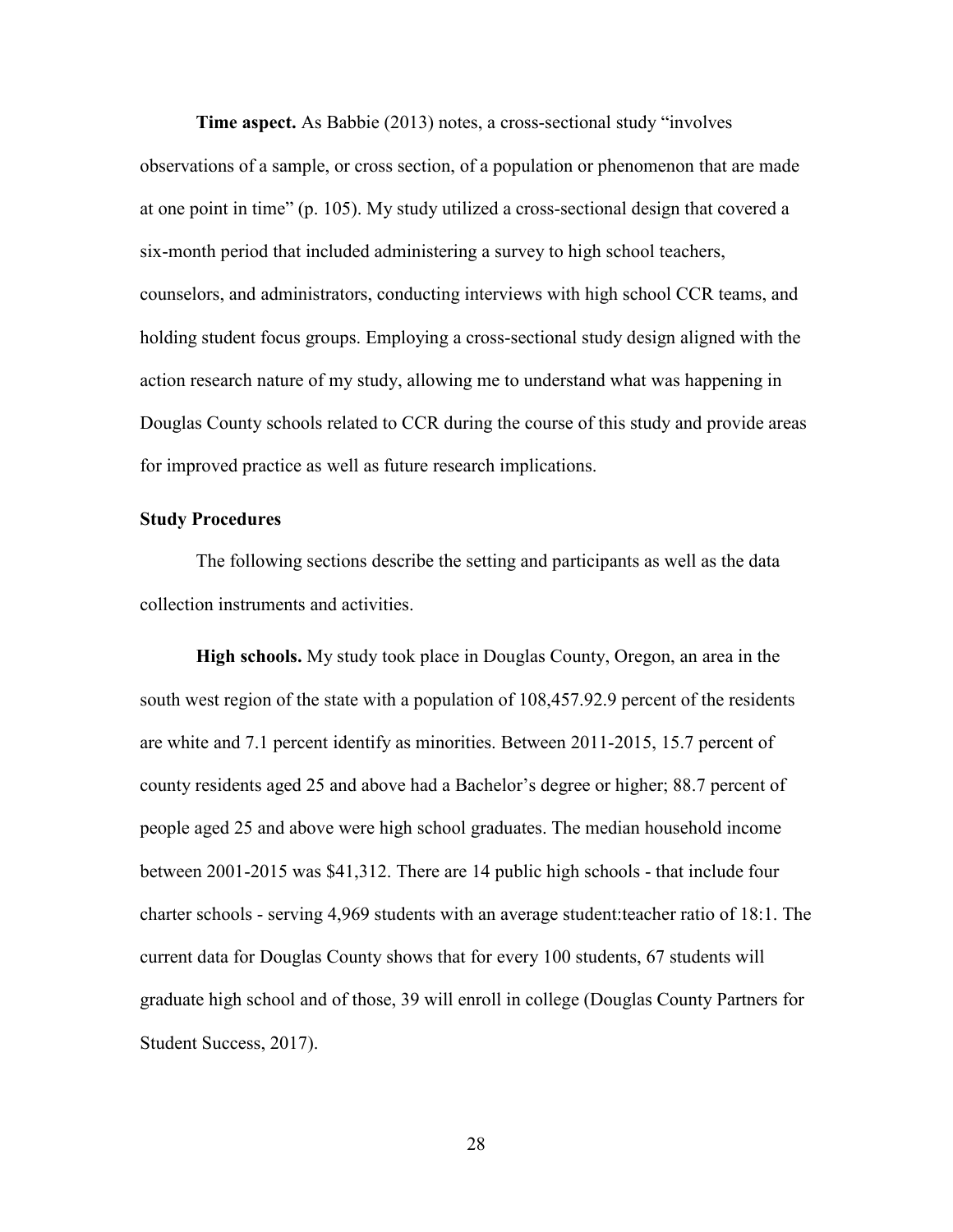**Time aspect.** As Babbie (2013) notes, a cross-sectional study "involves observations of a sample, or cross section, of a population or phenomenon that are made at one point in time" (p. 105). My study utilized a cross-sectional design that covered a six-month period that included administering a survey to high school teachers, counselors, and administrators, conducting interviews with high school CCR teams, and holding student focus groups. Employing a cross-sectional study design aligned with the action research nature of my study, allowing me to understand what was happening in Douglas County schools related to CCR during the course of this study and provide areas for improved practice as well as future research implications.

### Study Procedures

The following sections describe the setting and participants as well as the data collection instruments and activities.

**High schools.** My study took place in Douglas County, Oregon, an area in the south west region of the state with a population of 108,457.92.9 percent of the residents are white and 7.1 percent identify as minorities. Between 2011-2015, 15.7 percent of county residents aged 25 and above had a Bachelor's degree or higher; 88.7 percent of people aged 25 and above were high school graduates. The median household income between 2001-2015 was $41,312. There are 14 public high schools - that include four charter schools - serving 4,969 students with an average student:teacher ratio of 18:1. The current data for Douglas County shows that for every 100 students, 67 students will graduate high school and of those, 39 will enroll in college (Douglas County Partners for Student Success, 2017).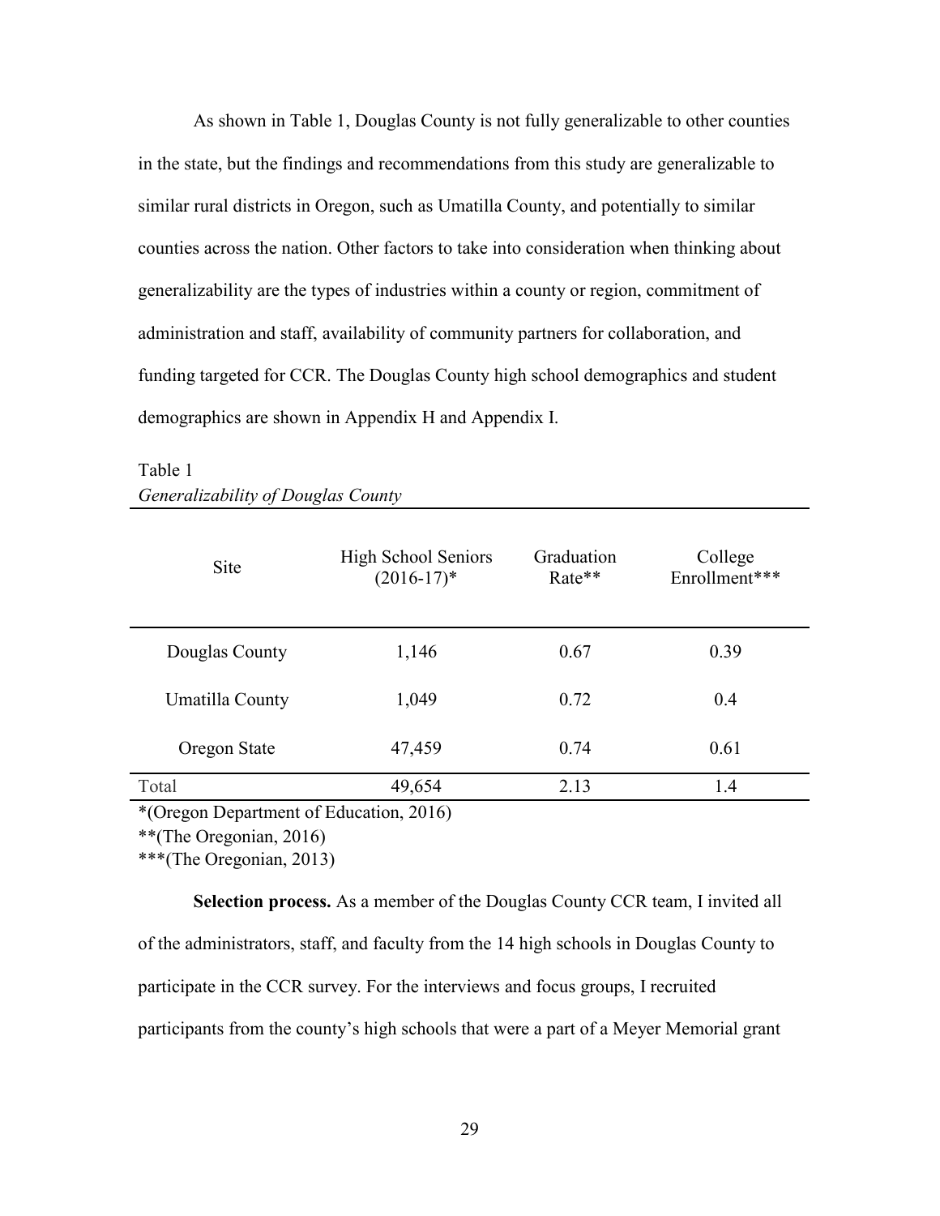As shown in Table 1, Douglas County is not fully generalizable to other counties in the state, but the findings and recommendations from this study are generalizable to similar rural districts in Oregon, such as Umatilla County, and potentially to similar counties across the nation. Other factors to take into consideration when thinking about generalizability are the types of industries within a county or region, commitment of administration and staff, availability of community partners for collaboration, and funding targeted for CCR. The Douglas County high school demographics and student demographics are shown in Appendix H and Appendix I.

Table 1
*Generalizability of Douglas County*

| Site | High School Seniors (2016-17)* | Graduation Rate** | College Enrollment*** |
|---|---|---|---|
| Douglas County | 1,146 | 0.67 | 0.39 |
| Umatilla County | 1,049 | 0.72 | 0.4 |
| Oregon State | 47,459 | 0.74 | 0.61 |
| Total | 49,654 | 2.13 | 1.4 |

*(Oregon Department of Education, 2016)
**(The Oregonian, 2016)
***(The Oregonian, 2013)

**Selection process.** As a member of the Douglas County CCR team, I invited all of the administrators, staff, and faculty from the 14 high schools in Douglas County to participate in the CCR survey. For the interviews and focus groups, I recruited participants from the county's high schools that were a part of a Meyer Memorial grant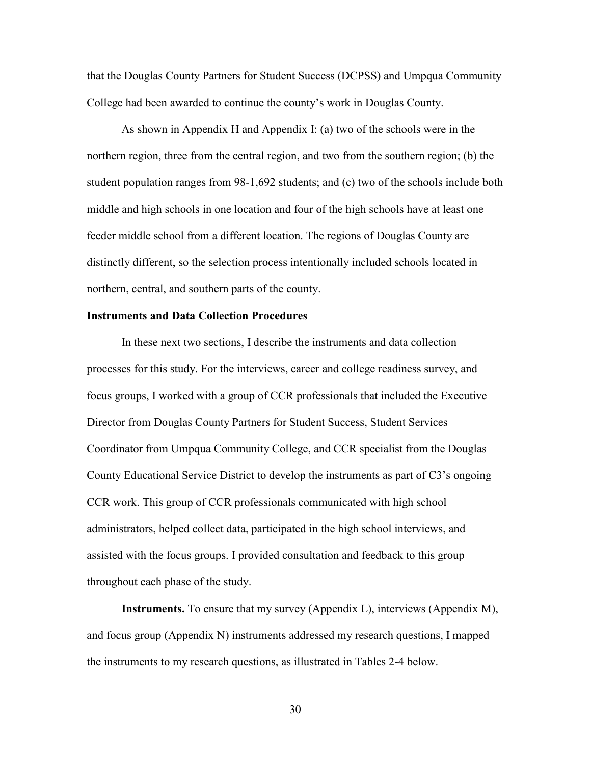that the Douglas County Partners for Student Success (DCPSS) and Umpqua Community College had been awarded to continue the county's work in Douglas County.

As shown in Appendix H and Appendix I: (a) two of the schools were in the northern region, three from the central region, and two from the southern region; (b) the student population ranges from 98-1,692 students; and (c) two of the schools include both middle and high schools in one location and four of the high schools have at least one feeder middle school from a different location. The regions of Douglas County are distinctly different, so the selection process intentionally included schools located in northern, central, and southern parts of the county.

### Instruments and Data Collection Procedures

In these next two sections, I describe the instruments and data collection processes for this study. For the interviews, career and college readiness survey, and focus groups, I worked with a group of CCR professionals that included the Executive Director from Douglas County Partners for Student Success, Student Services Coordinator from Umpqua Community College, and CCR specialist from the Douglas County Educational Service District to develop the instruments as part of C3's ongoing CCR work. This group of CCR professionals communicated with high school administrators, helped collect data, participated in the high school interviews, and assisted with the focus groups. I provided consultation and feedback to this group throughout each phase of the study.

**Instruments.** To ensure that my survey (Appendix L), interviews (Appendix M), and focus group (Appendix N) instruments addressed my research questions, I mapped the instruments to my research questions, as illustrated in Tables 2-4 below.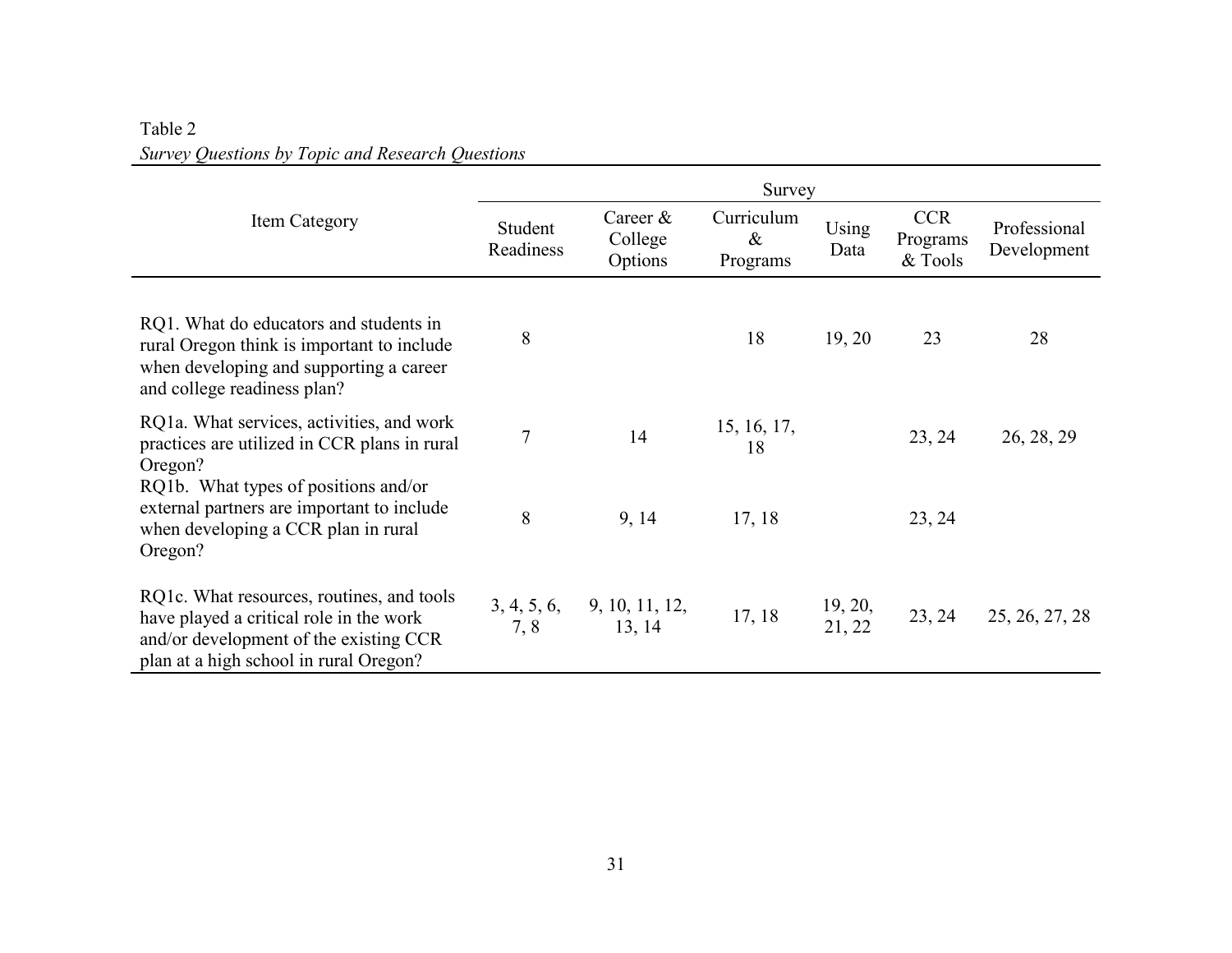Table 2

*Survey Questions by Topic and Research Questions*

| Item Category | Survey | | | | | |
|---|---|---|---|---|---|---|
| | Student Readiness | Career & College Options | Curriculum & Programs | Using Data | CCR Programs & Tools | Professional Development |
| RQ1. What do educators and students in rural Oregon think is important to include when developing and supporting a career and college readiness plan? | 8 | | 18 | 19, 20 | 23 | 28 |
| RQ1a. What services, activities, and work practices are utilized in CCR plans in rural Oregon? | 7 | 14 | 15, 16, 17, 18 | | 23, 24 | 26, 28, 29 |
| RQ1b. What types of positions and/or external partners are important to include when developing a CCR plan in rural Oregon? | 8 | 9, 14 | 17, 18 | | 23, 24 | |
| RQ1c. What resources, routines, and tools have played a critical role in the work and/or development of the existing CCR plan at a high school in rural Oregon? | 3, 4, 5, 6, 7, 8 | 9, 10, 11, 12, 13, 14 | 17, 18 | 19, 20, 21, 22 | 23, 24 | 25, 26, 27, 28 |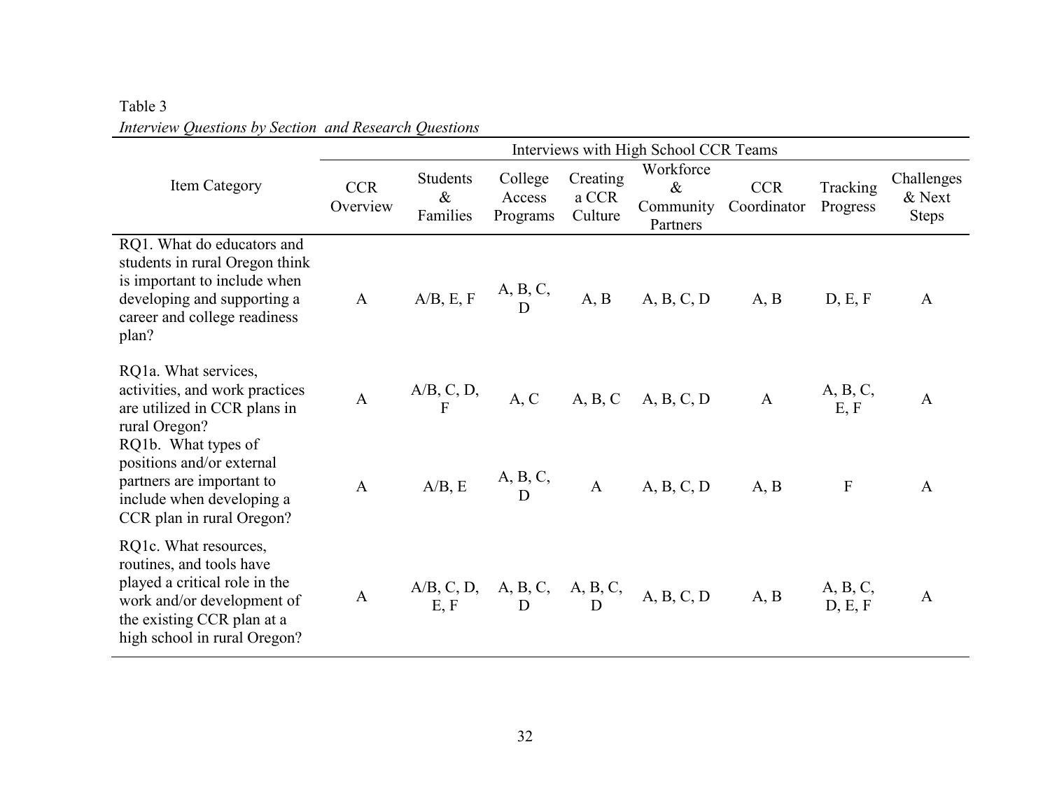Table 3
*Interview Questions by Section and Research Questions*

| Item Category | Interviews with High School CCR Teams | | | | | | | |
|---|---|---|---|---|---|---|---|---|
| | CCR Overview | Students & Families | College Access Programs | Creating a CCR Culture | Workforce & Community Partners | CCR Coordinator | Tracking Progress | Challenges & Next Steps |
| RQ1. What do educators and students in rural Oregon think is important to include when developing and supporting a career and college readiness plan? | A | A/B, E, F | A, B, C, D | A, B | A, B, C, D | A, B | D, E, F | A |
| RQ1a. What services, activities, and work practices are utilized in CCR plans in rural Oregon? | A | A/B, C, D, F | A, C | A, B, C | A, B, C, D | A | A, B, C, E, F | A |
| RQ1b. What types of positions and/or external partners are important to include when developing a CCR plan in rural Oregon? | A | A/B, E | A, B, C, D | A | A, B, C, D | A, B | F | A |
| RQ1c. What resources, routines, and tools have played a critical role in the work and/or development of the existing CCR plan at a high school in rural Oregon? | A | A/B, C, D, E, F | A, B, C, D | A, B, C, D | A, B, C, D | A, B | A, B, C, D, E, F | A |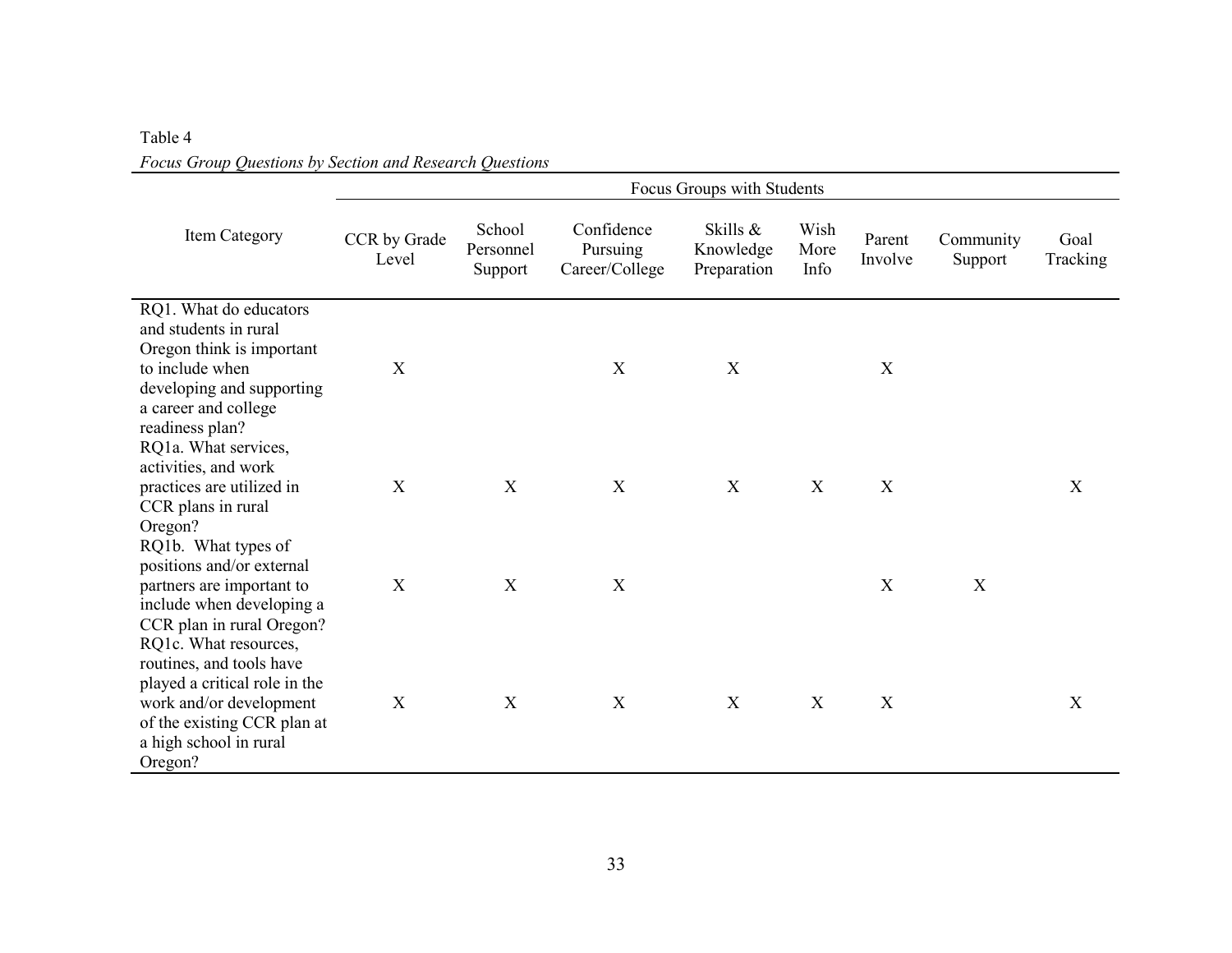Table 4

*Focus Group Questions by Section and Research Questions*

| Item Category | Focus Groups with Students | | | | | | | |
|---|---|---|---|---|---|---|---|---|
| | CCR by Grade Level | School Personnel Support | Confidence Pursuing Career/College | Skills & Knowledge Preparation | Wish More Info | Parent Involve | Community Support | Goal Tracking |
| RQ1. What do educators and students in rural Oregon think is important to include when developing and supporting a career and college readiness plan? | X | | X | X | | X | | |
| RQ1a. What services, activities, and work practices are utilized in CCR plans in rural Oregon? | X | X | X | X | X | X | | X |
| RQ1b. What types of positions and/or external partners are important to include when developing a CCR plan in rural Oregon? | X | X | X | | | X | X | |
| RQ1c. What resources, routines, and tools have played a critical role in the work and/or development of the existing CCR plan at a high school in rural Oregon? | X | X | X | X | X | X | | X |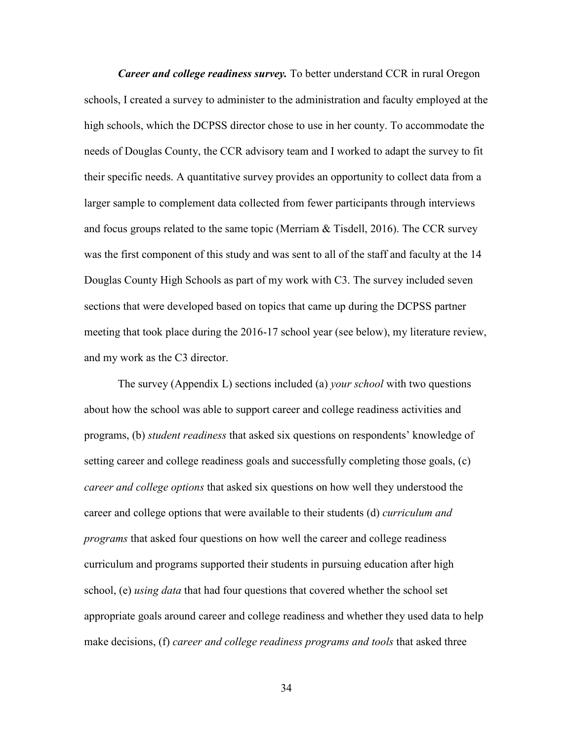***Career and college readiness survey.*** To better understand CCR in rural Oregon schools, I created a survey to administer to the administration and faculty employed at the high schools, which the DCPSS director chose to use in her county. To accommodate the needs of Douglas County, the CCR advisory team and I worked to adapt the survey to fit their specific needs. A quantitative survey provides an opportunity to collect data from a larger sample to complement data collected from fewer participants through interviews and focus groups related to the same topic (Merriam & Tisdell, 2016). The CCR survey was the first component of this study and was sent to all of the staff and faculty at the 14 Douglas County High Schools as part of my work with C3. The survey included seven sections that were developed based on topics that came up during the DCPSS partner meeting that took place during the 2016-17 school year (see below), my literature review, and my work as the C3 director.

The survey (Appendix L) sections included (a) *your school* with two questions about how the school was able to support career and college readiness activities and programs, (b) *student readiness* that asked six questions on respondents' knowledge of setting career and college readiness goals and successfully completing those goals, (c) *career and college options* that asked six questions on how well they understood the career and college options that were available to their students (d) *curriculum and programs* that asked four questions on how well the career and college readiness curriculum and programs supported their students in pursuing education after high school, (e) *using data* that had four questions that covered whether the school set appropriate goals around career and college readiness and whether they used data to help make decisions, (f) *career and college readiness programs and tools* that asked three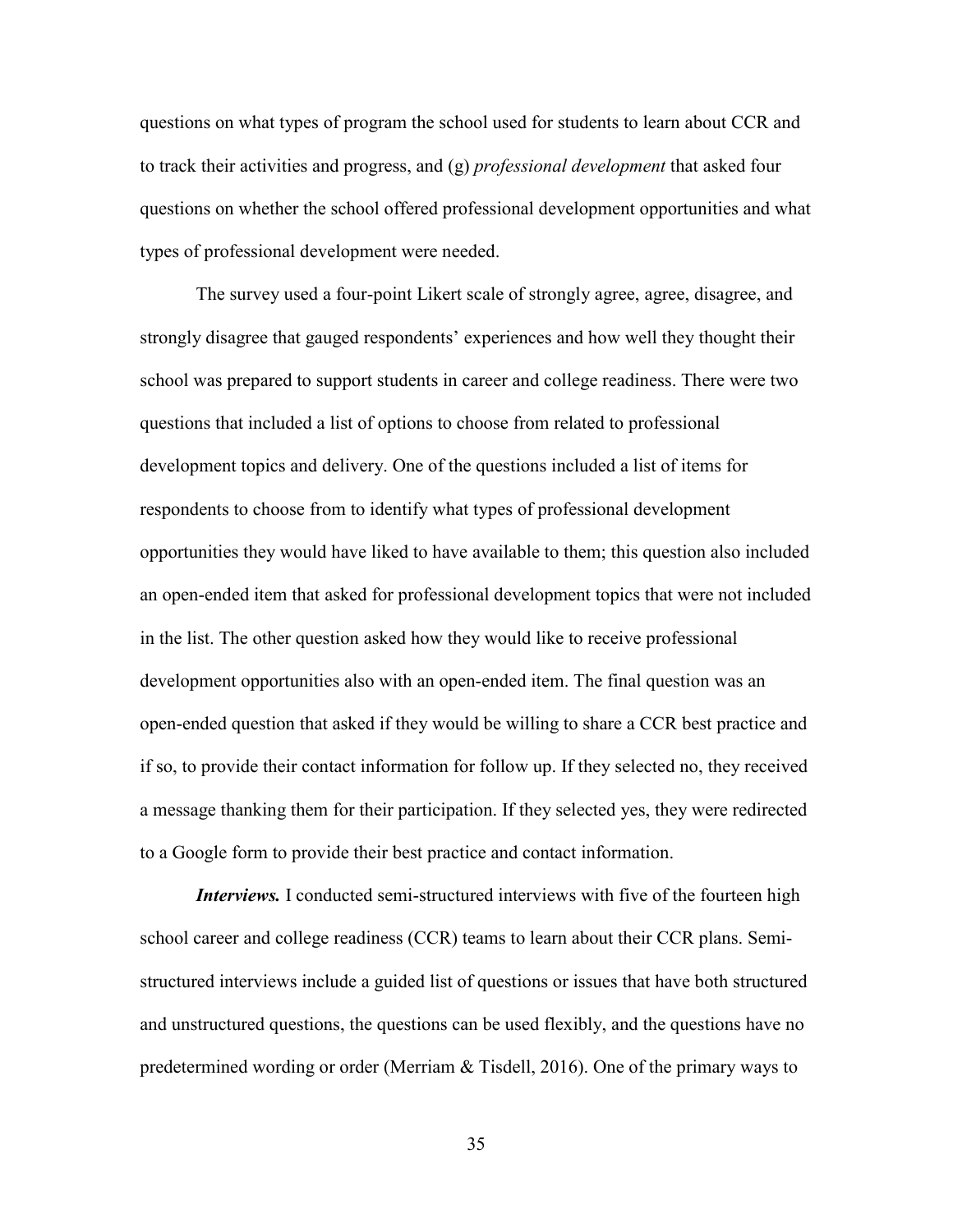questions on what types of program the school used for students to learn about CCR and to track their activities and progress, and (g) *professional development* that asked four questions on whether the school offered professional development opportunities and what types of professional development were needed.

The survey used a four-point Likert scale of strongly agree, agree, disagree, and strongly disagree that gauged respondents' experiences and how well they thought their school was prepared to support students in career and college readiness. There were two questions that included a list of options to choose from related to professional development topics and delivery. One of the questions included a list of items for respondents to choose from to identify what types of professional development opportunities they would have liked to have available to them; this question also included an open-ended item that asked for professional development topics that were not included in the list. The other question asked how they would like to receive professional development opportunities also with an open-ended item. The final question was an open-ended question that asked if they would be willing to share a CCR best practice and if so, to provide their contact information for follow up. If they selected no, they received a message thanking them for their participation. If they selected yes, they were redirected to a Google form to provide their best practice and contact information.

***Interviews.*** I conducted semi-structured interviews with five of the fourteen high school career and college readiness (CCR) teams to learn about their CCR plans. Semi-structured interviews include a guided list of questions or issues that have both structured and unstructured questions, the questions can be used flexibly, and the questions have no predetermined wording or order (Merriam & Tisdell, 2016). One of the primary ways to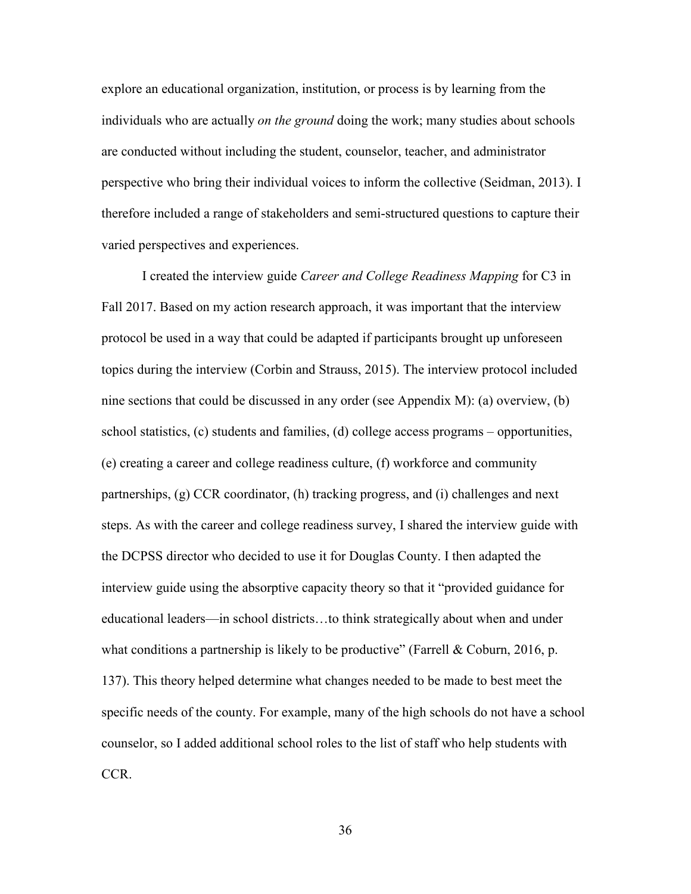explore an educational organization, institution, or process is by learning from the individuals who are actually *on the ground* doing the work; many studies about schools are conducted without including the student, counselor, teacher, and administrator perspective who bring their individual voices to inform the collective (Seidman, 2013). I therefore included a range of stakeholders and semi-structured questions to capture their varied perspectives and experiences.

I created the interview guide *Career and College Readiness Mapping* for C3 in Fall 2017. Based on my action research approach, it was important that the interview protocol be used in a way that could be adapted if participants brought up unforeseen topics during the interview (Corbin and Strauss, 2015). The interview protocol included nine sections that could be discussed in any order (see Appendix M): (a) overview, (b) school statistics, (c) students and families, (d) college access programs – opportunities, (e) creating a career and college readiness culture, (f) workforce and community partnerships, (g) CCR coordinator, (h) tracking progress, and (i) challenges and next steps. As with the career and college readiness survey, I shared the interview guide with the DCPSS director who decided to use it for Douglas County. I then adapted the interview guide using the absorptive capacity theory so that it "provided guidance for educational leaders—in school districts…to think strategically about when and under what conditions a partnership is likely to be productive" (Farrell & Coburn, 2016, p. 137). This theory helped determine what changes needed to be made to best meet the specific needs of the county. For example, many of the high schools do not have a school counselor, so I added additional school roles to the list of staff who help students with CCR.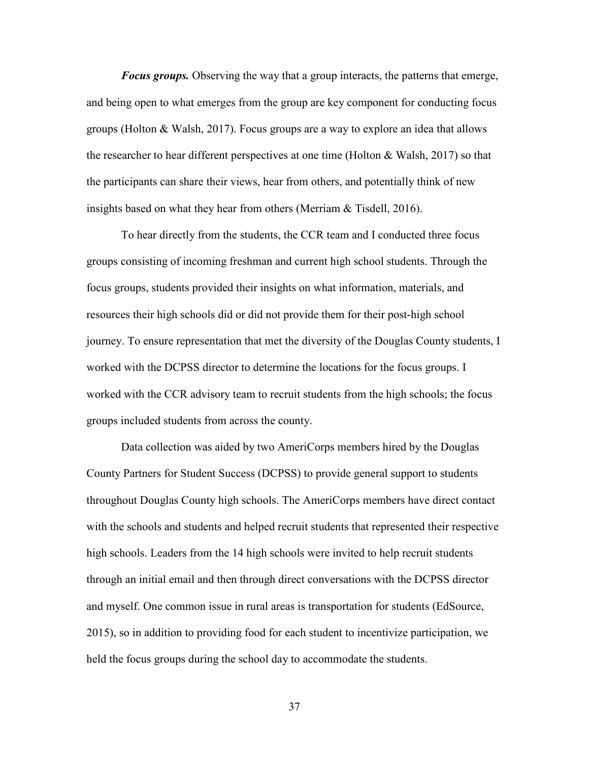***Focus groups.*** Observing the way that a group interacts, the patterns that emerge, and being open to what emerges from the group are key component for conducting focus groups (Holton & Walsh, 2017). Focus groups are a way to explore an idea that allows the researcher to hear different perspectives at one time (Holton & Walsh, 2017) so that the participants can share their views, hear from others, and potentially think of new insights based on what they hear from others (Merriam & Tisdell, 2016).

To hear directly from the students, the CCR team and I conducted three focus groups consisting of incoming freshman and current high school students. Through the focus groups, students provided their insights on what information, materials, and resources their high schools did or did not provide them for their post-high school journey. To ensure representation that met the diversity of the Douglas County students, I worked with the DCPSS director to determine the locations for the focus groups. I worked with the CCR advisory team to recruit students from the high schools; the focus groups included students from across the county.

Data collection was aided by two AmeriCorps members hired by the Douglas County Partners for Student Success (DCPSS) to provide general support to students throughout Douglas County high schools. The AmeriCorps members have direct contact with the schools and students and helped recruit students that represented their respective high schools. Leaders from the 14 high schools were invited to help recruit students through an initial email and then through direct conversations with the DCPSS director and myself. One common issue in rural areas is transportation for students (EdSource, 2015), so in addition to providing food for each student to incentivize participation, we held the focus groups during the school day to accommodate the students.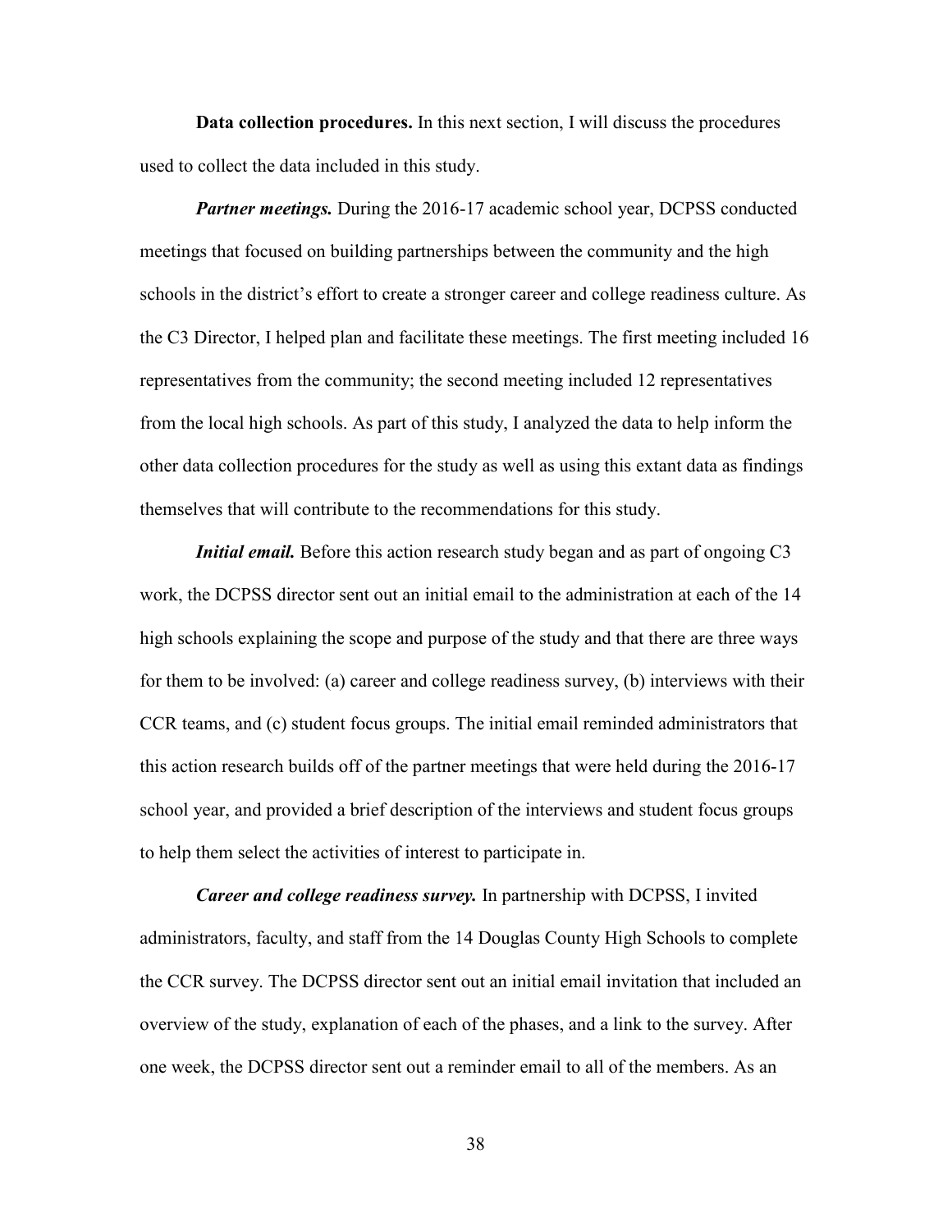**Data collection procedures.** In this next section, I will discuss the procedures used to collect the data included in this study.

***Partner meetings.*** During the 2016-17 academic school year, DCPSS conducted meetings that focused on building partnerships between the community and the high schools in the district's effort to create a stronger career and college readiness culture. As the C3 Director, I helped plan and facilitate these meetings. The first meeting included 16 representatives from the community; the second meeting included 12 representatives from the local high schools. As part of this study, I analyzed the data to help inform the other data collection procedures for the study as well as using this extant data as findings themselves that will contribute to the recommendations for this study.

***Initial email.*** Before this action research study began and as part of ongoing C3 work, the DCPSS director sent out an initial email to the administration at each of the 14 high schools explaining the scope and purpose of the study and that there are three ways for them to be involved: (a) career and college readiness survey, (b) interviews with their CCR teams, and (c) student focus groups. The initial email reminded administrators that this action research builds off of the partner meetings that were held during the 2016-17 school year, and provided a brief description of the interviews and student focus groups to help them select the activities of interest to participate in.

***Career and college readiness survey.*** In partnership with DCPSS, I invited administrators, faculty, and staff from the 14 Douglas County High Schools to complete the CCR survey. The DCPSS director sent out an initial email invitation that included an overview of the study, explanation of each of the phases, and a link to the survey. After one week, the DCPSS director sent out a reminder email to all of the members. As an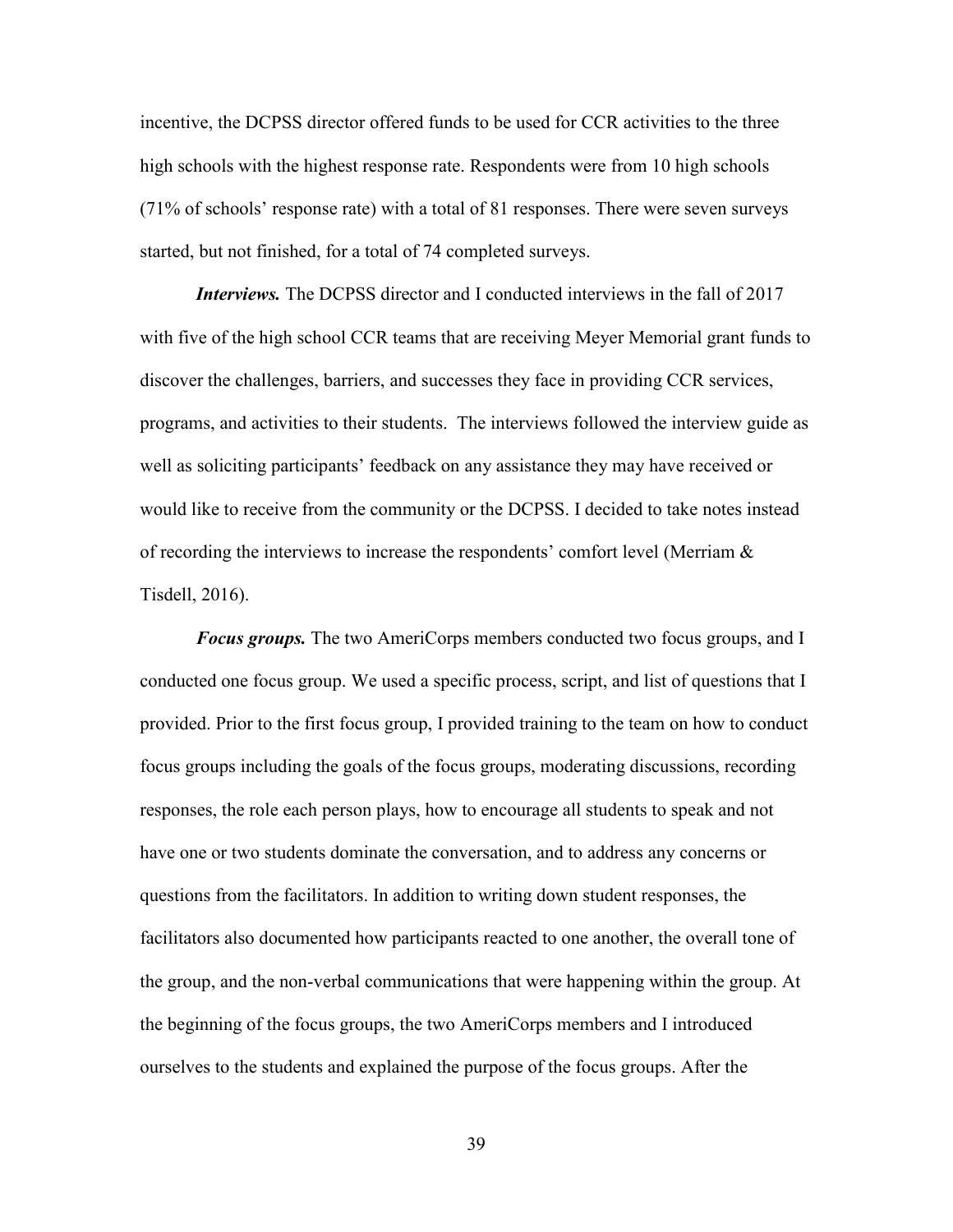incentive, the DCPSS director offered funds to be used for CCR activities to the three high schools with the highest response rate. Respondents were from 10 high schools (71% of schools' response rate) with a total of 81 responses. There were seven surveys started, but not finished, for a total of 74 completed surveys.

***Interviews.*** The DCPSS director and I conducted interviews in the fall of 2017 with five of the high school CCR teams that are receiving Meyer Memorial grant funds to discover the challenges, barriers, and successes they face in providing CCR services, programs, and activities to their students. The interviews followed the interview guide as well as soliciting participants' feedback on any assistance they may have received or would like to receive from the community or the DCPSS. I decided to take notes instead of recording the interviews to increase the respondents' comfort level (Merriam & Tisdell, 2016).

***Focus groups.*** The two AmeriCorps members conducted two focus groups, and I conducted one focus group. We used a specific process, script, and list of questions that I provided. Prior to the first focus group, I provided training to the team on how to conduct focus groups including the goals of the focus groups, moderating discussions, recording responses, the role each person plays, how to encourage all students to speak and not have one or two students dominate the conversation, and to address any concerns or questions from the facilitators. In addition to writing down student responses, the facilitators also documented how participants reacted to one another, the overall tone of the group, and the non-verbal communications that were happening within the group. At the beginning of the focus groups, the two AmeriCorps members and I introduced ourselves to the students and explained the purpose of the focus groups. After the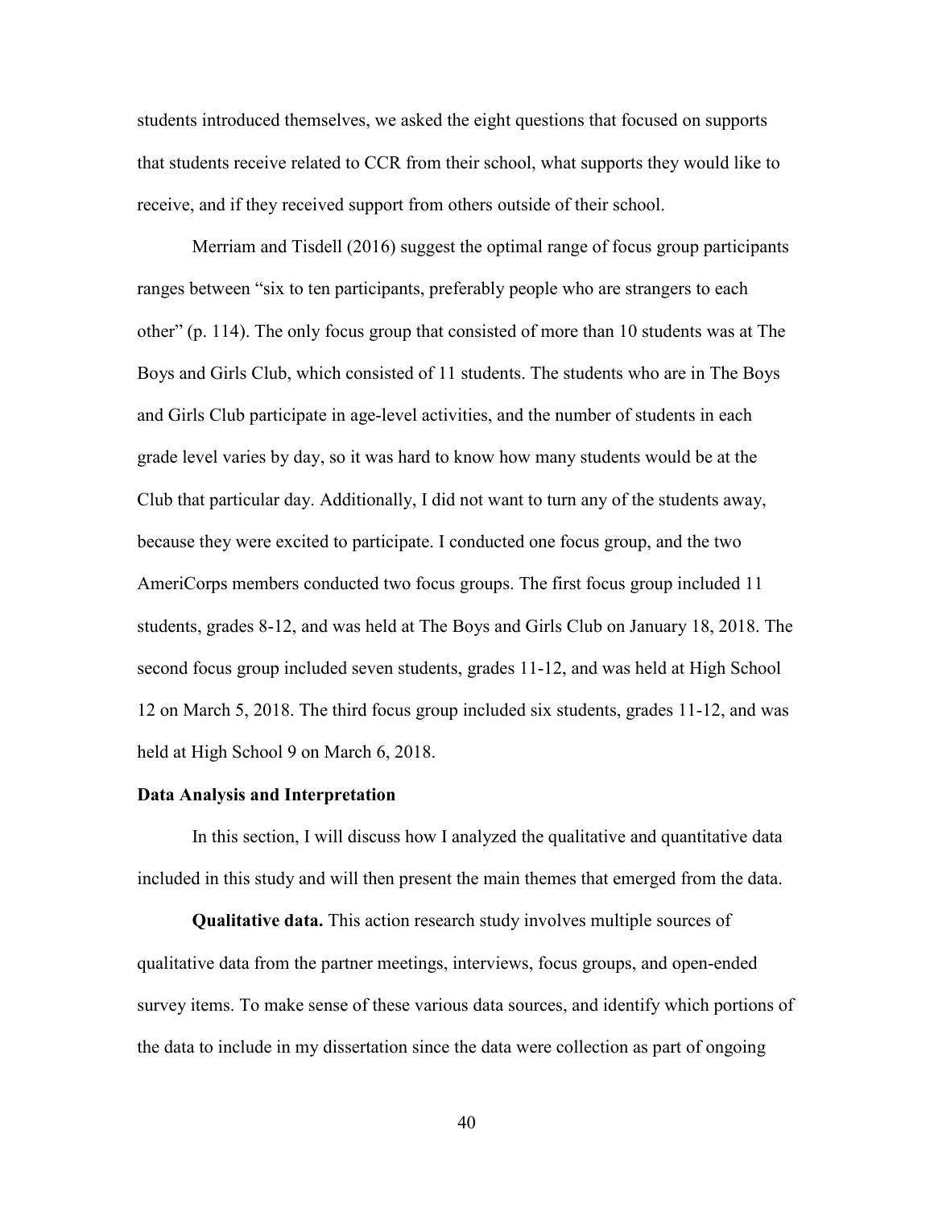students introduced themselves, we asked the eight questions that focused on supports that students receive related to CCR from their school, what supports they would like to receive, and if they received support from others outside of their school.

Merriam and Tisdell (2016) suggest the optimal range of focus group participants ranges between "six to ten participants, preferably people who are strangers to each other" (p. 114). The only focus group that consisted of more than 10 students was at The Boys and Girls Club, which consisted of 11 students. The students who are in The Boys and Girls Club participate in age-level activities, and the number of students in each grade level varies by day, so it was hard to know how many students would be at the Club that particular day. Additionally, I did not want to turn any of the students away, because they were excited to participate. I conducted one focus group, and the two AmeriCorps members conducted two focus groups. The first focus group included 11 students, grades 8-12, and was held at The Boys and Girls Club on January 18, 2018. The second focus group included seven students, grades 11-12, and was held at High School 12 on March 5, 2018. The third focus group included six students, grades 11-12, and was held at High School 9 on March 6, 2018.

## Data Analysis and Interpretation

In this section, I will discuss how I analyzed the qualitative and quantitative data included in this study and will then present the main themes that emerged from the data.

**Qualitative data.** This action research study involves multiple sources of qualitative data from the partner meetings, interviews, focus groups, and open-ended survey items. To make sense of these various data sources, and identify which portions of the data to include in my dissertation since the data were collection as part of ongoing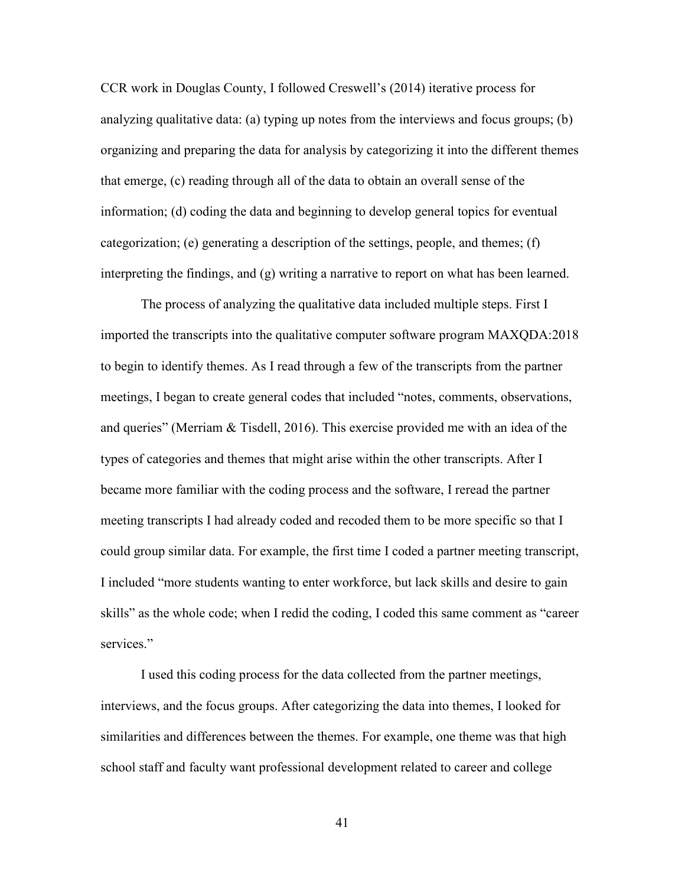CCR work in Douglas County, I followed Creswell's (2014) iterative process for analyzing qualitative data: (a) typing up notes from the interviews and focus groups; (b) organizing and preparing the data for analysis by categorizing it into the different themes that emerge, (c) reading through all of the data to obtain an overall sense of the information; (d) coding the data and beginning to develop general topics for eventual categorization; (e) generating a description of the settings, people, and themes; (f) interpreting the findings, and (g) writing a narrative to report on what has been learned.

The process of analyzing the qualitative data included multiple steps. First I imported the transcripts into the qualitative computer software program MAXQDA:2018 to begin to identify themes. As I read through a few of the transcripts from the partner meetings, I began to create general codes that included "notes, comments, observations, and queries" (Merriam & Tisdell, 2016). This exercise provided me with an idea of the types of categories and themes that might arise within the other transcripts. After I became more familiar with the coding process and the software, I reread the partner meeting transcripts I had already coded and recoded them to be more specific so that I could group similar data. For example, the first time I coded a partner meeting transcript, I included "more students wanting to enter workforce, but lack skills and desire to gain skills" as the whole code; when I redid the coding, I coded this same comment as "career services."

I used this coding process for the data collected from the partner meetings, interviews, and the focus groups. After categorizing the data into themes, I looked for similarities and differences between the themes. For example, one theme was that high school staff and faculty want professional development related to career and college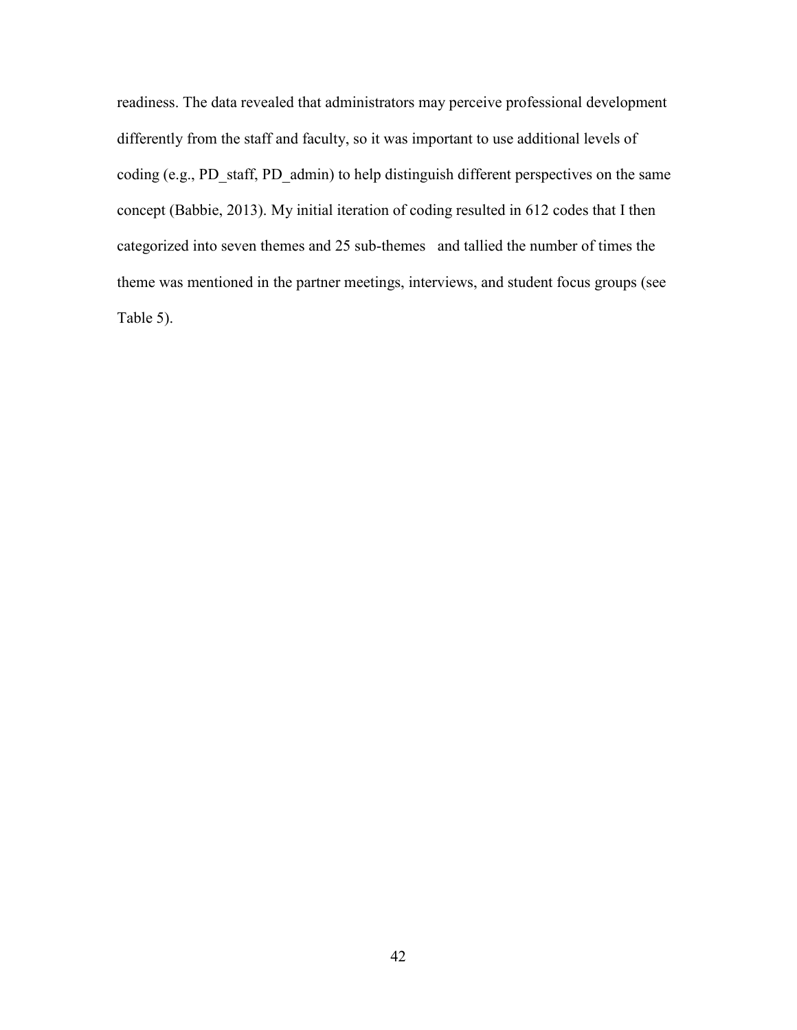readiness. The data revealed that administrators may perceive professional development differently from the staff and faculty, so it was important to use additional levels of coding (e.g., PD_staff, PD_admin) to help distinguish different perspectives on the same concept (Babbie, 2013). My initial iteration of coding resulted in 612 codes that I then categorized into seven themes and 25 sub-themes and tallied the number of times the theme was mentioned in the partner meetings, interviews, and student focus groups (see Table 5).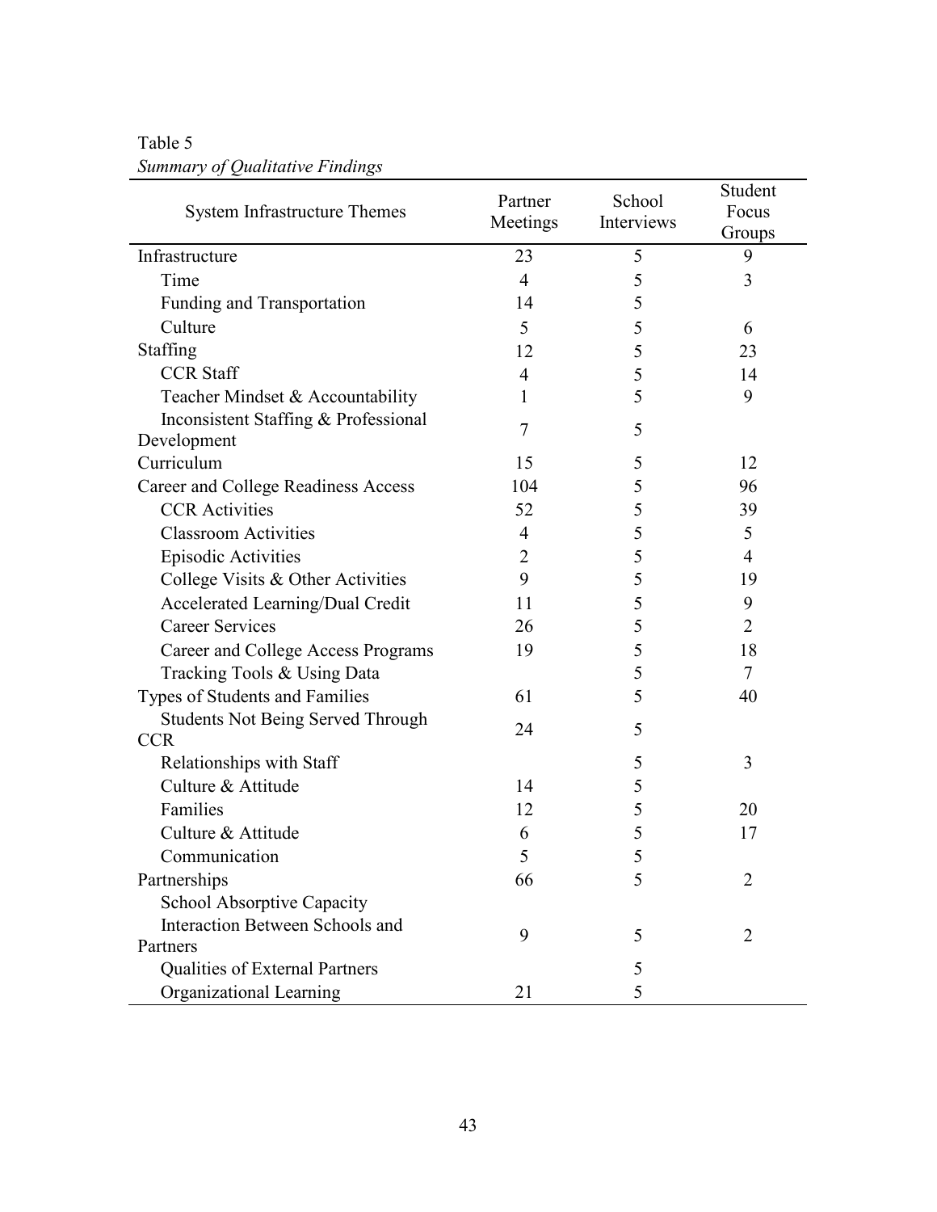Table 5

*Summary of Qualitative Findings*

| System Infrastructure Themes | Partner Meetings | School Interviews | Student Focus Groups |
|---|---|---|---|
| Infrastructure | 23 | 5 | 9 |
| Time | 4 | 5 | 3 |
| Funding and Transportation | 14 | 5 | |
| Culture | 5 | 5 | 6 |
| Staffing | 12 | 5 | 23 |
| CCR Staff | 4 | 5 | 14 |
| Teacher Mindset & Accountability | 1 | 5 | 9 |
| Inconsistent Staffing & Professional Development | 7 | 5 | |
| Curriculum | 15 | 5 | 12 |
| Career and College Readiness Access | 104 | 5 | 96 |
| CCR Activities | 52 | 5 | 39 |
| Classroom Activities | 4 | 5 | 5 |
| Episodic Activities | 2 | 5 | 4 |
| College Visits & Other Activities | 9 | 5 | 19 |
| Accelerated Learning/Dual Credit | 11 | 5 | 9 |
| Career Services | 26 | 5 | 2 |
| Career and College Access Programs | 19 | 5 | 18 |
| Tracking Tools & Using Data | | 5 | 7 |
| Types of Students and Families | 61 | 5 | 40 |
| Students Not Being Served Through CCR | 24 | 5 | |
| Relationships with Staff | | 5 | 3 |
| Culture & Attitude | 14 | 5 | |
| Families | 12 | 5 | 20 |
| Culture & Attitude | 6 | 5 | 17 |
| Communication | 5 | 5 | |
| Partnerships | 66 | 5 | 2 |
| School Absorptive Capacity | | | |
| Interaction Between Schools and Partners | 9 | 5 | 2 |
| Qualities of External Partners | | 5 | |
| Organizational Learning | 21 | 5 | |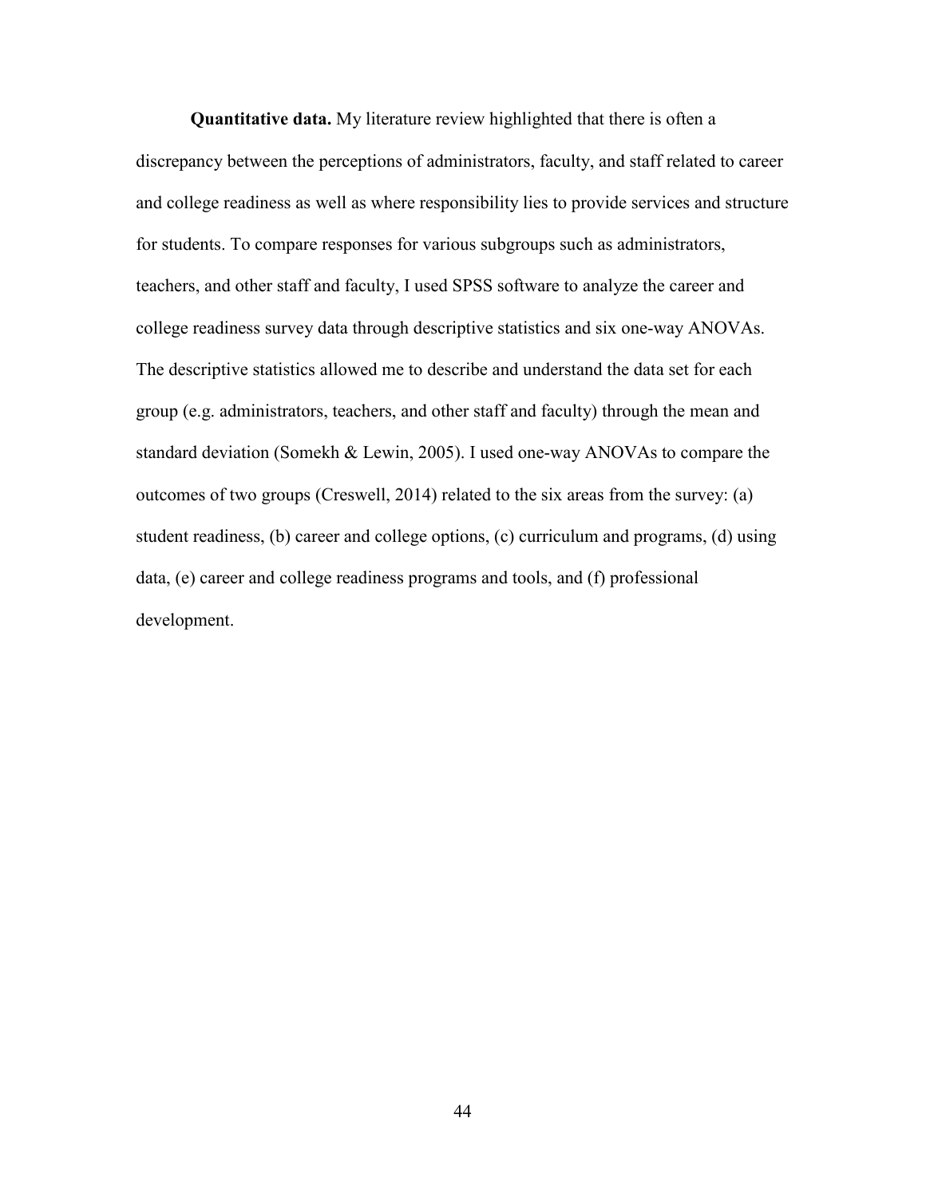**Quantitative data.** My literature review highlighted that there is often a discrepancy between the perceptions of administrators, faculty, and staff related to career and college readiness as well as where responsibility lies to provide services and structure for students. To compare responses for various subgroups such as administrators, teachers, and other staff and faculty, I used SPSS software to analyze the career and college readiness survey data through descriptive statistics and six one-way ANOVAs. The descriptive statistics allowed me to describe and understand the data set for each group (e.g. administrators, teachers, and other staff and faculty) through the mean and standard deviation (Somekh & Lewin, 2005). I used one-way ANOVAs to compare the outcomes of two groups (Creswell, 2014) related to the six areas from the survey: (a) student readiness, (b) career and college options, (c) curriculum and programs, (d) using data, (e) career and college readiness programs and tools, and (f) professional development.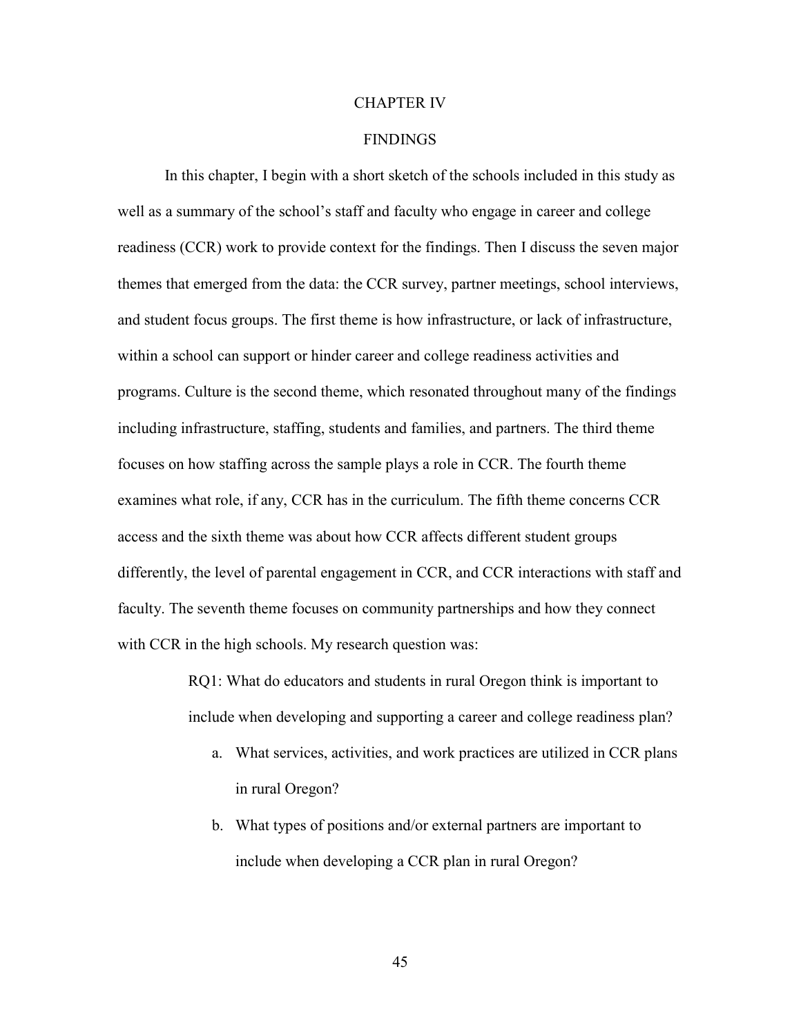# CHAPTER IV

## FINDINGS

In this chapter, I begin with a short sketch of the schools included in this study as well as a summary of the school's staff and faculty who engage in career and college readiness (CCR) work to provide context for the findings. Then I discuss the seven major themes that emerged from the data: the CCR survey, partner meetings, school interviews, and student focus groups. The first theme is how infrastructure, or lack of infrastructure, within a school can support or hinder career and college readiness activities and programs. Culture is the second theme, which resonated throughout many of the findings including infrastructure, staffing, students and families, and partners. The third theme focuses on how staffing across the sample plays a role in CCR. The fourth theme examines what role, if any, CCR has in the curriculum. The fifth theme concerns CCR access and the sixth theme was about how CCR affects different student groups differently, the level of parental engagement in CCR, and CCR interactions with staff and faculty. The seventh theme focuses on community partnerships and how they connect with CCR in the high schools. My research question was:

> RQ1: What do educators and students in rural Oregon think is important to include when developing and supporting a career and college readiness plan?
>
> a. What services, activities, and work practices are utilized in CCR plans in rural Oregon?
>
> b. What types of positions and/or external partners are important to include when developing a CCR plan in rural Oregon?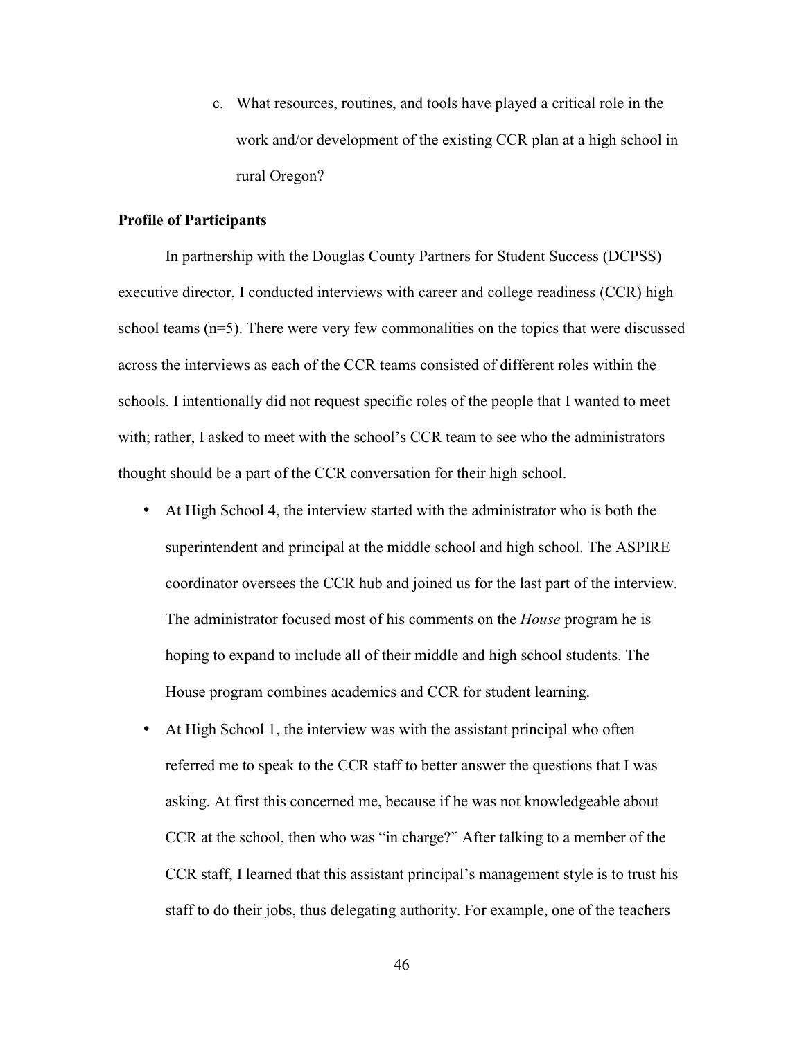c. What resources, routines, and tools have played a critical role in the work and/or development of the existing CCR plan at a high school in rural Oregon?

**Profile of Participants**

In partnership with the Douglas County Partners for Student Success (DCPSS) executive director, I conducted interviews with career and college readiness (CCR) high school teams (n=5). There were very few commonalities on the topics that were discussed across the interviews as each of the CCR teams consisted of different roles within the schools. I intentionally did not request specific roles of the people that I wanted to meet with; rather, I asked to meet with the school's CCR team to see who the administrators thought should be a part of the CCR conversation for their high school.

- At High School 4, the interview started with the administrator who is both the superintendent and principal at the middle school and high school. The ASPIRE coordinator oversees the CCR hub and joined us for the last part of the interview. The administrator focused most of his comments on the *House* program he is hoping to expand to include all of their middle and high school students. The House program combines academics and CCR for student learning.
- At High School 1, the interview was with the assistant principal who often referred me to speak to the CCR staff to better answer the questions that I was asking. At first this concerned me, because if he was not knowledgeable about CCR at the school, then who was "in charge?" After talking to a member of the CCR staff, I learned that this assistant principal's management style is to trust his staff to do their jobs, thus delegating authority. For example, one of the teachers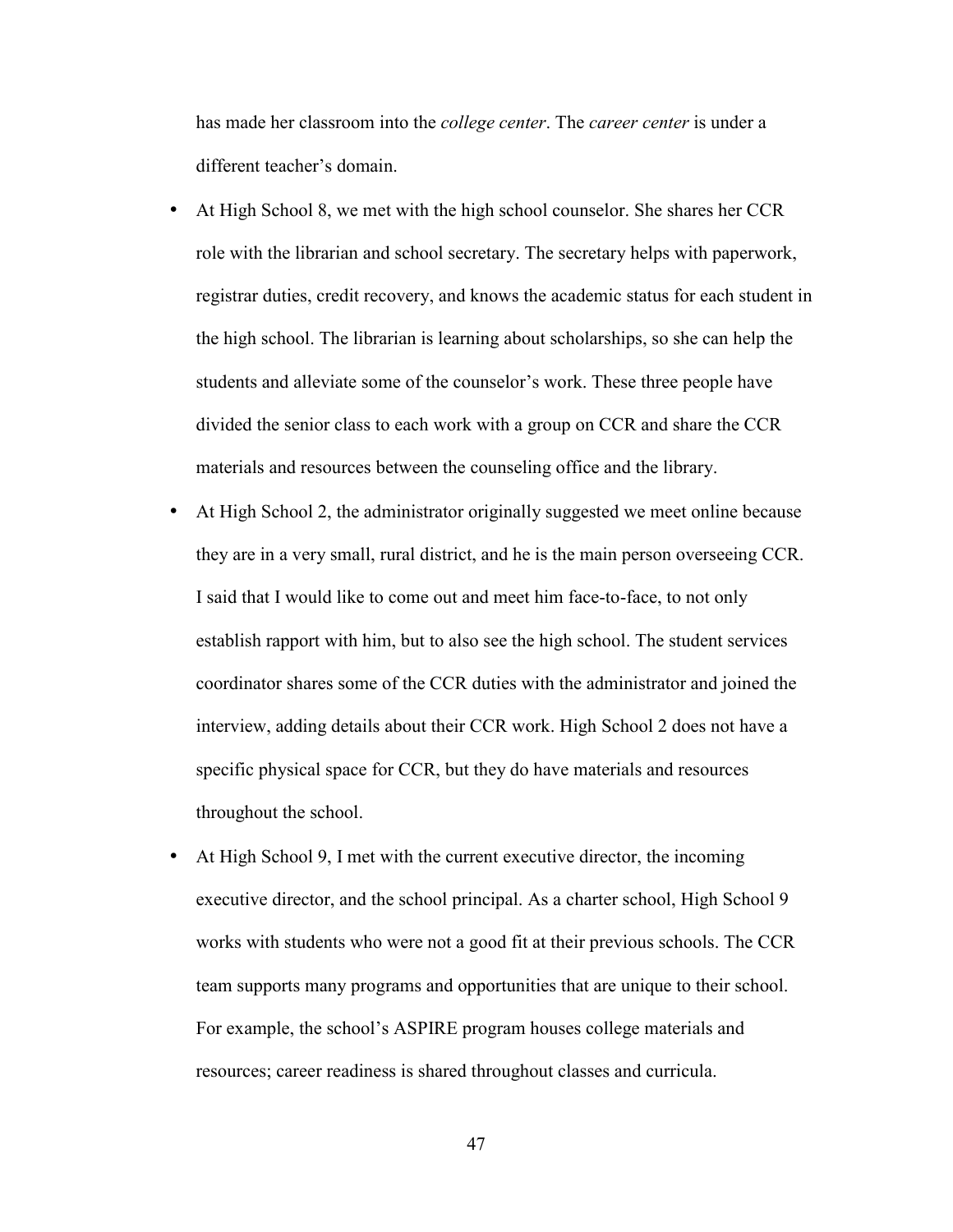has made her classroom into the *college center*. The *career center* is under a different teacher's domain.

- At High School 8, we met with the high school counselor. She shares her CCR role with the librarian and school secretary. The secretary helps with paperwork, registrar duties, credit recovery, and knows the academic status for each student in the high school. The librarian is learning about scholarships, so she can help the students and alleviate some of the counselor's work. These three people have divided the senior class to each work with a group on CCR and share the CCR materials and resources between the counseling office and the library.
- At High School 2, the administrator originally suggested we meet online because they are in a very small, rural district, and he is the main person overseeing CCR. I said that I would like to come out and meet him face-to-face, to not only establish rapport with him, but to also see the high school. The student services coordinator shares some of the CCR duties with the administrator and joined the interview, adding details about their CCR work. High School 2 does not have a specific physical space for CCR, but they do have materials and resources throughout the school.
- At High School 9, I met with the current executive director, the incoming executive director, and the school principal. As a charter school, High School 9 works with students who were not a good fit at their previous schools. The CCR team supports many programs and opportunities that are unique to their school. For example, the school's ASPIRE program houses college materials and resources; career readiness is shared throughout classes and curricula.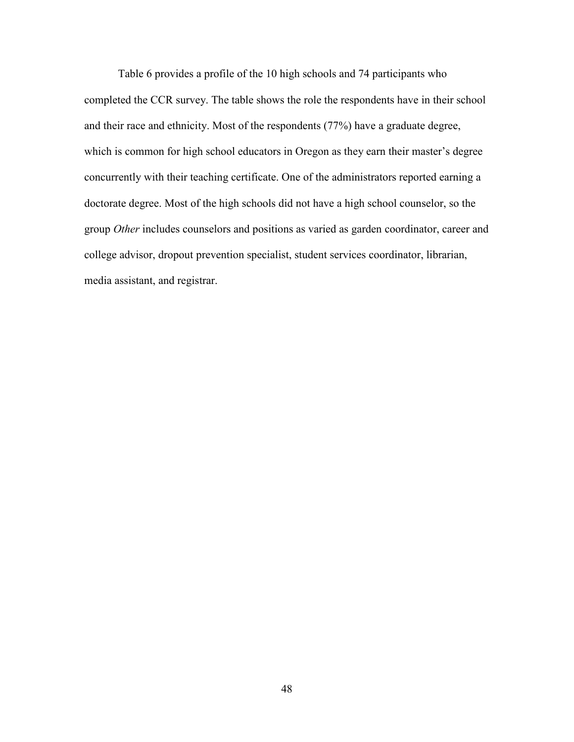Table 6 provides a profile of the 10 high schools and 74 participants who completed the CCR survey. The table shows the role the respondents have in their school and their race and ethnicity. Most of the respondents (77%) have a graduate degree, which is common for high school educators in Oregon as they earn their master's degree concurrently with their teaching certificate. One of the administrators reported earning a doctorate degree. Most of the high schools did not have a high school counselor, so the group *Other* includes counselors and positions as varied as garden coordinator, career and college advisor, dropout prevention specialist, student services coordinator, librarian, media assistant, and registrar.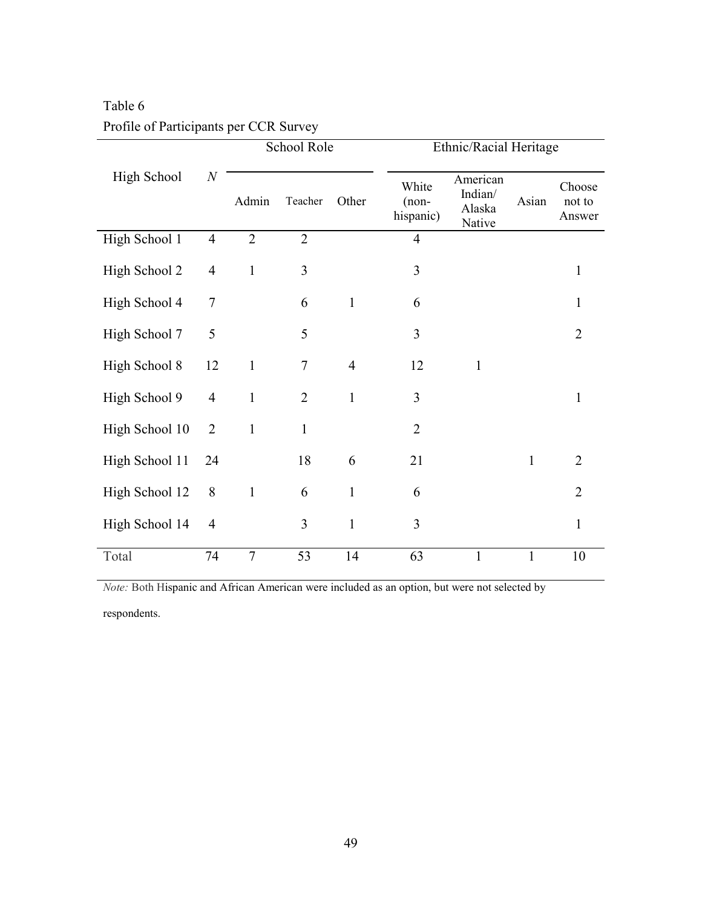Table 6

Profile of Participants per CCR Survey

| High School | $N$ | School Role | | | Ethnic/Racial Heritage | | | |
|---|---|---|---|---|---|---|---|---|
| | | Admin | Teacher | Other | White (non-hispanic) | American Indian/ Alaska Native | Asian | Choose not to Answer |
| High School 1 | 4 | 2 | 2 | | 4 | | | |
| High School 2 | 4 | 1 | 3 | | 3 | | | 1 |
| High School 4 | 7 | | 6 | 1 | 6 | | | 1 |
| High School 7 | 5 | | 5 | | 3 | | | 2 |
| High School 8 | 12 | 1 | 7 | 4 | 12 | 1 | | |
| High School 9 | 4 | 1 | 2 | 1 | 3 | | | 1 |
| High School 10 | 2 | 1 | 1 | | 2 | | | |
| High School 11 | 24 | | 18 | 6 | 21 | | 1 | 2 |
| High School 12 | 8 | 1 | 6 | 1 | 6 | | | 2 |
| High School 14 | 4 | | 3 | 1 | 3 | | | 1 |
| Total | 74 | 7 | 53 | 14 | 63 | 1 | 1 | 10 |

*Note:* Both Hispanic and African American were included as an option, but were not selected by respondents.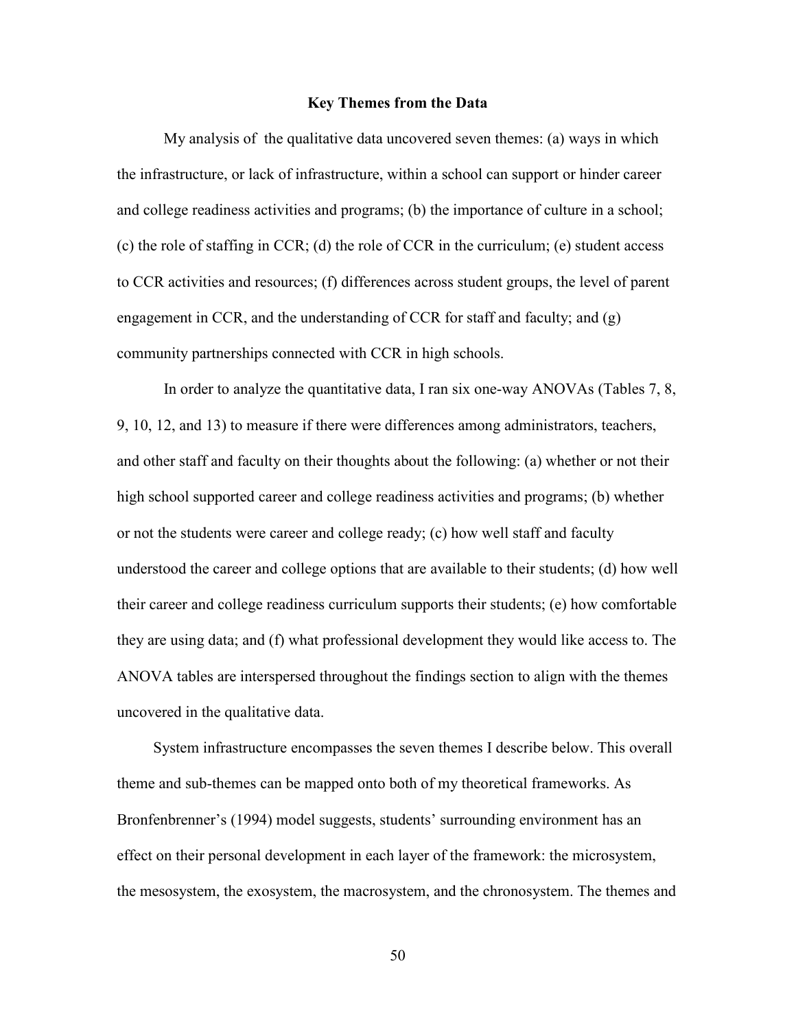## Key Themes from the Data

My analysis of the qualitative data uncovered seven themes: (a) ways in which the infrastructure, or lack of infrastructure, within a school can support or hinder career and college readiness activities and programs; (b) the importance of culture in a school; (c) the role of staffing in CCR; (d) the role of CCR in the curriculum; (e) student access to CCR activities and resources; (f) differences across student groups, the level of parent engagement in CCR, and the understanding of CCR for staff and faculty; and (g) community partnerships connected with CCR in high schools.

In order to analyze the quantitative data, I ran six one-way ANOVAs (Tables 7, 8, 9, 10, 12, and 13) to measure if there were differences among administrators, teachers, and other staff and faculty on their thoughts about the following: (a) whether or not their high school supported career and college readiness activities and programs; (b) whether or not the students were career and college ready; (c) how well staff and faculty understood the career and college options that are available to their students; (d) how well their career and college readiness curriculum supports their students; (e) how comfortable they are using data; and (f) what professional development they would like access to. The ANOVA tables are interspersed throughout the findings section to align with the themes uncovered in the qualitative data.

System infrastructure encompasses the seven themes I describe below. This overall theme and sub-themes can be mapped onto both of my theoretical frameworks. As Bronfenbrenner's (1994) model suggests, students' surrounding environment has an effect on their personal development in each layer of the framework: the microsystem, the mesosystem, the exosystem, the macrosystem, and the chronosystem. The themes and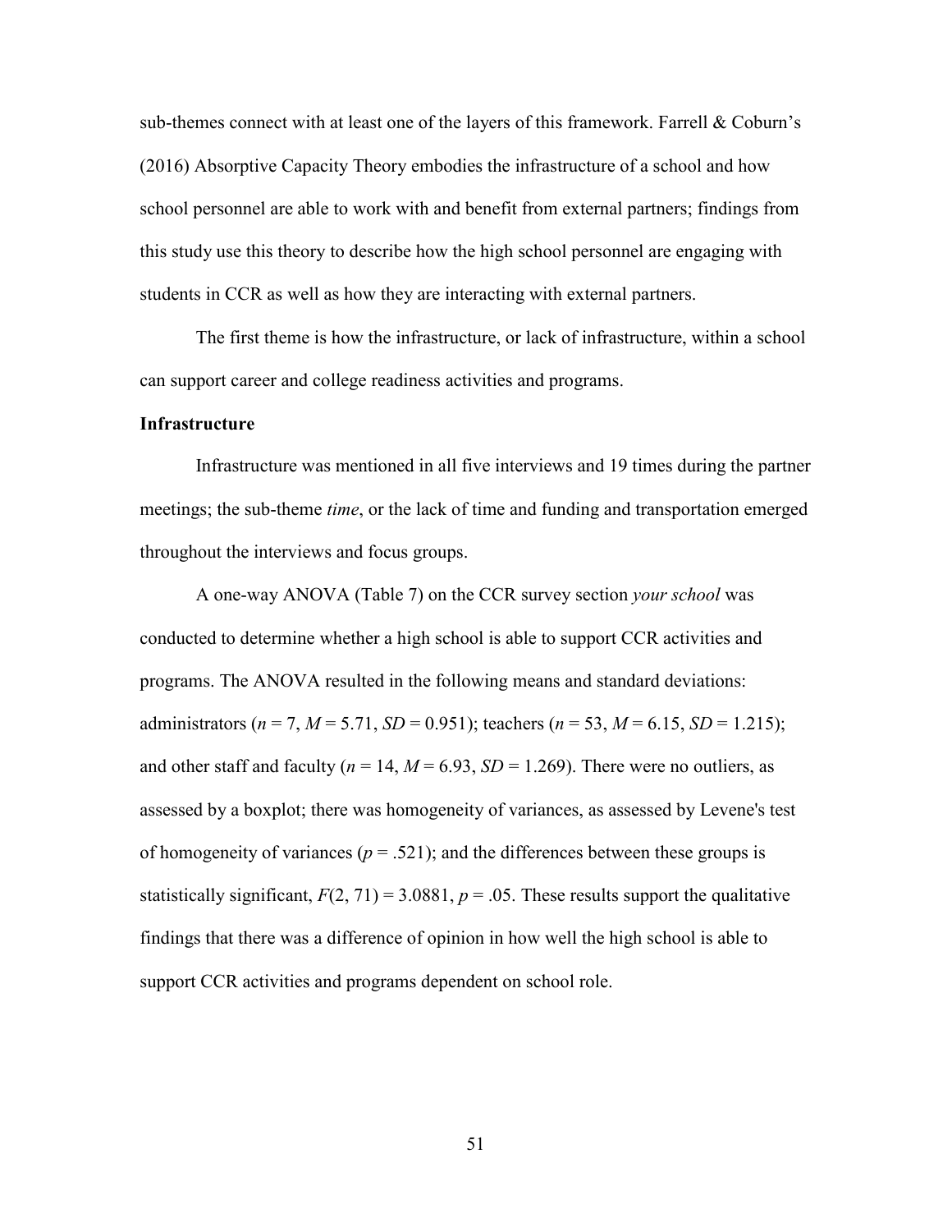sub-themes connect with at least one of the layers of this framework. Farrell & Coburn's (2016) Absorptive Capacity Theory embodies the infrastructure of a school and how school personnel are able to work with and benefit from external partners; findings from this study use this theory to describe how the high school personnel are engaging with students in CCR as well as how they are interacting with external partners.

The first theme is how the infrastructure, or lack of infrastructure, within a school can support career and college readiness activities and programs.

**Infrastructure**

Infrastructure was mentioned in all five interviews and 19 times during the partner meetings; the sub-theme *time*, or the lack of time and funding and transportation emerged throughout the interviews and focus groups.

A one-way ANOVA (Table 7) on the CCR survey section *your school* was conducted to determine whether a high school is able to support CCR activities and programs. The ANOVA resulted in the following means and standard deviations: administrators ($n$ = 7, $M$ = 5.71, $SD$ = 0.951); teachers ($n$ = 53, $M$ = 6.15, $SD$ = 1.215); and other staff and faculty ($n$ = 14, $M$ = 6.93, $SD$ = 1.269). There were no outliers, as assessed by a boxplot; there was homogeneity of variances, as assessed by Levene's test of homogeneity of variances ($p$ = .521); and the differences between these groups is statistically significant, $F(2, 71) = 3.0881$, $p$ = .05. These results support the qualitative findings that there was a difference of opinion in how well the high school is able to support CCR activities and programs dependent on school role.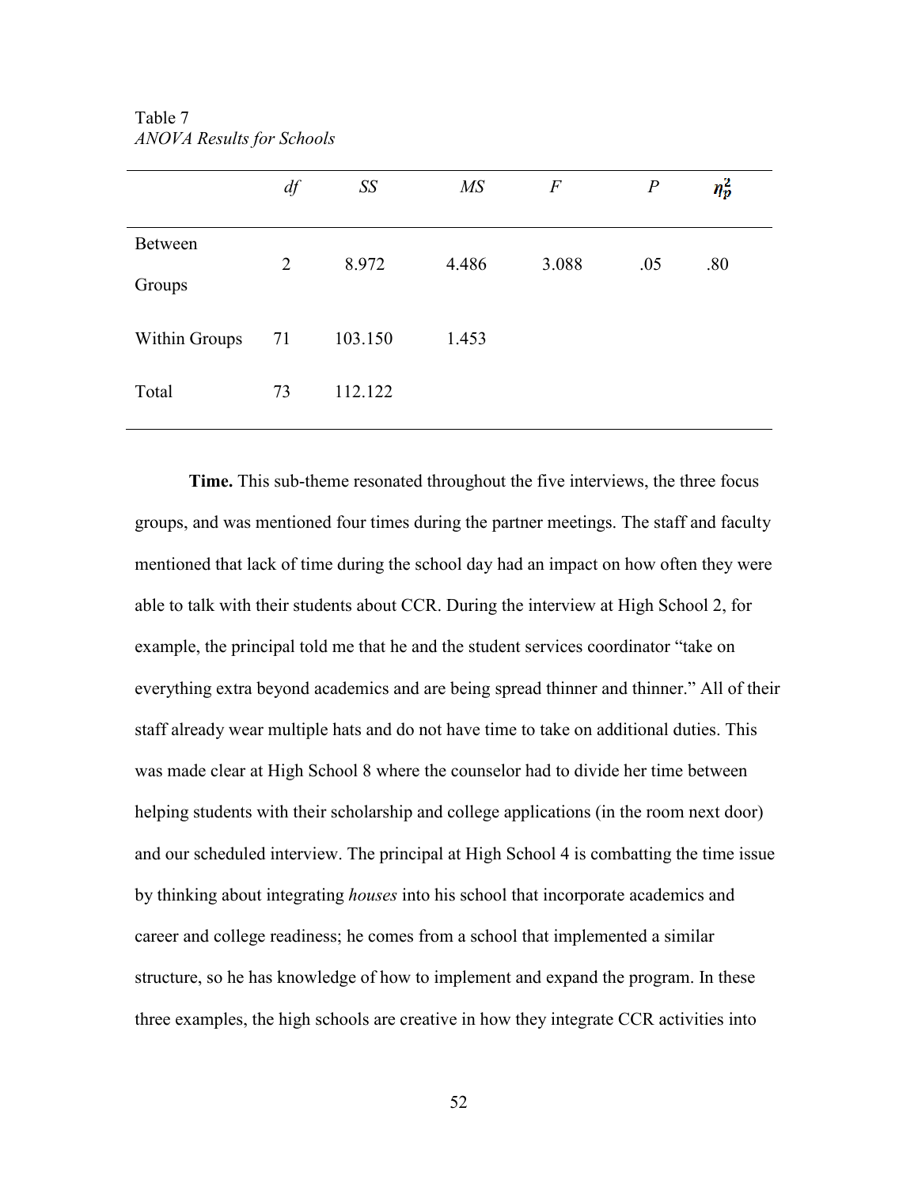Table 7
*ANOVA Results for Schools*

| | *df* | *SS* | *MS* | *F* | *P* | $\eta_p^2$ |
|---|---|---|---|---|---|---|
| Between Groups | 2 | 8.972 | 4.486 | 3.088 | .05 | .80 |
| Within Groups | 71 | 103.150 | 1.453 | | | |
| Total | 73 | 112.122 | | | | |

**Time.** This sub-theme resonated throughout the five interviews, the three focus groups, and was mentioned four times during the partner meetings. The staff and faculty mentioned that lack of time during the school day had an impact on how often they were able to talk with their students about CCR. During the interview at High School 2, for example, the principal told me that he and the student services coordinator "take on everything extra beyond academics and are being spread thinner and thinner." All of their staff already wear multiple hats and do not have time to take on additional duties. This was made clear at High School 8 where the counselor had to divide her time between helping students with their scholarship and college applications (in the room next door) and our scheduled interview. The principal at High School 4 is combatting the time issue by thinking about integrating *houses* into his school that incorporate academics and career and college readiness; he comes from a school that implemented a similar structure, so he has knowledge of how to implement and expand the program. In these three examples, the high schools are creative in how they integrate CCR activities into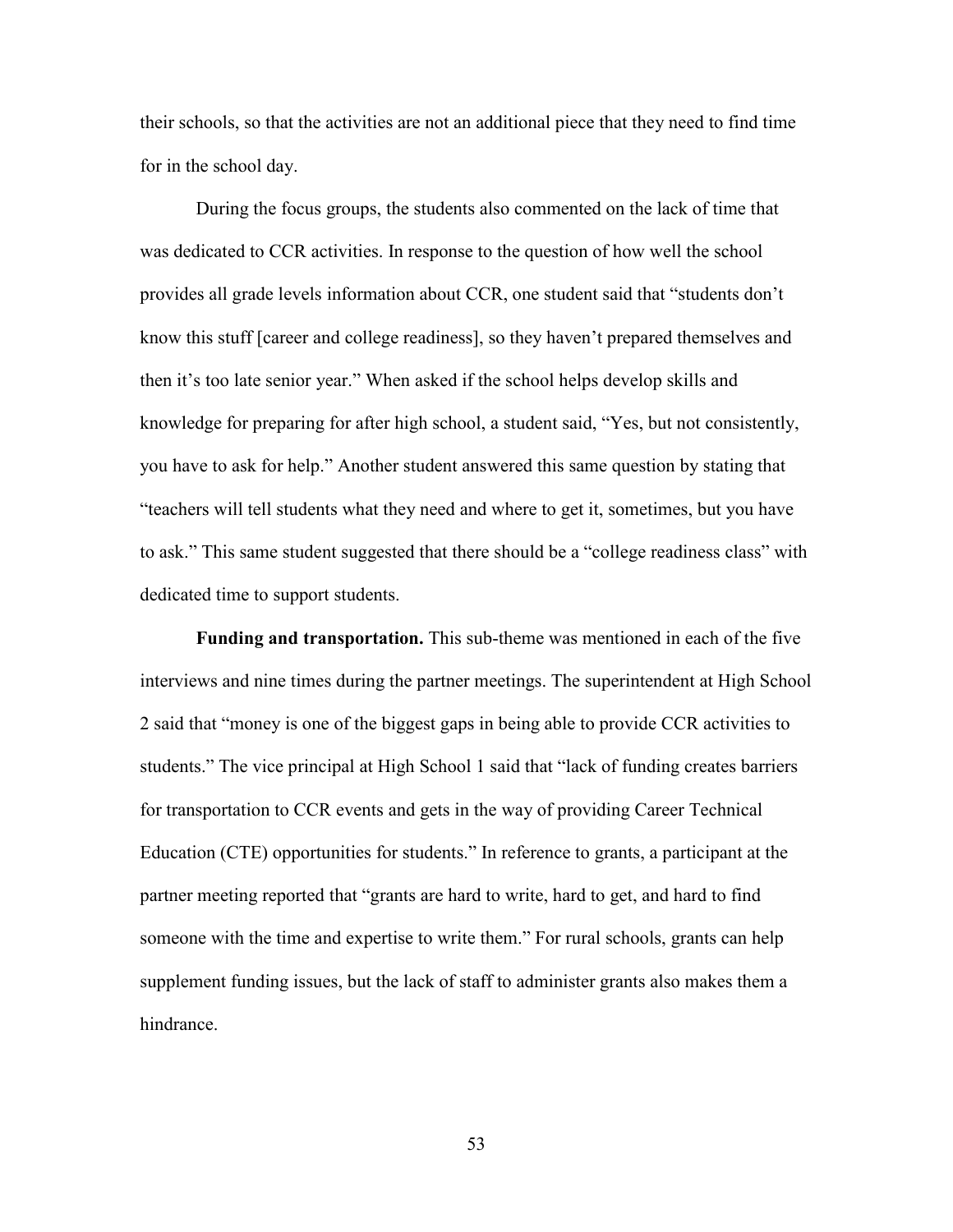their schools, so that the activities are not an additional piece that they need to find time for in the school day.

During the focus groups, the students also commented on the lack of time that was dedicated to CCR activities. In response to the question of how well the school provides all grade levels information about CCR, one student said that "students don't know this stuff [career and college readiness], so they haven't prepared themselves and then it's too late senior year." When asked if the school helps develop skills and knowledge for preparing for after high school, a student said, "Yes, but not consistently, you have to ask for help." Another student answered this same question by stating that "teachers will tell students what they need and where to get it, sometimes, but you have to ask." This same student suggested that there should be a "college readiness class" with dedicated time to support students.

**Funding and transportation.** This sub-theme was mentioned in each of the five interviews and nine times during the partner meetings. The superintendent at High School 2 said that "money is one of the biggest gaps in being able to provide CCR activities to students." The vice principal at High School 1 said that "lack of funding creates barriers for transportation to CCR events and gets in the way of providing Career Technical Education (CTE) opportunities for students." In reference to grants, a participant at the partner meeting reported that "grants are hard to write, hard to get, and hard to find someone with the time and expertise to write them." For rural schools, grants can help supplement funding issues, but the lack of staff to administer grants also makes them a hindrance.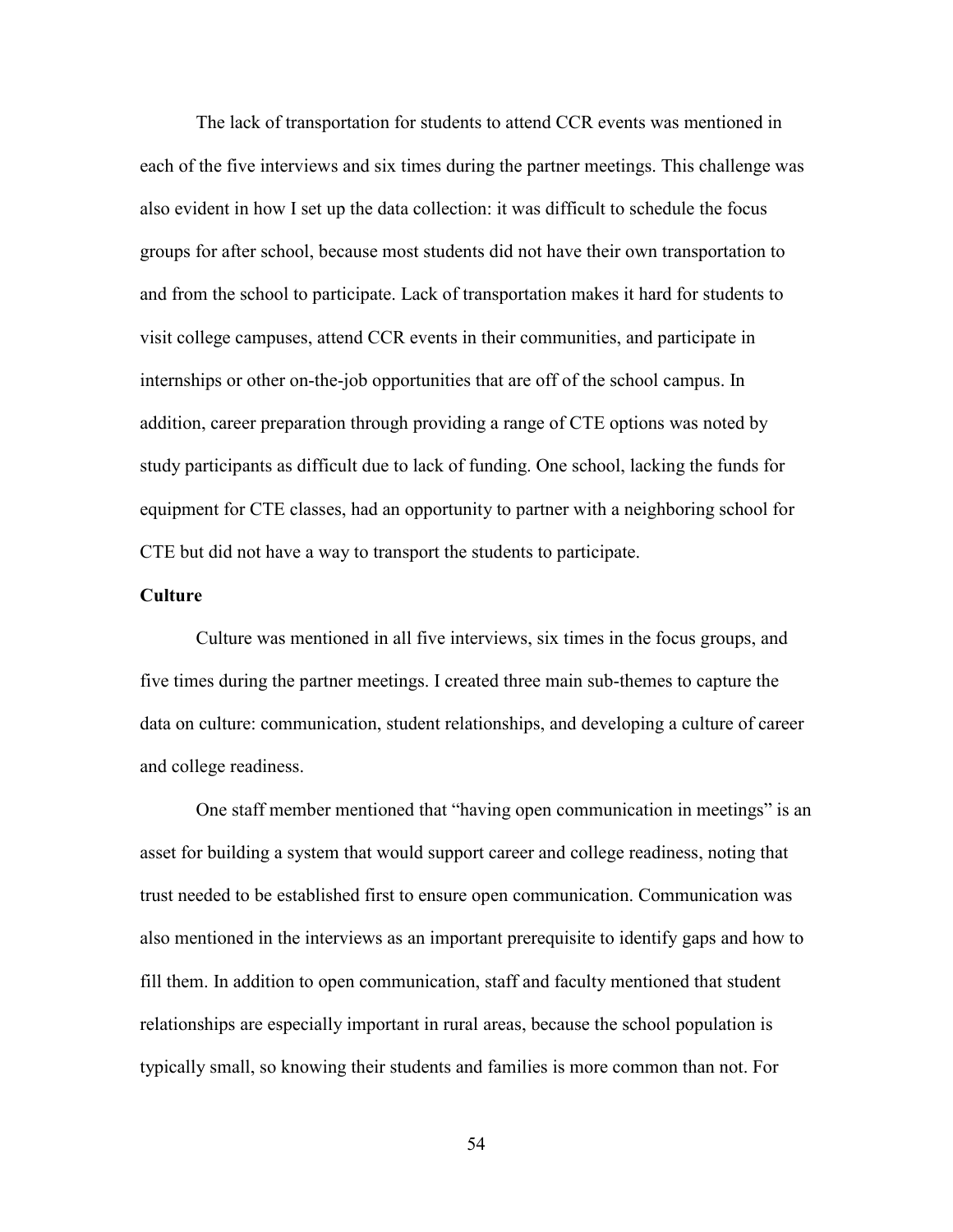The lack of transportation for students to attend CCR events was mentioned in each of the five interviews and six times during the partner meetings. This challenge was also evident in how I set up the data collection: it was difficult to schedule the focus groups for after school, because most students did not have their own transportation to and from the school to participate. Lack of transportation makes it hard for students to visit college campuses, attend CCR events in their communities, and participate in internships or other on-the-job opportunities that are off of the school campus. In addition, career preparation through providing a range of CTE options was noted by study participants as difficult due to lack of funding. One school, lacking the funds for equipment for CTE classes, had an opportunity to partner with a neighboring school for CTE but did not have a way to transport the students to participate.

**Culture**

Culture was mentioned in all five interviews, six times in the focus groups, and five times during the partner meetings. I created three main sub-themes to capture the data on culture: communication, student relationships, and developing a culture of career and college readiness.

One staff member mentioned that "having open communication in meetings" is an asset for building a system that would support career and college readiness, noting that trust needed to be established first to ensure open communication. Communication was also mentioned in the interviews as an important prerequisite to identify gaps and how to fill them. In addition to open communication, staff and faculty mentioned that student relationships are especially important in rural areas, because the school population is typically small, so knowing their students and families is more common than not. For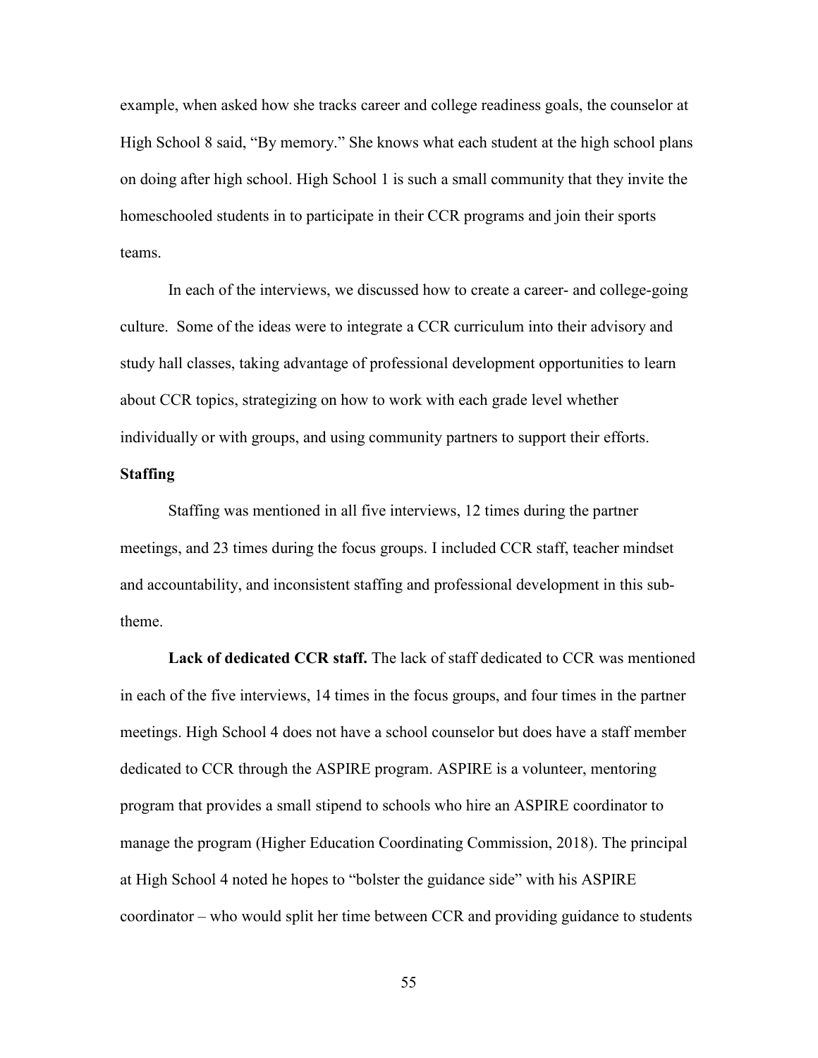example, when asked how she tracks career and college readiness goals, the counselor at High School 8 said, "By memory." She knows what each student at the high school plans on doing after high school. High School 1 is such a small community that they invite the homeschooled students in to participate in their CCR programs and join their sports teams.

In each of the interviews, we discussed how to create a career- and college-going culture. Some of the ideas were to integrate a CCR curriculum into their advisory and study hall classes, taking advantage of professional development opportunities to learn about CCR topics, strategizing on how to work with each grade level whether individually or with groups, and using community partners to support their efforts.

### Staffing

Staffing was mentioned in all five interviews, 12 times during the partner meetings, and 23 times during the focus groups. I included CCR staff, teacher mindset and accountability, and inconsistent staffing and professional development in this sub-theme.

**Lack of dedicated CCR staff.** The lack of staff dedicated to CCR was mentioned in each of the five interviews, 14 times in the focus groups, and four times in the partner meetings. High School 4 does not have a school counselor but does have a staff member dedicated to CCR through the ASPIRE program. ASPIRE is a volunteer, mentoring program that provides a small stipend to schools who hire an ASPIRE coordinator to manage the program (Higher Education Coordinating Commission, 2018). The principal at High School 4 noted he hopes to "bolster the guidance side" with his ASPIRE coordinator – who would split her time between CCR and providing guidance to students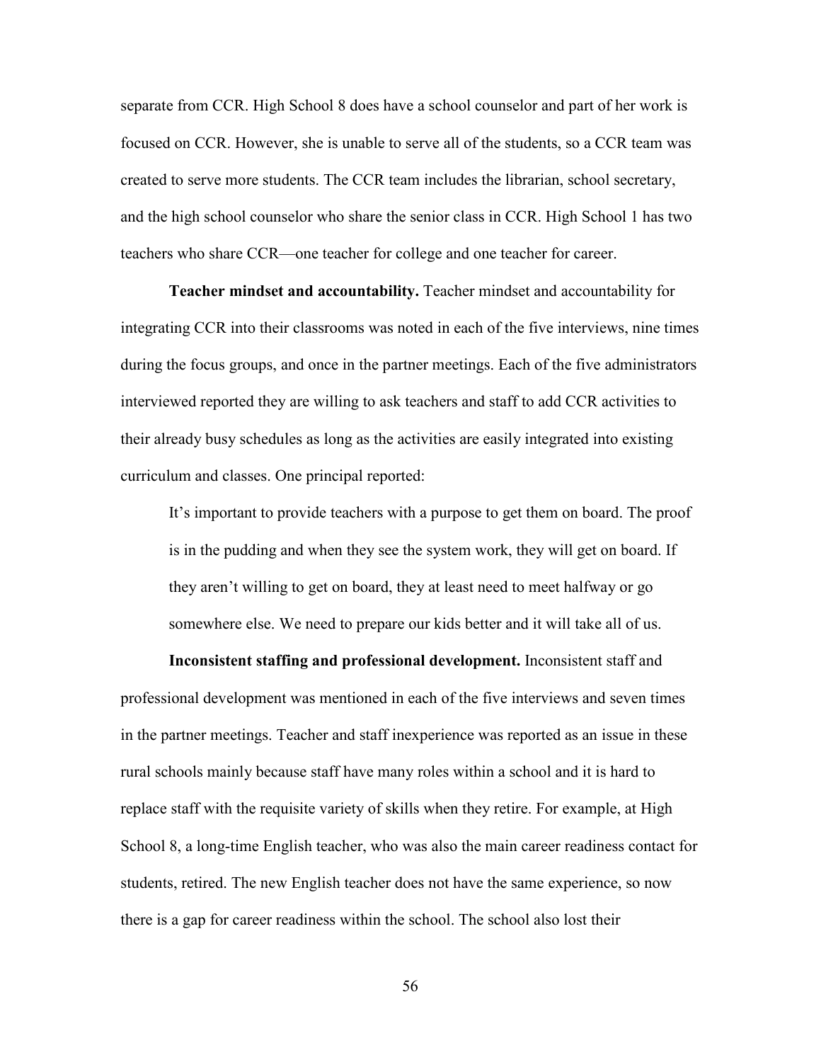separate from CCR. High School 8 does have a school counselor and part of her work is focused on CCR. However, she is unable to serve all of the students, so a CCR team was created to serve more students. The CCR team includes the librarian, school secretary, and the high school counselor who share the senior class in CCR. High School 1 has two teachers who share CCR—one teacher for college and one teacher for career.

**Teacher mindset and accountability.** Teacher mindset and accountability for integrating CCR into their classrooms was noted in each of the five interviews, nine times during the focus groups, and once in the partner meetings. Each of the five administrators interviewed reported they are willing to ask teachers and staff to add CCR activities to their already busy schedules as long as the activities are easily integrated into existing curriculum and classes. One principal reported:

> It's important to provide teachers with a purpose to get them on board. The proof is in the pudding and when they see the system work, they will get on board. If they aren't willing to get on board, they at least need to meet halfway or go somewhere else. We need to prepare our kids better and it will take all of us.

**Inconsistent staffing and professional development.** Inconsistent staff and professional development was mentioned in each of the five interviews and seven times in the partner meetings. Teacher and staff inexperience was reported as an issue in these rural schools mainly because staff have many roles within a school and it is hard to replace staff with the requisite variety of skills when they retire. For example, at High School 8, a long-time English teacher, who was also the main career readiness contact for students, retired. The new English teacher does not have the same experience, so now there is a gap for career readiness within the school. The school also lost their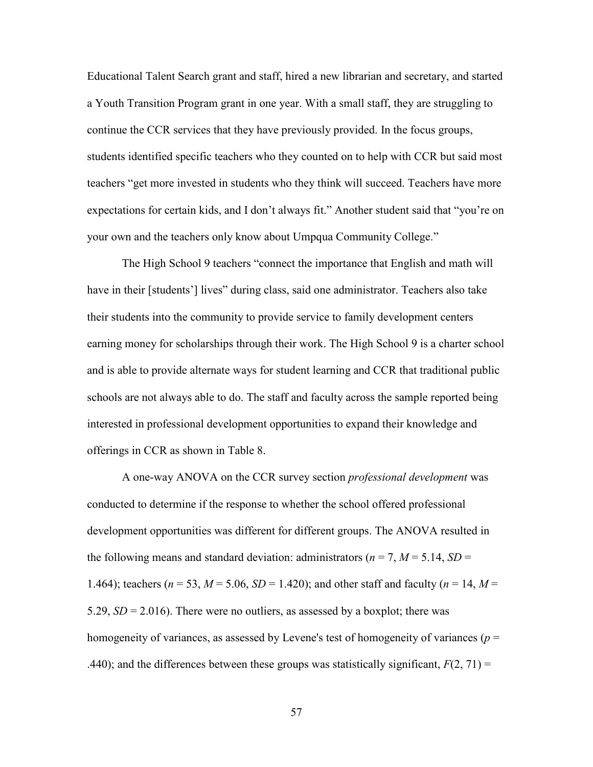Educational Talent Search grant and staff, hired a new librarian and secretary, and started a Youth Transition Program grant in one year. With a small staff, they are struggling to continue the CCR services that they have previously provided. In the focus groups, students identified specific teachers who they counted on to help with CCR but said most teachers "get more invested in students who they think will succeed. Teachers have more expectations for certain kids, and I don't always fit." Another student said that "you're on your own and the teachers only know about Umpqua Community College."

The High School 9 teachers "connect the importance that English and math will have in their [students'] lives" during class, said one administrator. Teachers also take their students into the community to provide service to family development centers earning money for scholarships through their work. The High School 9 is a charter school and is able to provide alternate ways for student learning and CCR that traditional public schools are not always able to do. The staff and faculty across the sample reported being interested in professional development opportunities to expand their knowledge and offerings in CCR as shown in Table 8.

A one-way ANOVA on the CCR survey section *professional development* was conducted to determine if the response to whether the school offered professional development opportunities was different for different groups. The ANOVA resulted in the following means and standard deviation: administrators ($n = 7$, $M = 5.14$, $SD = 1.464$); teachers ($n = 53$, $M = 5.06$, $SD = 1.420$); and other staff and faculty ($n = 14$, $M = 5.29$, $SD = 2.016$). There were no outliers, as assessed by a boxplot; there was homogeneity of variances, as assessed by Levene's test of homogeneity of variances ($p = .440$); and the differences between these groups was statistically significant, $F(2, 71) =$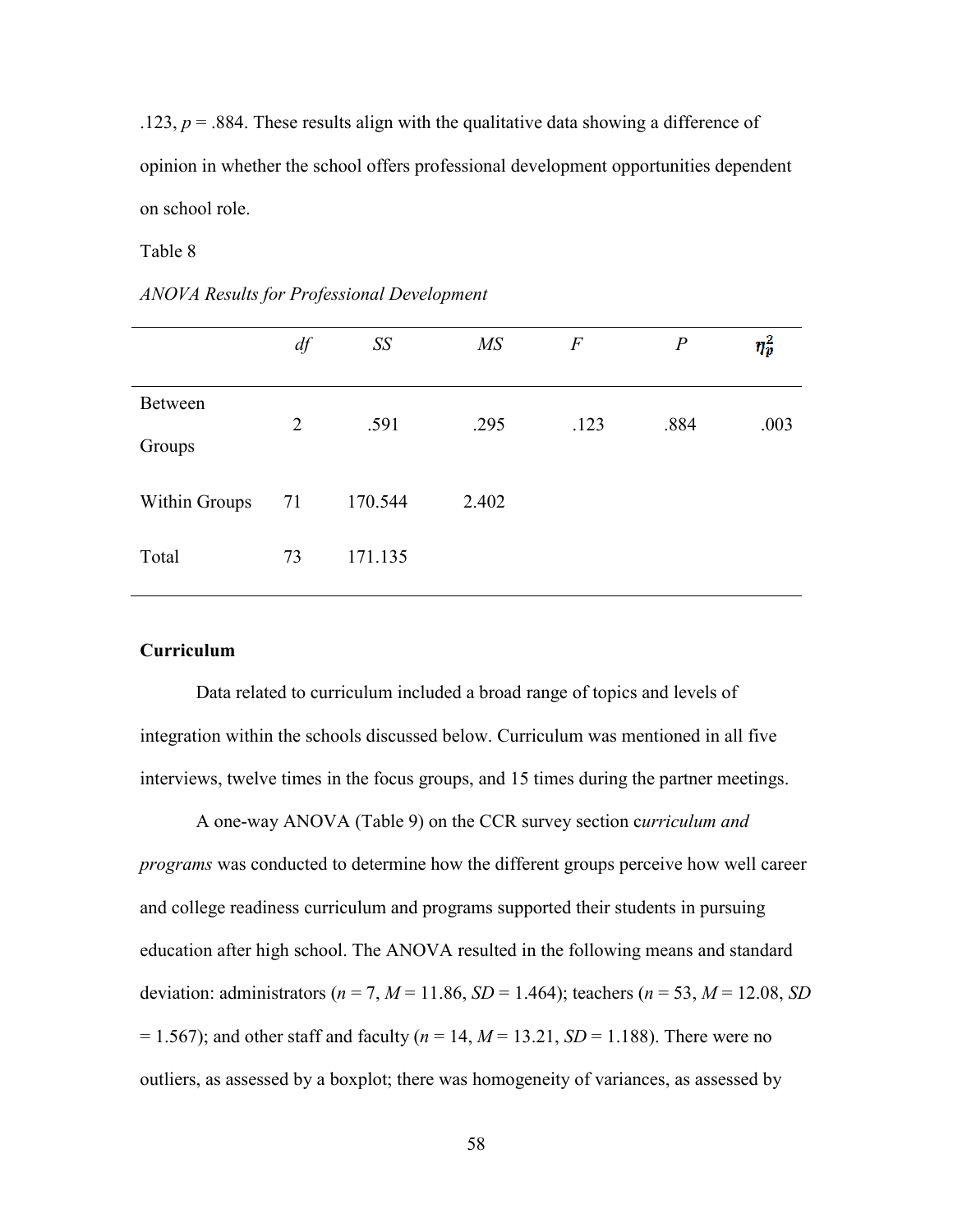.123, $p$ = .884. These results align with the qualitative data showing a difference of opinion in whether the school offers professional development opportunities dependent on school role.

Table 8

*ANOVA Results for Professional Development*

| | *df* | *SS* | *MS* | *F* | *P* | $\eta_p^2$ |
|---|---|---|---|---|---|---|
| Between Groups | 2 | .591 | .295 | .123 | .884 | .003 |
| Within Groups | 71 | 170.544 | 2.402 | | | |
| Total | 73 | 171.135 | | | | |

**Curriculum**

Data related to curriculum included a broad range of topics and levels of integration within the schools discussed below. Curriculum was mentioned in all five interviews, twelve times in the focus groups, and 15 times during the partner meetings.

A one-way ANOVA (Table 9) on the CCR survey section c*urriculum and programs* was conducted to determine how the different groups perceive how well career and college readiness curriculum and programs supported their students in pursuing education after high school. The ANOVA resulted in the following means and standard deviation: administrators ($n$ = 7, $M$ = 11.86, $SD$ = 1.464); teachers ($n$ = 53, $M$ = 12.08, $SD$ = 1.567); and other staff and faculty ($n$ = 14, $M$ = 13.21, $SD$ = 1.188). There were no outliers, as assessed by a boxplot; there was homogeneity of variances, as assessed by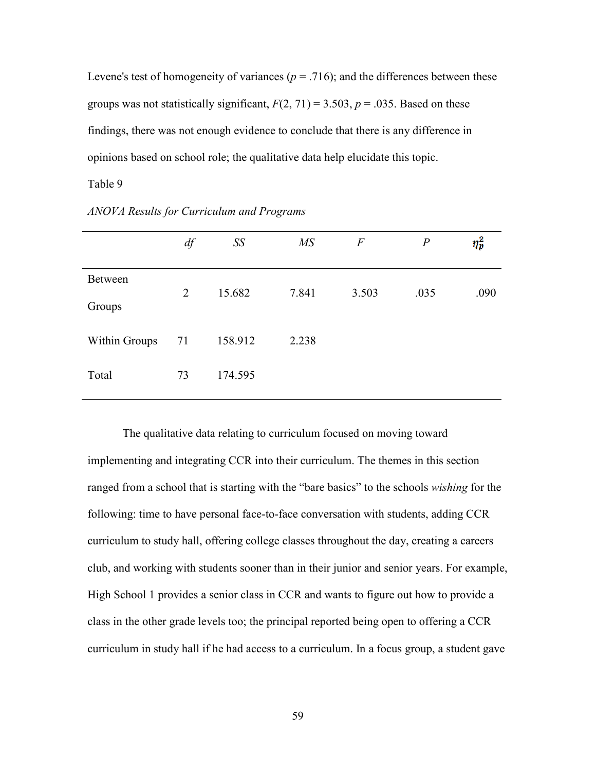Levene's test of homogeneity of variances ($p$ = .716); and the differences between these groups was not statistically significant, $F(2, 71) = 3.503$, $p$ = .035. Based on these findings, there was not enough evidence to conclude that there is any difference in opinions based on school role; the qualitative data help elucidate this topic.

Table 9

*ANOVA Results for Curriculum and Programs*

| | *df* | *SS* | *MS* | *F* | *P* | $\eta_p^2$ |
|---|---|---|---|---|---|---|
| Between Groups | 2 | 15.682 | 7.841 | 3.503 | .035 | .090 |
| Within Groups | 71 | 158.912 | 2.238 | | | |
| Total | 73 | 174.595 | | | | |

The qualitative data relating to curriculum focused on moving toward implementing and integrating CCR into their curriculum. The themes in this section ranged from a school that is starting with the "bare basics" to the schools *wishing* for the following: time to have personal face-to-face conversation with students, adding CCR curriculum to study hall, offering college classes throughout the day, creating a careers club, and working with students sooner than in their junior and senior years. For example, High School 1 provides a senior class in CCR and wants to figure out how to provide a class in the other grade levels too; the principal reported being open to offering a CCR curriculum in study hall if he had access to a curriculum. In a focus group, a student gave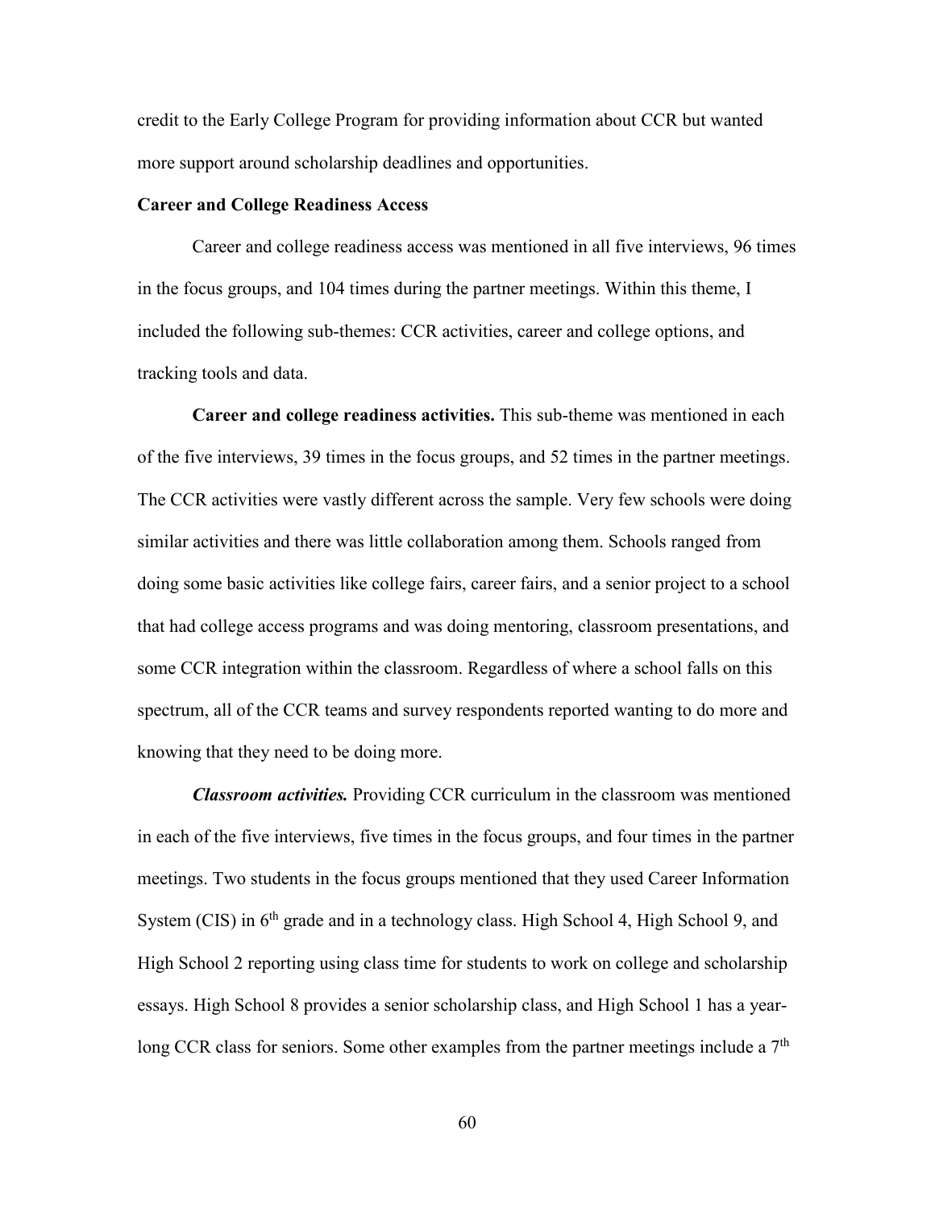credit to the Early College Program for providing information about CCR but wanted more support around scholarship deadlines and opportunities.

### Career and College Readiness Access

Career and college readiness access was mentioned in all five interviews, 96 times in the focus groups, and 104 times during the partner meetings. Within this theme, I included the following sub-themes: CCR activities, career and college options, and tracking tools and data.

**Career and college readiness activities.** This sub-theme was mentioned in each of the five interviews, 39 times in the focus groups, and 52 times in the partner meetings. The CCR activities were vastly different across the sample. Very few schools were doing similar activities and there was little collaboration among them. Schools ranged from doing some basic activities like college fairs, career fairs, and a senior project to a school that had college access programs and was doing mentoring, classroom presentations, and some CCR integration within the classroom. Regardless of where a school falls on this spectrum, all of the CCR teams and survey respondents reported wanting to do more and knowing that they need to be doing more.

***Classroom activities.*** Providing CCR curriculum in the classroom was mentioned in each of the five interviews, five times in the focus groups, and four times in the partner meetings. Two students in the focus groups mentioned that they used Career Information System (CIS) in 6th grade and in a technology class. High School 4, High School 9, and High School 2 reporting using class time for students to work on college and scholarship essays. High School 8 provides a senior scholarship class, and High School 1 has a year-long CCR class for seniors. Some other examples from the partner meetings include a 7th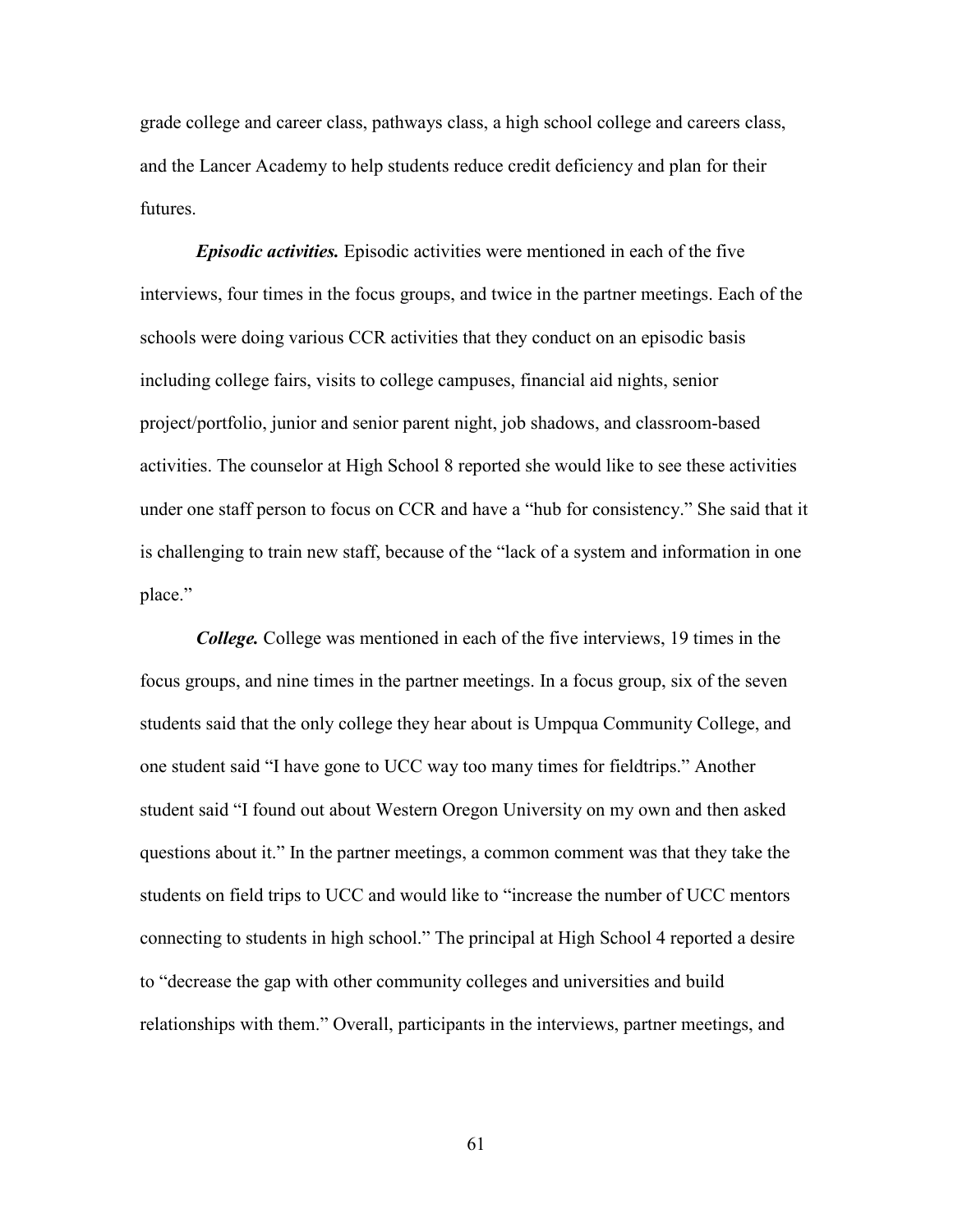grade college and career class, pathways class, a high school college and careers class, and the Lancer Academy to help students reduce credit deficiency and plan for their futures.

***Episodic activities.*** Episodic activities were mentioned in each of the five interviews, four times in the focus groups, and twice in the partner meetings. Each of the schools were doing various CCR activities that they conduct on an episodic basis including college fairs, visits to college campuses, financial aid nights, senior project/portfolio, junior and senior parent night, job shadows, and classroom-based activities. The counselor at High School 8 reported she would like to see these activities under one staff person to focus on CCR and have a "hub for consistency." She said that it is challenging to train new staff, because of the "lack of a system and information in one place."

***College.*** College was mentioned in each of the five interviews, 19 times in the focus groups, and nine times in the partner meetings. In a focus group, six of the seven students said that the only college they hear about is Umpqua Community College, and one student said "I have gone to UCC way too many times for fieldtrips." Another student said "I found out about Western Oregon University on my own and then asked questions about it." In the partner meetings, a common comment was that they take the students on field trips to UCC and would like to "increase the number of UCC mentors connecting to students in high school." The principal at High School 4 reported a desire to "decrease the gap with other community colleges and universities and build relationships with them." Overall, participants in the interviews, partner meetings, and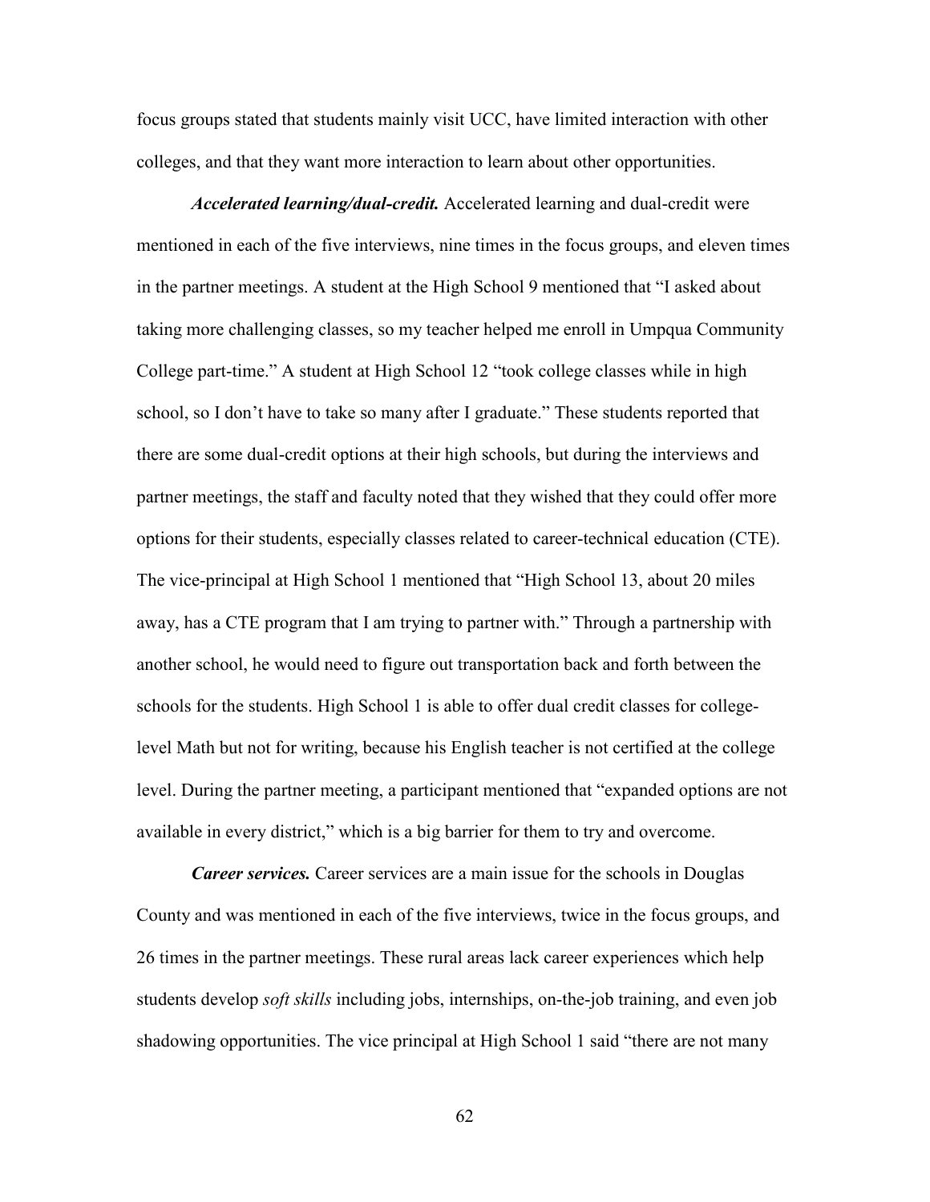focus groups stated that students mainly visit UCC, have limited interaction with other colleges, and that they want more interaction to learn about other opportunities.

***Accelerated learning/dual-credit.*** Accelerated learning and dual-credit were mentioned in each of the five interviews, nine times in the focus groups, and eleven times in the partner meetings. A student at the High School 9 mentioned that "I asked about taking more challenging classes, so my teacher helped me enroll in Umpqua Community College part-time." A student at High School 12 "took college classes while in high school, so I don't have to take so many after I graduate." These students reported that there are some dual-credit options at their high schools, but during the interviews and partner meetings, the staff and faculty noted that they wished that they could offer more options for their students, especially classes related to career-technical education (CTE). The vice-principal at High School 1 mentioned that "High School 13, about 20 miles away, has a CTE program that I am trying to partner with." Through a partnership with another school, he would need to figure out transportation back and forth between the schools for the students. High School 1 is able to offer dual credit classes for college-level Math but not for writing, because his English teacher is not certified at the college level. During the partner meeting, a participant mentioned that "expanded options are not available in every district," which is a big barrier for them to try and overcome.

***Career services.*** Career services are a main issue for the schools in Douglas County and was mentioned in each of the five interviews, twice in the focus groups, and 26 times in the partner meetings. These rural areas lack career experiences which help students develop *soft skills* including jobs, internships, on-the-job training, and even job shadowing opportunities. The vice principal at High School 1 said "there are not many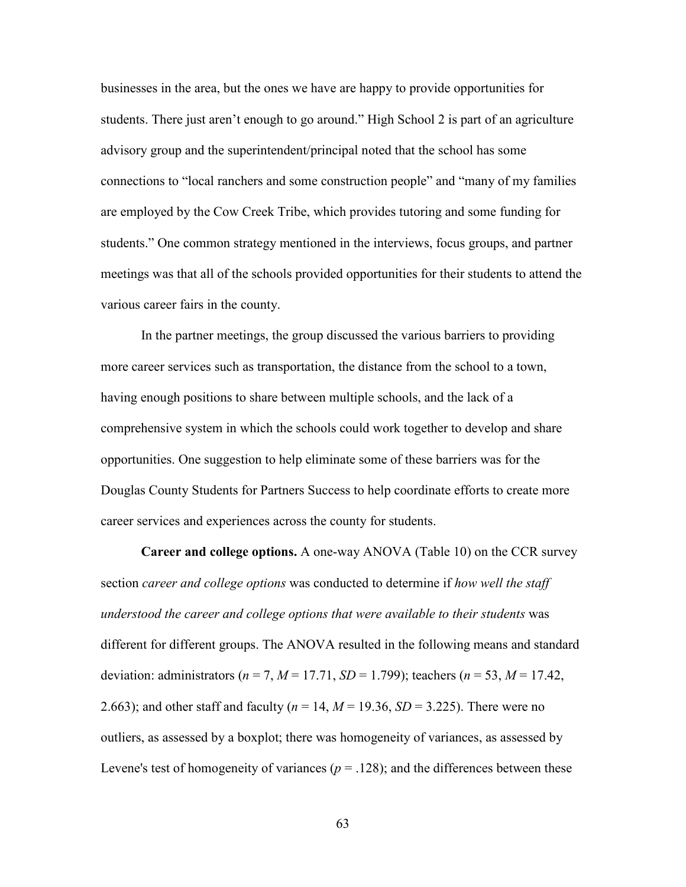businesses in the area, but the ones we have are happy to provide opportunities for students. There just aren't enough to go around." High School 2 is part of an agriculture advisory group and the superintendent/principal noted that the school has some connections to "local ranchers and some construction people" and "many of my families are employed by the Cow Creek Tribe, which provides tutoring and some funding for students." One common strategy mentioned in the interviews, focus groups, and partner meetings was that all of the schools provided opportunities for their students to attend the various career fairs in the county.

In the partner meetings, the group discussed the various barriers to providing more career services such as transportation, the distance from the school to a town, having enough positions to share between multiple schools, and the lack of a comprehensive system in which the schools could work together to develop and share opportunities. One suggestion to help eliminate some of these barriers was for the Douglas County Students for Partners Success to help coordinate efforts to create more career services and experiences across the county for students.

**Career and college options.** A one-way ANOVA (Table 10) on the CCR survey section *career and college options* was conducted to determine if *how well the staff understood the career and college options that were available to their students* was different for different groups. The ANOVA resulted in the following means and standard deviation: administrators ($n$ = 7, $M$ = 17.71, $SD$ = 1.799); teachers ($n$ = 53, $M$ = 17.42, 2.663); and other staff and faculty ($n$ = 14, $M$ = 19.36, $SD$ = 3.225). There were no outliers, as assessed by a boxplot; there was homogeneity of variances, as assessed by Levene's test of homogeneity of variances ($p$ = .128); and the differences between these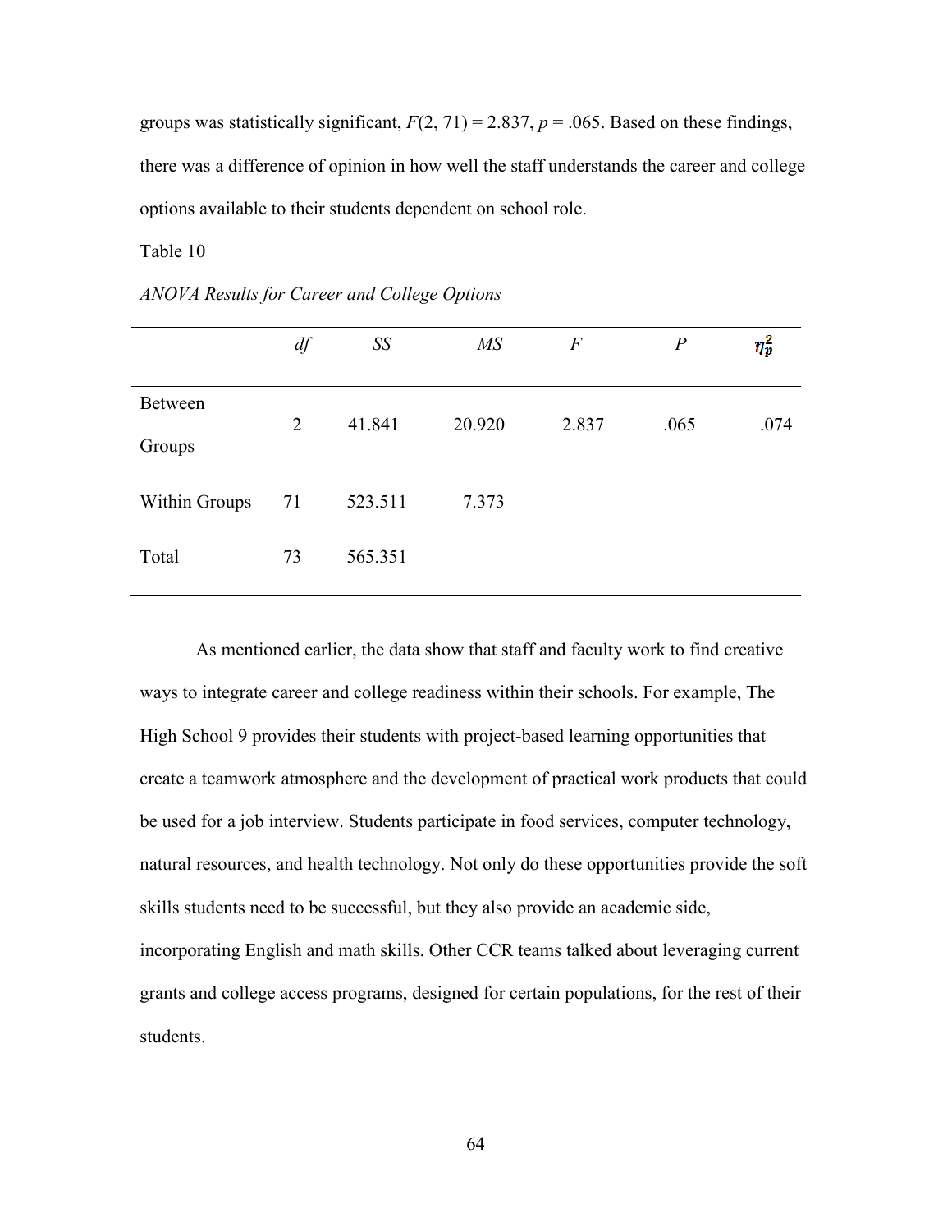groups was statistically significant, $F(2, 71) = 2.837$, $p = .065$. Based on these findings, there was a difference of opinion in how well the staff understands the career and college options available to their students dependent on school role.

Table 10

*ANOVA Results for Career and College Options*

| | *df* | *SS* | *MS* | *F* | *P* | $\eta_p^2$ |
|---|---|---|---|---|---|---|
| Between Groups | 2 | 41.841 | 20.920 | 2.837 | .065 | .074 |
| Within Groups | 71 | 523.511 | 7.373 | | | |
| Total | 73 | 565.351 | | | | |

As mentioned earlier, the data show that staff and faculty work to find creative ways to integrate career and college readiness within their schools. For example, The High School 9 provides their students with project-based learning opportunities that create a teamwork atmosphere and the development of practical work products that could be used for a job interview. Students participate in food services, computer technology, natural resources, and health technology. Not only do these opportunities provide the soft skills students need to be successful, but they also provide an academic side, incorporating English and math skills. Other CCR teams talked about leveraging current grants and college access programs, designed for certain populations, for the rest of their students.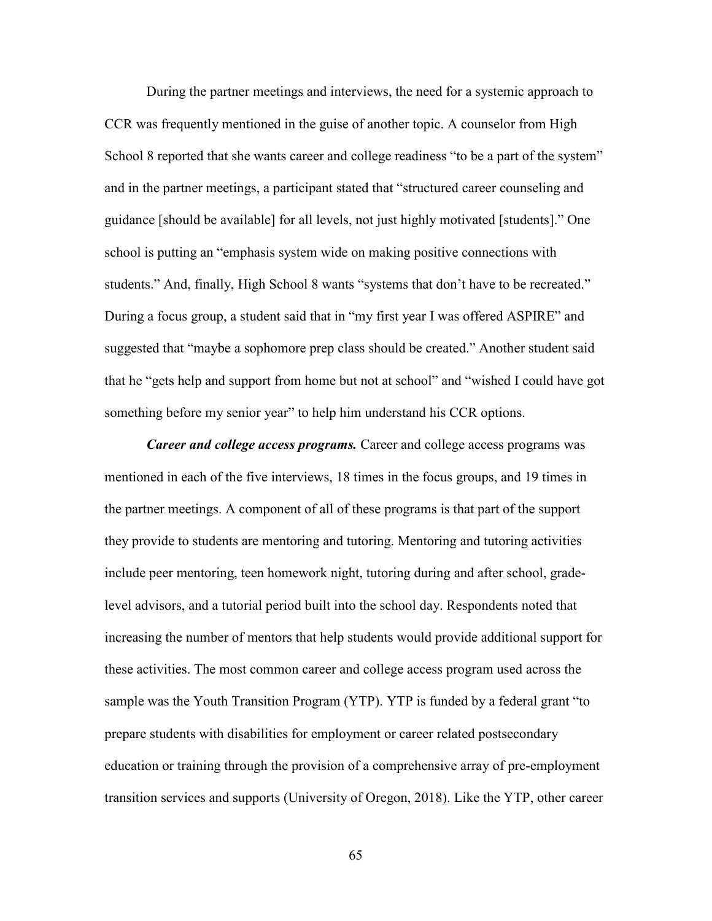During the partner meetings and interviews, the need for a systemic approach to CCR was frequently mentioned in the guise of another topic. A counselor from High School 8 reported that she wants career and college readiness "to be a part of the system" and in the partner meetings, a participant stated that "structured career counseling and guidance [should be available] for all levels, not just highly motivated [students]." One school is putting an "emphasis system wide on making positive connections with students." And, finally, High School 8 wants "systems that don't have to be recreated." During a focus group, a student said that in "my first year I was offered ASPIRE" and suggested that "maybe a sophomore prep class should be created." Another student said that he "gets help and support from home but not at school" and "wished I could have got something before my senior year" to help him understand his CCR options.

***Career and college access programs.*** Career and college access programs was mentioned in each of the five interviews, 18 times in the focus groups, and 19 times in the partner meetings. A component of all of these programs is that part of the support they provide to students are mentoring and tutoring. Mentoring and tutoring activities include peer mentoring, teen homework night, tutoring during and after school, grade-level advisors, and a tutorial period built into the school day. Respondents noted that increasing the number of mentors that help students would provide additional support for these activities. The most common career and college access program used across the sample was the Youth Transition Program (YTP). YTP is funded by a federal grant "to prepare students with disabilities for employment or career related postsecondary education or training through the provision of a comprehensive array of pre-employment transition services and supports (University of Oregon, 2018). Like the YTP, other career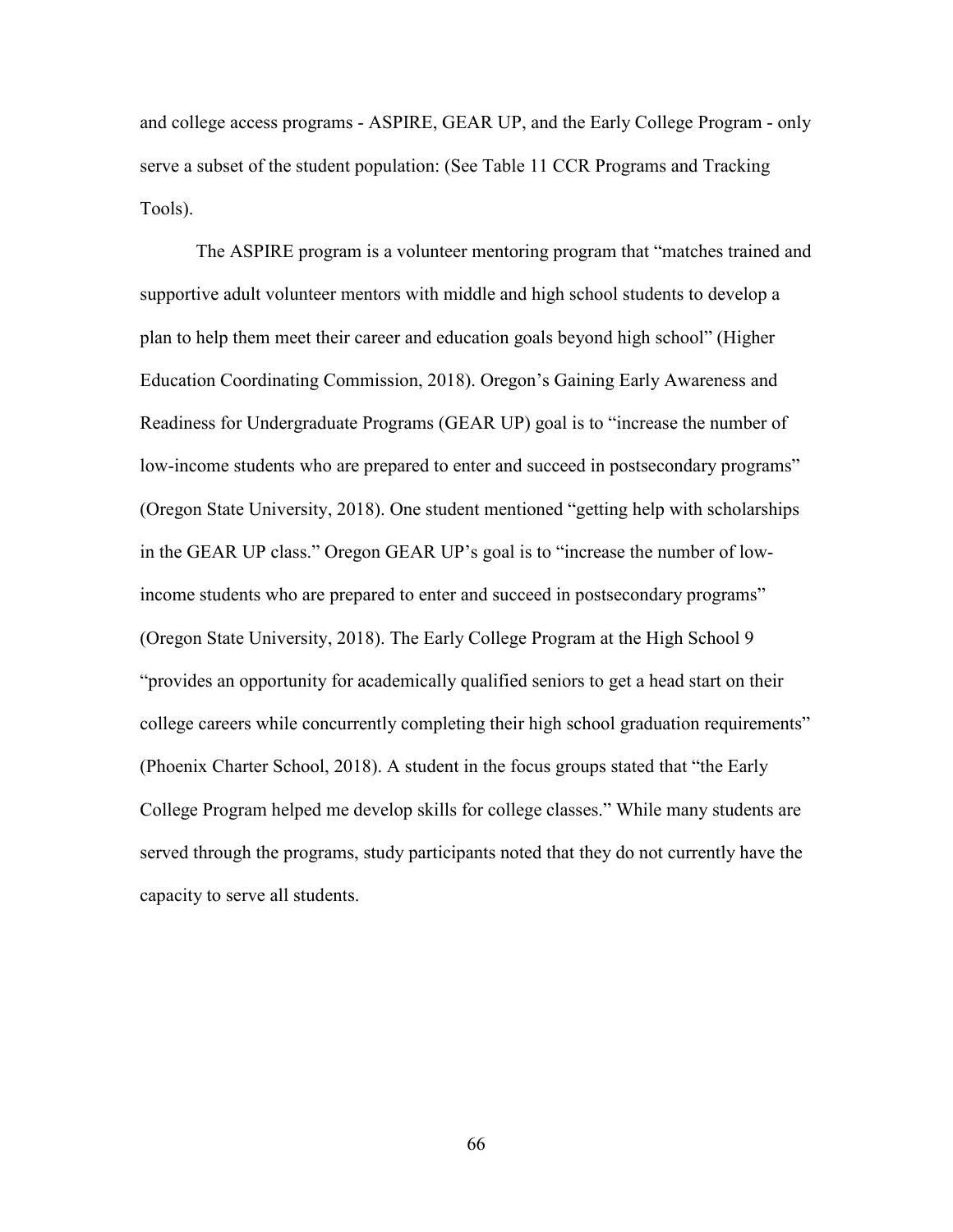and college access programs - ASPIRE, GEAR UP, and the Early College Program - only serve a subset of the student population: (See Table 11 CCR Programs and Tracking Tools).

The ASPIRE program is a volunteer mentoring program that "matches trained and supportive adult volunteer mentors with middle and high school students to develop a plan to help them meet their career and education goals beyond high school" (Higher Education Coordinating Commission, 2018). Oregon's Gaining Early Awareness and Readiness for Undergraduate Programs (GEAR UP) goal is to "increase the number of low-income students who are prepared to enter and succeed in postsecondary programs" (Oregon State University, 2018). One student mentioned "getting help with scholarships in the GEAR UP class." Oregon GEAR UP's goal is to "increase the number of low-income students who are prepared to enter and succeed in postsecondary programs" (Oregon State University, 2018). The Early College Program at the High School 9 "provides an opportunity for academically qualified seniors to get a head start on their college careers while concurrently completing their high school graduation requirements" (Phoenix Charter School, 2018). A student in the focus groups stated that "the Early College Program helped me develop skills for college classes." While many students are served through the programs, study participants noted that they do not currently have the capacity to serve all students.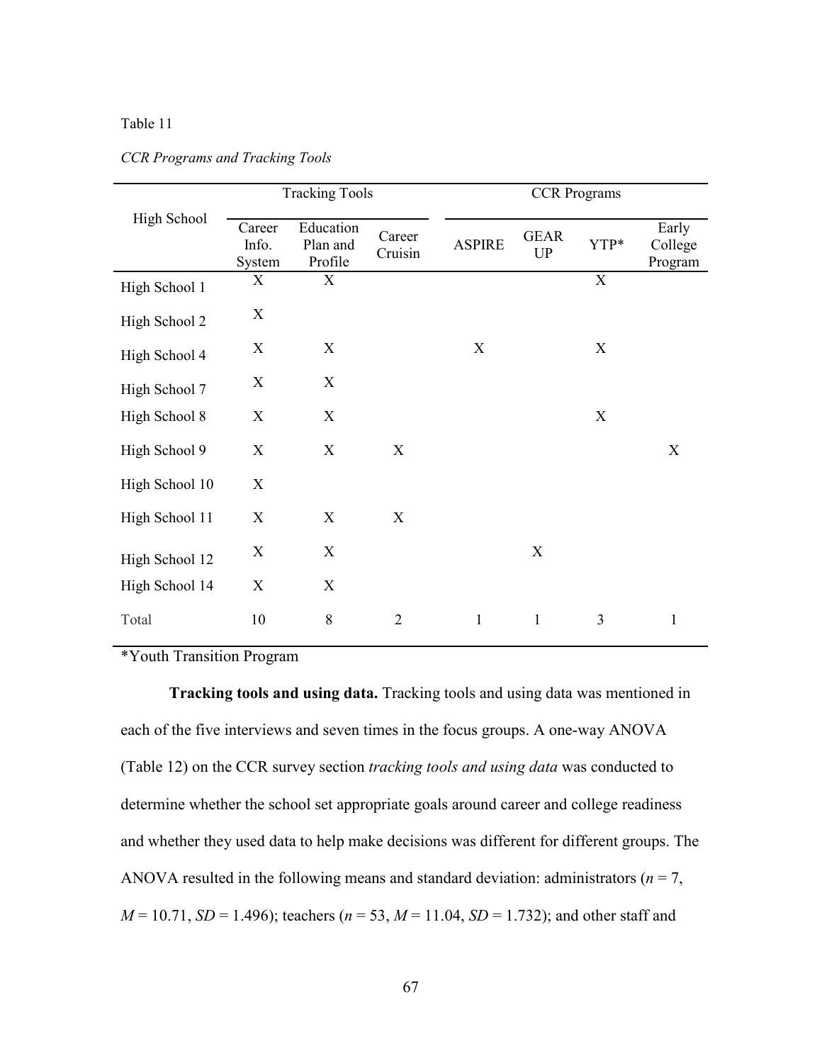Table 11

*CCR Programs and Tracking Tools*

| High School | Tracking Tools | | | CCR Programs | | | |
|---|---|---|---|---|---|---|---|
| | Career Info. System | Education Plan and Profile | Career Cruisin | ASPIRE | GEAR UP | YTP* | Early College Program |
| High School 1 | X | X | | | | X | |
| High School 2 | X | | | | | | |
| High School 4 | X | X | | X | | X | |
| High School 7 | X | X | | | | | |
| High School 8 | X | X | | | | X | |
| High School 9 | X | X | X | | | | X |
| High School 10 | X | | | | | | |
| High School 11 | X | X | X | | | | |
| High School 12 | X | X | | | X | | |
| High School 14 | X | X | | | | | |
| Total | 10 | 8 | 2 | 1 | 1 | 3 | 1 |

*Youth Transition Program

**Tracking tools and using data.** Tracking tools and using data was mentioned in each of the five interviews and seven times in the focus groups. A one-way ANOVA (Table 12) on the CCR survey section *tracking tools and using data* was conducted to determine whether the school set appropriate goals around career and college readiness and whether they used data to help make decisions was different for different groups. The ANOVA resulted in the following means and standard deviation: administrators ($n = 7$, $M = 10.71$, $SD = 1.496$); teachers ($n = 53$, $M = 11.04$, $SD = 1.732$); and other staff and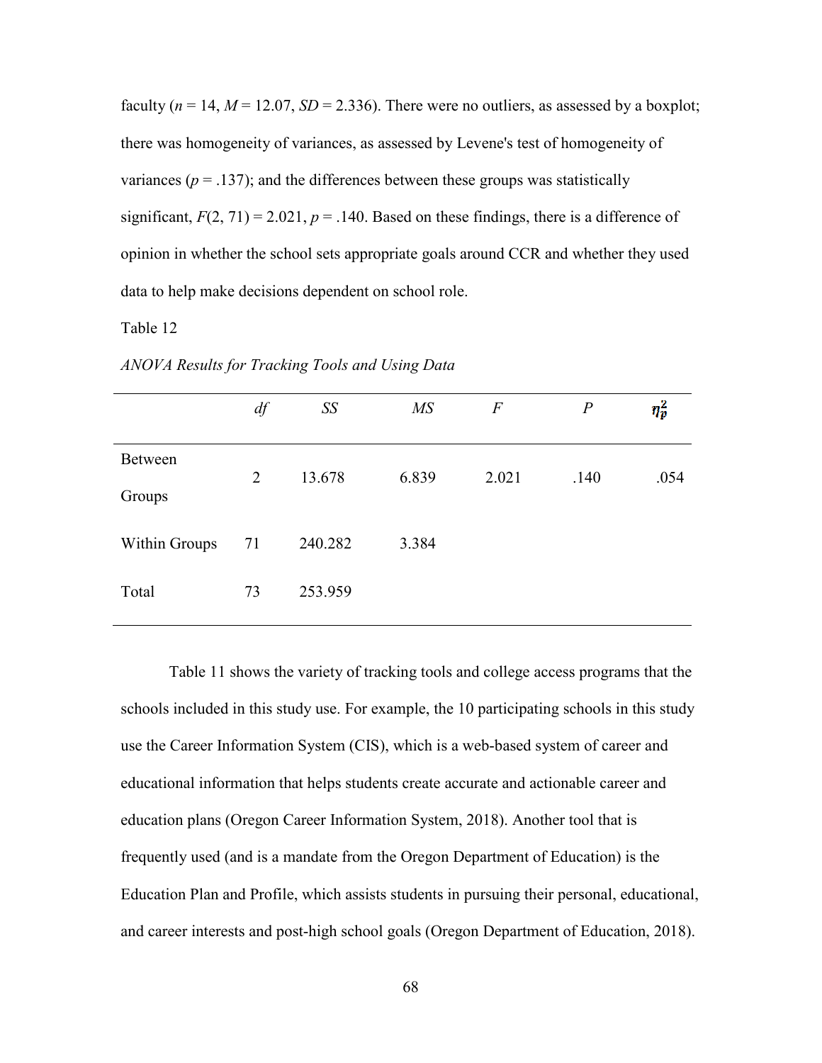faculty ($n$ = 14, $M$ = 12.07, $SD$ = 2.336). There were no outliers, as assessed by a boxplot; there was homogeneity of variances, as assessed by Levene's test of homogeneity of variances ($p$ = .137); and the differences between these groups was statistically significant, $F(2, 71) = 2.021$, $p$ = .140. Based on these findings, there is a difference of opinion in whether the school sets appropriate goals around CCR and whether they used data to help make decisions dependent on school role.

Table 12

*ANOVA Results for Tracking Tools and Using Data*

| | $df$ | $SS$ | $MS$ | $F$ | $P$ | $\eta_p^2$ |
|---|---|---|---|---|---|---|
| Between Groups | 2 | 13.678 | 6.839 | 2.021 | .140 | .054 |
| Within Groups | 71 | 240.282 | 3.384 | | | |
| Total | 73 | 253.959 | | | | |

Table 11 shows the variety of tracking tools and college access programs that the schools included in this study use. For example, the 10 participating schools in this study use the Career Information System (CIS), which is a web-based system of career and educational information that helps students create accurate and actionable career and education plans (Oregon Career Information System, 2018). Another tool that is frequently used (and is a mandate from the Oregon Department of Education) is the Education Plan and Profile, which assists students in pursuing their personal, educational, and career interests and post-high school goals (Oregon Department of Education, 2018).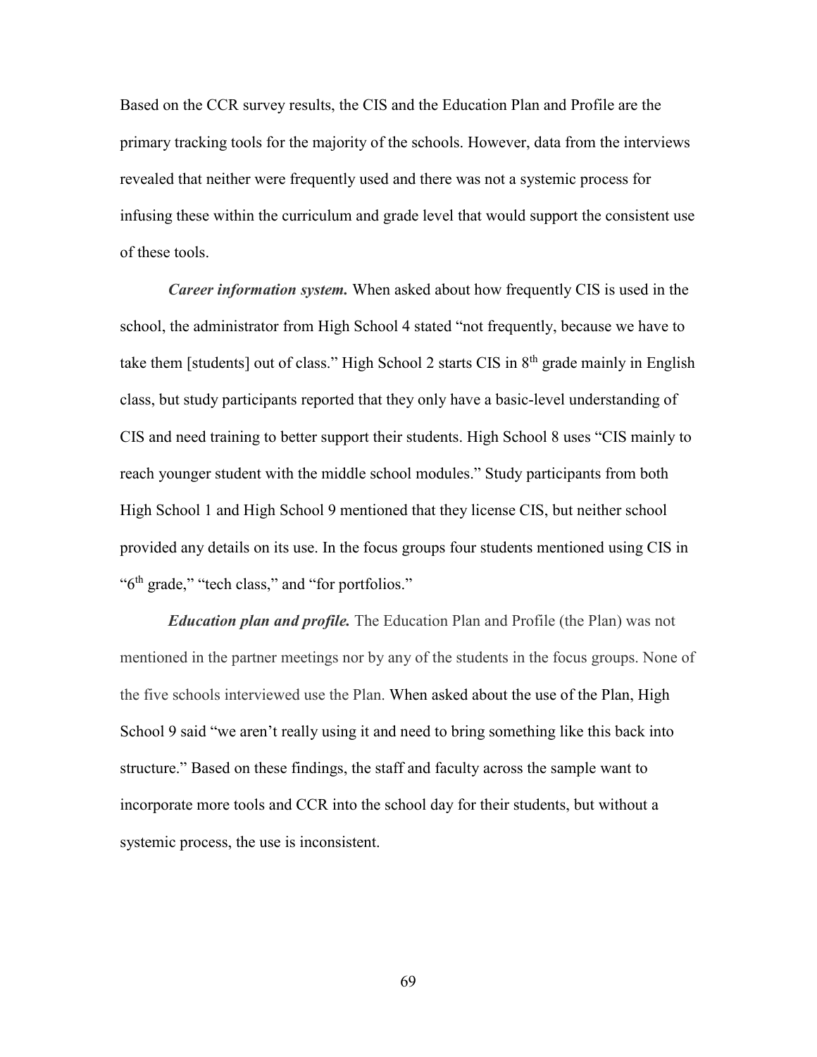Based on the CCR survey results, the CIS and the Education Plan and Profile are the primary tracking tools for the majority of the schools. However, data from the interviews revealed that neither were frequently used and there was not a systemic process for infusing these within the curriculum and grade level that would support the consistent use of these tools.

***Career information system.*** When asked about how frequently CIS is used in the school, the administrator from High School 4 stated "not frequently, because we have to take them [students] out of class." High School 2 starts CIS in 8th grade mainly in English class, but study participants reported that they only have a basic-level understanding of CIS and need training to better support their students. High School 8 uses "CIS mainly to reach younger student with the middle school modules." Study participants from both High School 1 and High School 9 mentioned that they license CIS, but neither school provided any details on its use. In the focus groups four students mentioned using CIS in "6th grade," "tech class," and "for portfolios."

***Education plan and profile.*** The Education Plan and Profile (the Plan) was not mentioned in the partner meetings nor by any of the students in the focus groups. None of the five schools interviewed use the Plan. When asked about the use of the Plan, High School 9 said "we aren't really using it and need to bring something like this back into structure." Based on these findings, the staff and faculty across the sample want to incorporate more tools and CCR into the school day for their students, but without a systemic process, the use is inconsistent.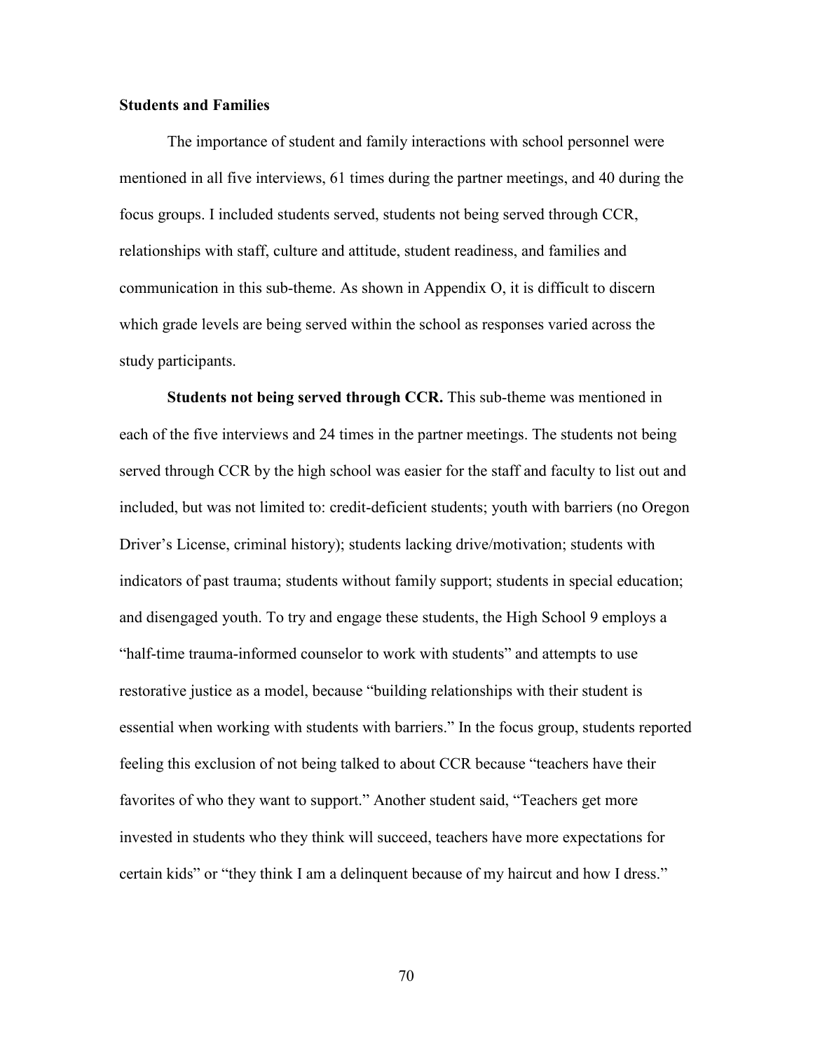**Students and Families**

The importance of student and family interactions with school personnel were mentioned in all five interviews, 61 times during the partner meetings, and 40 during the focus groups. I included students served, students not being served through CCR, relationships with staff, culture and attitude, student readiness, and families and communication in this sub-theme. As shown in Appendix O, it is difficult to discern which grade levels are being served within the school as responses varied across the study participants.

**Students not being served through CCR.** This sub-theme was mentioned in each of the five interviews and 24 times in the partner meetings. The students not being served through CCR by the high school was easier for the staff and faculty to list out and included, but was not limited to: credit-deficient students; youth with barriers (no Oregon Driver's License, criminal history); students lacking drive/motivation; students with indicators of past trauma; students without family support; students in special education; and disengaged youth. To try and engage these students, the High School 9 employs a "half-time trauma-informed counselor to work with students" and attempts to use restorative justice as a model, because "building relationships with their student is essential when working with students with barriers." In the focus group, students reported feeling this exclusion of not being talked to about CCR because "teachers have their favorites of who they want to support." Another student said, "Teachers get more invested in students who they think will succeed, teachers have more expectations for certain kids" or "they think I am a delinquent because of my haircut and how I dress."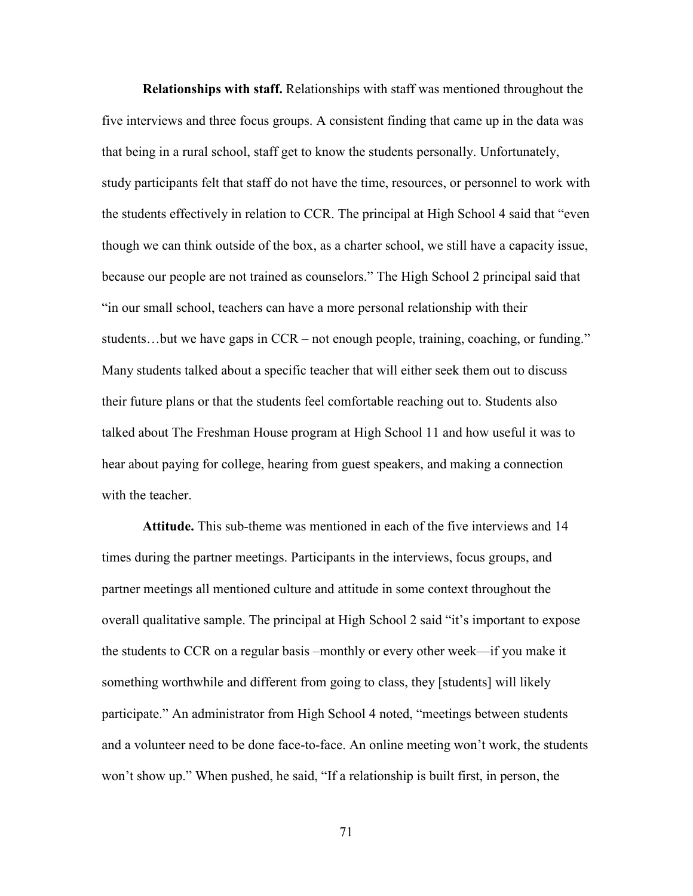**Relationships with staff.** Relationships with staff was mentioned throughout the five interviews and three focus groups. A consistent finding that came up in the data was that being in a rural school, staff get to know the students personally. Unfortunately, study participants felt that staff do not have the time, resources, or personnel to work with the students effectively in relation to CCR. The principal at High School 4 said that "even though we can think outside of the box, as a charter school, we still have a capacity issue, because our people are not trained as counselors." The High School 2 principal said that "in our small school, teachers can have a more personal relationship with their students…but we have gaps in CCR – not enough people, training, coaching, or funding." Many students talked about a specific teacher that will either seek them out to discuss their future plans or that the students feel comfortable reaching out to. Students also talked about The Freshman House program at High School 11 and how useful it was to hear about paying for college, hearing from guest speakers, and making a connection with the teacher.

**Attitude.** This sub-theme was mentioned in each of the five interviews and 14 times during the partner meetings. Participants in the interviews, focus groups, and partner meetings all mentioned culture and attitude in some context throughout the overall qualitative sample. The principal at High School 2 said "it's important to expose the students to CCR on a regular basis –monthly or every other week—if you make it something worthwhile and different from going to class, they [students] will likely participate." An administrator from High School 4 noted, "meetings between students and a volunteer need to be done face-to-face. An online meeting won't work, the students won't show up." When pushed, he said, "If a relationship is built first, in person, the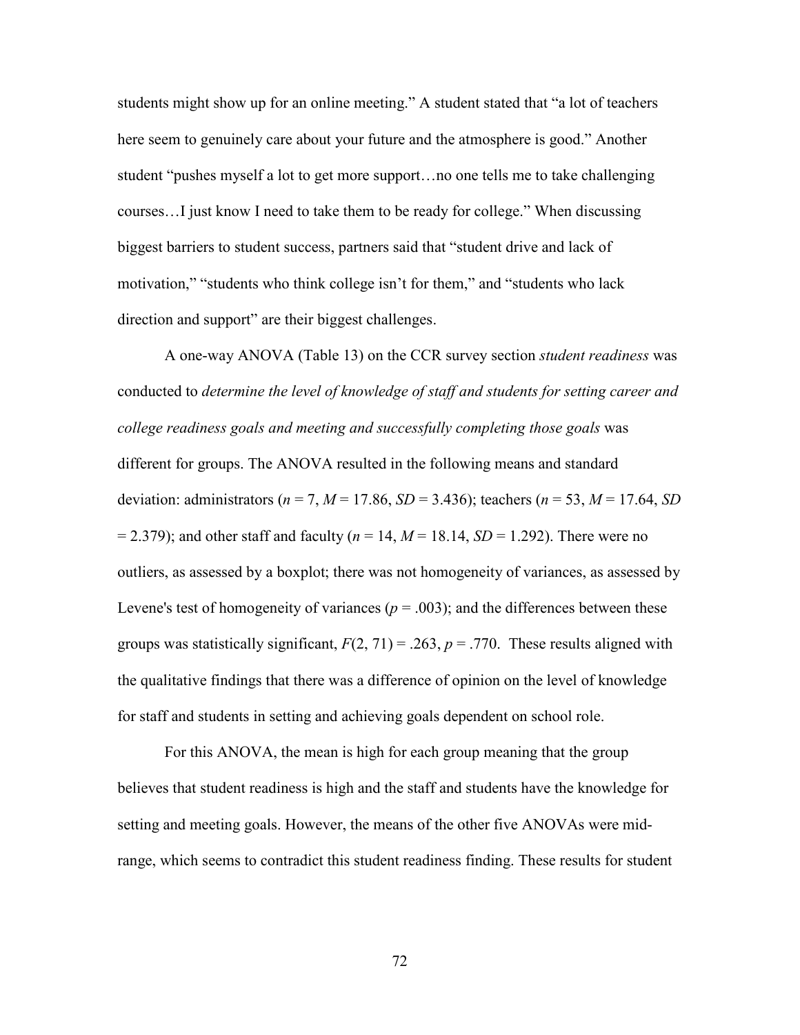students might show up for an online meeting." A student stated that "a lot of teachers here seem to genuinely care about your future and the atmosphere is good." Another student "pushes myself a lot to get more support…no one tells me to take challenging courses…I just know I need to take them to be ready for college." When discussing biggest barriers to student success, partners said that "student drive and lack of motivation," "students who think college isn't for them," and "students who lack direction and support" are their biggest challenges.

A one-way ANOVA (Table 13) on the CCR survey section *student readiness* was conducted to *determine the level of knowledge of staff and students for setting career and college readiness goals and meeting and successfully completing those goals* was different for groups. The ANOVA resulted in the following means and standard deviation: administrators ($n$ = 7, $M$ = 17.86, $SD$ = 3.436); teachers ($n$ = 53, $M$ = 17.64, $SD$ = 2.379); and other staff and faculty ($n$ = 14, $M$ = 18.14, $SD$ = 1.292). There were no outliers, as assessed by a boxplot; there was not homogeneity of variances, as assessed by Levene's test of homogeneity of variances ($p$ = .003); and the differences between these groups was statistically significant, $F(2, 71)$ = .263, $p$ = .770. These results aligned with the qualitative findings that there was a difference of opinion on the level of knowledge for staff and students in setting and achieving goals dependent on school role.

For this ANOVA, the mean is high for each group meaning that the group believes that student readiness is high and the staff and students have the knowledge for setting and meeting goals. However, the means of the other five ANOVAs were mid-range, which seems to contradict this student readiness finding. These results for student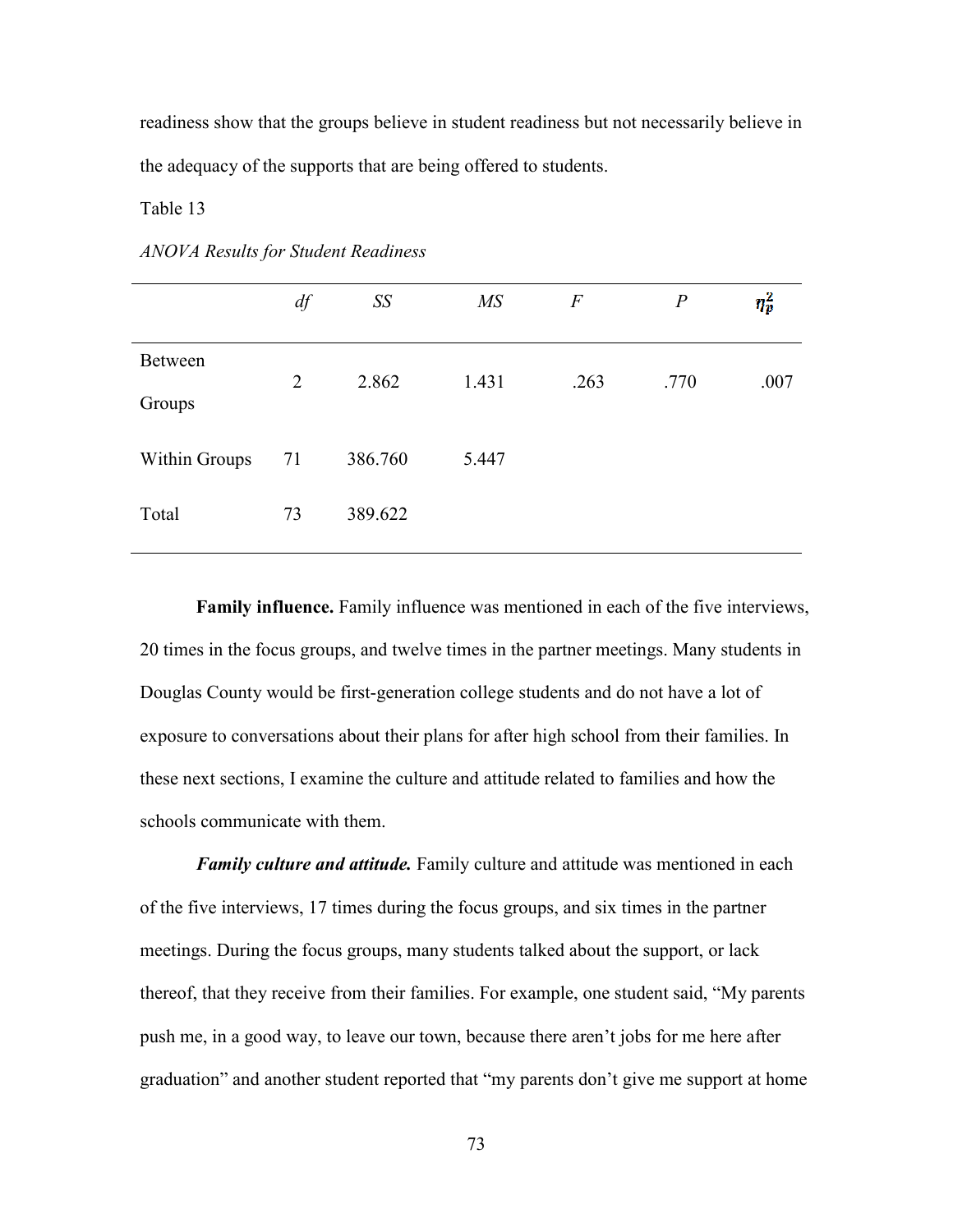readiness show that the groups believe in student readiness but not necessarily believe in the adequacy of the supports that are being offered to students.

Table 13

*ANOVA Results for Student Readiness*

| | *df* | *SS* | *MS* | *F* | *P* | $\eta_p^2$ |
|---|---|---|---|---|---|---|
| Between Groups | 2 | 2.862 | 1.431 | .263 | .770 | .007 |
| Within Groups | 71 | 386.760 | 5.447 | | | |
| Total | 73 | 389.622 | | | | |

**Family influence.** Family influence was mentioned in each of the five interviews, 20 times in the focus groups, and twelve times in the partner meetings. Many students in Douglas County would be first-generation college students and do not have a lot of exposure to conversations about their plans for after high school from their families. In these next sections, I examine the culture and attitude related to families and how the schools communicate with them.

***Family culture and attitude.*** Family culture and attitude was mentioned in each of the five interviews, 17 times during the focus groups, and six times in the partner meetings. During the focus groups, many students talked about the support, or lack thereof, that they receive from their families. For example, one student said, “My parents push me, in a good way, to leave our town, because there aren’t jobs for me here after graduation” and another student reported that “my parents don’t give me support at home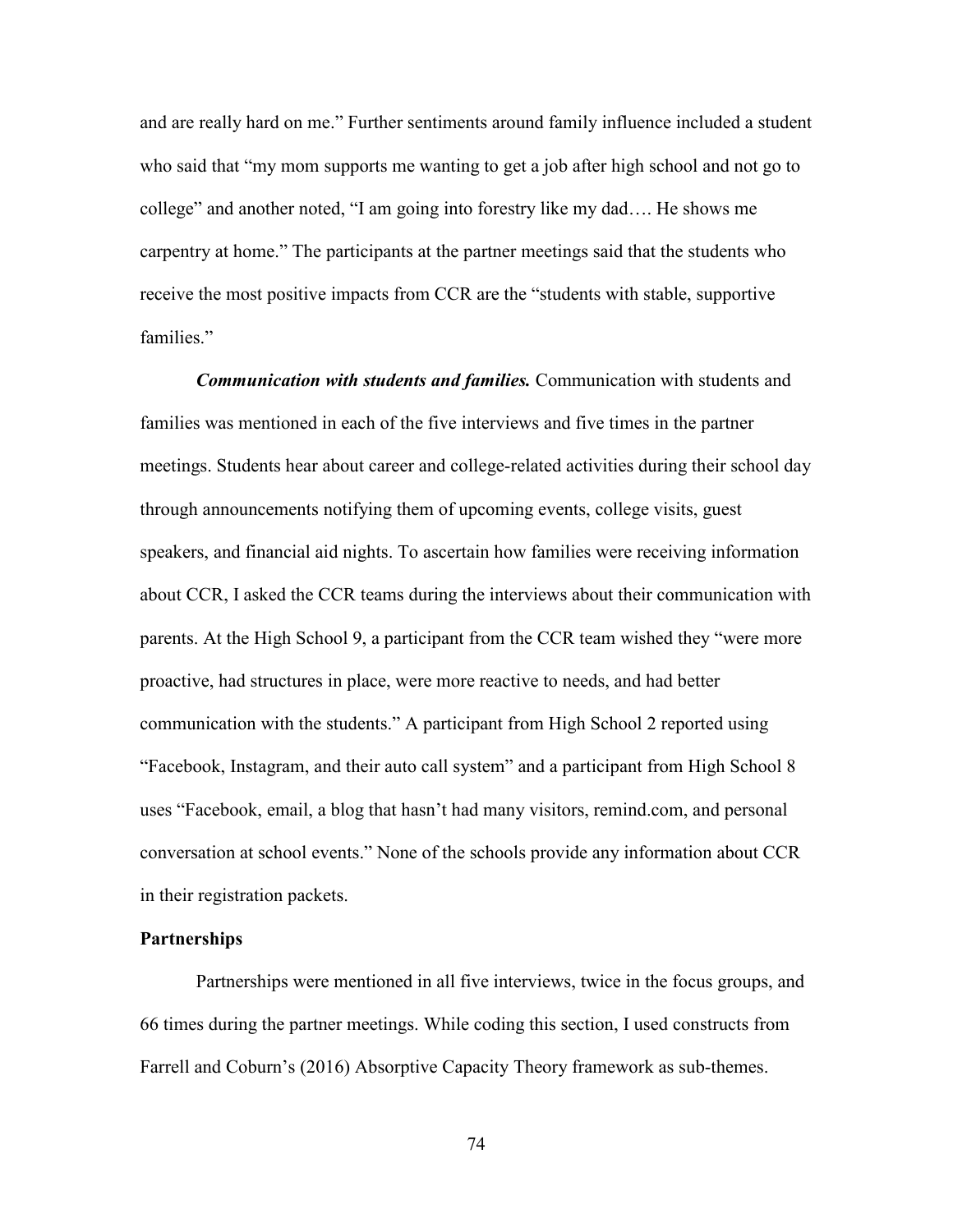and are really hard on me." Further sentiments around family influence included a student who said that "my mom supports me wanting to get a job after high school and not go to college" and another noted, "I am going into forestry like my dad…. He shows me carpentry at home." The participants at the partner meetings said that the students who receive the most positive impacts from CCR are the "students with stable, supportive families."

***Communication with students and families.*** Communication with students and families was mentioned in each of the five interviews and five times in the partner meetings. Students hear about career and college-related activities during their school day through announcements notifying them of upcoming events, college visits, guest speakers, and financial aid nights. To ascertain how families were receiving information about CCR, I asked the CCR teams during the interviews about their communication with parents. At the High School 9, a participant from the CCR team wished they "were more proactive, had structures in place, were more reactive to needs, and had better communication with the students." A participant from High School 2 reported using "Facebook, Instagram, and their auto call system" and a participant from High School 8 uses "Facebook, email, a blog that hasn't had many visitors, remind.com, and personal conversation at school events." None of the schools provide any information about CCR in their registration packets.

**Partnerships**

Partnerships were mentioned in all five interviews, twice in the focus groups, and 66 times during the partner meetings. While coding this section, I used constructs from Farrell and Coburn's (2016) Absorptive Capacity Theory framework as sub-themes.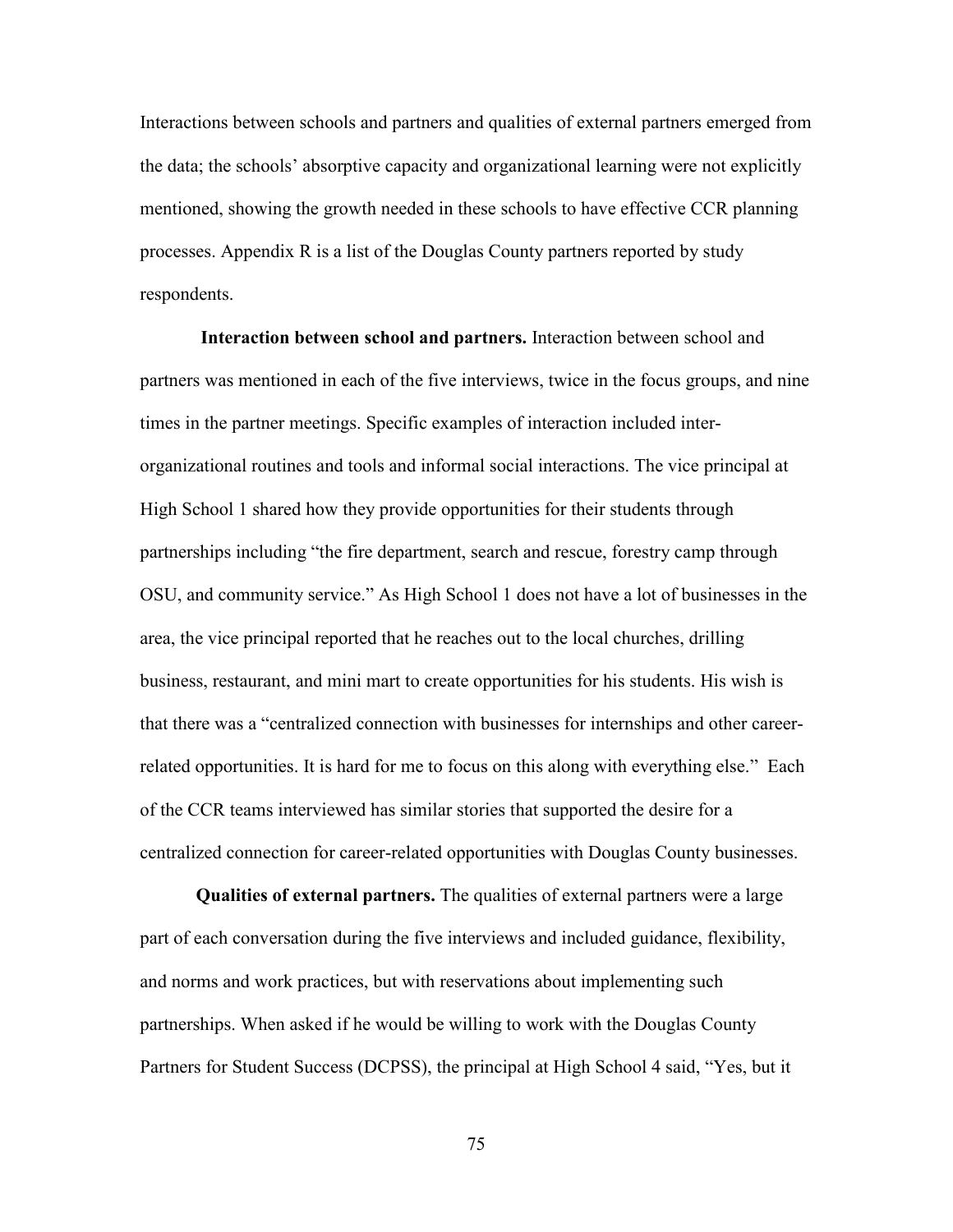Interactions between schools and partners and qualities of external partners emerged from the data; the schools' absorptive capacity and organizational learning were not explicitly mentioned, showing the growth needed in these schools to have effective CCR planning processes. Appendix R is a list of the Douglas County partners reported by study respondents.

**Interaction between school and partners.** Interaction between school and partners was mentioned in each of the five interviews, twice in the focus groups, and nine times in the partner meetings. Specific examples of interaction included inter-organizational routines and tools and informal social interactions. The vice principal at High School 1 shared how they provide opportunities for their students through partnerships including "the fire department, search and rescue, forestry camp through OSU, and community service." As High School 1 does not have a lot of businesses in the area, the vice principal reported that he reaches out to the local churches, drilling business, restaurant, and mini mart to create opportunities for his students. His wish is that there was a "centralized connection with businesses for internships and other career-related opportunities. It is hard for me to focus on this along with everything else." Each of the CCR teams interviewed has similar stories that supported the desire for a centralized connection for career-related opportunities with Douglas County businesses.

**Qualities of external partners.** The qualities of external partners were a large part of each conversation during the five interviews and included guidance, flexibility, and norms and work practices, but with reservations about implementing such partnerships. When asked if he would be willing to work with the Douglas County Partners for Student Success (DCPSS), the principal at High School 4 said, "Yes, but it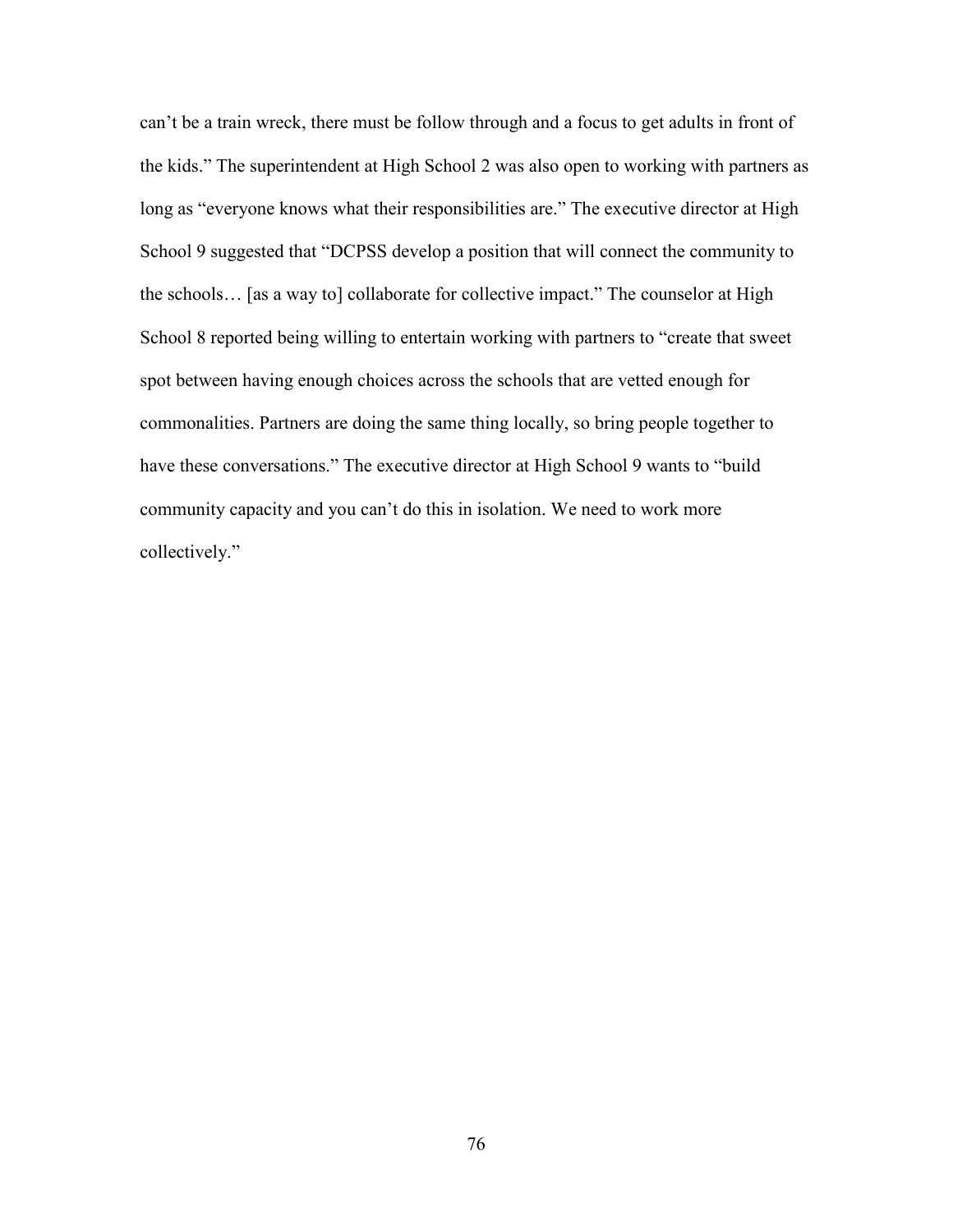can't be a train wreck, there must be follow through and a focus to get adults in front of the kids." The superintendent at High School 2 was also open to working with partners as long as "everyone knows what their responsibilities are." The executive director at High School 9 suggested that "DCPSS develop a position that will connect the community to the schools… [as a way to] collaborate for collective impact." The counselor at High School 8 reported being willing to entertain working with partners to "create that sweet spot between having enough choices across the schools that are vetted enough for commonalities. Partners are doing the same thing locally, so bring people together to have these conversations." The executive director at High School 9 wants to "build community capacity and you can't do this in isolation. We need to work more collectively."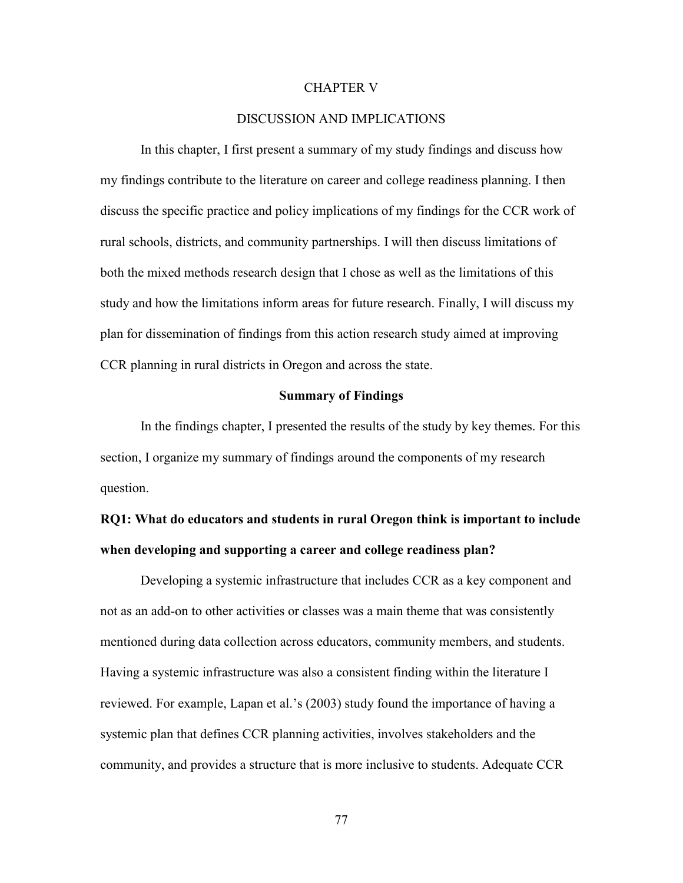# CHAPTER V

# DISCUSSION AND IMPLICATIONS

In this chapter, I first present a summary of my study findings and discuss how my findings contribute to the literature on career and college readiness planning. I then discuss the specific practice and policy implications of my findings for the CCR work of rural schools, districts, and community partnerships. I will then discuss limitations of both the mixed methods research design that I chose as well as the limitations of this study and how the limitations inform areas for future research. Finally, I will discuss my plan for dissemination of findings from this action research study aimed at improving CCR planning in rural districts in Oregon and across the state.

## Summary of Findings

In the findings chapter, I presented the results of the study by key themes. For this section, I organize my summary of findings around the components of my research question.

### RQ1: What do educators and students in rural Oregon think is important to include when developing and supporting a career and college readiness plan?

Developing a systemic infrastructure that includes CCR as a key component and not as an add-on to other activities or classes was a main theme that was consistently mentioned during data collection across educators, community members, and students. Having a systemic infrastructure was also a consistent finding within the literature I reviewed. For example, Lapan et al.'s (2003) study found the importance of having a systemic plan that defines CCR planning activities, involves stakeholders and the community, and provides a structure that is more inclusive to students. Adequate CCR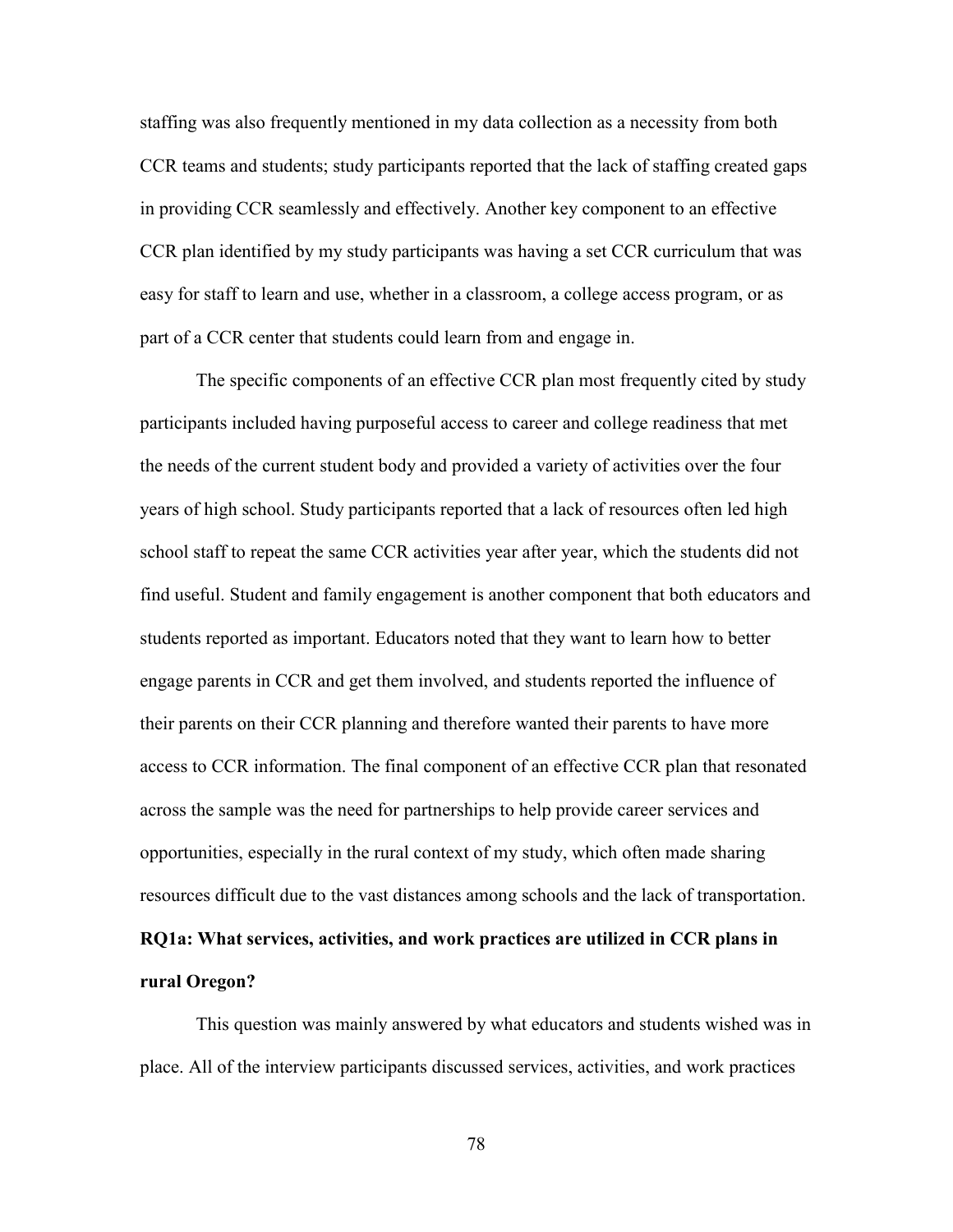staffing was also frequently mentioned in my data collection as a necessity from both CCR teams and students; study participants reported that the lack of staffing created gaps in providing CCR seamlessly and effectively. Another key component to an effective CCR plan identified by my study participants was having a set CCR curriculum that was easy for staff to learn and use, whether in a classroom, a college access program, or as part of a CCR center that students could learn from and engage in.

The specific components of an effective CCR plan most frequently cited by study participants included having purposeful access to career and college readiness that met the needs of the current student body and provided a variety of activities over the four years of high school. Study participants reported that a lack of resources often led high school staff to repeat the same CCR activities year after year, which the students did not find useful. Student and family engagement is another component that both educators and students reported as important. Educators noted that they want to learn how to better engage parents in CCR and get them involved, and students reported the influence of their parents on their CCR planning and therefore wanted their parents to have more access to CCR information. The final component of an effective CCR plan that resonated across the sample was the need for partnerships to help provide career services and opportunities, especially in the rural context of my study, which often made sharing resources difficult due to the vast distances among schools and the lack of transportation.

**RQ1a: What services, activities, and work practices are utilized in CCR plans in rural Oregon?**

This question was mainly answered by what educators and students wished was in place. All of the interview participants discussed services, activities, and work practices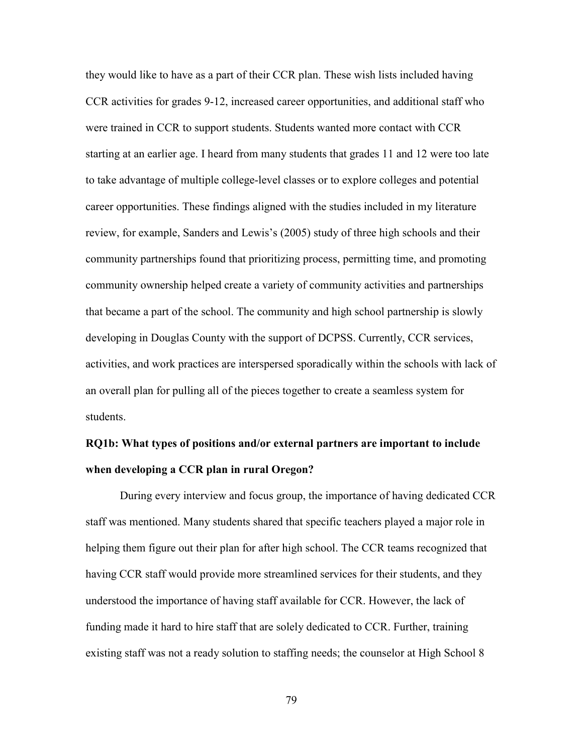they would like to have as a part of their CCR plan. These wish lists included having CCR activities for grades 9-12, increased career opportunities, and additional staff who were trained in CCR to support students. Students wanted more contact with CCR starting at an earlier age. I heard from many students that grades 11 and 12 were too late to take advantage of multiple college-level classes or to explore colleges and potential career opportunities. These findings aligned with the studies included in my literature review, for example, Sanders and Lewis's (2005) study of three high schools and their community partnerships found that prioritizing process, permitting time, and promoting community ownership helped create a variety of community activities and partnerships that became a part of the school. The community and high school partnership is slowly developing in Douglas County with the support of DCPSS. Currently, CCR services, activities, and work practices are interspersed sporadically within the schools with lack of an overall plan for pulling all of the pieces together to create a seamless system for students.

**RQ1b: What types of positions and/or external partners are important to include when developing a CCR plan in rural Oregon?**

During every interview and focus group, the importance of having dedicated CCR staff was mentioned. Many students shared that specific teachers played a major role in helping them figure out their plan for after high school. The CCR teams recognized that having CCR staff would provide more streamlined services for their students, and they understood the importance of having staff available for CCR. However, the lack of funding made it hard to hire staff that are solely dedicated to CCR. Further, training existing staff was not a ready solution to staffing needs; the counselor at High School 8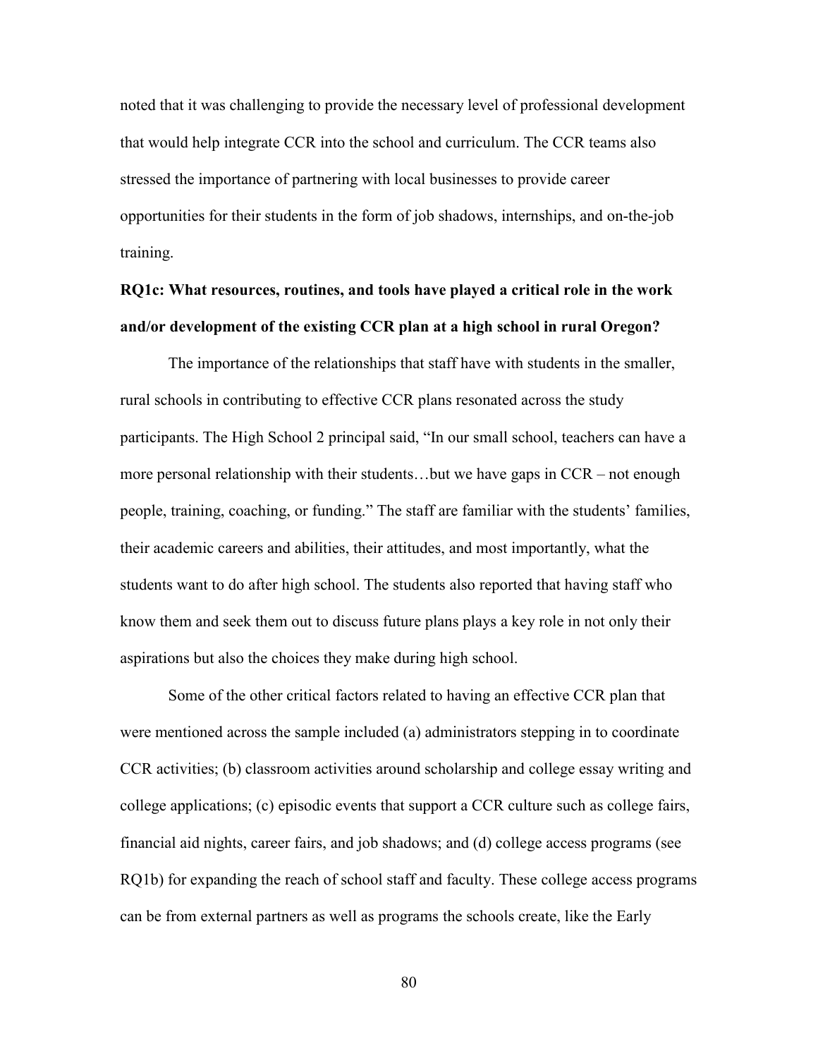noted that it was challenging to provide the necessary level of professional development that would help integrate CCR into the school and curriculum. The CCR teams also stressed the importance of partnering with local businesses to provide career opportunities for their students in the form of job shadows, internships, and on-the-job training.

**RQ1c: What resources, routines, and tools have played a critical role in the work and/or development of the existing CCR plan at a high school in rural Oregon?**

The importance of the relationships that staff have with students in the smaller, rural schools in contributing to effective CCR plans resonated across the study participants. The High School 2 principal said, "In our small school, teachers can have a more personal relationship with their students…but we have gaps in CCR – not enough people, training, coaching, or funding." The staff are familiar with the students' families, their academic careers and abilities, their attitudes, and most importantly, what the students want to do after high school. The students also reported that having staff who know them and seek them out to discuss future plans plays a key role in not only their aspirations but also the choices they make during high school.

Some of the other critical factors related to having an effective CCR plan that were mentioned across the sample included (a) administrators stepping in to coordinate CCR activities; (b) classroom activities around scholarship and college essay writing and college applications; (c) episodic events that support a CCR culture such as college fairs, financial aid nights, career fairs, and job shadows; and (d) college access programs (see RQ1b) for expanding the reach of school staff and faculty. These college access programs can be from external partners as well as programs the schools create, like the Early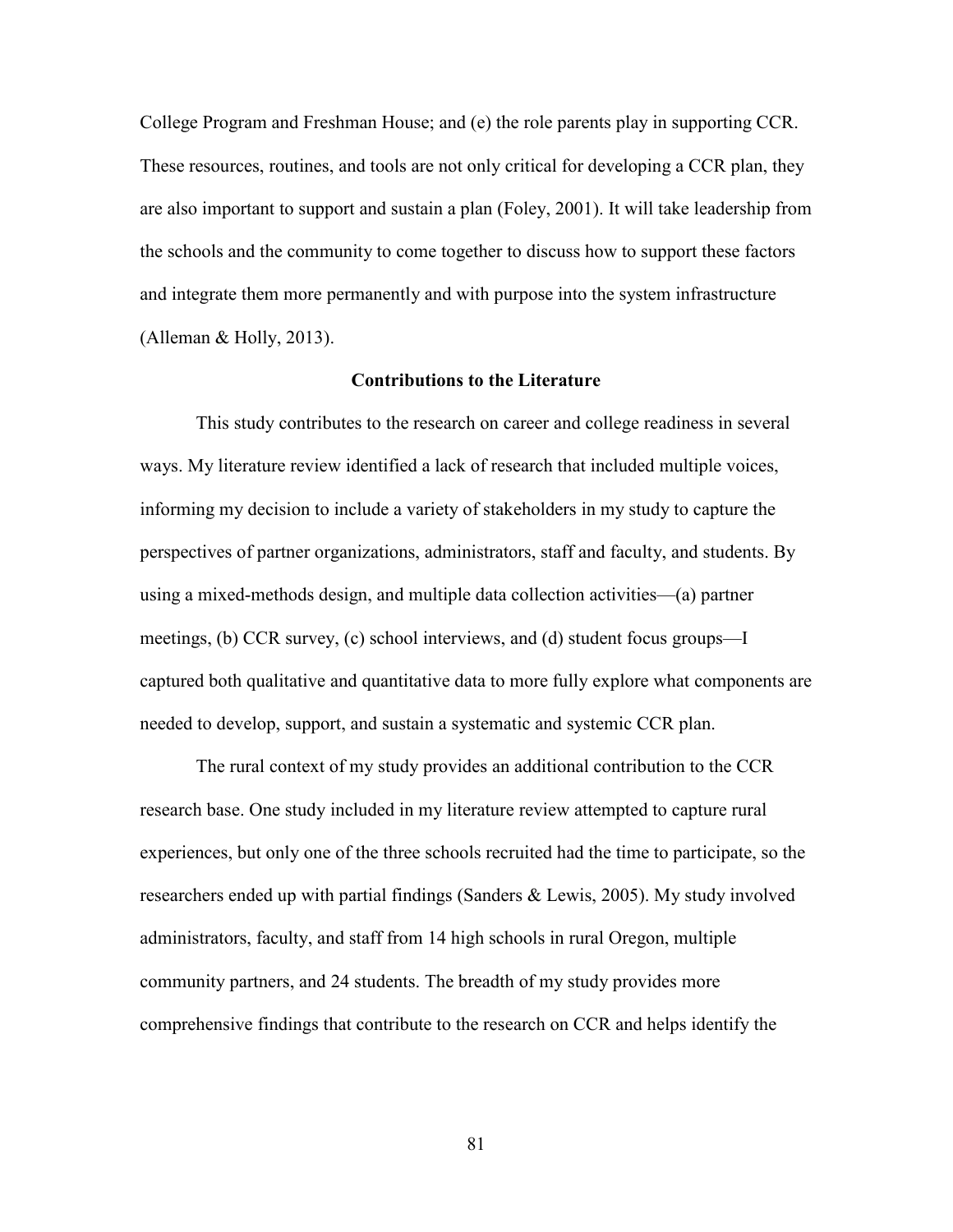College Program and Freshman House; and (e) the role parents play in supporting CCR. These resources, routines, and tools are not only critical for developing a CCR plan, they are also important to support and sustain a plan (Foley, 2001). It will take leadership from the schools and the community to come together to discuss how to support these factors and integrate them more permanently and with purpose into the system infrastructure (Alleman & Holly, 2013).

## Contributions to the Literature

This study contributes to the research on career and college readiness in several ways. My literature review identified a lack of research that included multiple voices, informing my decision to include a variety of stakeholders in my study to capture the perspectives of partner organizations, administrators, staff and faculty, and students. By using a mixed-methods design, and multiple data collection activities—(a) partner meetings, (b) CCR survey, (c) school interviews, and (d) student focus groups—I captured both qualitative and quantitative data to more fully explore what components are needed to develop, support, and sustain a systematic and systemic CCR plan.

The rural context of my study provides an additional contribution to the CCR research base. One study included in my literature review attempted to capture rural experiences, but only one of the three schools recruited had the time to participate, so the researchers ended up with partial findings (Sanders & Lewis, 2005). My study involved administrators, faculty, and staff from 14 high schools in rural Oregon, multiple community partners, and 24 students. The breadth of my study provides more comprehensive findings that contribute to the research on CCR and helps identify the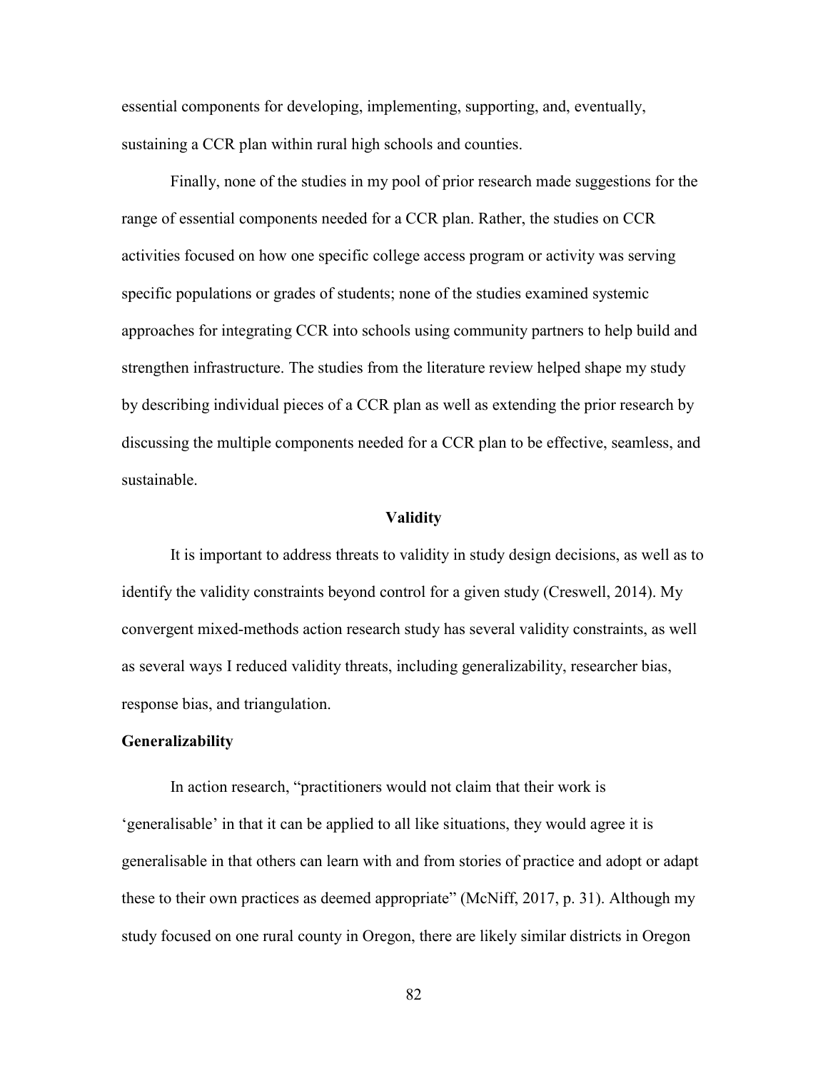essential components for developing, implementing, supporting, and, eventually, sustaining a CCR plan within rural high schools and counties.

Finally, none of the studies in my pool of prior research made suggestions for the range of essential components needed for a CCR plan. Rather, the studies on CCR activities focused on how one specific college access program or activity was serving specific populations or grades of students; none of the studies examined systemic approaches for integrating CCR into schools using community partners to help build and strengthen infrastructure. The studies from the literature review helped shape my study by describing individual pieces of a CCR plan as well as extending the prior research by discussing the multiple components needed for a CCR plan to be effective, seamless, and sustainable.

## Validity

It is important to address threats to validity in study design decisions, as well as to identify the validity constraints beyond control for a given study (Creswell, 2014). My convergent mixed-methods action research study has several validity constraints, as well as several ways I reduced validity threats, including generalizability, researcher bias, response bias, and triangulation.

### Generalizability

In action research, "practitioners would not claim that their work is 'generalisable' in that it can be applied to all like situations, they would agree it is generalisable in that others can learn with and from stories of practice and adopt or adapt these to their own practices as deemed appropriate" (McNiff, 2017, p. 31). Although my study focused on one rural county in Oregon, there are likely similar districts in Oregon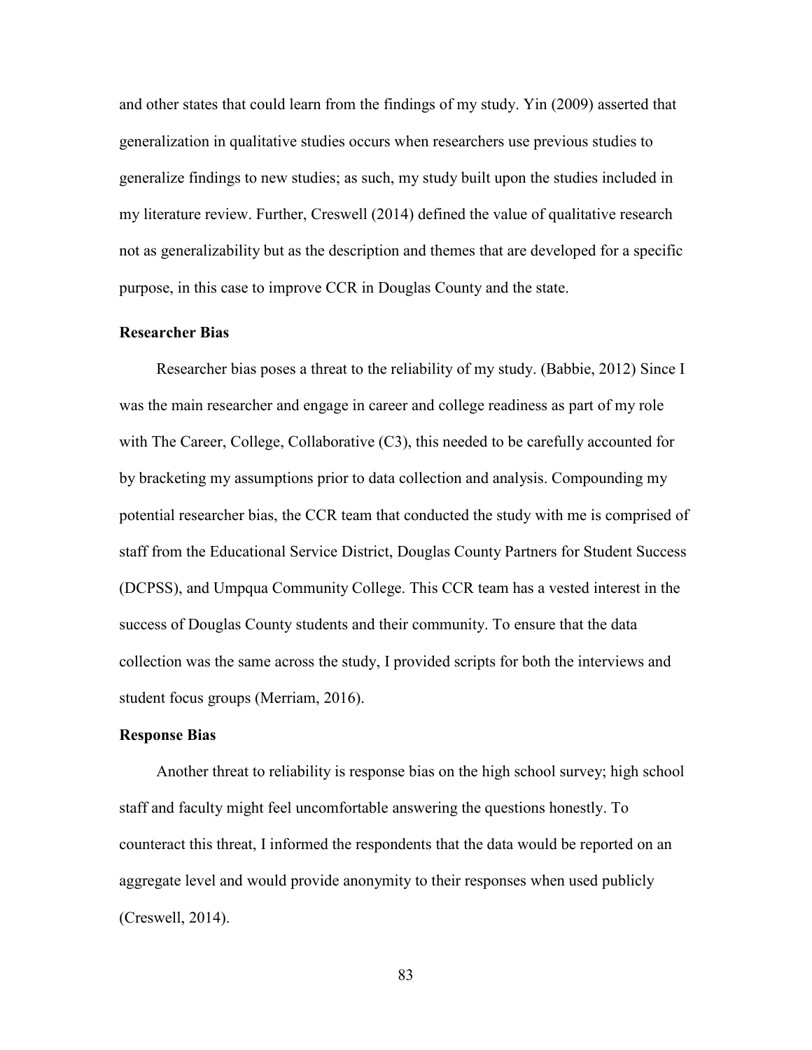and other states that could learn from the findings of my study. Yin (2009) asserted that generalization in qualitative studies occurs when researchers use previous studies to generalize findings to new studies; as such, my study built upon the studies included in my literature review. Further, Creswell (2014) defined the value of qualitative research not as generalizability but as the description and themes that are developed for a specific purpose, in this case to improve CCR in Douglas County and the state.

### Researcher Bias

Researcher bias poses a threat to the reliability of my study. (Babbie, 2012) Since I was the main researcher and engage in career and college readiness as part of my role with The Career, College, Collaborative (C3), this needed to be carefully accounted for by bracketing my assumptions prior to data collection and analysis. Compounding my potential researcher bias, the CCR team that conducted the study with me is comprised of staff from the Educational Service District, Douglas County Partners for Student Success (DCPSS), and Umpqua Community College. This CCR team has a vested interest in the success of Douglas County students and their community. To ensure that the data collection was the same across the study, I provided scripts for both the interviews and student focus groups (Merriam, 2016).

### Response Bias

Another threat to reliability is response bias on the high school survey; high school staff and faculty might feel uncomfortable answering the questions honestly. To counteract this threat, I informed the respondents that the data would be reported on an aggregate level and would provide anonymity to their responses when used publicly (Creswell, 2014).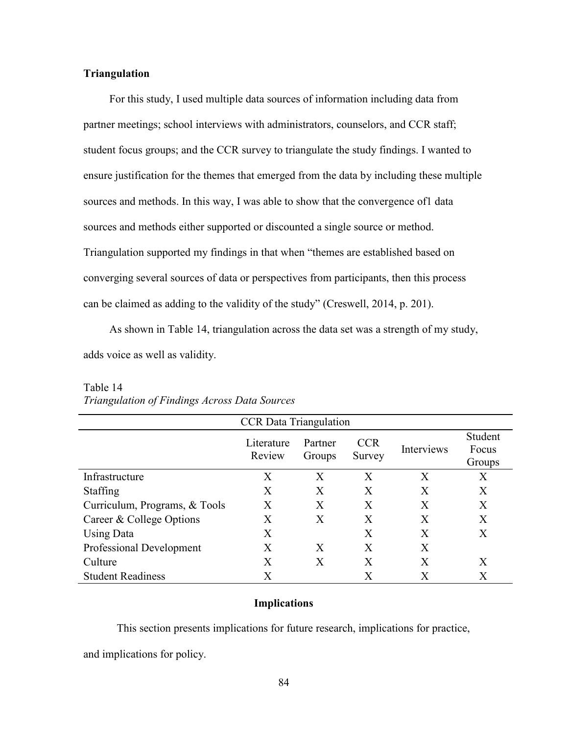**Triangulation**

For this study, I used multiple data sources of information including data from partner meetings; school interviews with administrators, counselors, and CCR staff; student focus groups; and the CCR survey to triangulate the study findings. I wanted to ensure justification for the themes that emerged from the data by including these multiple sources and methods. In this way, I was able to show that the convergence of1 data sources and methods either supported or discounted a single source or method. Triangulation supported my findings in that when "themes are established based on converging several sources of data or perspectives from participants, then this process can be claimed as adding to the validity of the study" (Creswell, 2014, p. 201).

As shown in Table 14, triangulation across the data set was a strength of my study, adds voice as well as validity.

Table 14
*Triangulation of Findings Across Data Sources*

| CCR Data Triangulation | | | | | |
|---|---|---|---|---|---|
| | Literature Review | Partner Groups | CCR Survey | Interviews | Student Focus Groups |
| Infrastructure | X | X | X | X | X |
| Staffing | X | X | X | X | X |
| Curriculum, Programs, & Tools | X | X | X | X | X |
| Career & College Options | X | X | X | X | X |
| Using Data | X | | X | X | X |
| Professional Development | X | X | X | X | |
| Culture | X | X | X | X | X |
| Student Readiness | X | | X | X | X |

## Implications

This section presents implications for future research, implications for practice, and implications for policy.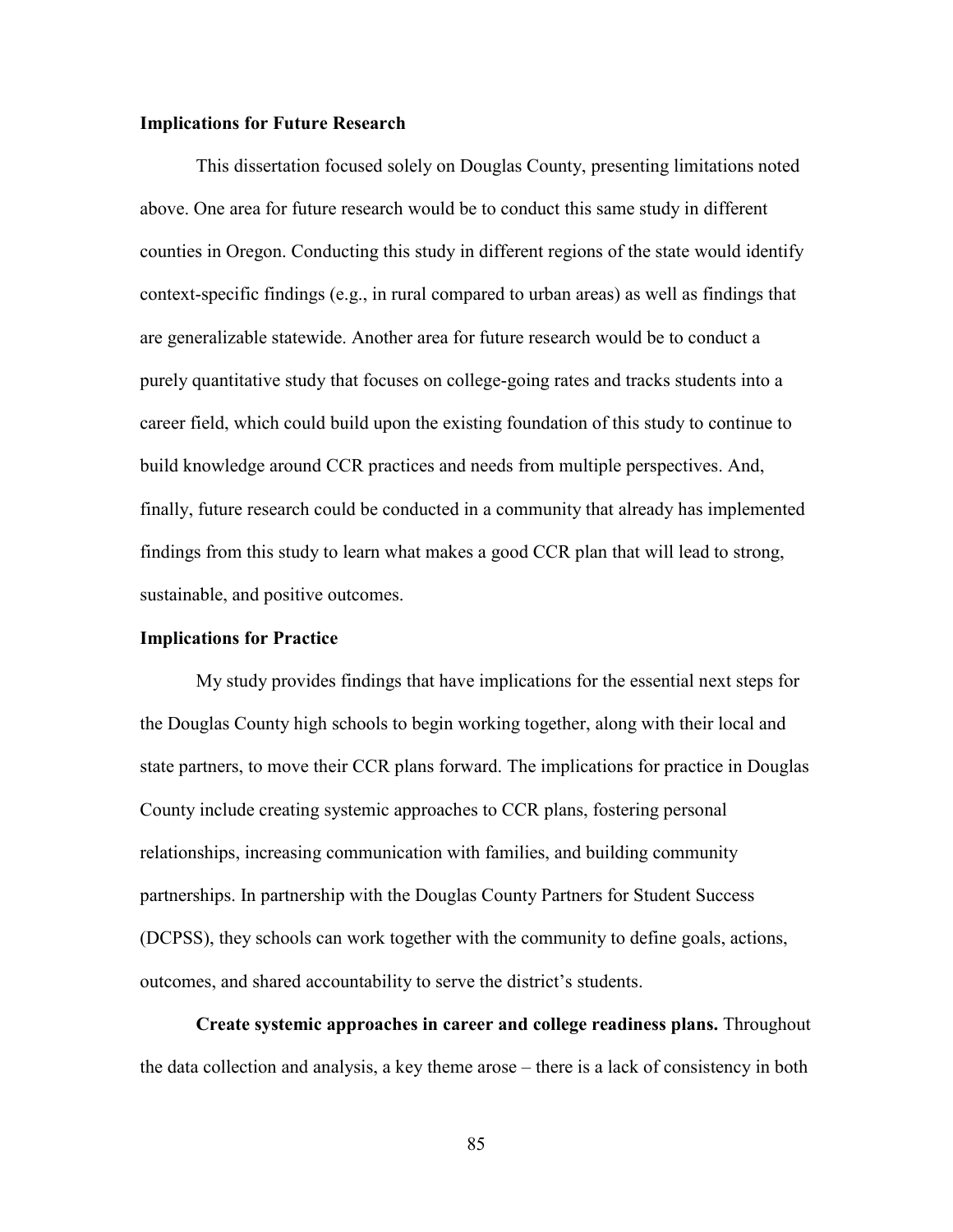**Implications for Future Research**

This dissertation focused solely on Douglas County, presenting limitations noted above. One area for future research would be to conduct this same study in different counties in Oregon. Conducting this study in different regions of the state would identify context-specific findings (e.g., in rural compared to urban areas) as well as findings that are generalizable statewide. Another area for future research would be to conduct a purely quantitative study that focuses on college-going rates and tracks students into a career field, which could build upon the existing foundation of this study to continue to build knowledge around CCR practices and needs from multiple perspectives. And, finally, future research could be conducted in a community that already has implemented findings from this study to learn what makes a good CCR plan that will lead to strong, sustainable, and positive outcomes.

**Implications for Practice**

My study provides findings that have implications for the essential next steps for the Douglas County high schools to begin working together, along with their local and state partners, to move their CCR plans forward. The implications for practice in Douglas County include creating systemic approaches to CCR plans, fostering personal relationships, increasing communication with families, and building community partnerships. In partnership with the Douglas County Partners for Student Success (DCPSS), they schools can work together with the community to define goals, actions, outcomes, and shared accountability to serve the district's students.

**Create systemic approaches in career and college readiness plans.** Throughout the data collection and analysis, a key theme arose – there is a lack of consistency in both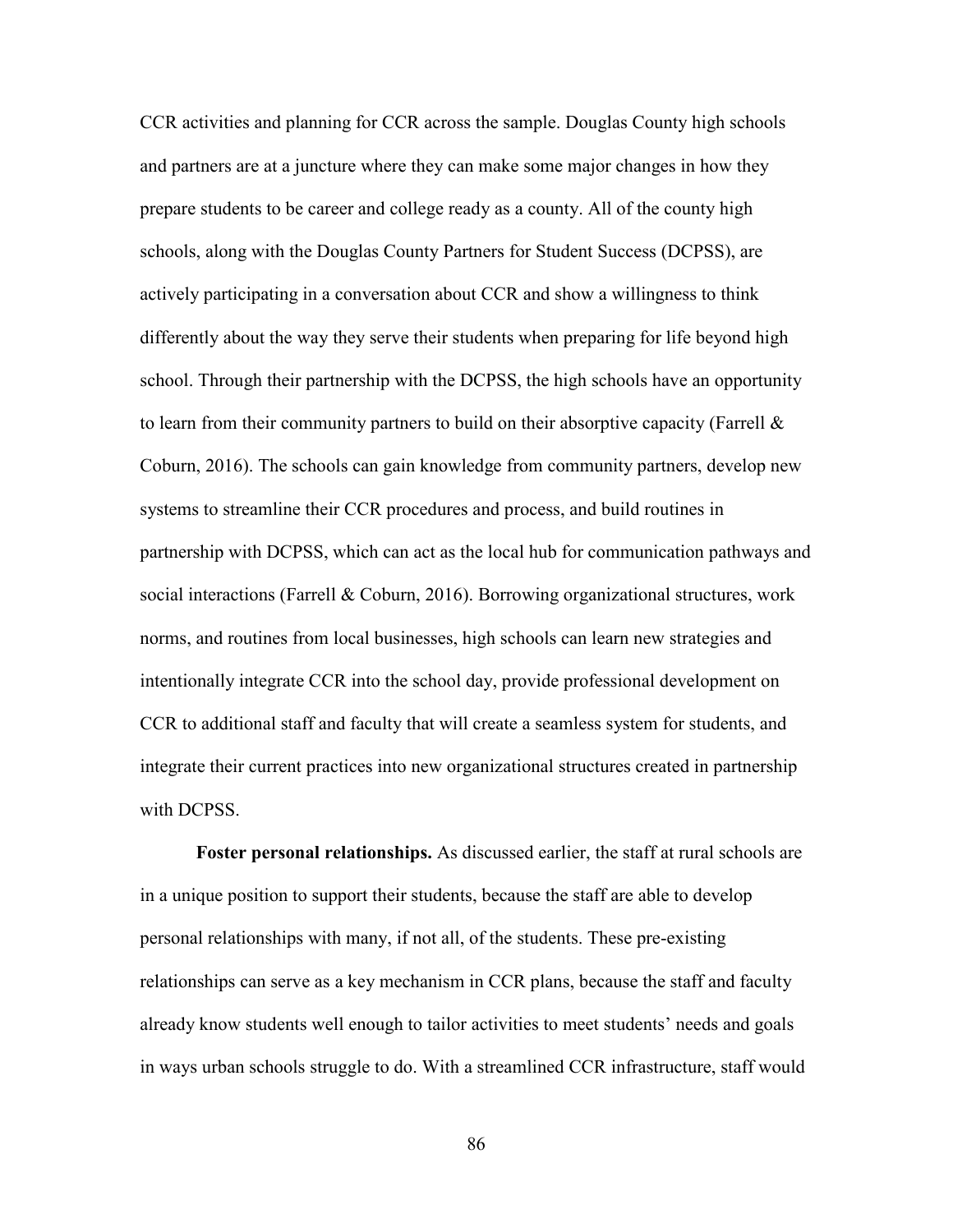CCR activities and planning for CCR across the sample. Douglas County high schools and partners are at a juncture where they can make some major changes in how they prepare students to be career and college ready as a county. All of the county high schools, along with the Douglas County Partners for Student Success (DCPSS), are actively participating in a conversation about CCR and show a willingness to think differently about the way they serve their students when preparing for life beyond high school. Through their partnership with the DCPSS, the high schools have an opportunity to learn from their community partners to build on their absorptive capacity (Farrell & Coburn, 2016). The schools can gain knowledge from community partners, develop new systems to streamline their CCR procedures and process, and build routines in partnership with DCPSS, which can act as the local hub for communication pathways and social interactions (Farrell & Coburn, 2016). Borrowing organizational structures, work norms, and routines from local businesses, high schools can learn new strategies and intentionally integrate CCR into the school day, provide professional development on CCR to additional staff and faculty that will create a seamless system for students, and integrate their current practices into new organizational structures created in partnership with DCPSS.

**Foster personal relationships.** As discussed earlier, the staff at rural schools are in a unique position to support their students, because the staff are able to develop personal relationships with many, if not all, of the students. These pre-existing relationships can serve as a key mechanism in CCR plans, because the staff and faculty already know students well enough to tailor activities to meet students' needs and goals in ways urban schools struggle to do. With a streamlined CCR infrastructure, staff would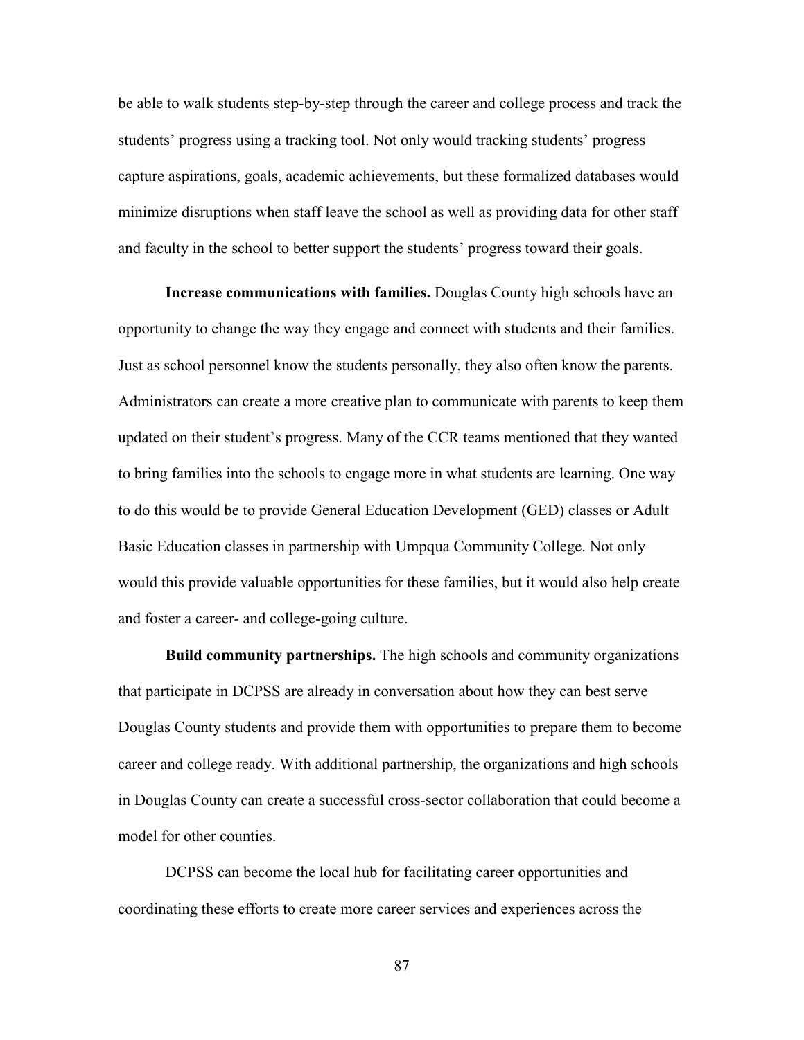be able to walk students step-by-step through the career and college process and track the students' progress using a tracking tool. Not only would tracking students' progress capture aspirations, goals, academic achievements, but these formalized databases would minimize disruptions when staff leave the school as well as providing data for other staff and faculty in the school to better support the students' progress toward their goals.

**Increase communications with families.** Douglas County high schools have an opportunity to change the way they engage and connect with students and their families. Just as school personnel know the students personally, they also often know the parents. Administrators can create a more creative plan to communicate with parents to keep them updated on their student's progress. Many of the CCR teams mentioned that they wanted to bring families into the schools to engage more in what students are learning. One way to do this would be to provide General Education Development (GED) classes or Adult Basic Education classes in partnership with Umpqua Community College. Not only would this provide valuable opportunities for these families, but it would also help create and foster a career- and college-going culture.

**Build community partnerships.** The high schools and community organizations that participate in DCPSS are already in conversation about how they can best serve Douglas County students and provide them with opportunities to prepare them to become career and college ready. With additional partnership, the organizations and high schools in Douglas County can create a successful cross-sector collaboration that could become a model for other counties.

DCPSS can become the local hub for facilitating career opportunities and coordinating these efforts to create more career services and experiences across the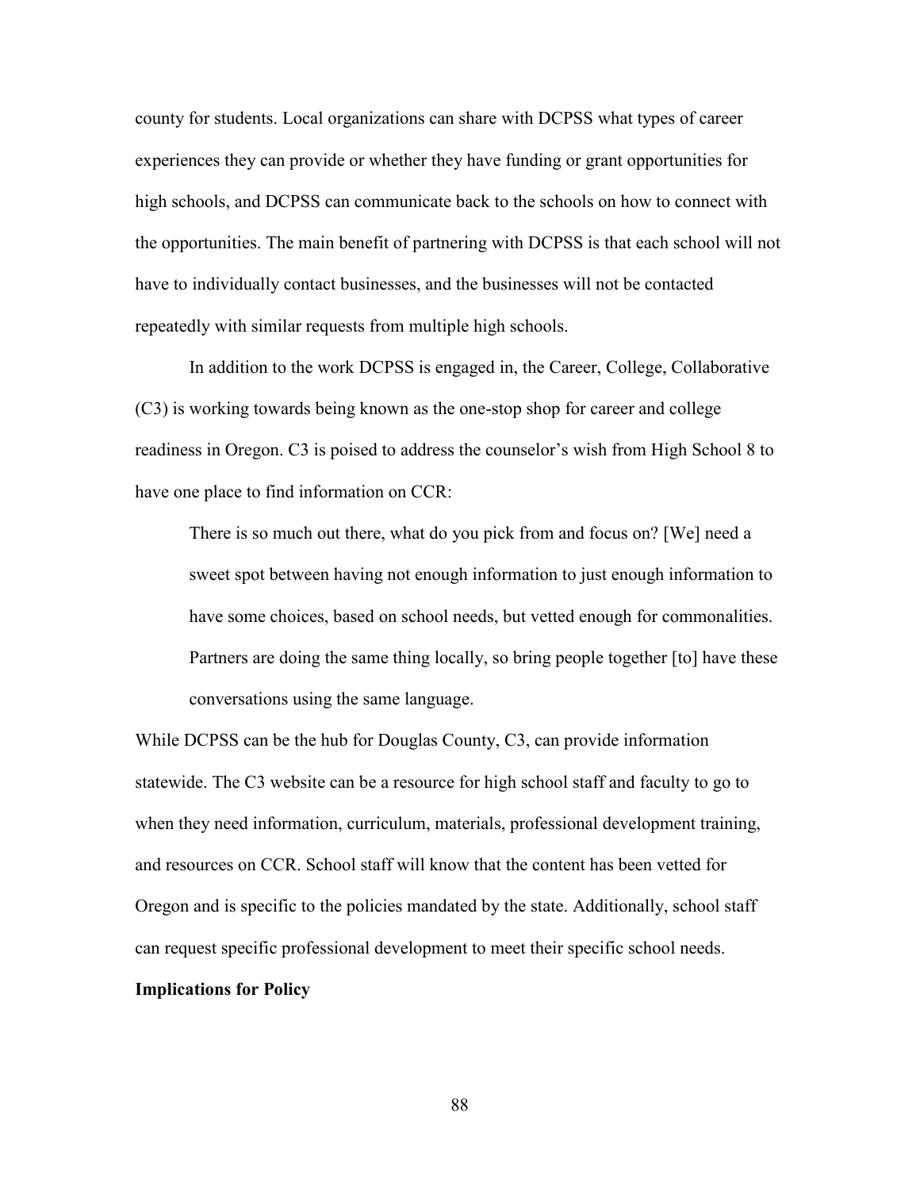county for students. Local organizations can share with DCPSS what types of career experiences they can provide or whether they have funding or grant opportunities for high schools, and DCPSS can communicate back to the schools on how to connect with the opportunities. The main benefit of partnering with DCPSS is that each school will not have to individually contact businesses, and the businesses will not be contacted repeatedly with similar requests from multiple high schools.

In addition to the work DCPSS is engaged in, the Career, College, Collaborative (C3) is working towards being known as the one-stop shop for career and college readiness in Oregon. C3 is poised to address the counselor's wish from High School 8 to have one place to find information on CCR:

> There is so much out there, what do you pick from and focus on? [We] need a sweet spot between having not enough information to just enough information to have some choices, based on school needs, but vetted enough for commonalities. Partners are doing the same thing locally, so bring people together [to] have these conversations using the same language.

While DCPSS can be the hub for Douglas County, C3, can provide information statewide. The C3 website can be a resource for high school staff and faculty to go to when they need information, curriculum, materials, professional development training, and resources on CCR. School staff will know that the content has been vetted for Oregon and is specific to the policies mandated by the state. Additionally, school staff can request specific professional development to meet their specific school needs.

**Implications for Policy**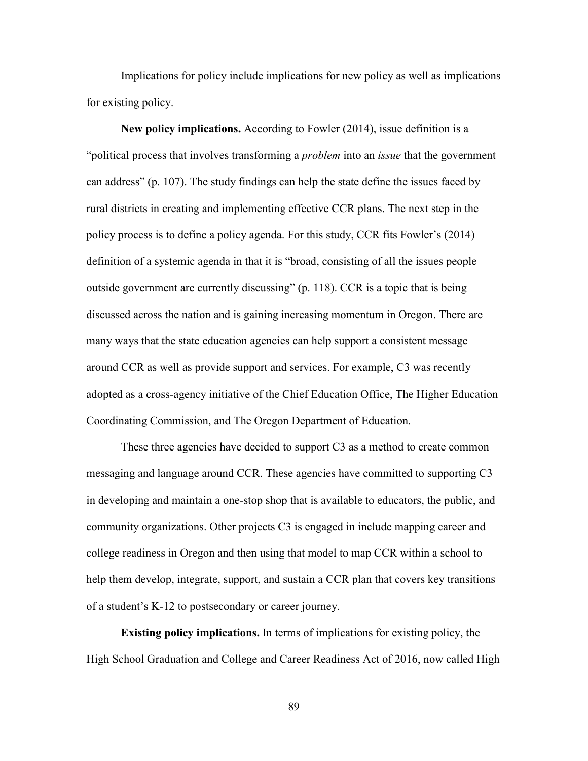Implications for policy include implications for new policy as well as implications for existing policy.

**New policy implications.** According to Fowler (2014), issue definition is a "political process that involves transforming a *problem* into an *issue* that the government can address" (p. 107). The study findings can help the state define the issues faced by rural districts in creating and implementing effective CCR plans. The next step in the policy process is to define a policy agenda. For this study, CCR fits Fowler's (2014) definition of a systemic agenda in that it is "broad, consisting of all the issues people outside government are currently discussing" (p. 118). CCR is a topic that is being discussed across the nation and is gaining increasing momentum in Oregon. There are many ways that the state education agencies can help support a consistent message around CCR as well as provide support and services. For example, C3 was recently adopted as a cross-agency initiative of the Chief Education Office, The Higher Education Coordinating Commission, and The Oregon Department of Education.

These three agencies have decided to support C3 as a method to create common messaging and language around CCR. These agencies have committed to supporting C3 in developing and maintain a one-stop shop that is available to educators, the public, and community organizations. Other projects C3 is engaged in include mapping career and college readiness in Oregon and then using that model to map CCR within a school to help them develop, integrate, support, and sustain a CCR plan that covers key transitions of a student's K-12 to postsecondary or career journey.

**Existing policy implications.** In terms of implications for existing policy, the High School Graduation and College and Career Readiness Act of 2016, now called High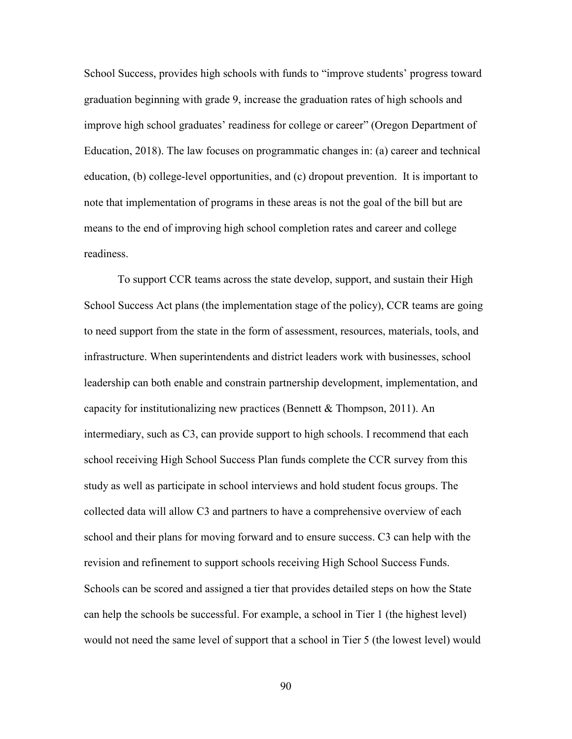School Success, provides high schools with funds to "improve students' progress toward graduation beginning with grade 9, increase the graduation rates of high schools and improve high school graduates' readiness for college or career" (Oregon Department of Education, 2018). The law focuses on programmatic changes in: (a) career and technical education, (b) college-level opportunities, and (c) dropout prevention. It is important to note that implementation of programs in these areas is not the goal of the bill but are means to the end of improving high school completion rates and career and college readiness.

To support CCR teams across the state develop, support, and sustain their High School Success Act plans (the implementation stage of the policy), CCR teams are going to need support from the state in the form of assessment, resources, materials, tools, and infrastructure. When superintendents and district leaders work with businesses, school leadership can both enable and constrain partnership development, implementation, and capacity for institutionalizing new practices (Bennett & Thompson, 2011). An intermediary, such as C3, can provide support to high schools. I recommend that each school receiving High School Success Plan funds complete the CCR survey from this study as well as participate in school interviews and hold student focus groups. The collected data will allow C3 and partners to have a comprehensive overview of each school and their plans for moving forward and to ensure success. C3 can help with the revision and refinement to support schools receiving High School Success Funds. Schools can be scored and assigned a tier that provides detailed steps on how the State can help the schools be successful. For example, a school in Tier 1 (the highest level) would not need the same level of support that a school in Tier 5 (the lowest level) would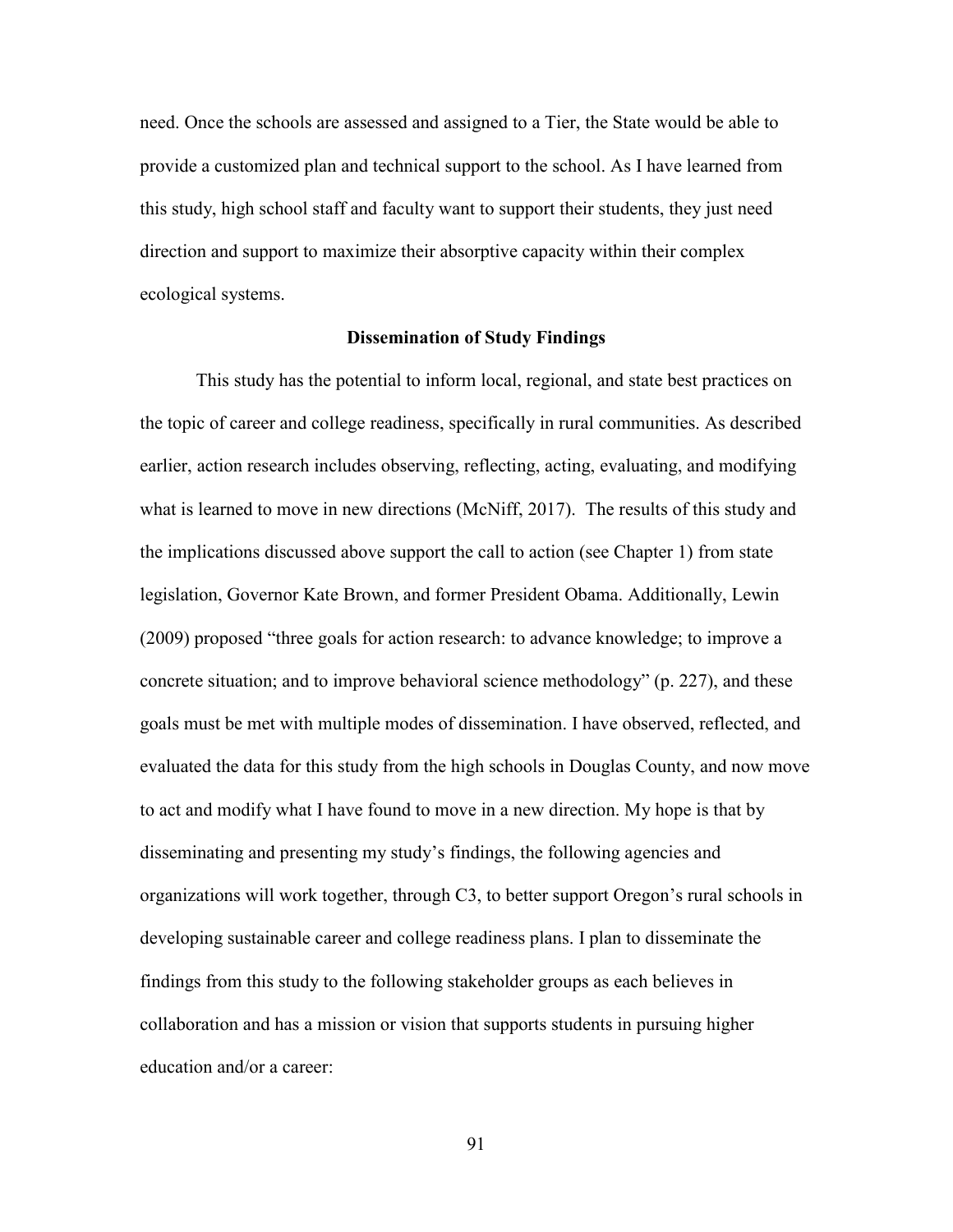need. Once the schools are assessed and assigned to a Tier, the State would be able to provide a customized plan and technical support to the school. As I have learned from this study, high school staff and faculty want to support their students, they just need direction and support to maximize their absorptive capacity within their complex ecological systems.

## Dissemination of Study Findings

This study has the potential to inform local, regional, and state best practices on the topic of career and college readiness, specifically in rural communities. As described earlier, action research includes observing, reflecting, acting, evaluating, and modifying what is learned to move in new directions (McNiff, 2017). The results of this study and the implications discussed above support the call to action (see Chapter 1) from state legislation, Governor Kate Brown, and former President Obama. Additionally, Lewin (2009) proposed "three goals for action research: to advance knowledge; to improve a concrete situation; and to improve behavioral science methodology" (p. 227), and these goals must be met with multiple modes of dissemination. I have observed, reflected, and evaluated the data for this study from the high schools in Douglas County, and now move to act and modify what I have found to move in a new direction. My hope is that by disseminating and presenting my study's findings, the following agencies and organizations will work together, through C3, to better support Oregon's rural schools in developing sustainable career and college readiness plans. I plan to disseminate the findings from this study to the following stakeholder groups as each believes in collaboration and has a mission or vision that supports students in pursuing higher education and/or a career: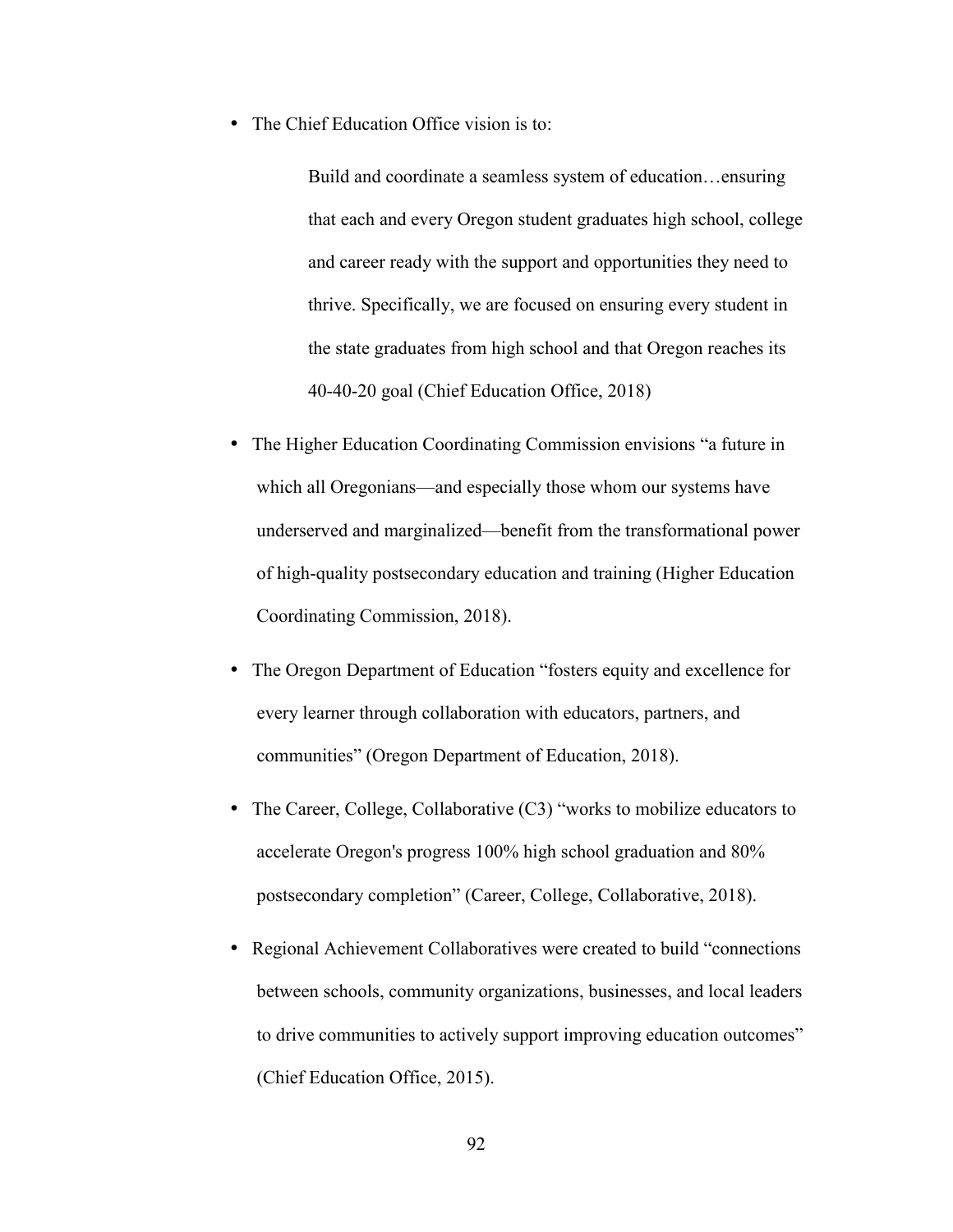- The Chief Education Office vision is to:

  > Build and coordinate a seamless system of education…ensuring that each and every Oregon student graduates high school, college and career ready with the support and opportunities they need to thrive. Specifically, we are focused on ensuring every student in the state graduates from high school and that Oregon reaches its 40-40-20 goal (Chief Education Office, 2018)

- The Higher Education Coordinating Commission envisions "a future in which all Oregonians—and especially those whom our systems have underserved and marginalized—benefit from the transformational power of high-quality postsecondary education and training (Higher Education Coordinating Commission, 2018).
- The Oregon Department of Education "fosters equity and excellence for every learner through collaboration with educators, partners, and communities" (Oregon Department of Education, 2018).
- The Career, College, Collaborative (C3) "works to mobilize educators to accelerate Oregon's progress 100% high school graduation and 80% postsecondary completion" (Career, College, Collaborative, 2018).
- Regional Achievement Collaboratives were created to build "connections between schools, community organizations, businesses, and local leaders to drive communities to actively support improving education outcomes" (Chief Education Office, 2015).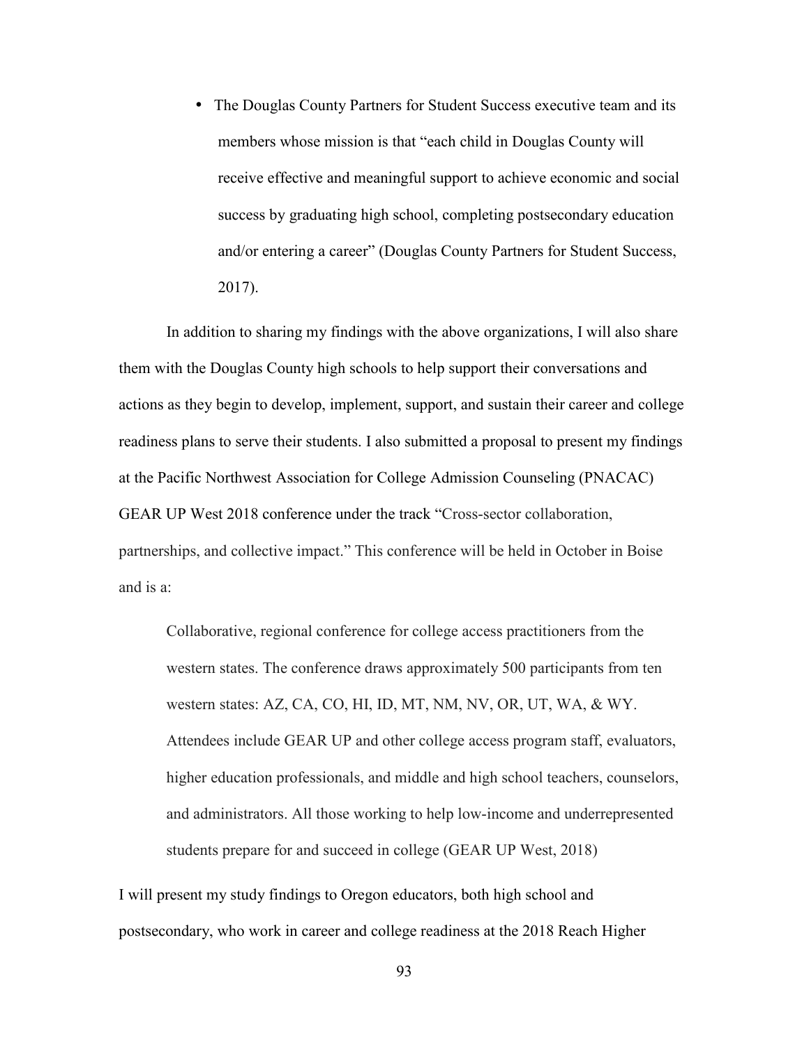- The Douglas County Partners for Student Success executive team and its members whose mission is that "each child in Douglas County will receive effective and meaningful support to achieve economic and social success by graduating high school, completing postsecondary education and/or entering a career" (Douglas County Partners for Student Success, 2017).

In addition to sharing my findings with the above organizations, I will also share them with the Douglas County high schools to help support their conversations and actions as they begin to develop, implement, support, and sustain their career and college readiness plans to serve their students. I also submitted a proposal to present my findings at the Pacific Northwest Association for College Admission Counseling (PNACAC) GEAR UP West 2018 conference under the track "Cross-sector collaboration, partnerships, and collective impact." This conference will be held in October in Boise and is a:

> Collaborative, regional conference for college access practitioners from the western states. The conference draws approximately 500 participants from ten western states: AZ, CA, CO, HI, ID, MT, NM, NV, OR, UT, WA, & WY. Attendees include GEAR UP and other college access program staff, evaluators, higher education professionals, and middle and high school teachers, counselors, and administrators. All those working to help low-income and underrepresented students prepare for and succeed in college (GEAR UP West, 2018)

I will present my study findings to Oregon educators, both high school and postsecondary, who work in career and college readiness at the 2018 Reach Higher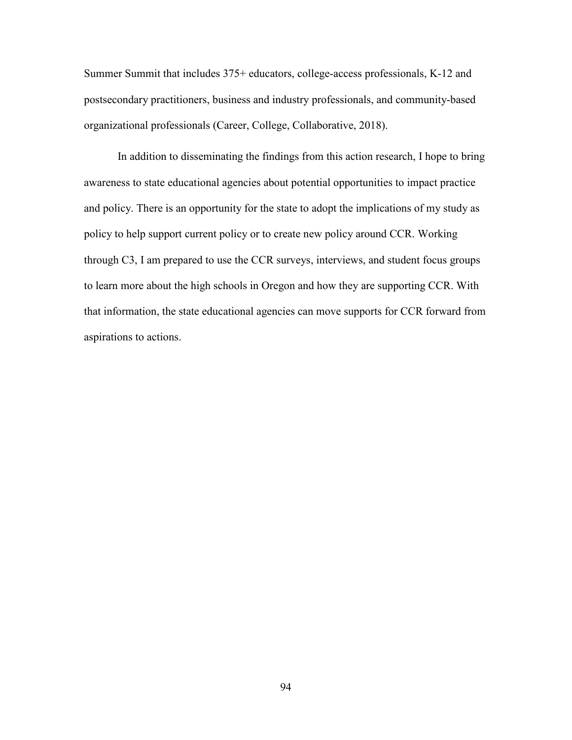Summer Summit that includes 375+ educators, college-access professionals, K-12 and postsecondary practitioners, business and industry professionals, and community-based organizational professionals (Career, College, Collaborative, 2018).

In addition to disseminating the findings from this action research, I hope to bring awareness to state educational agencies about potential opportunities to impact practice and policy. There is an opportunity for the state to adopt the implications of my study as policy to help support current policy or to create new policy around CCR. Working through C3, I am prepared to use the CCR surveys, interviews, and student focus groups to learn more about the high schools in Oregon and how they are supporting CCR. With that information, the state educational agencies can move supports for CCR forward from aspirations to actions.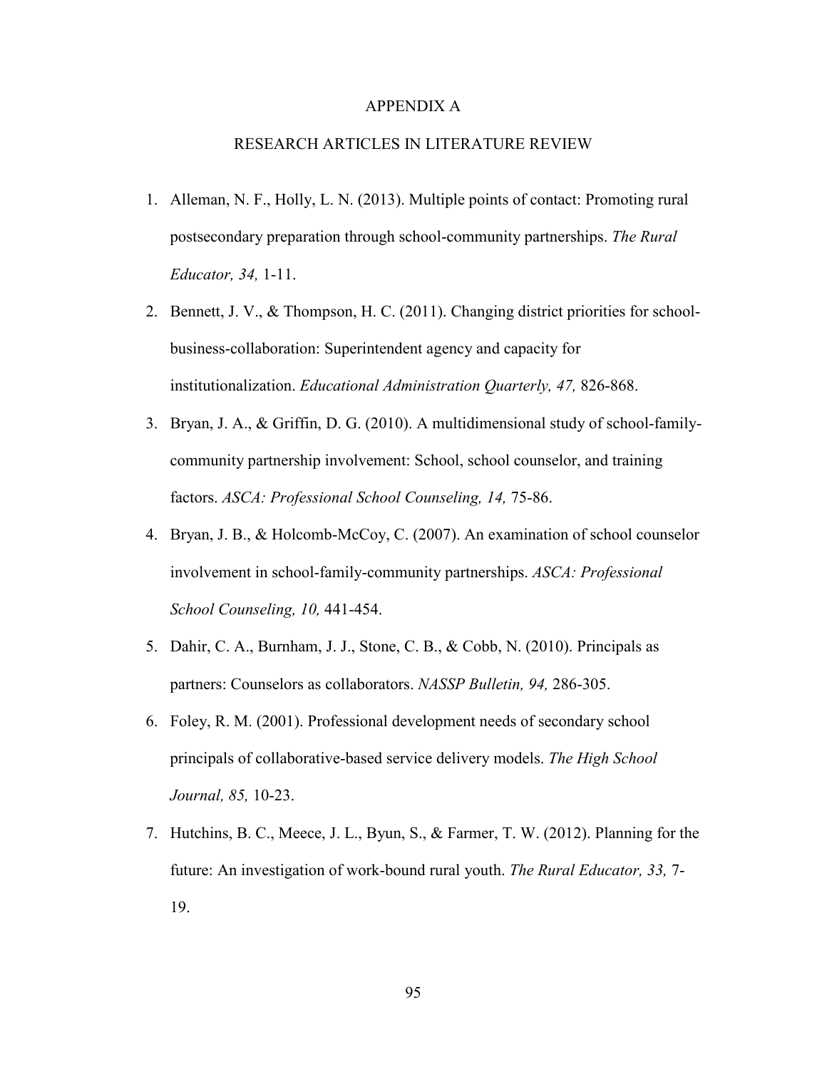# APPENDIX A

## RESEARCH ARTICLES IN LITERATURE REVIEW

1. Alleman, N. F., Holly, L. N. (2013). Multiple points of contact: Promoting rural postsecondary preparation through school-community partnerships. *The Rural Educator, 34,* 1-11.
2. Bennett, J. V., & Thompson, H. C. (2011). Changing district priorities for school-business-collaboration: Superintendent agency and capacity for institutionalization. *Educational Administration Quarterly, 47,* 826-868.
3. Bryan, J. A., & Griffin, D. G. (2010). A multidimensional study of school-family-community partnership involvement: School, school counselor, and training factors. *ASCA: Professional School Counseling, 14,* 75-86.
4. Bryan, J. B., & Holcomb-McCoy, C. (2007). An examination of school counselor involvement in school-family-community partnerships. *ASCA: Professional School Counseling, 10,* 441-454.
5. Dahir, C. A., Burnham, J. J., Stone, C. B., & Cobb, N. (2010). Principals as partners: Counselors as collaborators. *NASSP Bulletin, 94,* 286-305.
6. Foley, R. M. (2001). Professional development needs of secondary school principals of collaborative-based service delivery models. *The High School Journal, 85,* 10-23.
7. Hutchins, B. C., Meece, J. L., Byun, S., & Farmer, T. W. (2012). Planning for the future: An investigation of work-bound rural youth. *The Rural Educator, 33,* 7-19.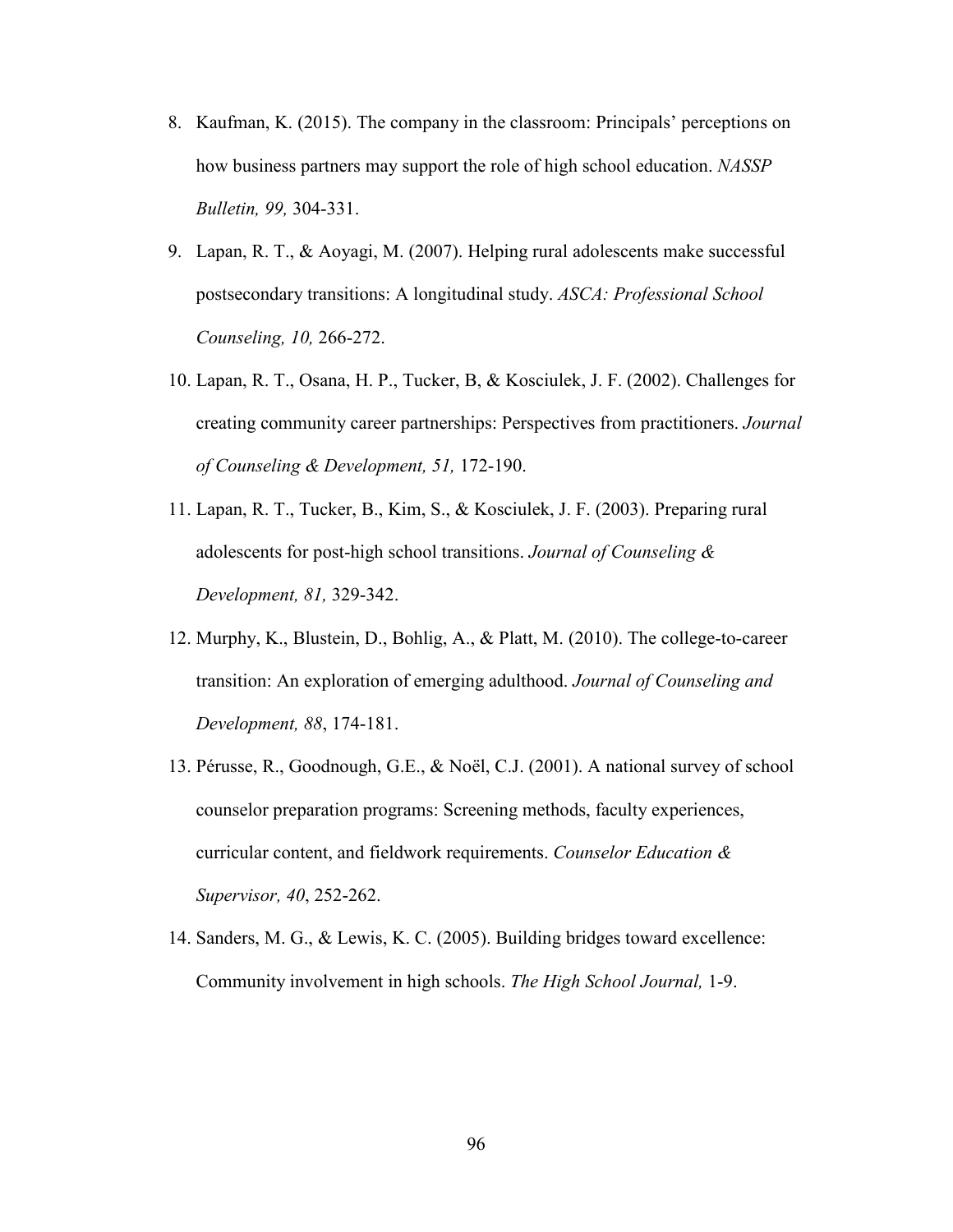8. Kaufman, K. (2015). The company in the classroom: Principals' perceptions on how business partners may support the role of high school education. *NASSP Bulletin, 99,* 304-331.
9. Lapan, R. T., & Aoyagi, M. (2007). Helping rural adolescents make successful postsecondary transitions: A longitudinal study. *ASCA: Professional School Counseling, 10,* 266-272.
10. Lapan, R. T., Osana, H. P., Tucker, B, & Kosciulek, J. F. (2002). Challenges for creating community career partnerships: Perspectives from practitioners. *Journal of Counseling & Development, 51,* 172-190.
11. Lapan, R. T., Tucker, B., Kim, S., & Kosciulek, J. F. (2003). Preparing rural adolescents for post-high school transitions. *Journal of Counseling & Development, 81,* 329-342.
12. Murphy, K., Blustein, D., Bohlig, A., & Platt, M. (2010). The college-to-career transition: An exploration of emerging adulthood. *Journal of Counseling and Development, 88*, 174-181.
13. Pérusse, R., Goodnough, G.E., & Noël, C.J. (2001). A national survey of school counselor preparation programs: Screening methods, faculty experiences, curricular content, and fieldwork requirements. *Counselor Education & Supervisor, 40*, 252-262.
14. Sanders, M. G., & Lewis, K. C. (2005). Building bridges toward excellence: Community involvement in high schools. *The High School Journal,* 1-9.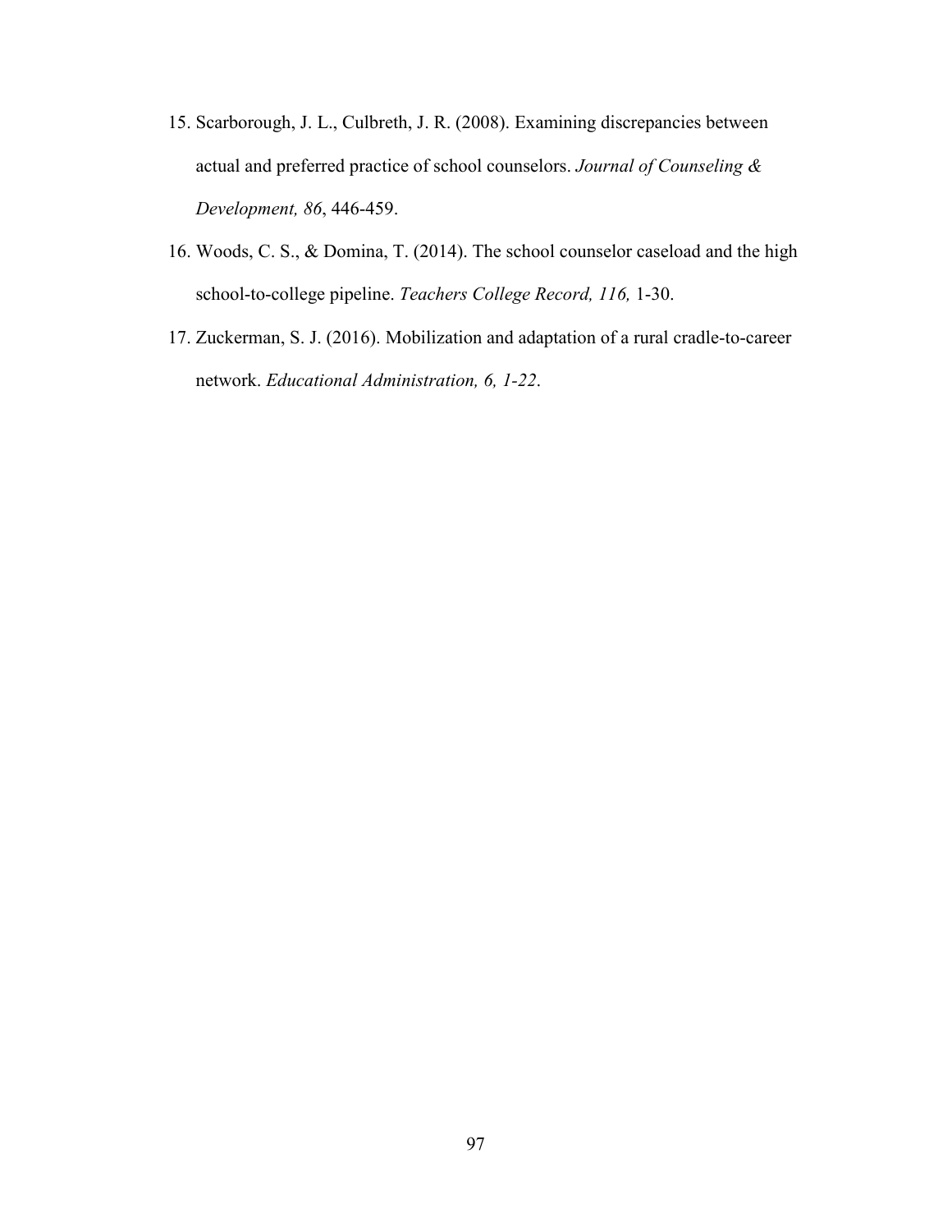15. Scarborough, J. L., Culbreth, J. R. (2008). Examining discrepancies between actual and preferred practice of school counselors. *Journal of Counseling & Development, 86*, 446-459.
16. Woods, C. S., & Domina, T. (2014). The school counselor caseload and the high school-to-college pipeline. *Teachers College Record, 116,* 1-30.
17. Zuckerman, S. J. (2016). Mobilization and adaptation of a rural cradle-to-career network. *Educational Administration, 6, 1-22*.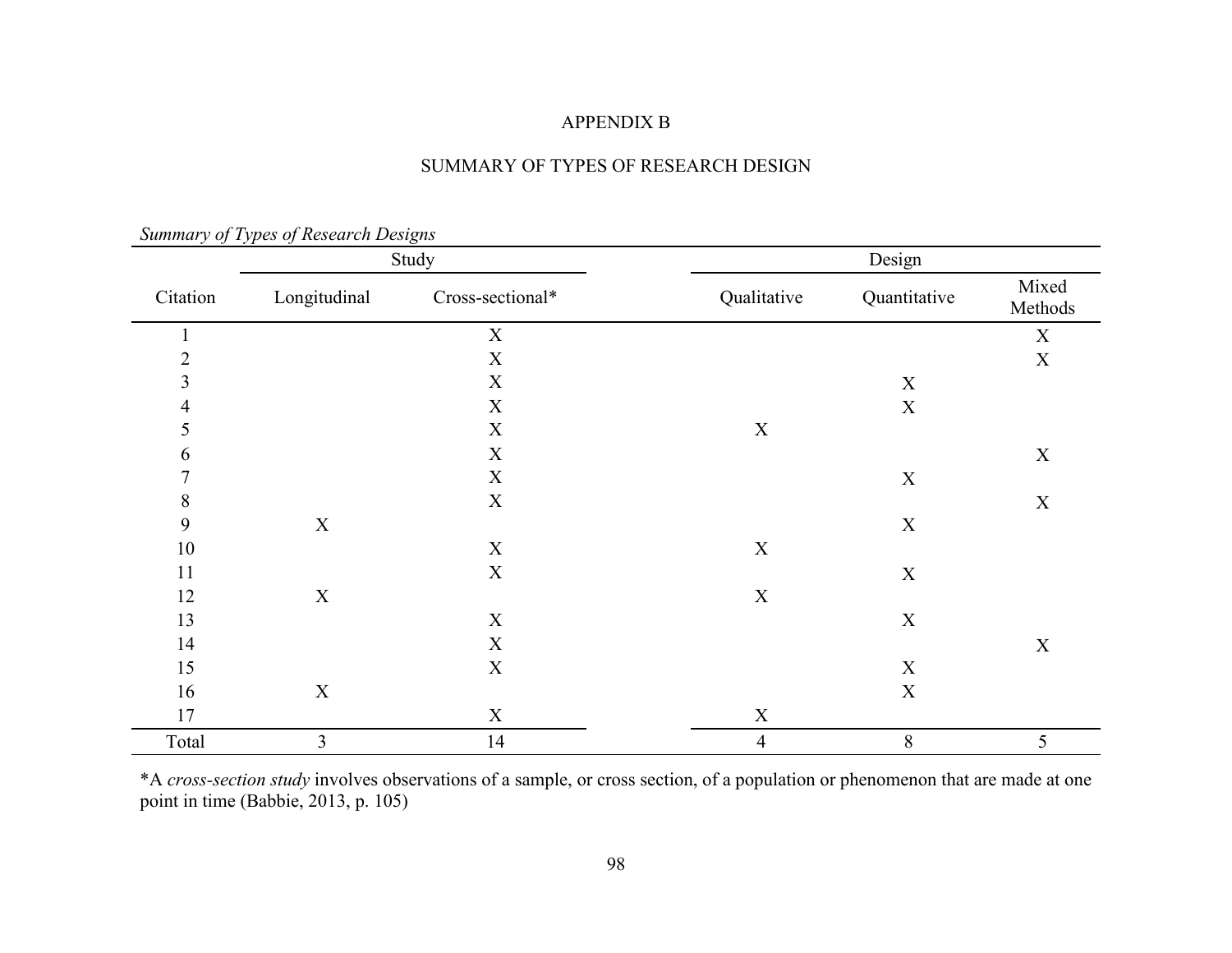# APPENDIX B

## SUMMARY OF TYPES OF RESEARCH DESIGN

*Summary of Types of Research Designs*

| | Study | | Design | | |
|---|---|---|---|---|---|
| Citation | Longitudinal | Cross-sectional* | Qualitative | Quantitative | Mixed Methods |
| 1 | | X | | | X |
| 2 | | X | | | X |
| 3 | | X | | X | |
| 4 | | X | | X | |
| 5 | | X | X | | |
| 6 | | X | | | X |
| 7 | | X | | X | |
| 8 | | X | | | X |
| 9 | X | | | X | |
| 10 | | X | X | | |
| 11 | | X | | X | |
| 12 | X | | X | | |
| 13 | | X | | X | |
| 14 | | X | | | X |
| 15 | | X | | X | |
| 16 | X | | | X | |
| 17 | | X | X | | |
| Total | 3 | 14 | 4 | 8 | 5 |

*A *cross-section study* involves observations of a sample, or cross section, of a population or phenomenon that are made at one point in time (Babbie, 2013, p. 105)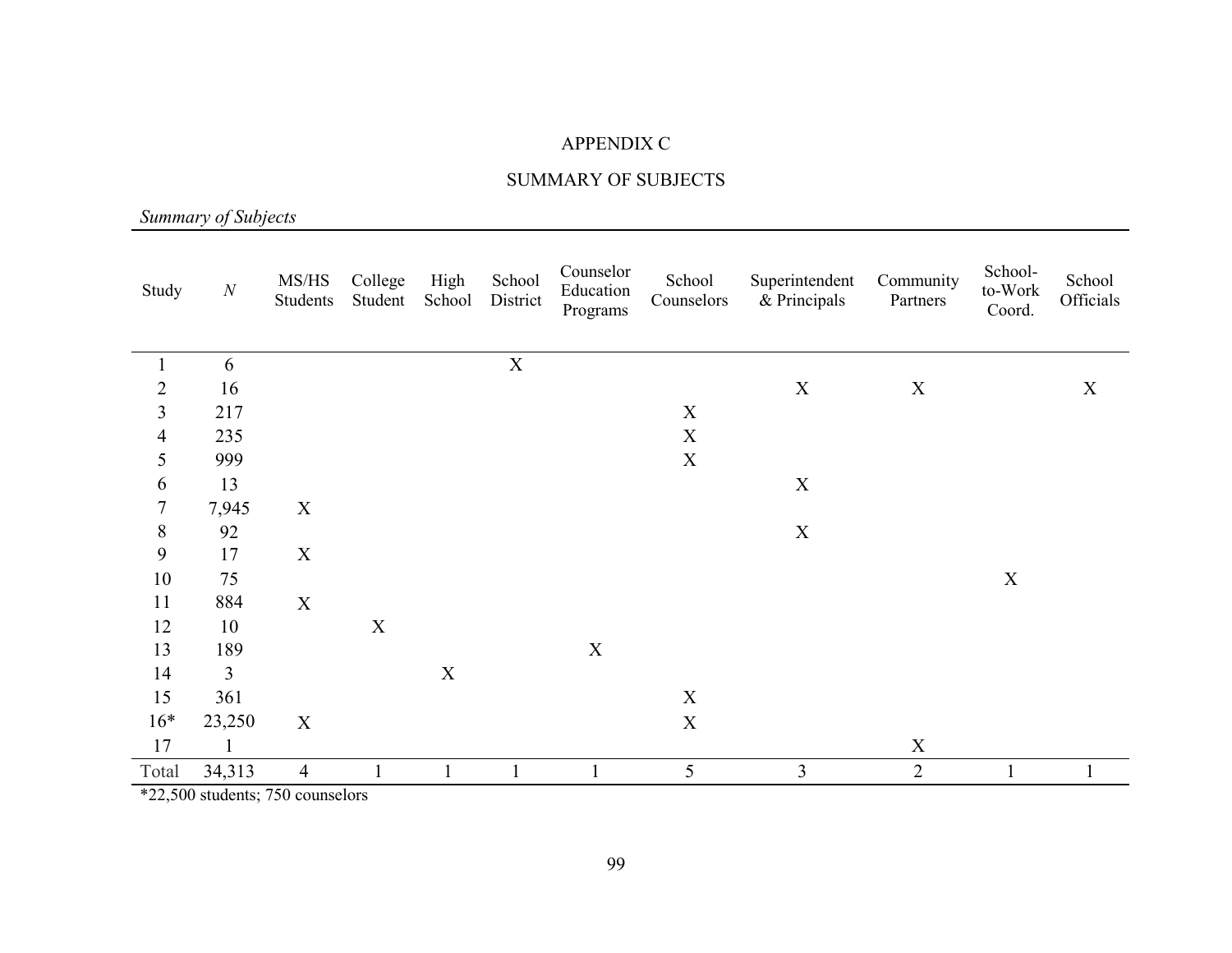# APPENDIX C

## SUMMARY OF SUBJECTS

*Summary of Subjects*

| Study | *N* | MS/HS Students | College Student | High School | School District | Counselor Education Programs | School Counselors | Superintendent & Principals | Community Partners | School-to-Work Coord. | School Officials |
|---|---|---|---|---|---|---|---|---|---|---|---|
| 1 | 6 | | | | X | | | | | | |
| 2 | 16 | | | | | | | X | X | | X |
| 3 | 217 | | | | | | X | | | | |
| 4 | 235 | | | | | | X | | | | |
| 5 | 999 | | | | | | X | | | | |
| 6 | 13 | | | | | | | X | | | |
| 7 | 7,945 | X | | | | | | | | | |
| 8 | 92 | | | | | | | X | | | |
| 9 | 17 | X | | | | | | | | | |
| 10 | 75 | | | | | | | | | X | |
| 11 | 884 | X | | | | | | | | | |
| 12 | 10 | | X | | | | | | | | |
| 13 | 189 | | | | | X | | | | | |
| 14 | 3 | | | X | | | | | | | |
| 15 | 361 | | | | | | X | | | | |
| 16* | 23,250 | X | | | | | X | | | | |
| 17 | 1 | | | | | | | | X | | |
| Total | 34,313 | 4 | 1 | 1 | 1 | 1 | 5 | 3 | 2 | 1 | 1 |

*22,500 students; 750 counselors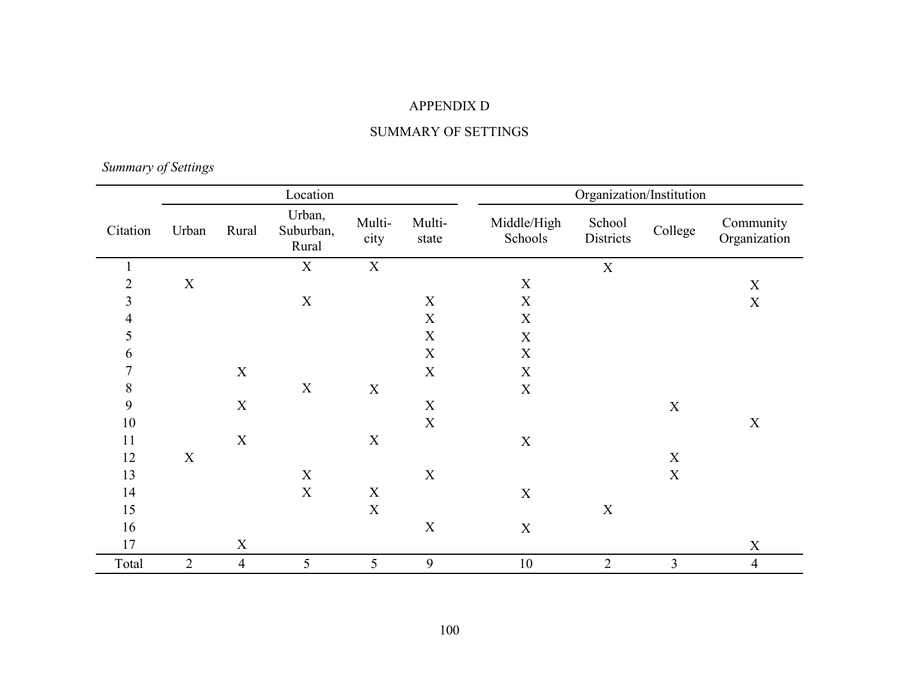APPENDIX D

SUMMARY OF SETTINGS

*Summary of Settings*

| | Location | | | | | Organization/Institution | | | |
|---|---|---|---|---|---|---|---|---|---|
| Citation | Urban | Rural | Urban, Suburban, Rural | Multi-city | Multi-state | Middle/High Schools | School Districts | College | Community Organization |
| 1 | | | X | X | | | X | | |
| 2 | X | | | | | X | | | X |
| 3 | | | X | | X | X | | | X |
| 4 | | | | | X | X | | | |
| 5 | | | | | X | X | | | |
| 6 | | | | | X | X | | | |
| 7 | | X | | | X | X | | | |
| 8 | | | X | X | | X | | | |
| 9 | | X | | | X | | | X | |
| 10 | | | | | X | | | | X |
| 11 | | X | | X | | X | | | |
| 12 | X | | | | | | | X | |
| 13 | | | X | | X | | | X | |
| 14 | | | X | X | | X | | | |
| 15 | | | | X | | | X | | |
| 16 | | | | | X | X | | | |
| 17 | | X | | | | | | | X |
| Total | 2 | 4 | 5 | 5 | 9 | 10 | 2 | 3 | 4 |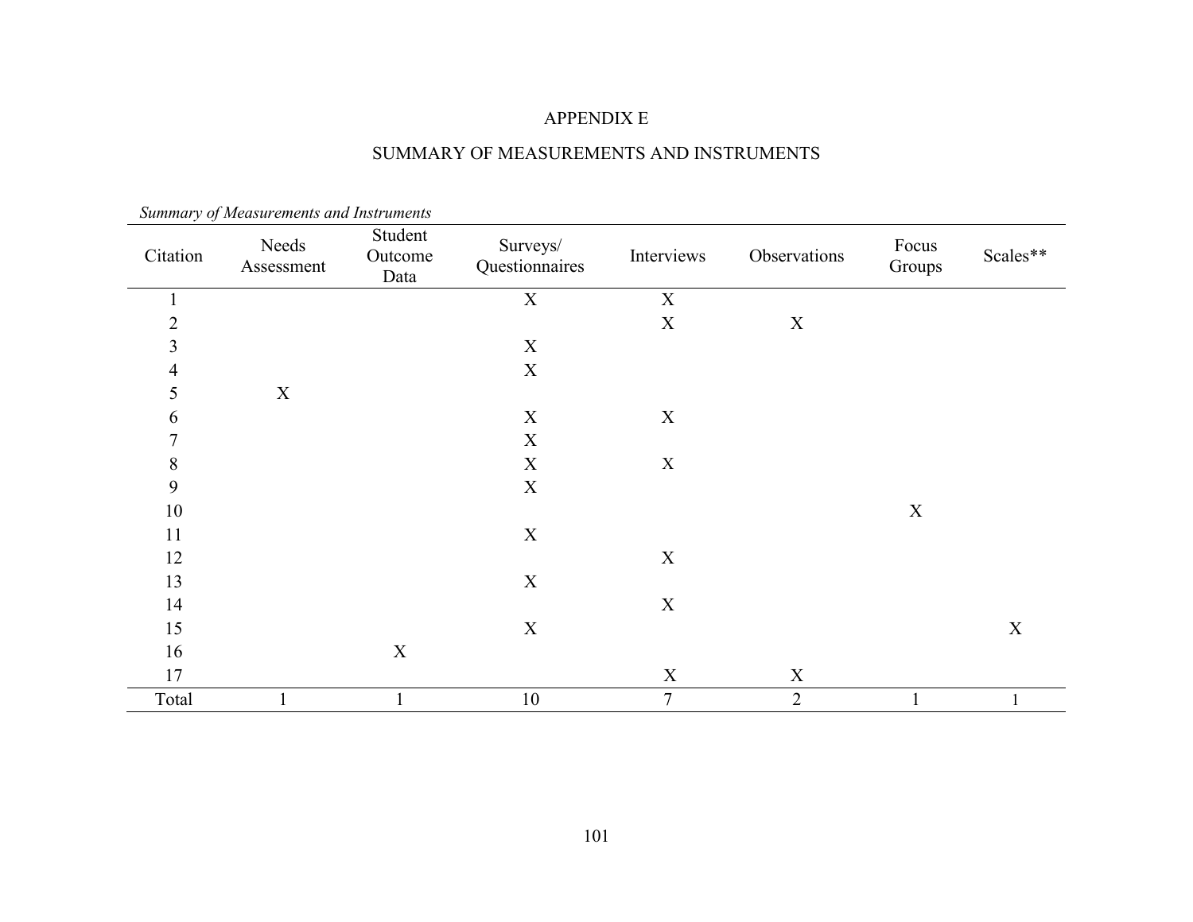# APPENDIX E

## SUMMARY OF MEASUREMENTS AND INSTRUMENTS

*Summary of Measurements and Instruments*

| Citation | Needs Assessment | Student Outcome Data | Surveys/ Questionnaires | Interviews | Observations | Focus Groups | Scales** |
|---|---|---|---|---|---|---|---|
| 1 | | | X | X | | | |
| 2 | | | | X | X | | |
| 3 | | | X | | | | |
| 4 | | | X | | | | |
| 5 | X | | | | | | |
| 6 | | | X | X | | | |
| 7 | | | X | | | | |
| 8 | | | X | X | | | |
| 9 | | | X | | | | |
| 10 | | | | | | X | |
| 11 | | | X | | | | |
| 12 | | | | X | | | |
| 13 | | | X | | | | |
| 14 | | | | X | | | |
| 15 | | | X | | | | X |
| 16 | | X | | | | | |
| 17 | | | | X | X | | |
| Total | 1 | 1 | 10 | 7 | 2 | 1 | 1 |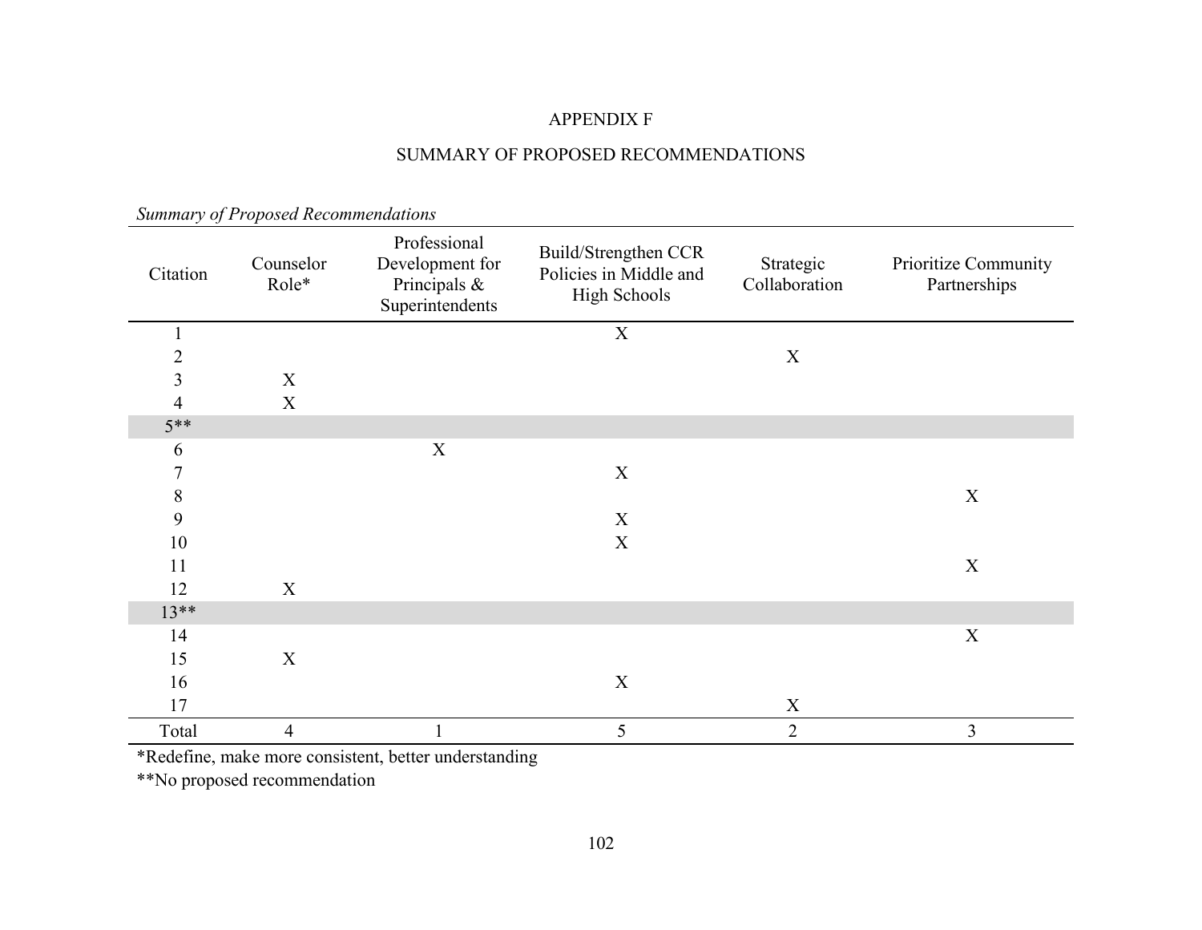# APPENDIX F

## SUMMARY OF PROPOSED RECOMMENDATIONS

*Summary of Proposed Recommendations*

| Citation | Counselor Role* | Professional Development for Principals & Superintendents | Build/Strengthen CCR Policies in Middle and High Schools | Strategic Collaboration | Prioritize Community Partnerships |
|---|---|---|---|---|---|
| 1 | | | X | | |
| 2 | | | | X | |
| 3 | X | | | | |
| 4 | X | | | | |
| 5** | | | | | |
| 6 | | X | | | |
| 7 | | | X | | |
| 8 | | | | | X |
| 9 | | | X | | |
| 10 | | | X | | |
| 11 | | | | | X |
| 12 | X | | | | |
| 13** | | | | | |
| 14 | | | | | X |
| 15 | X | | | | |
| 16 | | | X | | |
| 17 | | | | X | |
| Total | 4 | 1 | 5 | 2 | 3 |

*Redefine, make more consistent, better understanding

**No proposed recommendation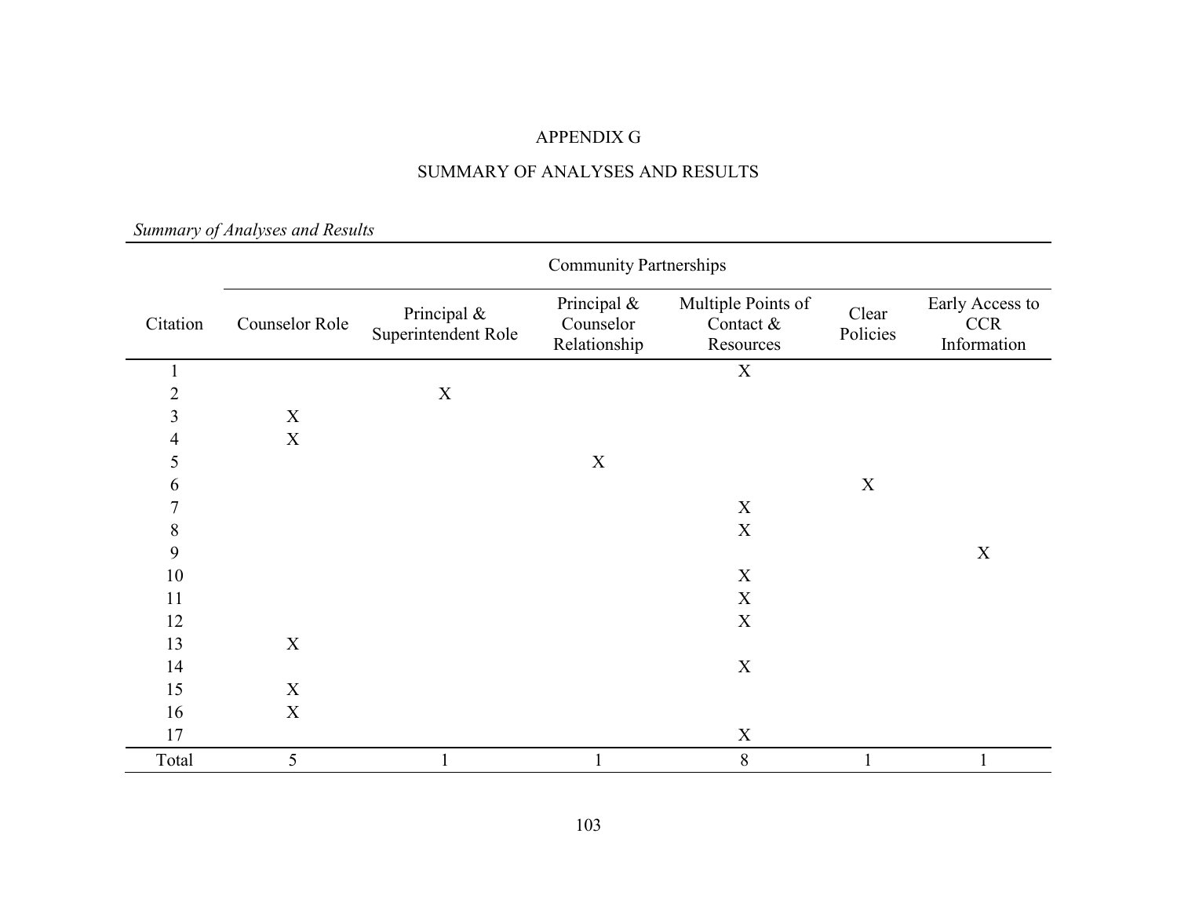# APPENDIX G

## SUMMARY OF ANALYSES AND RESULTS

*Summary of Analyses and Results*

| | Community Partnerships | | | | | |
|---|---|---|---|---|---|---|
| Citation | Counselor Role | Principal & Superintendent Role | Principal & Counselor Relationship | Multiple Points of Contact & Resources | Clear Policies | Early Access to CCR Information |
| 1 | | | | X | | |
| 2 | | X | | | | |
| 3 | X | | | | | |
| 4 | X | | | | | |
| 5 | | | X | | | |
| 6 | | | | | X | |
| 7 | | | | X | | |
| 8 | | | | X | | |
| 9 | | | | | | X |
| 10 | | | | X | | |
| 11 | | | | X | | |
| 12 | | | | X | | |
| 13 | X | | | | | |
| 14 | | | | X | | |
| 15 | X | | | | | |
| 16 | X | | | | | |
| 17 | | | | X | | |
| Total | 5 | 1 | 1 | 8 | 1 | 1 |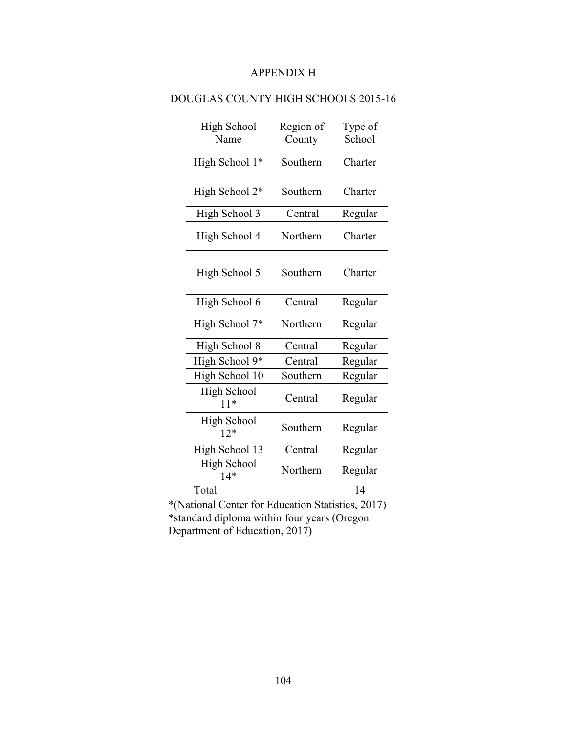# APPENDIX H

## DOUGLAS COUNTY HIGH SCHOOLS 2015-16

| High School Name | Region of County | Type of School |
|---|---|---|
| High School 1* | Southern | Charter |
| High School 2* | Southern | Charter |
| High School 3 | Central | Regular |
| High School 4 | Northern | Charter |
| High School 5 | Southern | Charter |
| High School 6 | Central | Regular |
| High School 7* | Northern | Regular |
| High School 8 | Central | Regular |
| High School 9* | Central | Regular |
| High School 10 | Southern | Regular |
| High School 11* | Central | Regular |
| High School 12* | Southern | Regular |
| High School 13 | Central | Regular |
| High School 14* | Northern | Regular |
| Total | | 14 |

*(National Center for Education Statistics, 2017)
*standard diploma within four years (Oregon Department of Education, 2017)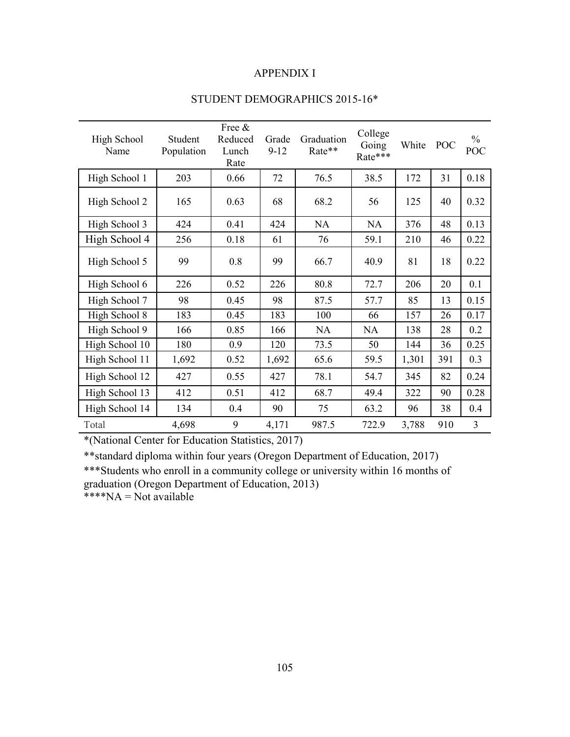# APPENDIX I

## STUDENT DEMOGRAPHICS 2015-16*

| High School Name | Student Population | Free & Reduced Lunch Rate | Grade 9-12 | Graduation Rate** | College Going Rate*** | White | POC | % POC |
|---|---|---|---|---|---|---|---|---|
| High School 1 | 203 | 0.66 | 72 | 76.5 | 38.5 | 172 | 31 | 0.18 |
| High School 2 | 165 | 0.63 | 68 | 68.2 | 56 | 125 | 40 | 0.32 |
| High School 3 | 424 | 0.41 | 424 | NA | NA | 376 | 48 | 0.13 |
| High School 4 | 256 | 0.18 | 61 | 76 | 59.1 | 210 | 46 | 0.22 |
| High School 5 | 99 | 0.8 | 99 | 66.7 | 40.9 | 81 | 18 | 0.22 |
| High School 6 | 226 | 0.52 | 226 | 80.8 | 72.7 | 206 | 20 | 0.1 |
| High School 7 | 98 | 0.45 | 98 | 87.5 | 57.7 | 85 | 13 | 0.15 |
| High School 8 | 183 | 0.45 | 183 | 100 | 66 | 157 | 26 | 0.17 |
| High School 9 | 166 | 0.85 | 166 | NA | NA | 138 | 28 | 0.2 |
| High School 10 | 180 | 0.9 | 120 | 73.5 | 50 | 144 | 36 | 0.25 |
| High School 11 | 1,692 | 0.52 | 1,692 | 65.6 | 59.5 | 1,301 | 391 | 0.3 |
| High School 12 | 427 | 0.55 | 427 | 78.1 | 54.7 | 345 | 82 | 0.24 |
| High School 13 | 412 | 0.51 | 412 | 68.7 | 49.4 | 322 | 90 | 0.28 |
| High School 14 | 134 | 0.4 | 90 | 75 | 63.2 | 96 | 38 | 0.4 |
| Total | 4,698 | 9 | 4,171 | 987.5 | 722.9 | 3,788 | 910 | 3 |

*(National Center for Education Statistics, 2017)

**standard diploma within four years (Oregon Department of Education, 2017)

***Students who enroll in a community college or university within 16 months of graduation (Oregon Department of Education, 2013)

****NA = Not available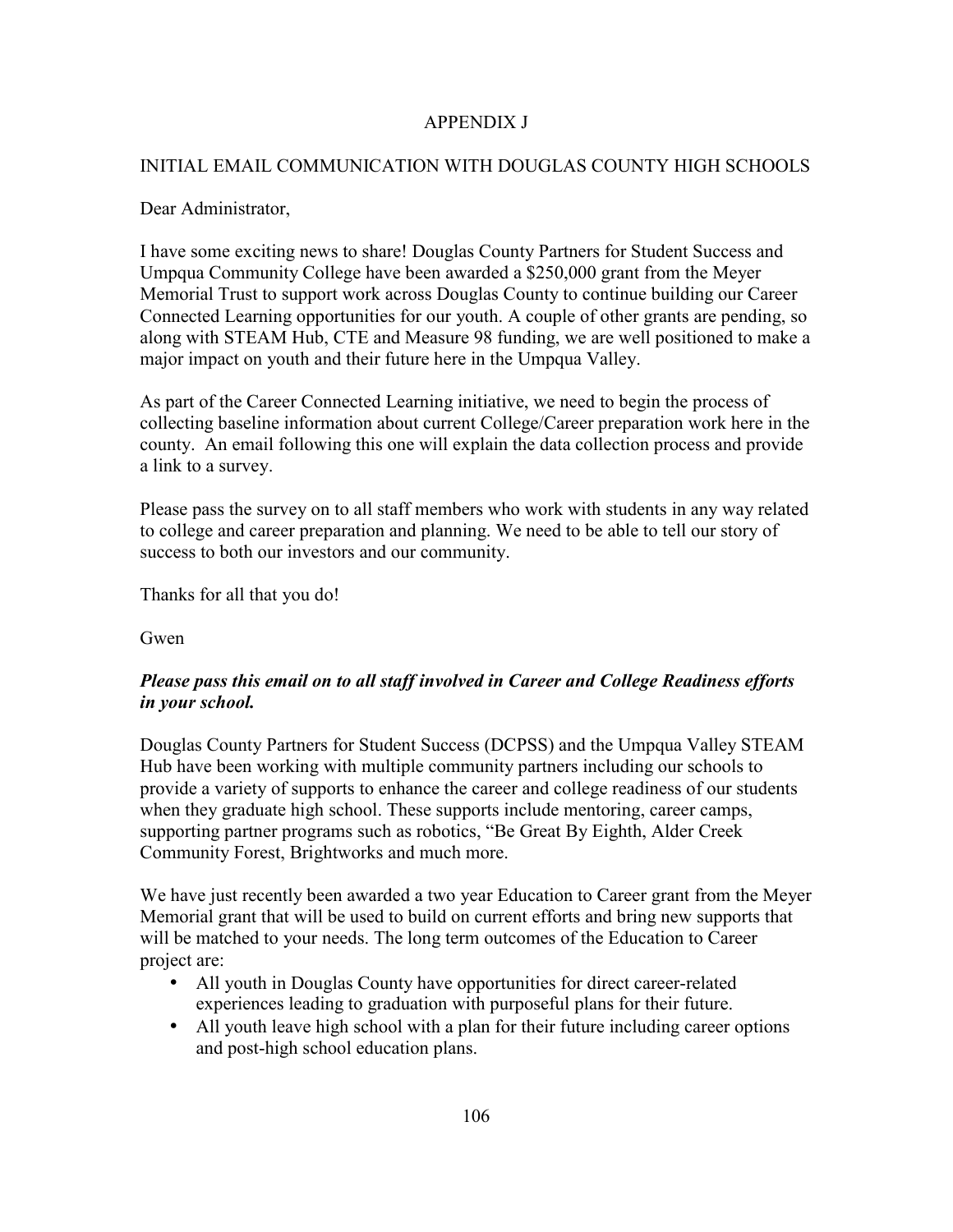# APPENDIX J

## INITIAL EMAIL COMMUNICATION WITH DOUGLAS COUNTY HIGH SCHOOLS

Dear Administrator,

I have some exciting news to share! Douglas County Partners for Student Success and Umpqua Community College have been awarded a $250,000 grant from the Meyer Memorial Trust to support work across Douglas County to continue building our Career Connected Learning opportunities for our youth. A couple of other grants are pending, so along with STEAM Hub, CTE and Measure 98 funding, we are well positioned to make a major impact on youth and their future here in the Umpqua Valley.

As part of the Career Connected Learning initiative, we need to begin the process of collecting baseline information about current College/Career preparation work here in the county. An email following this one will explain the data collection process and provide a link to a survey.

Please pass the survey on to all staff members who work with students in any way related to college and career preparation and planning. We need to be able to tell our story of success to both our investors and our community.

Thanks for all that you do!

Gwen

***Please pass this email on to all staff involved in Career and College Readiness efforts in your school.***

Douglas County Partners for Student Success (DCPSS) and the Umpqua Valley STEAM Hub have been working with multiple community partners including our schools to provide a variety of supports to enhance the career and college readiness of our students when they graduate high school. These supports include mentoring, career camps, supporting partner programs such as robotics, "Be Great By Eighth, Alder Creek Community Forest, Brightworks and much more.

We have just recently been awarded a two year Education to Career grant from the Meyer Memorial grant that will be used to build on current efforts and bring new supports that will be matched to your needs. The long term outcomes of the Education to Career project are:

- All youth in Douglas County have opportunities for direct career-related experiences leading to graduation with purposeful plans for their future.
- All youth leave high school with a plan for their future including career options and post-high school education plans.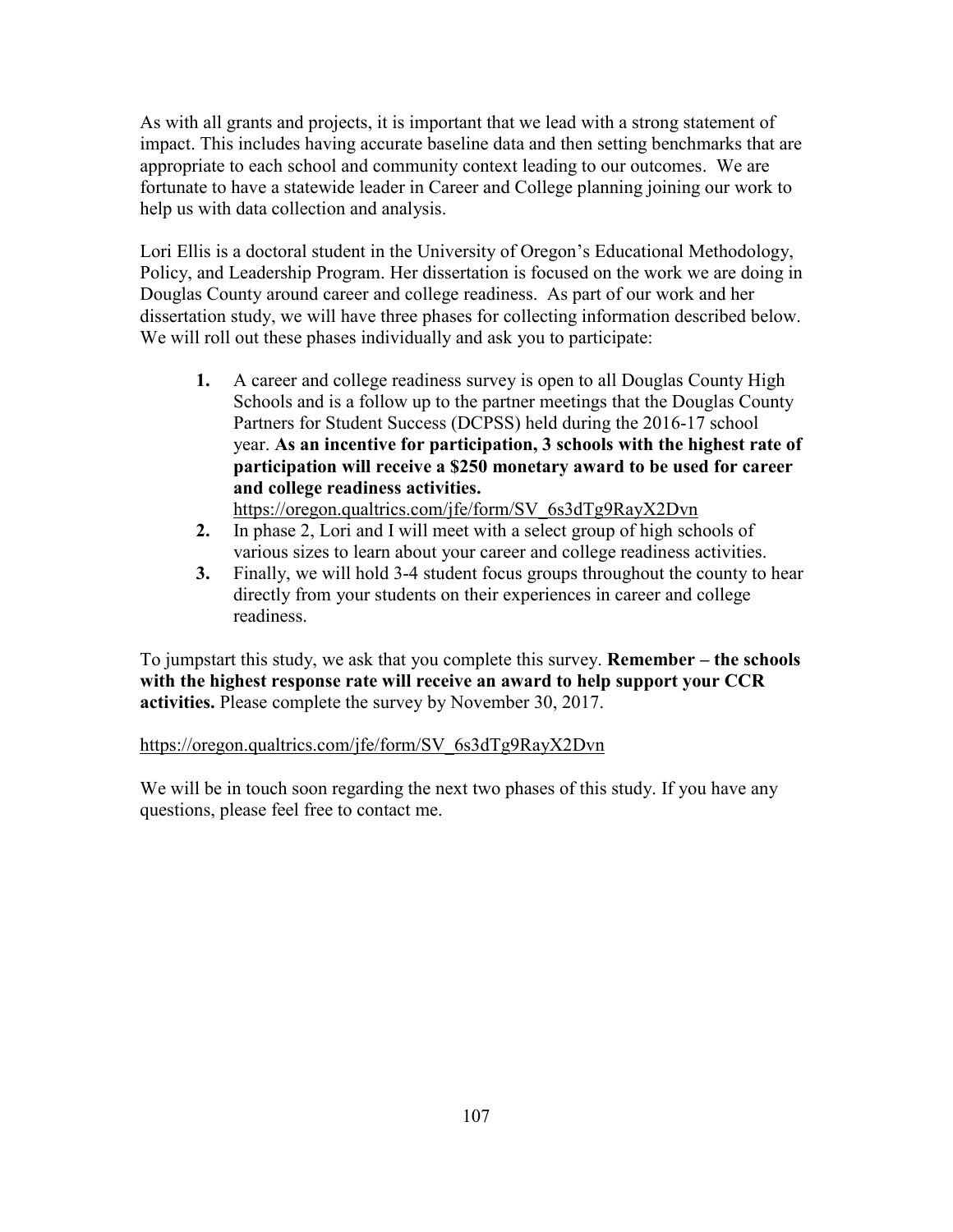As with all grants and projects, it is important that we lead with a strong statement of impact. This includes having accurate baseline data and then setting benchmarks that are appropriate to each school and community context leading to our outcomes. We are fortunate to have a statewide leader in Career and College planning joining our work to help us with data collection and analysis.

Lori Ellis is a doctoral student in the University of Oregon's Educational Methodology, Policy, and Leadership Program. Her dissertation is focused on the work we are doing in Douglas County around career and college readiness. As part of our work and her dissertation study, we will have three phases for collecting information described below. We will roll out these phases individually and ask you to participate:

1. A career and college readiness survey is open to all Douglas County High Schools and is a follow up to the partner meetings that the Douglas County Partners for Student Success (DCPSS) held during the 2016-17 school year. **As an incentive for participation, 3 schools with the highest rate of participation will receive a $250 monetary award to be used for career and college readiness activities.** https://oregon.qualtrics.com/jfe/form/SV_6s3dTg9RayX2Dvn
2. In phase 2, Lori and I will meet with a select group of high schools of various sizes to learn about your career and college readiness activities.
3. Finally, we will hold 3-4 student focus groups throughout the county to hear directly from your students on their experiences in career and college readiness.

To jumpstart this study, we ask that you complete this survey. **Remember – the schools with the highest response rate will receive an award to help support your CCR activities.** Please complete the survey by November 30, 2017.

https://oregon.qualtrics.com/jfe/form/SV_6s3dTg9RayX2Dvn

We will be in touch soon regarding the next two phases of this study. If you have any questions, please feel free to contact me.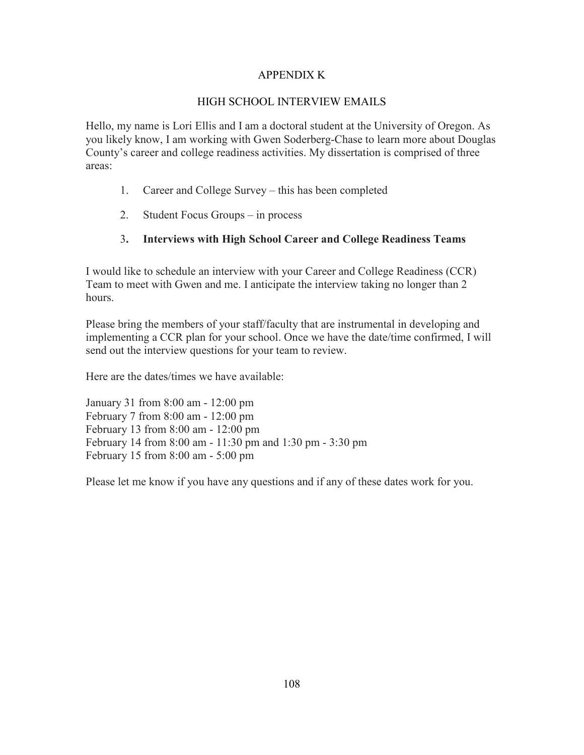# APPENDIX K

## HIGH SCHOOL INTERVIEW EMAILS

Hello, my name is Lori Ellis and I am a doctoral student at the University of Oregon. As you likely know, I am working with Gwen Soderberg-Chase to learn more about Douglas County's career and college readiness activities. My dissertation is comprised of three areas:

1. Career and College Survey – this has been completed
2. Student Focus Groups – in process
3. **Interviews with High School Career and College Readiness Teams**

I would like to schedule an interview with your Career and College Readiness (CCR) Team to meet with Gwen and me. I anticipate the interview taking no longer than 2 hours.

Please bring the members of your staff/faculty that are instrumental in developing and implementing a CCR plan for your school. Once we have the date/time confirmed, I will send out the interview questions for your team to review.

Here are the dates/times we have available:

January 31 from 8:00 am - 12:00 pm
February 7 from 8:00 am - 12:00 pm
February 13 from 8:00 am - 12:00 pm
February 14 from 8:00 am - 11:30 pm and 1:30 pm - 3:30 pm
February 15 from 8:00 am - 5:00 pm

Please let me know if you have any questions and if any of these dates work for you.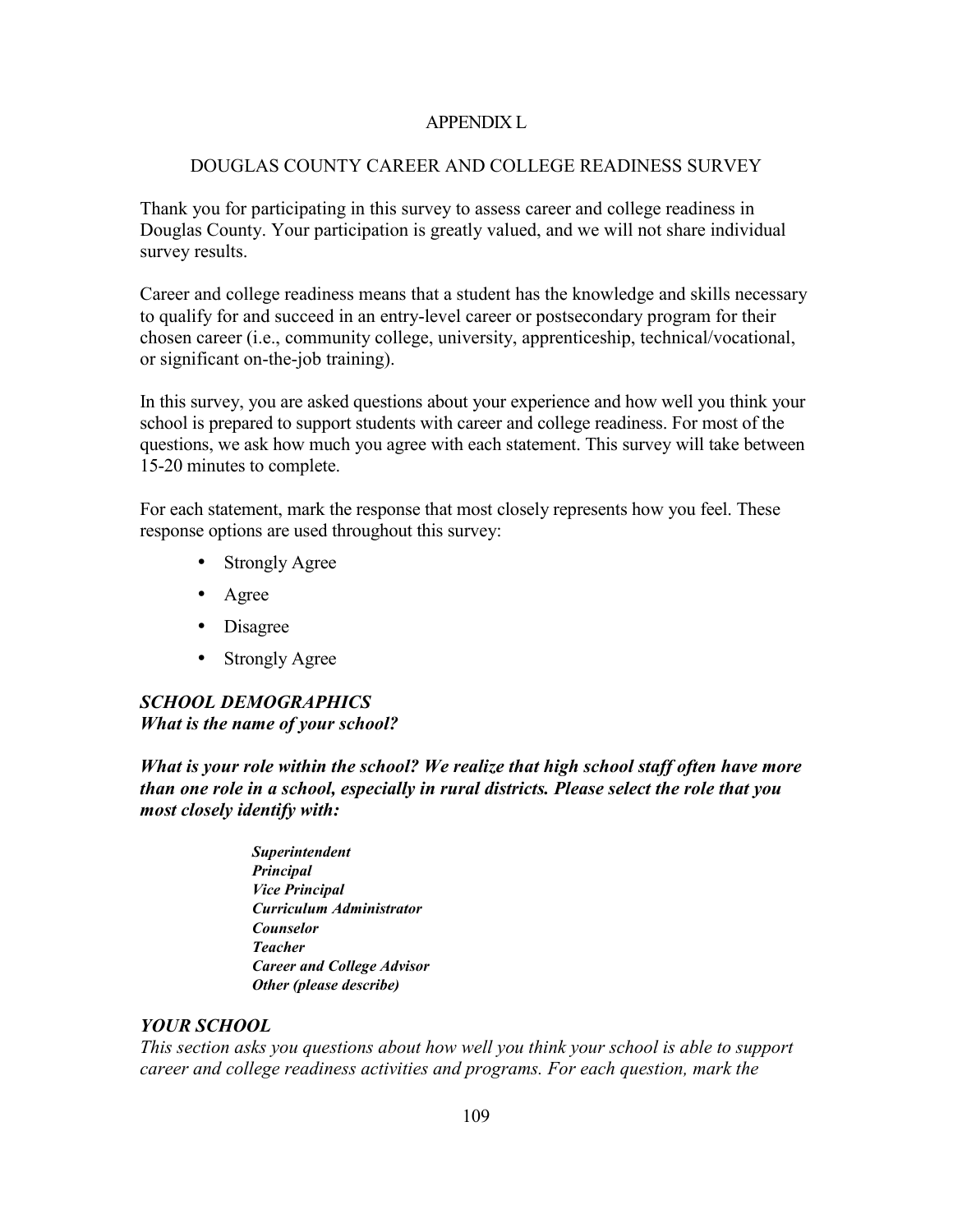APPENDIX L

DOUGLAS COUNTY CAREER AND COLLEGE READINESS SURVEY

Thank you for participating in this survey to assess career and college readiness in Douglas County. Your participation is greatly valued, and we will not share individual survey results.

Career and college readiness means that a student has the knowledge and skills necessary to qualify for and succeed in an entry-level career or postsecondary program for their chosen career (i.e., community college, university, apprenticeship, technical/vocational, or significant on-the-job training).

In this survey, you are asked questions about your experience and how well you think your school is prepared to support students with career and college readiness. For most of the questions, we ask how much you agree with each statement. This survey will take between 15-20 minutes to complete.

For each statement, mark the response that most closely represents how you feel. These response options are used throughout this survey:

- Strongly Agree
- Agree
- Disagree
- Strongly Agree

***SCHOOL DEMOGRAPHICS***
***What is the name of your school?***

***What is your role within the school? We realize that high school staff often have more than one role in a school, especially in rural districts. Please select the role that you most closely identify with:***

***Superintendent***
***Principal***
***Vice Principal***
***Curriculum Administrator***
***Counselor***
***Teacher***
***Career and College Advisor***
***Other (please describe)***

***YOUR SCHOOL***
*This section asks you questions about how well you think your school is able to support career and college readiness activities and programs. For each question, mark the*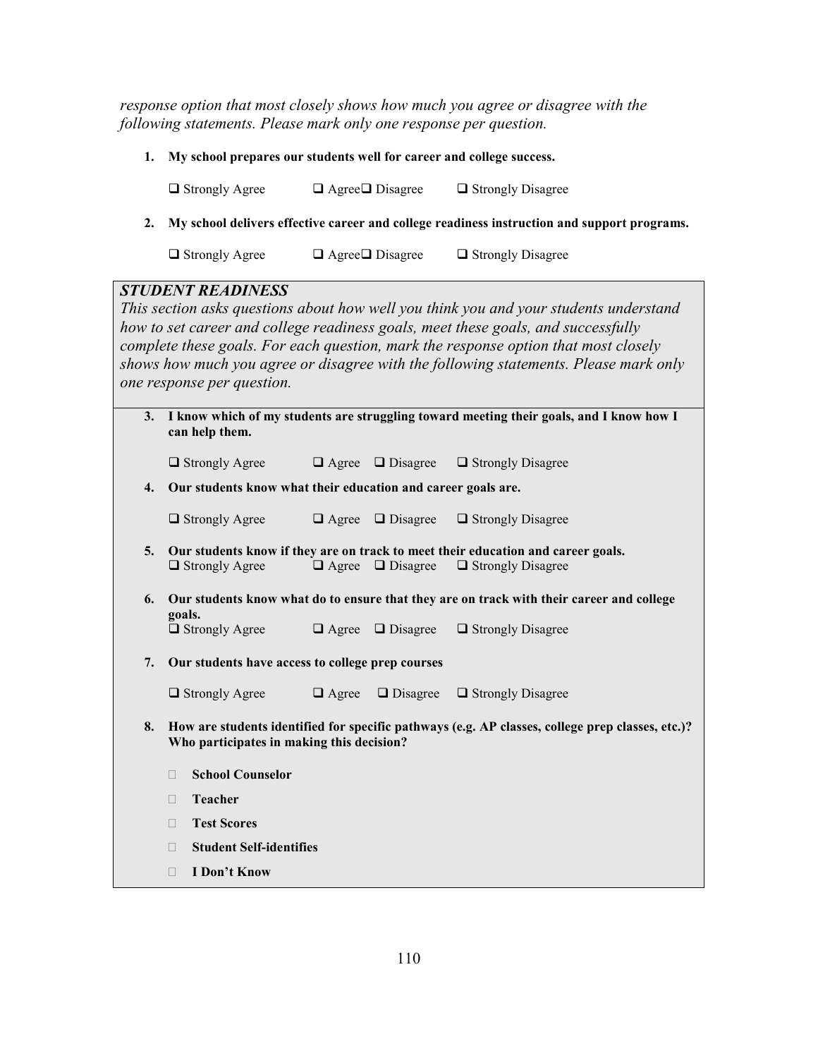*response option that most closely shows how much you agree or disagree with the following statements. Please mark only one response per question.*

1. **My school prepares our students well for career and college success.**

   ❑ Strongly Agree ❑ Agree ❑ Disagree ❑ Strongly Disagree

2. **My school delivers effective career and college readiness instruction and support programs.**

   ❑ Strongly Agree ❑ Agree ❑ Disagree ❑ Strongly Disagree

***STUDENT READINESS***

*This section asks questions about how well you think you and your students understand how to set career and college readiness goals, meet these goals, and successfully complete these goals. For each question, mark the response option that most closely shows how much you agree or disagree with the following statements. Please mark only one response per question.*

3. **I know which of my students are struggling toward meeting their goals, and I know how I can help them.**

   ❑ Strongly Agree ❑ Agree ❑ Disagree ❑ Strongly Disagree

4. **Our students know what their education and career goals are.**

   ❑ Strongly Agree ❑ Agree ❑ Disagree ❑ Strongly Disagree

5. **Our students know if they are on track to meet their education and career goals.**

   ❑ Strongly Agree ❑ Agree ❑ Disagree ❑ Strongly Disagree

6. **Our students know what do to ensure that they are on track with their career and college goals.**

   ❑ Strongly Agree ❑ Agree ❑ Disagree ❑ Strongly Disagree

7. **Our students have access to college prep courses**

   ❑ Strongly Agree ❑ Agree ❑ Disagree ❑ Strongly Disagree

8. **How are students identified for specific pathways (e.g. AP classes, college prep classes, etc.)? Who participates in making this decision?**

   - **School Counselor**
   - **Teacher**
   - **Test Scores**
   - **Student Self-identifies**
   - **I Don't Know**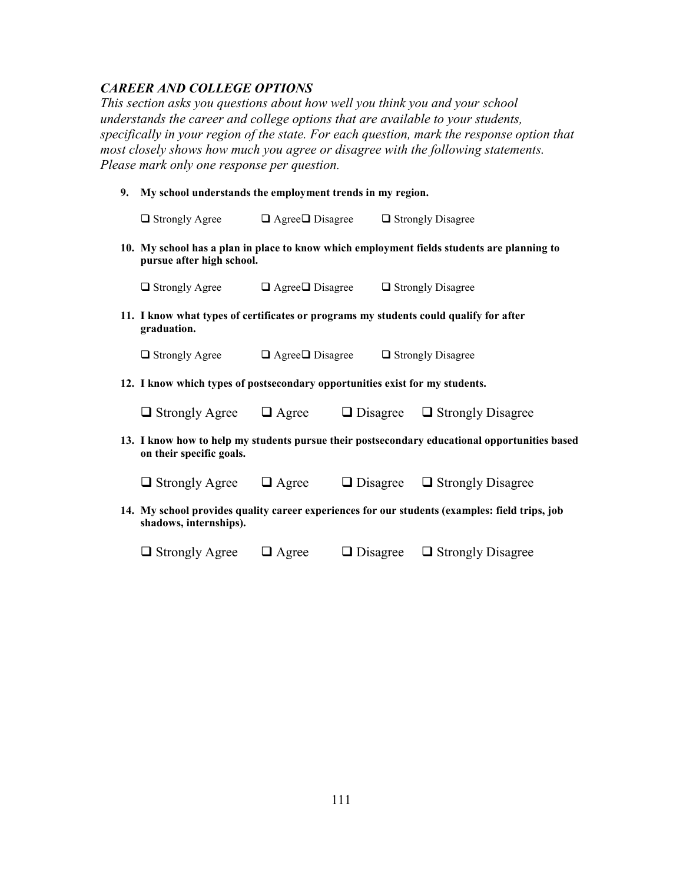### *CAREER AND COLLEGE OPTIONS*

*This section asks you questions about how well you think you and your school understands the career and college options that are available to your students, specifically in your region of the state. For each question, mark the response option that most closely shows how much you agree or disagree with the following statements. Please mark only one response per question.*

**9. My school understands the employment trends in my region.**

❑ Strongly Agree ❑ Agree❑ Disagree ❑ Strongly Disagree

**10. My school has a plan in place to know which employment fields students are planning to pursue after high school.**

❑ Strongly Agree ❑ Agree❑ Disagree ❑ Strongly Disagree

**11. I know what types of certificates or programs my students could qualify for after graduation.**

❑ Strongly Agree ❑ Agree❑ Disagree ❑ Strongly Disagree

**12. I know which types of postsecondary opportunities exist for my students.**

❑ Strongly Agree ❑ Agree ❑ Disagree ❑ Strongly Disagree

**13. I know how to help my students pursue their postsecondary educational opportunities based on their specific goals.**

❑ Strongly Agree ❑ Agree ❑ Disagree ❑ Strongly Disagree

**14. My school provides quality career experiences for our students (examples: field trips, job shadows, internships).**

❑ Strongly Agree ❑ Agree ❑ Disagree ❑ Strongly Disagree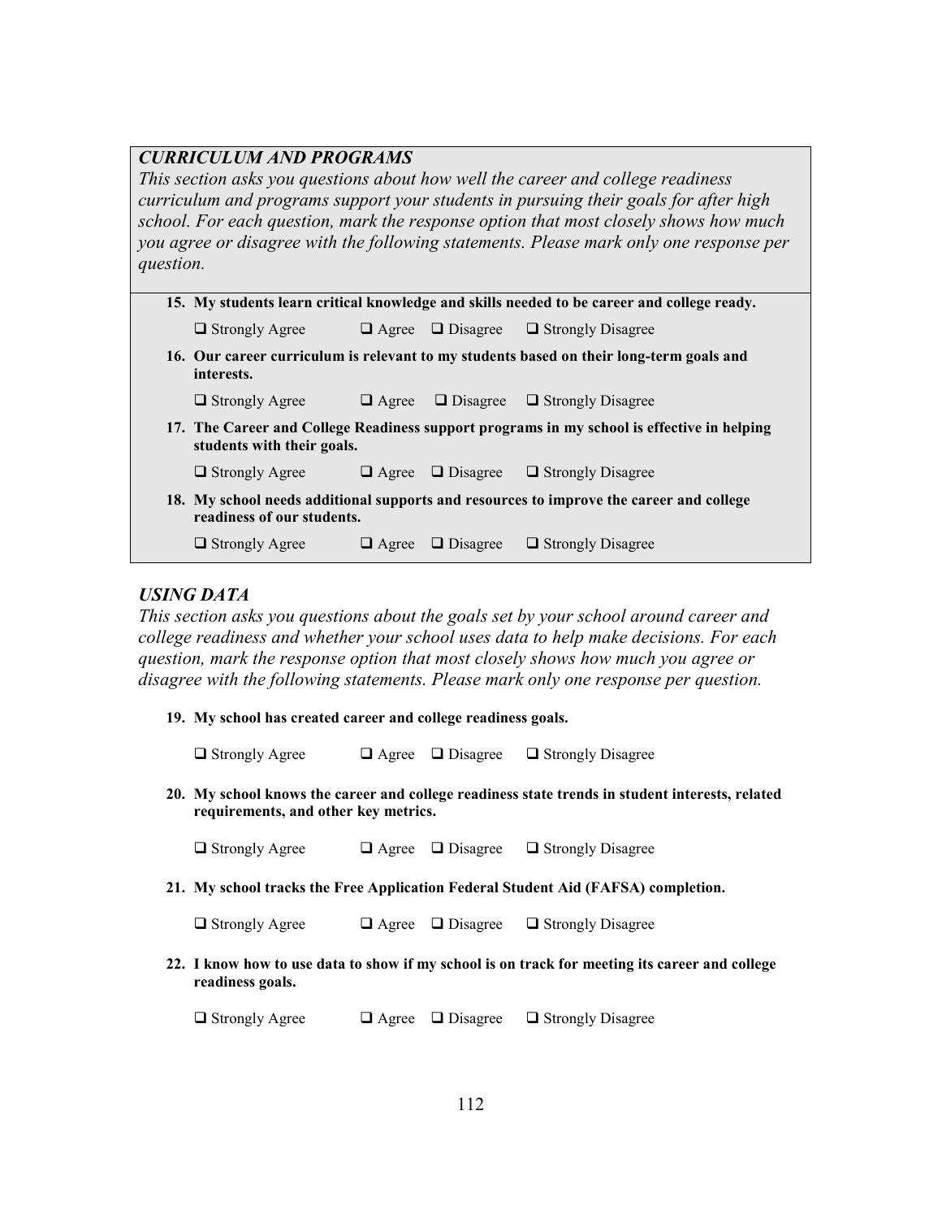### *CURRICULUM AND PROGRAMS*

*This section asks you questions about how well the career and college readiness curriculum and programs support your students in pursuing their goals for after high school. For each question, mark the response option that most closely shows how much you agree or disagree with the following statements. Please mark only one response per question.*

**15. My students learn critical knowledge and skills needed to be career and college ready.**

❑ Strongly Agree ❑ Agree ❑ Disagree ❑ Strongly Disagree

**16. Our career curriculum is relevant to my students based on their long-term goals and interests.**

❑ Strongly Agree ❑ Agree ❑ Disagree ❑ Strongly Disagree

**17. The Career and College Readiness support programs in my school is effective in helping students with their goals.**

❑ Strongly Agree ❑ Agree ❑ Disagree ❑ Strongly Disagree

**18. My school needs additional supports and resources to improve the career and college readiness of our students.**

❑ Strongly Agree ❑ Agree ❑ Disagree ❑ Strongly Disagree

### *USING DATA*

*This section asks you questions about the goals set by your school around career and college readiness and whether your school uses data to help make decisions. For each question, mark the response option that most closely shows how much you agree or disagree with the following statements. Please mark only one response per question.*

**19. My school has created career and college readiness goals.**

❑ Strongly Agree ❑ Agree ❑ Disagree ❑ Strongly Disagree

**20. My school knows the career and college readiness state trends in student interests, related requirements, and other key metrics.**

❑ Strongly Agree ❑ Agree ❑ Disagree ❑ Strongly Disagree

**21. My school tracks the Free Application Federal Student Aid (FAFSA) completion.**

❑ Strongly Agree ❑ Agree ❑ Disagree ❑ Strongly Disagree

**22. I know how to use data to show if my school is on track for meeting its career and college readiness goals.**

❑ Strongly Agree ❑ Agree ❑ Disagree ❑ Strongly Disagree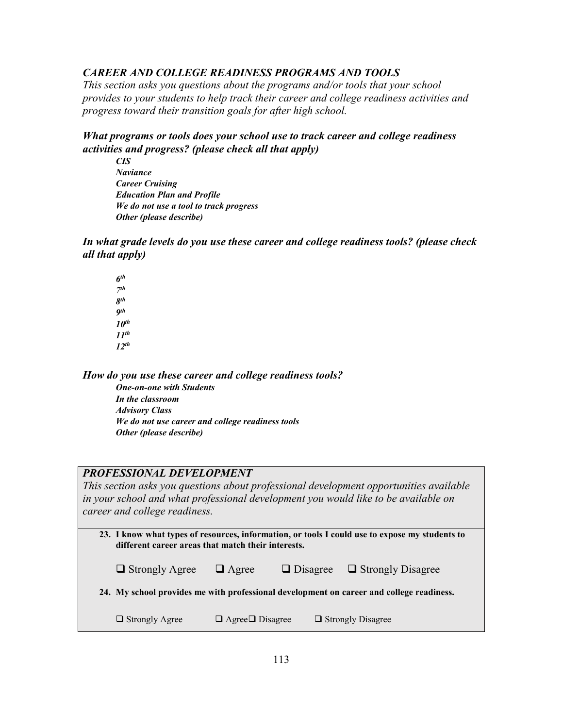### *CAREER AND COLLEGE READINESS PROGRAMS AND TOOLS*

*This section asks you questions about the programs and/or tools that your school provides to your students to help track their career and college readiness activities and progress toward their transition goals for after high school.*

***What programs or tools does your school use to track career and college readiness activities and progress? (please check all that apply)***

***CIS***
***Naviance***
***Career Cruising***
***Education Plan and Profile***
***We do not use a tool to track progress***
***Other (please describe)***

***In what grade levels do you use these career and college readiness tools? (please check all that apply)***

***6th***
***7th***
***8th***
***9th***
***10th***
***11th***
***12th***

***How do you use these career and college readiness tools?***

***One-on-one with Students***
***In the classroom***
***Advisory Class***
***We do not use career and college readiness tools***
***Other (please describe)***

### *PROFESSIONAL DEVELOPMENT*

*This section asks you questions about professional development opportunities available in your school and what professional development you would like to be available on career and college readiness.*

**23. I know what types of resources, information, or tools I could use to expose my students to different career areas that match their interests.**

❑ Strongly Agree ❑ Agree ❑ Disagree ❑ Strongly Disagree

**24. My school provides me with professional development on career and college readiness.**

❑ Strongly Agree ❑ Agree❑ Disagree ❑ Strongly Disagree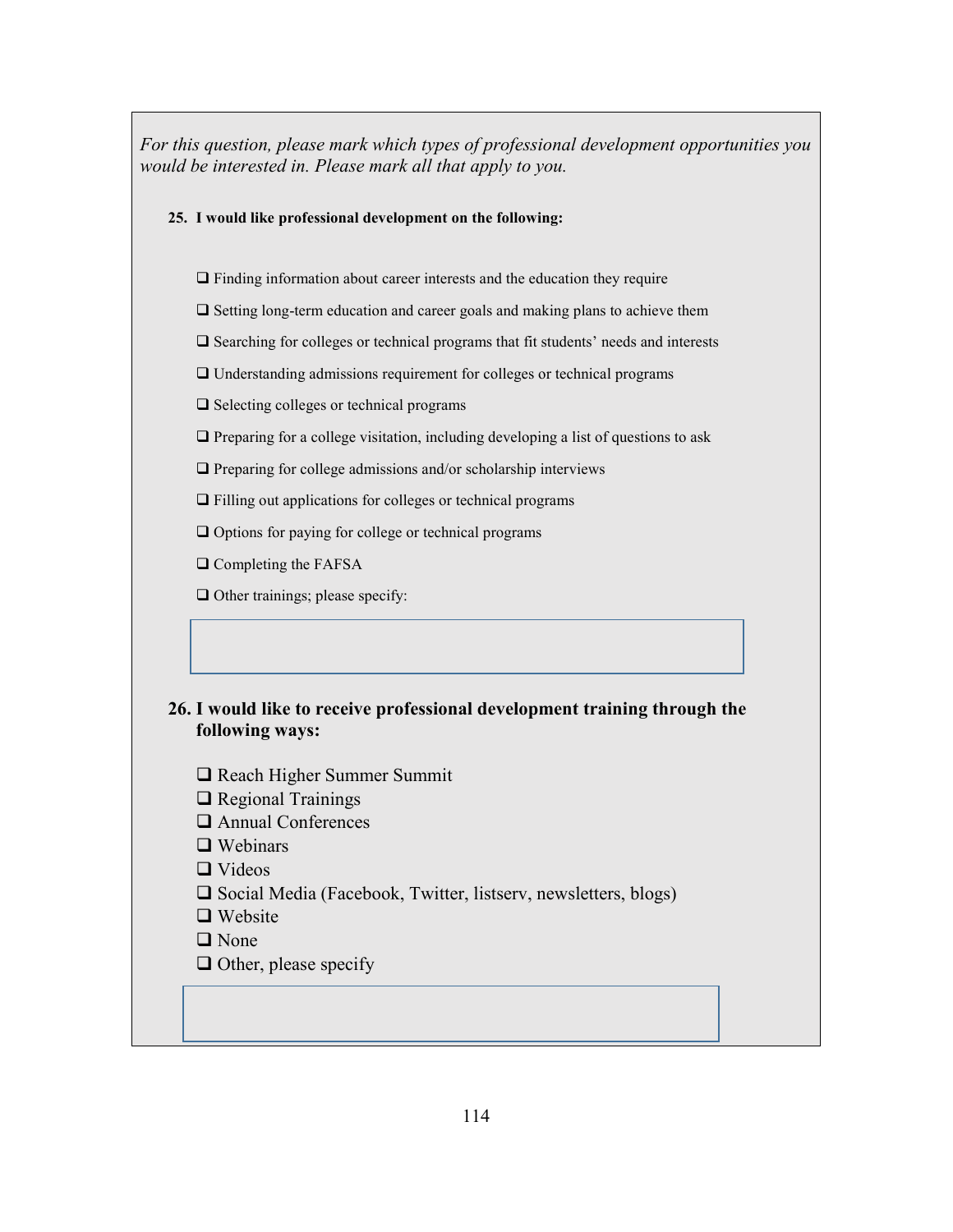*For this question, please mark which types of professional development opportunities you would be interested in. Please mark all that apply to you.*

**25. I would like professional development on the following:**

- ❑ Finding information about career interests and the education they require
- ❑ Setting long-term education and career goals and making plans to achieve them
- ❑ Searching for colleges or technical programs that fit students' needs and interests
- ❑ Understanding admissions requirement for colleges or technical programs
- ❑ Selecting colleges or technical programs
- ❑ Preparing for a college visitation, including developing a list of questions to ask
- ❑ Preparing for college admissions and/or scholarship interviews
- ❑ Filling out applications for colleges or technical programs
- ❑ Options for paying for college or technical programs
- ❑ Completing the FAFSA
- ❑ Other trainings; please specify:

**26. I would like to receive professional development training through the following ways:**

- ❑ Reach Higher Summer Summit
- ❑ Regional Trainings
- ❑ Annual Conferences
- ❑ Webinars
- ❑ Videos
- ❑ Social Media (Facebook, Twitter, listserv, newsletters, blogs)
- ❑ Website
- ❑ None
- ❑ Other, please specify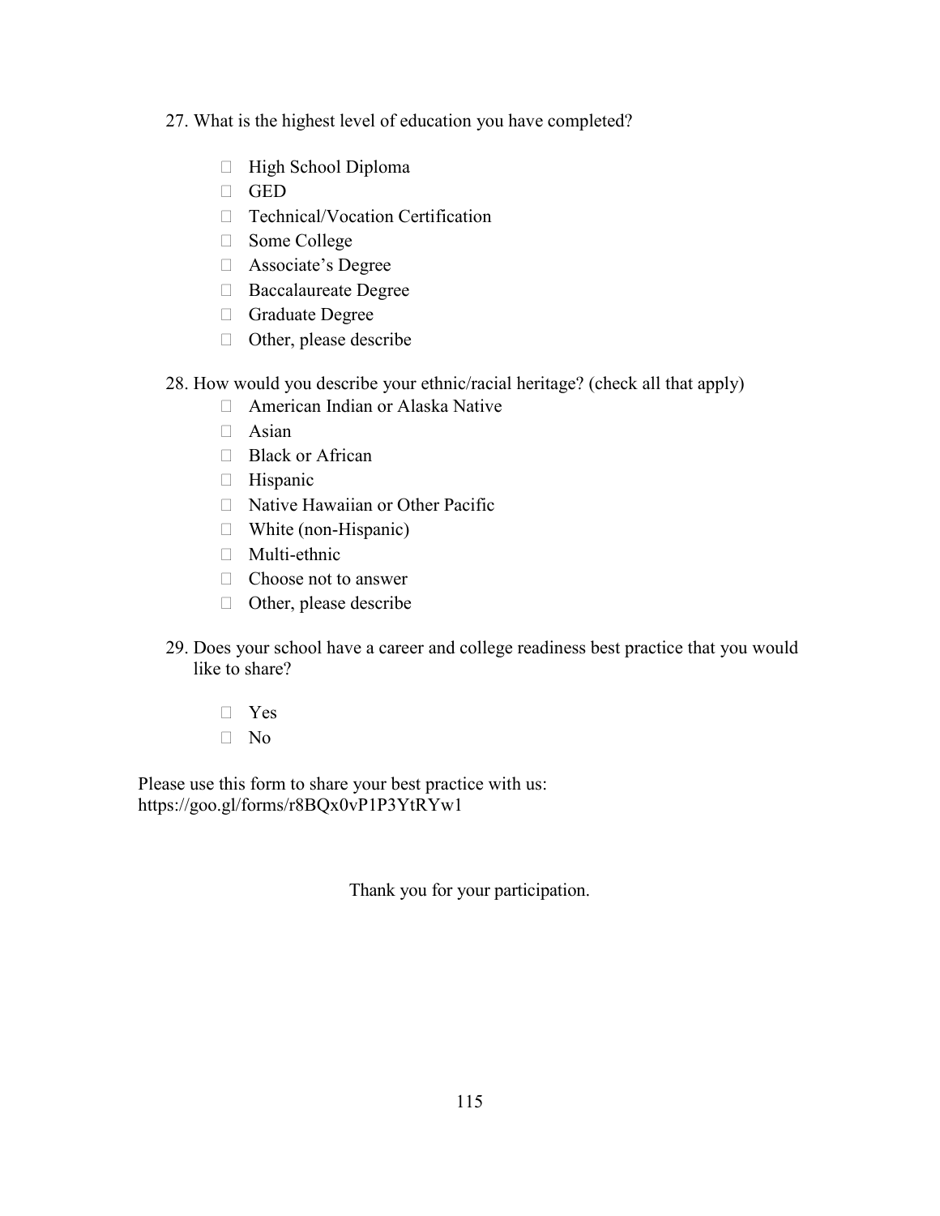27. What is the highest level of education you have completed?

    - High School Diploma
    - GED
    - Technical/Vocation Certification
    - Some College
    - Associate's Degree
    - Baccalaureate Degree
    - Graduate Degree
    - Other, please describe

28. How would you describe your ethnic/racial heritage? (check all that apply)
    - American Indian or Alaska Native
    - Asian
    - Black or African
    - Hispanic
    - Native Hawaiian or Other Pacific
    - White (non-Hispanic)
    - Multi-ethnic
    - Choose not to answer
    - Other, please describe

29. Does your school have a career and college readiness best practice that you would like to share?

    - Yes
    - No

Please use this form to share your best practice with us:
https://goo.gl/forms/r8BQx0vP1P3YtRYw1

Thank you for your participation.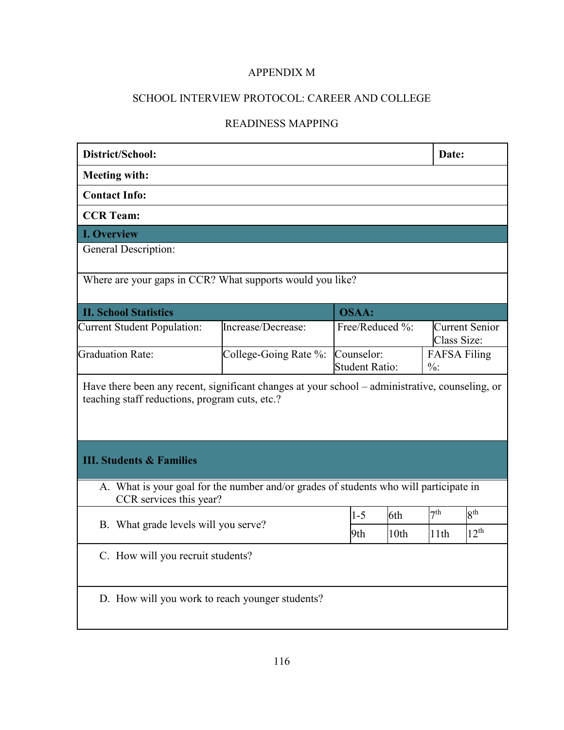APPENDIX M

SCHOOL INTERVIEW PROTOCOL: CAREER AND COLLEGE READINESS MAPPING

| **District/School:** | | | **Date:** |
|---|---|---|---|
| **Meeting with:** | | | |
| **Contact Info:** | | | |
| **CCR Team:** | | | |
| **I. Overview** | | | |
| General Description: | | | |
| Where are your gaps in CCR? What supports would you like? | | | |
| **II. School Statistics** | | **OSAA:** | |
| Current Student Population: | Increase/Decrease: | Free/Reduced %: | Current Senior Class Size: |
| Graduation Rate: | College-Going Rate %: | Counselor: Student Ratio: | FAFSA Filing %: |
| Have there been any recent, significant changes at your school – administrative, counseling, or teaching staff reductions, program cuts, etc.? | | | |
| **III. Students & Families** | | | |

A. What is your goal for the number and/or grades of students who will participate in CCR services this year?

| B. What grade levels will you serve? | 1-5 | 6th | 7th | 8th |
|---|---|---|---|---|
| | 9th | 10th | 11th | 12th |

C. How will you recruit students?

D. How will you work to reach younger students?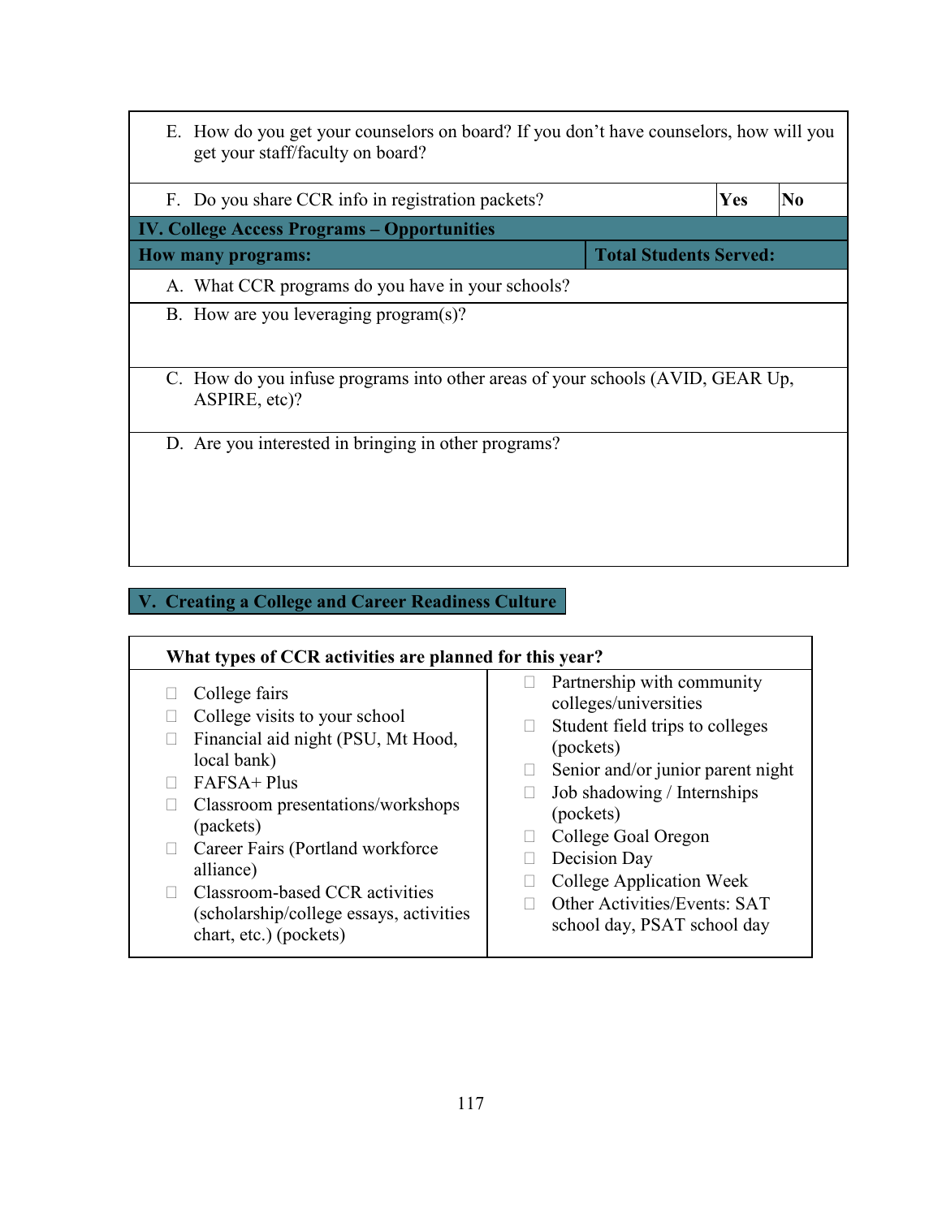| | | |
|---|---|---|
| E. How do you get your counselors on board? If you don't have counselors, how will you get your staff/faculty on board? | | |
| F. Do you share CCR info in registration packets? | **Yes** | **No** |
| **IV. College Access Programs – Opportunities** | | |
| **How many programs:** | **Total Students Served:** | |
| A. What CCR programs do you have in your schools? | | |
| B. How are you leveraging program(s)? | | |
| C. How do you infuse programs into other areas of your schools (AVID, GEAR Up, ASPIRE, etc)? | | |
| D. Are you interested in bringing in other programs? | | |

## V. Creating a College and Career Readiness Culture

**What types of CCR activities are planned for this year?**

- ☐ College fairs
- ☐ College visits to your school
- ☐ Financial aid night (PSU, Mt Hood, local bank)
- ☐ FAFSA+ Plus
- ☐ Classroom presentations/workshops (packets)
- ☐ Career Fairs (Portland workforce alliance)
- ☐ Classroom-based CCR activities (scholarship/college essays, activities chart, etc.) (pockets)
- ☐ Partnership with community colleges/universities
- ☐ Student field trips to colleges (pockets)
- ☐ Senior and/or junior parent night
- ☐ Job shadowing / Internships (pockets)
- ☐ College Goal Oregon
- ☐ Decision Day
- ☐ College Application Week
- ☐ Other Activities/Events: SAT school day, PSAT school day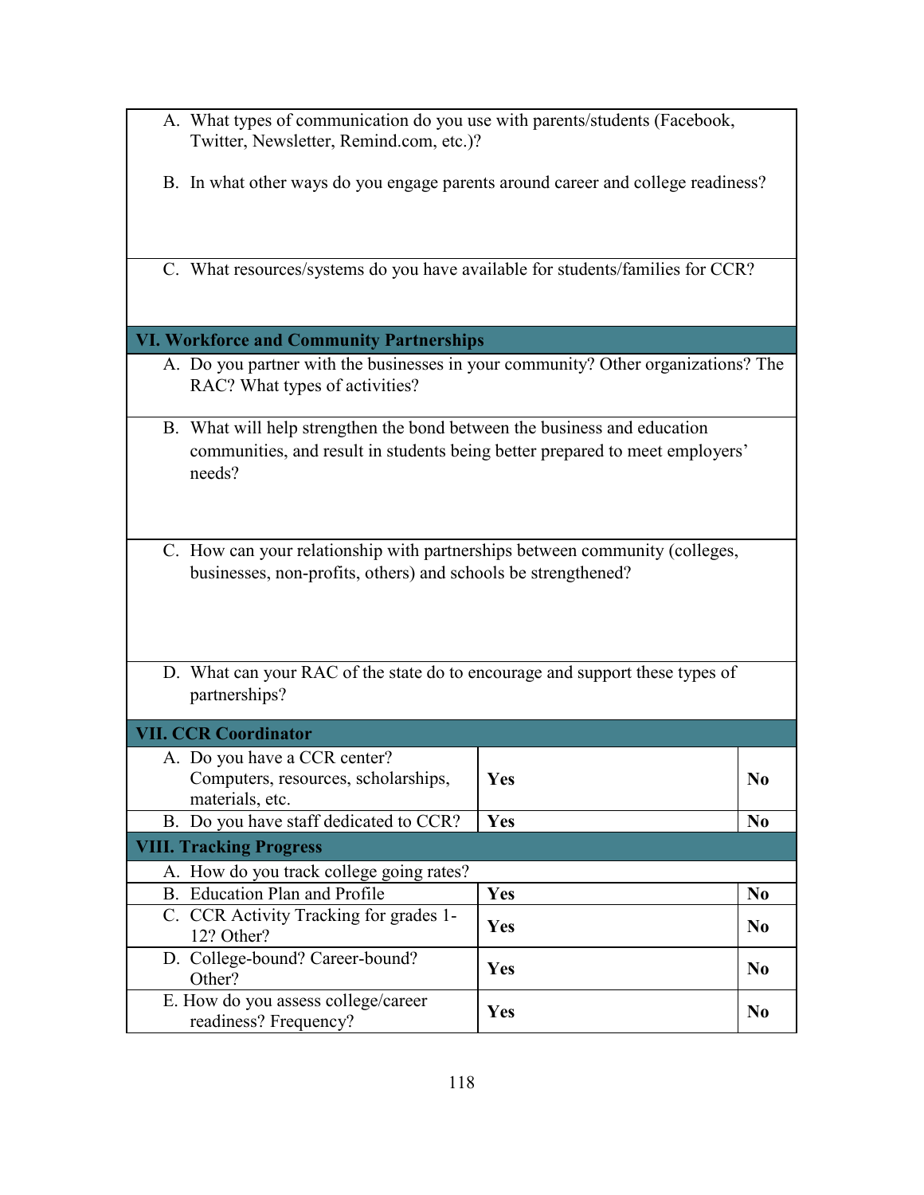| | | |
|---|---|---|
| A. What types of communication do you use with parents/students (Facebook, Twitter, Newsletter, Remind.com, etc.)?<br><br>B. In what other ways do you engage parents around career and college readiness? | | |
| C. What resources/systems do you have available for students/families for CCR? | | |
| **VI. Workforce and Community Partnerships** | | |
| A. Do you partner with the businesses in your community? Other organizations? The RAC? What types of activities? | | |
| B. What will help strengthen the bond between the business and education communities, and result in students being better prepared to meet employers' needs? | | |
| C. How can your relationship with partnerships between community (colleges, businesses, non-profits, others) and schools be strengthened? | | |
| D. What can your RAC of the state do to encourage and support these types of partnerships? | | |
| **VII. CCR Coordinator** | | |
| A. Do you have a CCR center? Computers, resources, scholarships, materials, etc. | **Yes** | **No** |
| B. Do you have staff dedicated to CCR? | **Yes** | **No** |
| **VIII. Tracking Progress** | | |
| A. How do you track college going rates? | | |
| B. Education Plan and Profile | **Yes** | **No** |
| C. CCR Activity Tracking for grades 1-12? Other? | **Yes** | **No** |
| D. College-bound? Career-bound? Other? | **Yes** | **No** |
| E. How do you assess college/career readiness? Frequency? | **Yes** | **No** |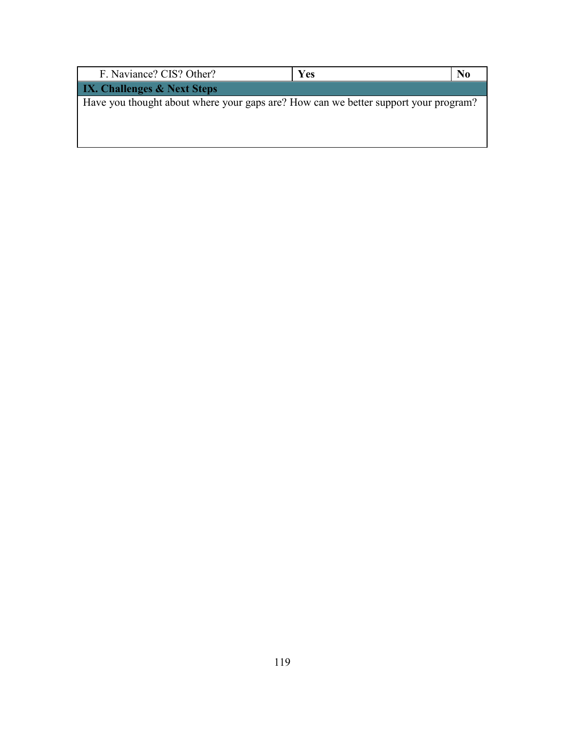| F. Naviance? CIS? Other? | **Yes** | **No** |
| --- | --- | --- |
| **IX. Challenges & Next Steps** | | |
| Have you thought about where your gaps are? How can we better support your program? | | |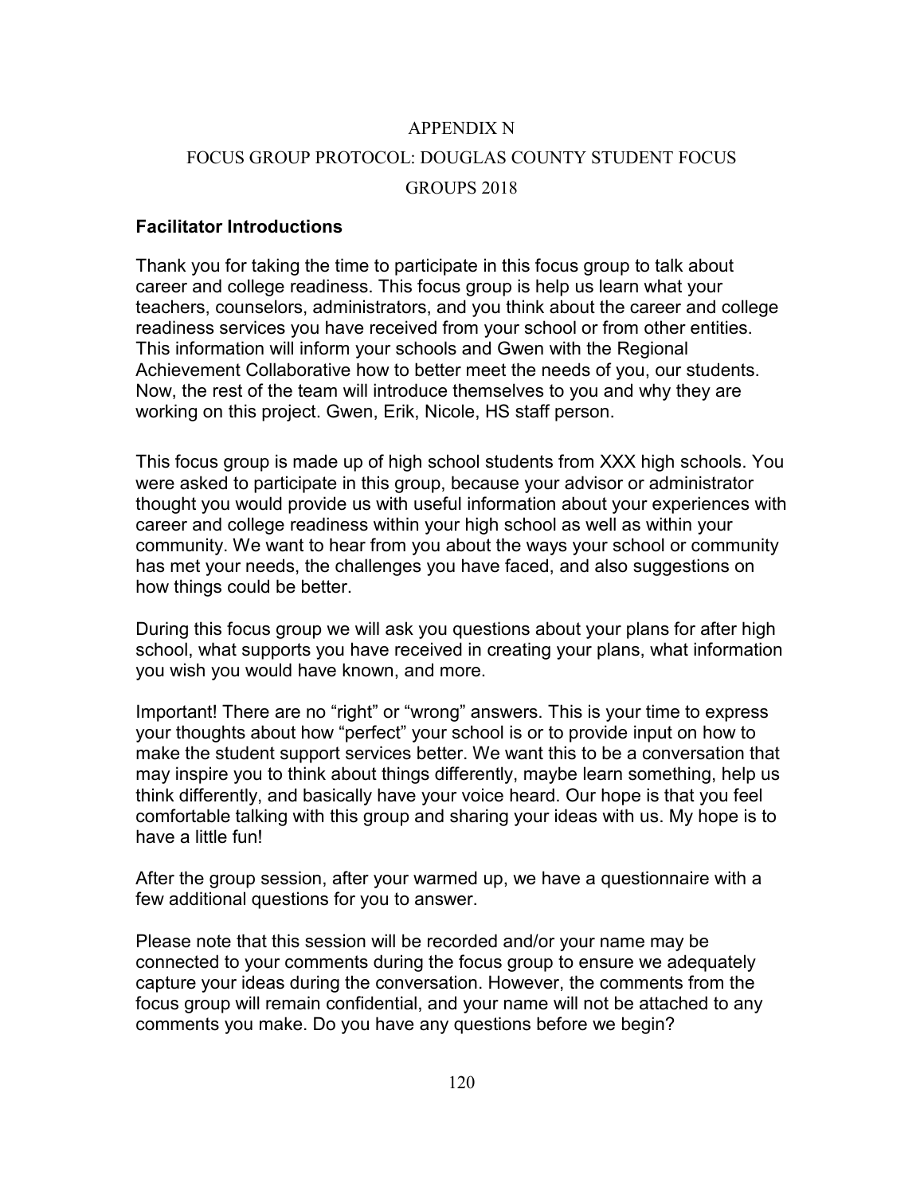# APPENDIX N

# FOCUS GROUP PROTOCOL: DOUGLAS COUNTY STUDENT FOCUS GROUPS 2018

**Facilitator Introductions**

Thank you for taking the time to participate in this focus group to talk about career and college readiness. This focus group is help us learn what your teachers, counselors, administrators, and you think about the career and college readiness services you have received from your school or from other entities. This information will inform your schools and Gwen with the Regional Achievement Collaborative how to better meet the needs of you, our students. Now, the rest of the team will introduce themselves to you and why they are working on this project. Gwen, Erik, Nicole, HS staff person.

This focus group is made up of high school students from XXX high schools. You were asked to participate in this group, because your advisor or administrator thought you would provide us with useful information about your experiences with career and college readiness within your high school as well as within your community. We want to hear from you about the ways your school or community has met your needs, the challenges you have faced, and also suggestions on how things could be better.

During this focus group we will ask you questions about your plans for after high school, what supports you have received in creating your plans, what information you wish you would have known, and more.

Important! There are no "right" or "wrong" answers. This is your time to express your thoughts about how "perfect" your school is or to provide input on how to make the student support services better. We want this to be a conversation that may inspire you to think about things differently, maybe learn something, help us think differently, and basically have your voice heard. Our hope is that you feel comfortable talking with this group and sharing your ideas with us. My hope is to have a little fun!

After the group session, after your warmed up, we have a questionnaire with a few additional questions for you to answer.

Please note that this session will be recorded and/or your name may be connected to your comments during the focus group to ensure we adequately capture your ideas during the conversation. However, the comments from the focus group will remain confidential, and your name will not be attached to any comments you make. Do you have any questions before we begin?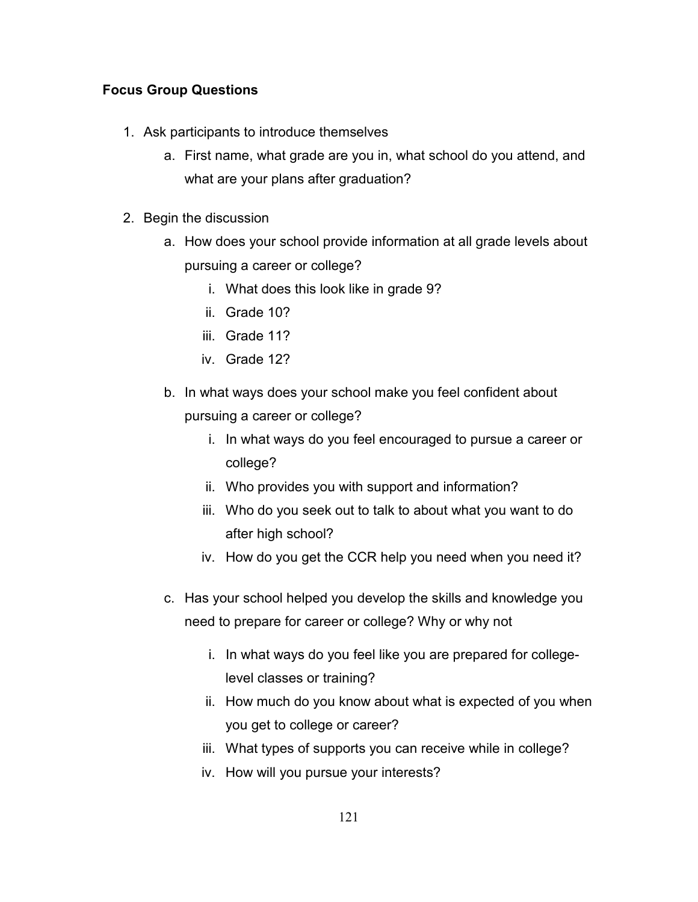**Focus Group Questions**

1. Ask participants to introduce themselves
    a. First name, what grade are you in, what school do you attend, and what are your plans after graduation?

2. Begin the discussion
    a. How does your school provide information at all grade levels about pursuing a career or college?
        i. What does this look like in grade 9?
        ii. Grade 10?
        iii. Grade 11?
        iv. Grade 12?

    b. In what ways does your school make you feel confident about pursuing a career or college?
        i. In what ways do you feel encouraged to pursue a career or college?
        ii. Who provides you with support and information?
        iii. Who do you seek out to talk to about what you want to do after high school?
        iv. How do you get the CCR help you need when you need it?

    c. Has your school helped you develop the skills and knowledge you need to prepare for career or college? Why or why not
        i. In what ways do you feel like you are prepared for college-level classes or training?
        ii. How much do you know about what is expected of you when you get to college or career?
        iii. What types of supports you can receive while in college?
        iv. How will you pursue your interests?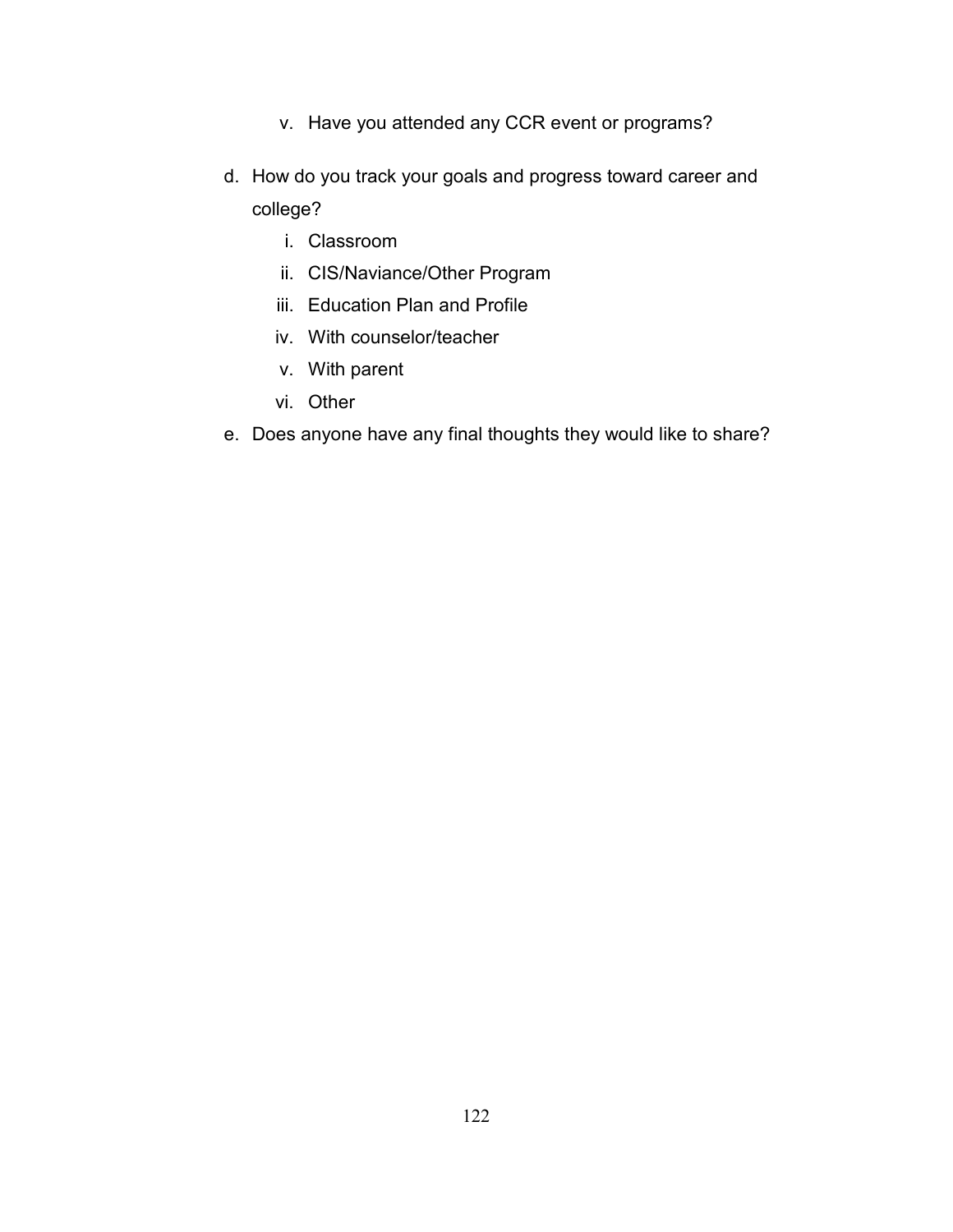v. Have you attended any CCR event or programs?

d. How do you track your goals and progress toward career and college?
    i. Classroom
    ii. CIS/Naviance/Other Program
    iii. Education Plan and Profile
    iv. With counselor/teacher
    v. With parent
    vi. Other

e. Does anyone have any final thoughts they would like to share?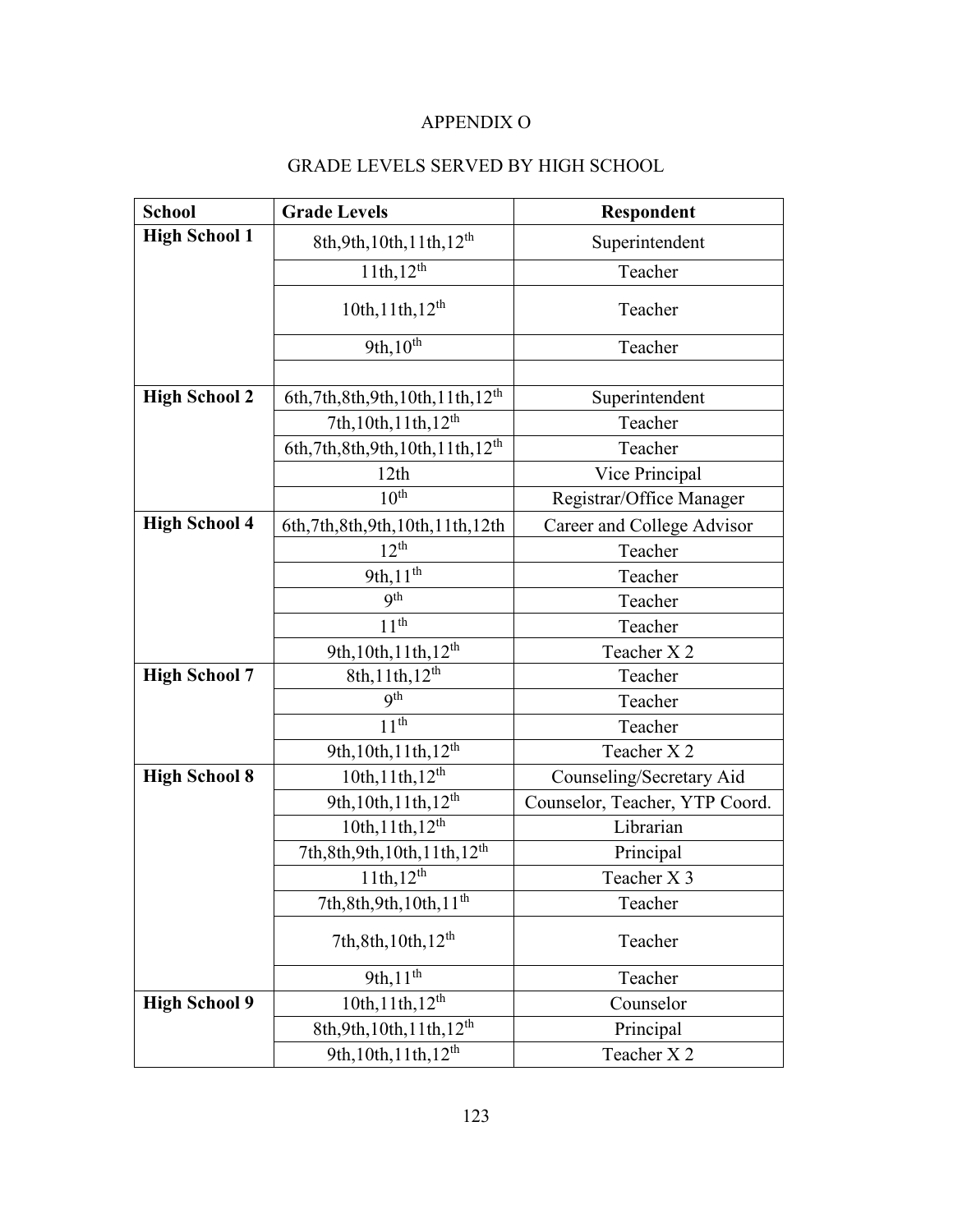APPENDIX O

GRADE LEVELS SERVED BY HIGH SCHOOL

| School | Grade Levels | Respondent |
|---|---|---|
| **High School 1** | 8th,9th,10th,11th,12th | Superintendent |
| | 11th,12th | Teacher |
| | 10th,11th,12th | Teacher |
| | 9th,10th | Teacher |
| | | |
| **High School 2** | 6th,7th,8th,9th,10th,11th,12th | Superintendent |
| | 7th,10th,11th,12th | Teacher |
| | 6th,7th,8th,9th,10th,11th,12th | Teacher |
| | 12th | Vice Principal |
| | 10th | Registrar/Office Manager |
| **High School 4** | 6th,7th,8th,9th,10th,11th,12th | Career and College Advisor |
| | 12th | Teacher |
| | 9th,11th | Teacher |
| | 9th | Teacher |
| | 11th | Teacher |
| | 9th,10th,11th,12th | Teacher X 2 |
| **High School 7** | 8th,11th,12th | Teacher |
| | 9th | Teacher |
| | 11th | Teacher |
| | 9th,10th,11th,12th | Teacher X 2 |
| **High School 8** | 10th,11th,12th | Counseling/Secretary Aid |
| | 9th,10th,11th,12th | Counselor, Teacher, YTP Coord. |
| | 10th,11th,12th | Librarian |
| | 7th,8th,9th,10th,11th,12th | Principal |
| | 11th,12th | Teacher X 3 |
| | 7th,8th,9th,10th,11th | Teacher |
| | 7th,8th,10th,12th | Teacher |
| | 9th,11th | Teacher |
| **High School 9** | 10th,11th,12th | Counselor |
| | 8th,9th,10th,11th,12th | Principal |
| | 9th,10th,11th,12th | Teacher X 2 |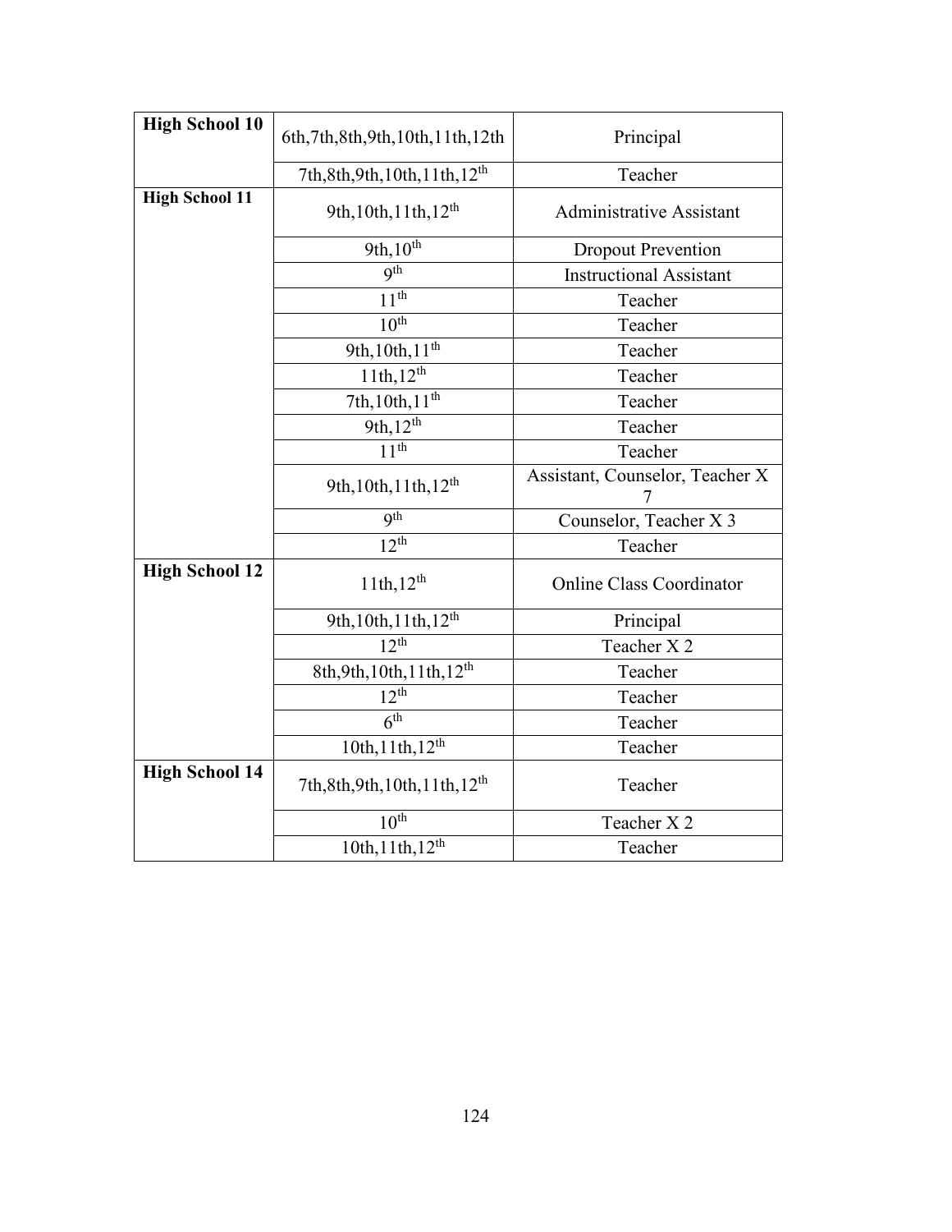| | | |
|---|---|---|
| **High School 10** | 6th,7th,8th,9th,10th,11th,12th | Principal |
| | 7th,8th,9th,10th,11th,12th | Teacher |
| **High School 11** | 9th,10th,11th,12th | Administrative Assistant |
| | 9th,10th | Dropout Prevention |
| | 9th | Instructional Assistant |
| | 11th | Teacher |
| | 10th | Teacher |
| | 9th,10th,11th | Teacher |
| | 11th,12th | Teacher |
| | 7th,10th,11th | Teacher |
| | 9th,12th | Teacher |
| | 11th | Teacher |
| | 9th,10th,11th,12th | Assistant, Counselor, Teacher X 7 |
| | 9th | Counselor, Teacher X 3 |
| | 12th | Teacher |
| **High School 12** | 11th,12th | Online Class Coordinator |
| | 9th,10th,11th,12th | Principal |
| | 12th | Teacher X 2 |
| | 8th,9th,10th,11th,12th | Teacher |
| | 12th | Teacher |
| | 6th | Teacher |
| | 10th,11th,12th | Teacher |
| **High School 14** | 7th,8th,9th,10th,11th,12th | Teacher |
| | 10th | Teacher X 2 |
| | 10th,11th,12th | Teacher |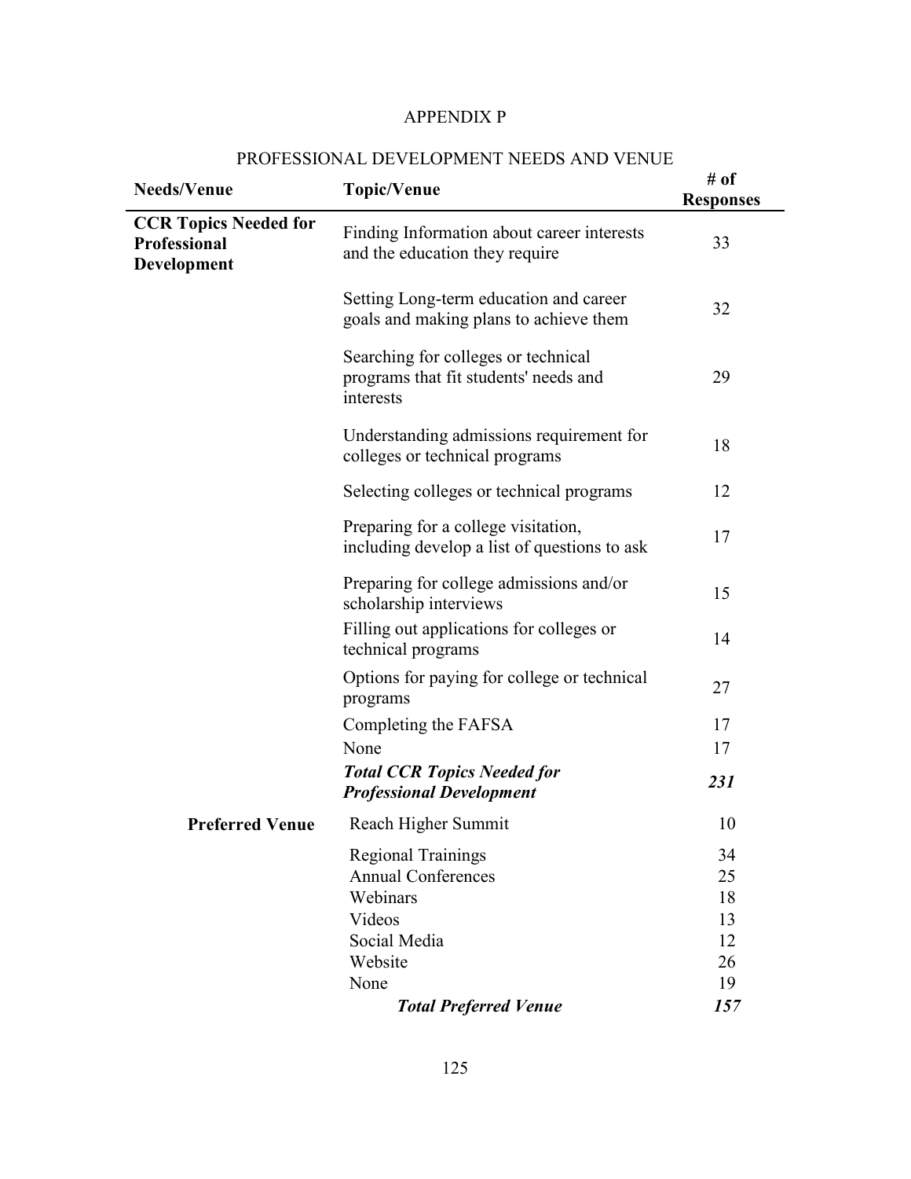# APPENDIX P

## PROFESSIONAL DEVELOPMENT NEEDS AND VENUE

| Needs/Venue | Topic/Venue | # of Responses |
|---|---|---|
| **CCR Topics Needed for Professional Development** | Finding Information about career interests and the education they require | 33 |
| | Setting Long-term education and career goals and making plans to achieve them | 32 |
| | Searching for colleges or technical programs that fit students' needs and interests | 29 |
| | Understanding admissions requirement for colleges or technical programs | 18 |
| | Selecting colleges or technical programs | 12 |
| | Preparing for a college visitation, including develop a list of questions to ask | 17 |
| | Preparing for college admissions and/or scholarship interviews | 15 |
| | Filling out applications for colleges or technical programs | 14 |
| | Options for paying for college or technical programs | 27 |
| | Completing the FAFSA | 17 |
| | None | 17 |
| | ***Total CCR Topics Needed for Professional Development*** | ***231*** |
| **Preferred Venue** | Reach Higher Summit | 10 |
| | Regional Trainings | 34 |
| | Annual Conferences | 25 |
| | Webinars | 18 |
| | Videos | 13 |
| | Social Media | 12 |
| | Website | 26 |
| | None | 19 |
| | ***Total Preferred Venue*** | ***157*** |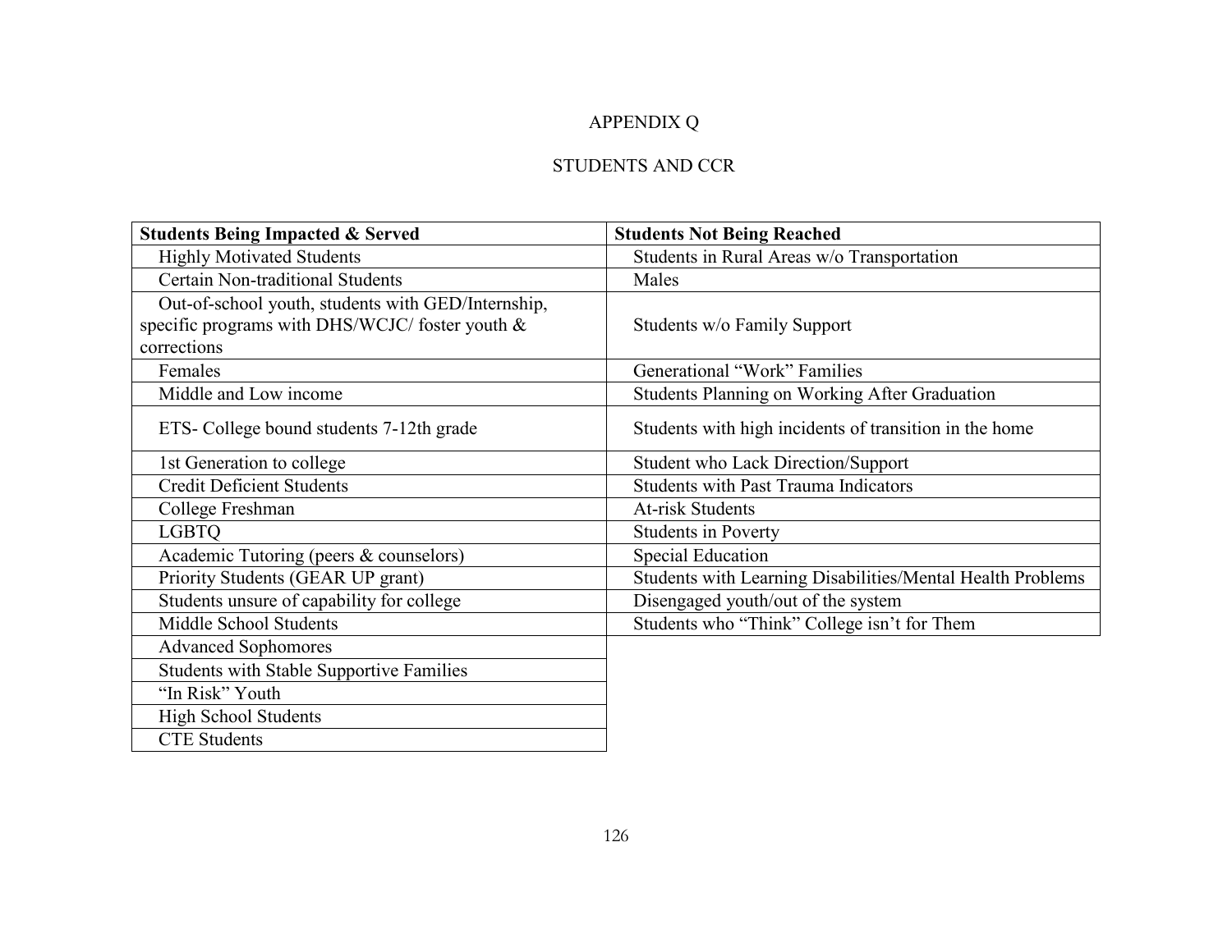# APPENDIX Q

## STUDENTS AND CCR

| Students Being Impacted & Served | Students Not Being Reached |
|---|---|
| Highly Motivated Students | Students in Rural Areas w/o Transportation |
| Certain Non-traditional Students | Males |
| Out-of-school youth, students with GED/Internship, specific programs with DHS/WCJC/ foster youth & corrections | Students w/o Family Support |
| Females | Generational “Work” Families |
| Middle and Low income | Students Planning on Working After Graduation |
| ETS- College bound students 7-12th grade | Students with high incidents of transition in the home |
| 1st Generation to college | Student who Lack Direction/Support |
| Credit Deficient Students | Students with Past Trauma Indicators |
| College Freshman | At-risk Students |
| LGBTQ | Students in Poverty |
| Academic Tutoring (peers & counselors) | Special Education |
| Priority Students (GEAR UP grant) | Students with Learning Disabilities/Mental Health Problems |
| Students unsure of capability for college | Disengaged youth/out of the system |
| Middle School Students | Students who “Think” College isn’t for Them |
| Advanced Sophomores | |
| Students with Stable Supportive Families | |
| “In Risk” Youth | |
| High School Students | |
| CTE Students | |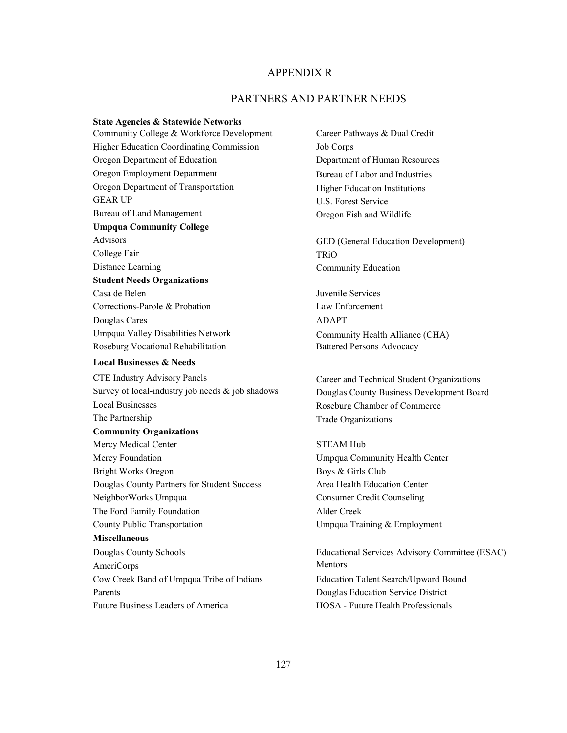# APPENDIX R

## PARTNERS AND PARTNER NEEDS

**State Agencies & Statewide Networks**

Community College & Workforce Development
Higher Education Coordinating Commission
Oregon Department of Education
Oregon Employment Department
Oregon Department of Transportation
GEAR UP
Bureau of Land Management
Career Pathways & Dual Credit
Job Corps
Department of Human Resources
Bureau of Labor and Industries
Higher Education Institutions
U.S. Forest Service
Oregon Fish and Wildlife

**Umpqua Community College**

Advisors
College Fair
Distance Learning
GED (General Education Development)
TRiO
Community Education

**Student Needs Organizations**

Casa de Belen
Corrections-Parole & Probation
Douglas Cares
Umpqua Valley Disabilities Network
Roseburg Vocational Rehabilitation
Juvenile Services
Law Enforcement
ADAPT
Community Health Alliance (CHA)
Battered Persons Advocacy

**Local Businesses & Needs**

CTE Industry Advisory Panels
Survey of local-industry job needs & job shadows
Local Businesses
The Partnership
Career and Technical Student Organizations
Douglas County Business Development Board
Roseburg Chamber of Commerce
Trade Organizations

**Community Organizations**

Mercy Medical Center
Mercy Foundation
Bright Works Oregon
Douglas County Partners for Student Success
NeighborWorks Umpqua
The Ford Family Foundation
County Public Transportation
STEAM Hub
Umpqua Community Health Center
Boys & Girls Club
Area Health Education Center
Consumer Credit Counseling
Alder Creek
Umpqua Training & Employment

**Miscellaneous**

Douglas County Schools
AmeriCorps
Cow Creek Band of Umpqua Tribe of Indians
Parents
Future Business Leaders of America
Educational Services Advisory Committee (ESAC)
Mentors
Education Talent Search/Upward Bound
Douglas Education Service District
HOSA - Future Health Professionals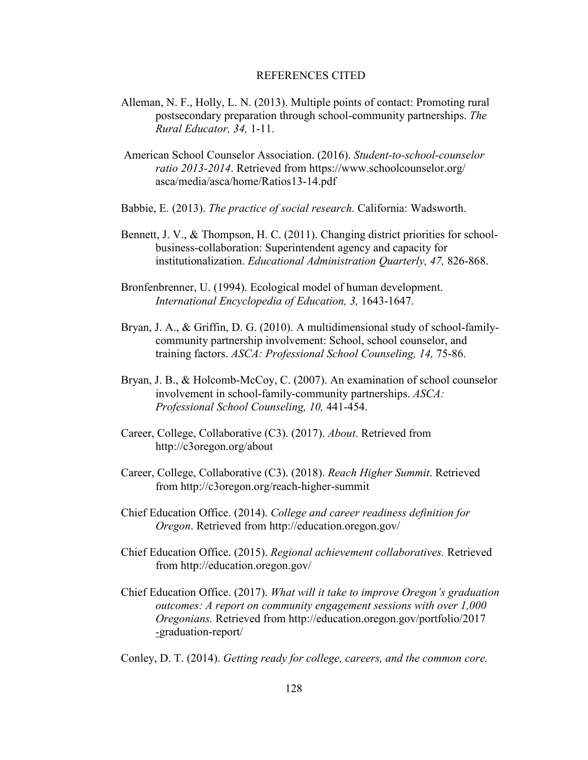# REFERENCES CITED

Alleman, N. F., Holly, L. N. (2013). Multiple points of contact: Promoting rural postsecondary preparation through school-community partnerships. *The Rural Educator, 34,* 1-11.

American School Counselor Association. (2016). *Student-to-school-counselor ratio 2013-2014*. Retrieved from https://www.schoolcounselor.org/asca/media/asca/home/Ratios13-14.pdf

Babbie, E. (2013). *The practice of social research.* California: Wadsworth.

Bennett, J. V., & Thompson, H. C. (2011). Changing district priorities for school-business-collaboration: Superintendent agency and capacity for institutionalization. *Educational Administration Quarterly, 47,* 826-868.

Bronfenbrenner, U. (1994). Ecological model of human development. *International Encyclopedia of Education, 3,* 1643-1647.

Bryan, J. A., & Griffin, D. G. (2010). A multidimensional study of school-family-community partnership involvement: School, school counselor, and training factors. *ASCA: Professional School Counseling, 14,* 75-86.

Bryan, J. B., & Holcomb-McCoy, C. (2007). An examination of school counselor involvement in school-family-community partnerships. *ASCA: Professional School Counseling, 10,* 441-454.

Career, College, Collaborative (C3). (2017). *About*. Retrieved from http://c3oregon.org/about

Career, College, Collaborative (C3). (2018). *Reach Higher Summit*. Retrieved from http://c3oregon.org/reach-higher-summit

Chief Education Office. (2014). *College and career readiness definition for Oregon*. Retrieved from http://education.oregon.gov/

Chief Education Office. (2015). *Regional achievement collaboratives.* Retrieved from http://education.oregon.gov/

Chief Education Office. (2017). *What will it take to improve Oregon's graduation outcomes: A report on community engagement sessions with over 1,000 Oregonians.* Retrieved from http://education.oregon.gov/portfolio/2017-graduation-report/

Conley, D. T. (2014). *Getting ready for college, careers, and the common core.*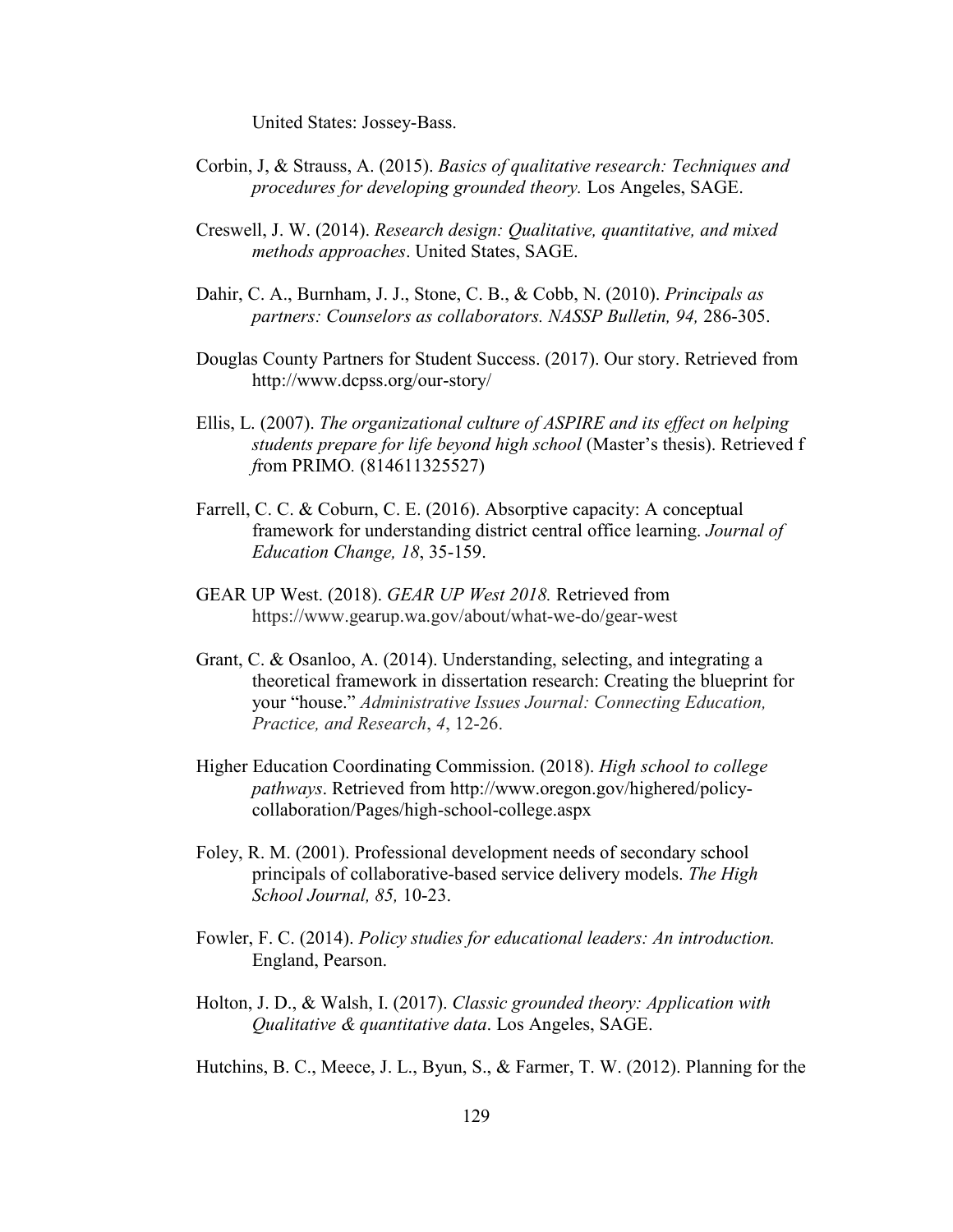United States: Jossey-Bass.

Corbin, J, & Strauss, A. (2015). *Basics of qualitative research: Techniques and procedures for developing grounded theory.* Los Angeles, SAGE.

Creswell, J. W. (2014). *Research design: Qualitative, quantitative, and mixed methods approaches*. United States, SAGE.

Dahir, C. A., Burnham, J. J., Stone, C. B., & Cobb, N. (2010). *Principals as partners: Counselors as collaborators. NASSP Bulletin, 94,* 286-305.

Douglas County Partners for Student Success. (2017). Our story. Retrieved from http://www.dcpss.org/our-story/

Ellis, L. (2007). *The organizational culture of ASPIRE and its effect on helping students prepare for life beyond high school* (Master's thesis). Retrieved f *f*rom PRIMO. (814611325527)

Farrell, C. C. & Coburn, C. E. (2016). Absorptive capacity: A conceptual framework for understanding district central office learning. *Journal of Education Change, 18*, 35-159.

GEAR UP West. (2018). *GEAR UP West 2018.* Retrieved from https://www.gearup.wa.gov/about/what-we-do/gear-west

Grant, C. & Osanloo, A. (2014). Understanding, selecting, and integrating a theoretical framework in dissertation research: Creating the blueprint for your "house." *Administrative Issues Journal: Connecting Education, Practice, and Research*, *4*, 12-26.

Higher Education Coordinating Commission. (2018). *High school to college pathways*. Retrieved from http://www.oregon.gov/highered/policy-collaboration/Pages/high-school-college.aspx

Foley, R. M. (2001). Professional development needs of secondary school principals of collaborative-based service delivery models. *The High School Journal, 85,* 10-23.

Fowler, F. C. (2014). *Policy studies for educational leaders: An introduction.* England, Pearson.

Holton, J. D., & Walsh, I. (2017). *Classic grounded theory: Application with Qualitative & quantitative data*. Los Angeles, SAGE.

Hutchins, B. C., Meece, J. L., Byun, S., & Farmer, T. W. (2012). Planning for the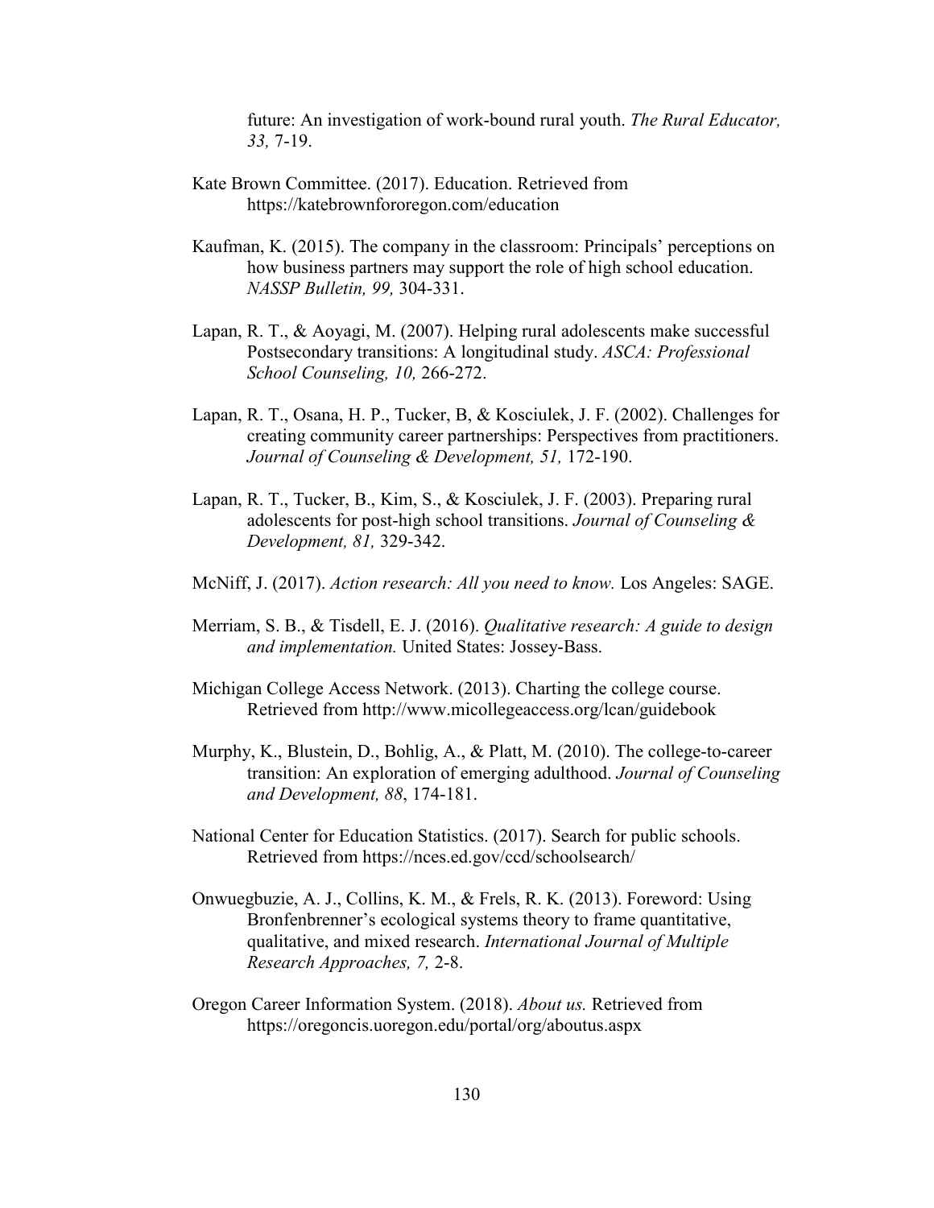future: An investigation of work-bound rural youth. *The Rural Educator, 33,* 7-19.

Kate Brown Committee. (2017). Education. Retrieved from https://katebrownfororegon.com/education

Kaufman, K. (2015). The company in the classroom: Principals' perceptions on how business partners may support the role of high school education. *NASSP Bulletin, 99,* 304-331.

Lapan, R. T., & Aoyagi, M. (2007). Helping rural adolescents make successful Postsecondary transitions: A longitudinal study. *ASCA: Professional School Counseling, 10,* 266-272.

Lapan, R. T., Osana, H. P., Tucker, B, & Kosciulek, J. F. (2002). Challenges for creating community career partnerships: Perspectives from practitioners. *Journal of Counseling & Development, 51,* 172-190.

Lapan, R. T., Tucker, B., Kim, S., & Kosciulek, J. F. (2003). Preparing rural adolescents for post-high school transitions. *Journal of Counseling & Development, 81,* 329-342.

McNiff, J. (2017). *Action research: All you need to know.* Los Angeles: SAGE.

Merriam, S. B., & Tisdell, E. J. (2016). *Qualitative research: A guide to design and implementation.* United States: Jossey-Bass.

Michigan College Access Network. (2013). Charting the college course. Retrieved from http://www.micollegeaccess.org/lcan/guidebook

Murphy, K., Blustein, D., Bohlig, A., & Platt, M. (2010). The college-to-career transition: An exploration of emerging adulthood. *Journal of Counseling and Development, 88*, 174-181.

National Center for Education Statistics. (2017). Search for public schools. Retrieved from https://nces.ed.gov/ccd/schoolsearch/

Onwuegbuzie, A. J., Collins, K. M., & Frels, R. K. (2013). Foreword: Using Bronfenbrenner's ecological systems theory to frame quantitative, qualitative, and mixed research. *International Journal of Multiple Research Approaches, 7,* 2-8.

Oregon Career Information System. (2018). *About us.* Retrieved from https://oregoncis.uoregon.edu/portal/org/aboutus.aspx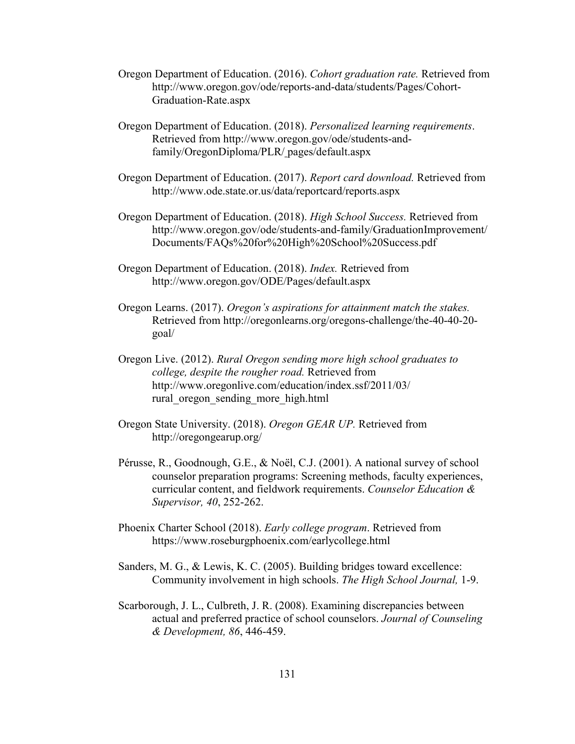Oregon Department of Education. (2016). *Cohort graduation rate.* Retrieved from http://www.oregon.gov/ode/reports-and-data/students/Pages/Cohort-Graduation-Rate.aspx

Oregon Department of Education. (2018). *Personalized learning requirements*. Retrieved from http://www.oregon.gov/ode/students-and-family/OregonDiploma/PLR/ pages/default.aspx

Oregon Department of Education. (2017). *Report card download.* Retrieved from http://www.ode.state.or.us/data/reportcard/reports.aspx

Oregon Department of Education. (2018). *High School Success.* Retrieved from http://www.oregon.gov/ode/students-and-family/GraduationImprovement/ Documents/FAQs%20for%20High%20School%20Success.pdf

Oregon Department of Education. (2018). *Index.* Retrieved from http://www.oregon.gov/ODE/Pages/default.aspx

Oregon Learns. (2017). *Oregon's aspirations for attainment match the stakes.* Retrieved from http://oregonlearns.org/oregons-challenge/the-40-40-20-goal/

Oregon Live. (2012). *Rural Oregon sending more high school graduates to college, despite the rougher road.* Retrieved from http://www.oregonlive.com/education/index.ssf/2011/03/ rural_oregon_sending_more_high.html

Oregon State University. (2018). *Oregon GEAR UP.* Retrieved from http://oregongearup.org/

Pérusse, R., Goodnough, G.E., & Noël, C.J. (2001). A national survey of school counselor preparation programs: Screening methods, faculty experiences, curricular content, and fieldwork requirements. *Counselor Education & Supervisor, 40*, 252-262.

Phoenix Charter School (2018). *Early college program*. Retrieved from https://www.roseburgphoenix.com/earlycollege.html

Sanders, M. G., & Lewis, K. C. (2005). Building bridges toward excellence: Community involvement in high schools. *The High School Journal,* 1-9.

Scarborough, J. L., Culbreth, J. R. (2008). Examining discrepancies between actual and preferred practice of school counselors. *Journal of Counseling & Development, 86*, 446-459.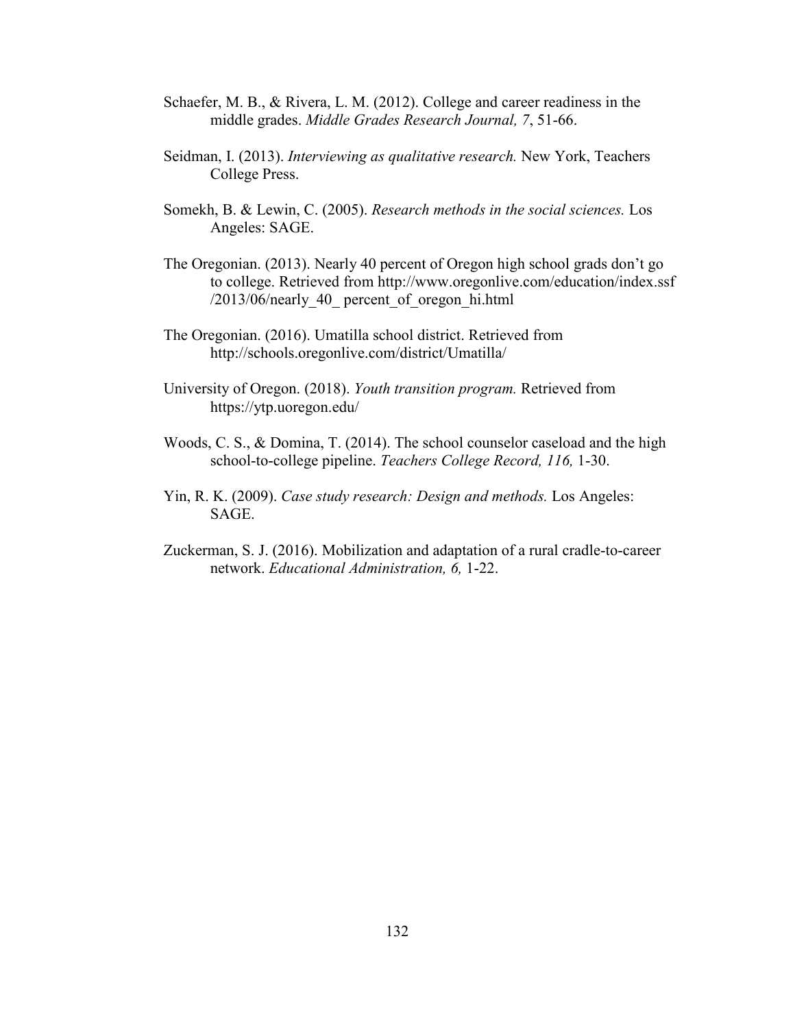Schaefer, M. B., & Rivera, L. M. (2012). College and career readiness in the middle grades. *Middle Grades Research Journal, 7*, 51-66.

Seidman, I. (2013). *Interviewing as qualitative research.* New York, Teachers College Press.

Somekh, B. & Lewin, C. (2005). *Research methods in the social sciences.* Los Angeles: SAGE.

The Oregonian. (2013). Nearly 40 percent of Oregon high school grads don't go to college. Retrieved from http://www.oregonlive.com/education/index.ssf /2013/06/nearly_40_ percent_of_oregon_hi.html

The Oregonian. (2016). Umatilla school district. Retrieved from http://schools.oregonlive.com/district/Umatilla/

University of Oregon. (2018). *Youth transition program.* Retrieved from https://ytp.uoregon.edu/

Woods, C. S., & Domina, T. (2014). The school counselor caseload and the high school-to-college pipeline. *Teachers College Record, 116,* 1-30.

Yin, R. K. (2009). *Case study research: Design and methods.* Los Angeles: SAGE.

Zuckerman, S. J. (2016). Mobilization and adaptation of a rural cradle-to-career network. *Educational Administration, 6,* 1-22.